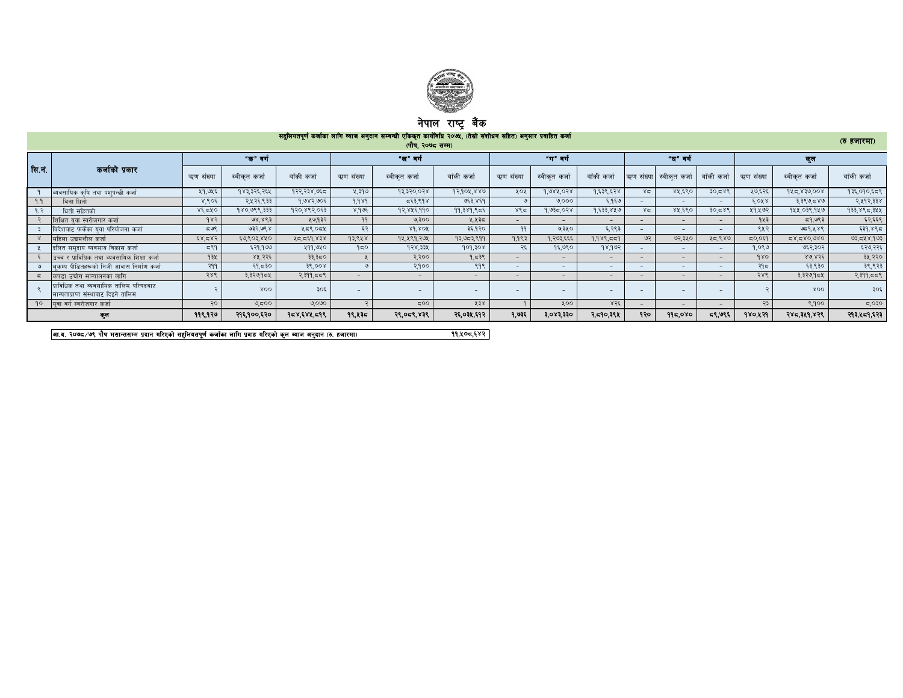# नेपाल राष्ट्र बैंक

**सहुलियतपूर्ण कर्जाका लागि ब्याज अनुदान सम्बन्धी एकिकृत कार्यविधि २०७५, (तेस्रो संशोधन सहित) अनुसार प्रवाहित कर्जा**
**(पौष, २०७८ सम्म)**

**(रु हजारमा)**

| सि.नं. | कर्जाको प्रकार | "क" वर्ग | | | "ख" वर्ग | | | "ग" वर्ग | | | "घ" वर्ग | | | कुल | | |
|---|---|---|---|---|---|---|---|---|---|---|---|---|---|---|---|---|
| | | ऋण संख्या | स्वीकृत कर्जा | बाँकी कर्जा | ऋण संख्या | स्वीकृत कर्जा | बाँकी कर्जा | ऋण संख्या | स्वीकृत कर्जा | बाँकी कर्जा | ऋण संख्या | स्वीकृत कर्जा | बाँकी कर्जा | ऋण संख्या | स्वीकृत कर्जा | बाँकी कर्जा |
| १ | व्यवसायिक कृषि तथा पशुपन्छी कर्जा | ५१,७५६ | १४३,३२६,२६५ | १२२,२३४,७६८ | ५,३१७ | १३,३२०,०२४ | १२,१०५,४४७ | ५०५ | १,७४५,०२४ | १,६३९,६२४ | ४८ | ४५,६९० | ३०,८४९ | ५७,६२६ | १५८,४३७,००४ | १३६,०१०,६८९ |
| १.१ | विना धितो | ४,९०६ | २,५२६,९३३ | १,७४२,७०६ | १,१४१ | ८६३,११४ | ७६३,४६१ | ७ | ७,००० | ६,१६७ | – | – | – | ६,०५४ | ३,३९७,८४७ | २,५१२,३३४ |
| १.२ | धितो सहितको | ४६,८५० | १४०,७९९,३३३ | १२०,४९२,०६३ | ४,१७६ | १२,४५६,९१० | ११,३४१,९८६ | ४९८ | १,७३८,०२४ | १,६३३,४५७ | ४८ | ४५,६९० | ३०,८४९ | ५१,५७२ | १५५,०३९,१५७ | १३३,४९८,३५५ |
| २ | शिक्षित युवा स्वरोजगार कर्जा | १४२ | ७४,४९३ | ५७,१३२ | ११ | ७,३०० | ५,५३८ | – | – | – | – | – | – | १५३ | ८१,७९३ | ६२,६६९ |
| ३ | विदेशबाट फर्केका युवा परियोजना कर्जा | ८७९ | ७३२,७९४ | ५८९,०८५ | ६२ | ४१,४०५ | ३६,१२० | ११ | ७,३५० | ६,२९३ | – | – | – | ९५२ | ७८१,५४९ | ६३१,४९८ |
| ४ | महिला उद्यमशील कर्जा | ६४,८४२ | ६७,९०३,४५० | ५८,८६१,४३४ | १३,९५४ | १५,५९१,२७५ | १३,७८३,९११ | १,१९३ | १,२७३,६६६ | १,१४९,८८१ | ७२ | ७२,३५० | ५८,९४७ | ८०,०६१ | ८४,८४०,७४० | ७३,८५४,१७३ |
| ५ | दलित समुदाय व्यवसाय विकास कर्जा | ८९१ | ६२१,१७७ | ५११,७५० | १८० | १२४,३३५ | १०१,३०४ | २६ | १६,७९० | १४,१७२ | – | – | – | १,०९७ | ७६२,३०२ | ६२७,२२६ |
| ६ | उच्च र प्राविधिक तथा व्यवसायिक शिक्षा कर्जा | १३५ | ४५,२२६ | ३३,३८० | ५ | २,२०० | १,८३९ | – | – | – | – | – | – | १४० | ४७,४२६ | ३५,२२० |
| ७ | भूकम्प पीडितहरूको निजी आवास निर्माण कर्जा | २११ | ६१,८३० | ३९,००४ | ७ | २,१०० | ९१९ | – | – | – | – | – | – | २१८ | ६३,९३० | ३९,९२३ |
| ८ | कपडा उद्योग सञ्चालनका लागि | २४९ | ३,३२७,१८५ | २,३११,८८९ | – | – | – | – | – | – | – | – | – | २४९ | ३,३२७,१८५ | २,३११,८८९ |
| ९ | प्राविधिक तथा व्यवसायिक तालिम परिषदबाट मान्यताप्राप्त संस्थाबाट दिइने तालिम | २ | ४०० | ३०६ | – | – | – | – | – | – | – | – | – | २ | ४०० | ३०६ |
| १० | युवा वर्ग स्वरोजगार कर्जा | २० | ७,८०० | ७,०३० | २ | ८०० | ५३४ | १ | ५०० | ४२६ | – | – | – | २३ | ९,१०० | ८,०३० |
| | **कुल** | **११९,१२७** | **२१६,१००,६२०** | **१८४,६४५,८१९** | **१९,५३८** | **२९,०८९,४३९** | **२६,०३५,६१२** | **१,७३६** | **३,०४३,३३०** | **२,८१०,३९५** | **१२०** | **११८,०४०** | **८९,७९६** | **१४०,५२१** | **२४८,३५१,४२९** | **२१३,५८१,६२३** |

| आ.व. २०७८/७९ पौष मसान्तसम्म प्रदान गरिएको सहुलियतपूर्ण कर्जाका लागि प्रवाह गरिएको कुल ब्याज अनुदान (रु. हजारमा) | ११,५०८,६४२ |
|---|---|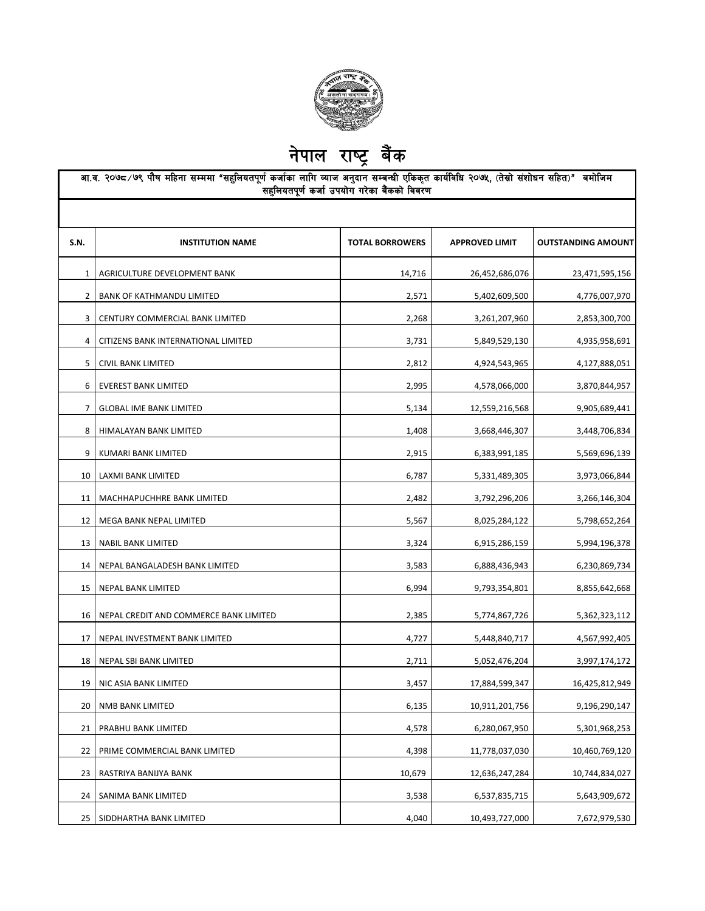# नेपाल राष्ट्र बैंक

**आ.व. २०७८/७९ पौष महिना सम्ममा "सहुलियतपूर्ण कर्जाका लागि ब्याज अनुदान सम्बन्धी एकिकृत कार्यविधि २०७५, (तेस्रो संशोधन सहित)" बमोजिम सहुलियतपूर्ण कर्जा उपयोग गरेका बैंकको विवरण**

| S.N. | INSTITUTION NAME | TOTAL BORROWERS | APPROVED LIMIT | OUTSTANDING AMOUNT |
|---|---|---|---|---|
| 1 | AGRICULTURE DEVELOPMENT BANK | 14,716 | 26,452,686,076 | 23,471,595,156 |
| 2 | BANK OF KATHMANDU LIMITED | 2,571 | 5,402,609,500 | 4,776,007,970 |
| 3 | CENTURY COMMERCIAL BANK LIMITED | 2,268 | 3,261,207,960 | 2,853,300,700 |
| 4 | CITIZENS BANK INTERNATIONAL LIMITED | 3,731 | 5,849,529,130 | 4,935,958,691 |
| 5 | CIVIL BANK LIMITED | 2,812 | 4,924,543,965 | 4,127,888,051 |
| 6 | EVEREST BANK LIMITED | 2,995 | 4,578,066,000 | 3,870,844,957 |
| 7 | GLOBAL IME BANK LIMITED | 5,134 | 12,559,216,568 | 9,905,689,441 |
| 8 | HIMALAYAN BANK LIMITED | 1,408 | 3,668,446,307 | 3,448,706,834 |
| 9 | KUMARI BANK LIMITED | 2,915 | 6,383,991,185 | 5,569,696,139 |
| 10 | LAXMI BANK LIMITED | 6,787 | 5,331,489,305 | 3,973,066,844 |
| 11 | MACHHAPUCHHRE BANK LIMITED | 2,482 | 3,792,296,206 | 3,266,146,304 |
| 12 | MEGA BANK NEPAL LIMITED | 5,567 | 8,025,284,122 | 5,798,652,264 |
| 13 | NABIL BANK LIMITED | 3,324 | 6,915,286,159 | 5,994,196,378 |
| 14 | NEPAL BANGALADESH BANK LIMITED | 3,583 | 6,888,436,943 | 6,230,869,734 |
| 15 | NEPAL BANK LIMITED | 6,994 | 9,793,354,801 | 8,855,642,668 |
| 16 | NEPAL CREDIT AND COMMERCE BANK LIMITED | 2,385 | 5,774,867,726 | 5,362,323,112 |
| 17 | NEPAL INVESTMENT BANK LIMITED | 4,727 | 5,448,840,717 | 4,567,992,405 |
| 18 | NEPAL SBI BANK LIMITED | 2,711 | 5,052,476,204 | 3,997,174,172 |
| 19 | NIC ASIA BANK LIMITED | 3,457 | 17,884,599,347 | 16,425,812,949 |
| 20 | NMB BANK LIMITED | 6,135 | 10,911,201,756 | 9,196,290,147 |
| 21 | PRABHU BANK LIMITED | 4,578 | 6,280,067,950 | 5,301,968,253 |
| 22 | PRIME COMMERCIAL BANK LIMITED | 4,398 | 11,778,037,030 | 10,460,769,120 |
| 23 | RASTRIYA BANIJYA BANK | 10,679 | 12,636,247,284 | 10,744,834,027 |
| 24 | SANIMA BANK LIMITED | 3,538 | 6,537,835,715 | 5,643,909,672 |
| 25 | SIDDHARTHA BANK LIMITED | 4,040 | 10,493,727,000 | 7,672,979,530 |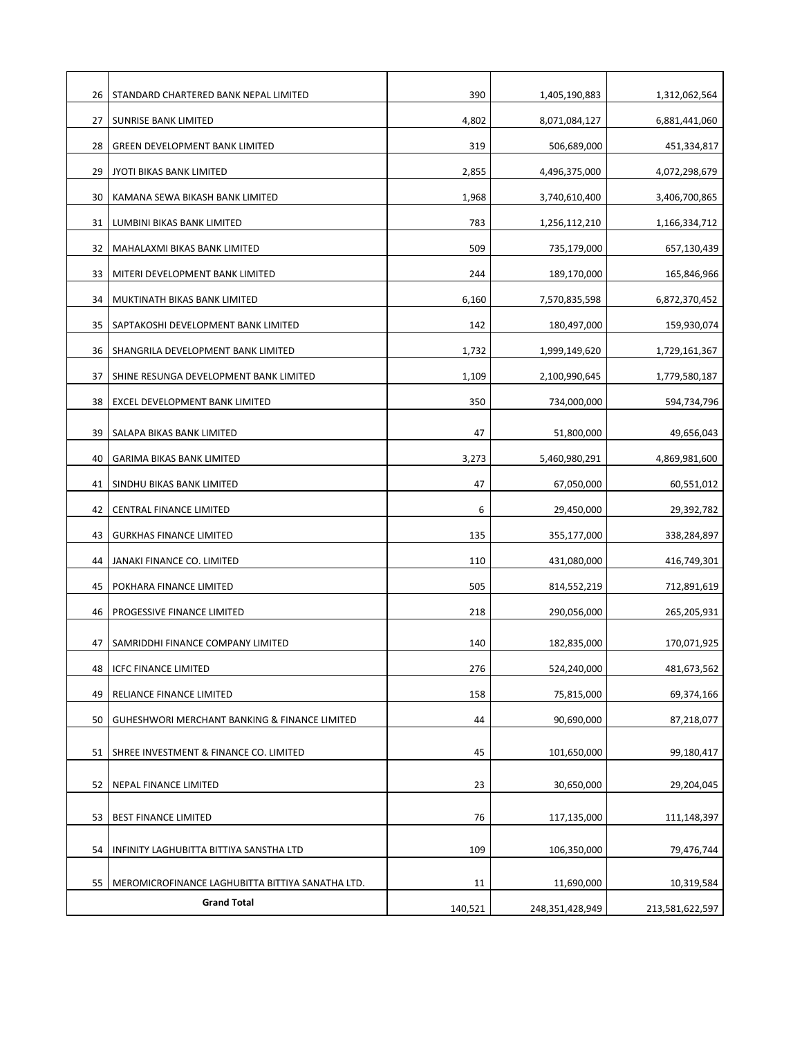| | | | | |
|---|---|---|---|---|
| 26 | STANDARD CHARTERED BANK NEPAL LIMITED | 390 | 1,405,190,883 | 1,312,062,564 |
| 27 | SUNRISE BANK LIMITED | 4,802 | 8,071,084,127 | 6,881,441,060 |
| 28 | GREEN DEVELOPMENT BANK LIMITED | 319 | 506,689,000 | 451,334,817 |
| 29 | JYOTI BIKAS BANK LIMITED | 2,855 | 4,496,375,000 | 4,072,298,679 |
| 30 | KAMANA SEWA BIKASH BANK LIMITED | 1,968 | 3,740,610,400 | 3,406,700,865 |
| 31 | LUMBINI BIKAS BANK LIMITED | 783 | 1,256,112,210 | 1,166,334,712 |
| 32 | MAHALAXMI BIKAS BANK LIMITED | 509 | 735,179,000 | 657,130,439 |
| 33 | MITERI DEVELOPMENT BANK LIMITED | 244 | 189,170,000 | 165,846,966 |
| 34 | MUKTINATH BIKAS BANK LIMITED | 6,160 | 7,570,835,598 | 6,872,370,452 |
| 35 | SAPTAKOSHI DEVELOPMENT BANK LIMITED | 142 | 180,497,000 | 159,930,074 |
| 36 | SHANGRILA DEVELOPMENT BANK LIMITED | 1,732 | 1,999,149,620 | 1,729,161,367 |
| 37 | SHINE RESUNGA DEVELOPMENT BANK LIMITED | 1,109 | 2,100,990,645 | 1,779,580,187 |
| 38 | EXCEL DEVELOPMENT BANK LIMITED | 350 | 734,000,000 | 594,734,796 |
| 39 | SALAPA BIKAS BANK LIMITED | 47 | 51,800,000 | 49,656,043 |
| 40 | GARIMA BIKAS BANK LIMITED | 3,273 | 5,460,980,291 | 4,869,981,600 |
| 41 | SINDHU BIKAS BANK LIMITED | 47 | 67,050,000 | 60,551,012 |
| 42 | CENTRAL FINANCE LIMITED | 6 | 29,450,000 | 29,392,782 |
| 43 | GURKHAS FINANCE LIMITED | 135 | 355,177,000 | 338,284,897 |
| 44 | JANAKI FINANCE CO. LIMITED | 110 | 431,080,000 | 416,749,301 |
| 45 | POKHARA FINANCE LIMITED | 505 | 814,552,219 | 712,891,619 |
| 46 | PROGESSIVE FINANCE LIMITED | 218 | 290,056,000 | 265,205,931 |
| 47 | SAMRIDDHI FINANCE COMPANY LIMITED | 140 | 182,835,000 | 170,071,925 |
| 48 | ICFC FINANCE LIMITED | 276 | 524,240,000 | 481,673,562 |
| 49 | RELIANCE FINANCE LIMITED | 158 | 75,815,000 | 69,374,166 |
| 50 | GUHESHWORI MERCHANT BANKING & FINANCE LIMITED | 44 | 90,690,000 | 87,218,077 |
| 51 | SHREE INVESTMENT & FINANCE CO. LIMITED | 45 | 101,650,000 | 99,180,417 |
| 52 | NEPAL FINANCE LIMITED | 23 | 30,650,000 | 29,204,045 |
| 53 | BEST FINANCE LIMITED | 76 | 117,135,000 | 111,148,397 |
| 54 | INFINITY LAGHUBITTA BITTIYA SANSTHA LTD | 109 | 106,350,000 | 79,476,744 |
| 55 | MEROMICROFINANCE LAGHUBITTA BITTIYA SANATHA LTD. | 11 | 11,690,000 | 10,319,584 |
| **Grand Total** | | 140,521 | 248,351,428,949 | 213,581,622,597 |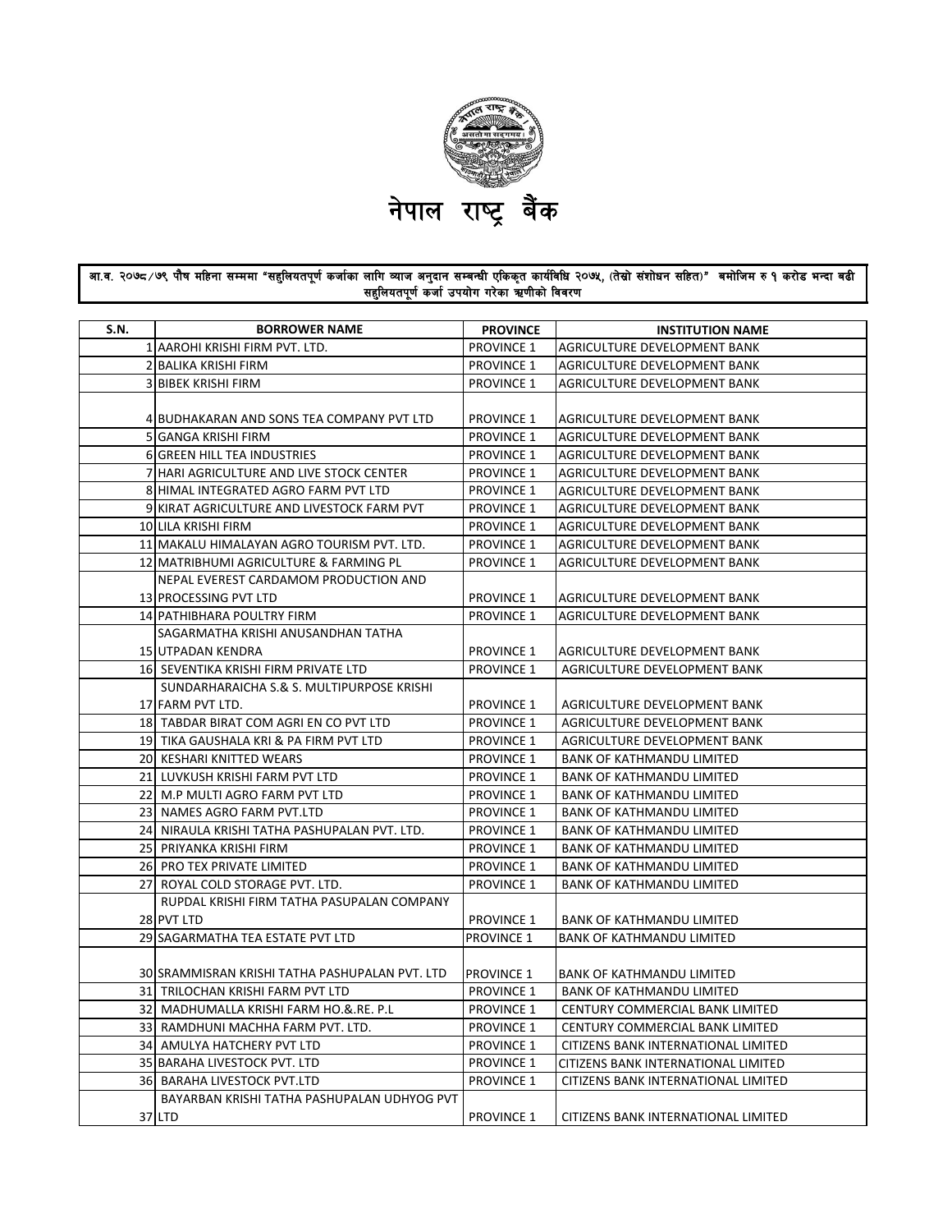# नेपाल राष्ट्र बैंक

**आ.व. २०७८/७९ पौष महिना सम्ममा "सहुलियतपूर्ण कर्जाका लागि ब्याज अनुदान सम्बन्धी एकिकृत कार्यविधि २०७५, (तेस्रो संशोधन सहित)" बमोजिम रु १ करोड भन्दा बढी सहुलियतपूर्ण कर्जा उपयोग गरेका ऋणीको विवरण**

| S.N. | BORROWER NAME | PROVINCE | INSTITUTION NAME |
|---|---|---|---|
| 1 | AAROHI KRISHI FIRM PVT. LTD. | PROVINCE 1 | AGRICULTURE DEVELOPMENT BANK |
| 2 | BALIKA KRISHI FIRM | PROVINCE 1 | AGRICULTURE DEVELOPMENT BANK |
| 3 | BIBEK KRISHI FIRM | PROVINCE 1 | AGRICULTURE DEVELOPMENT BANK |
| 4 | BUDHAKARAN AND SONS TEA COMPANY PVT LTD | PROVINCE 1 | AGRICULTURE DEVELOPMENT BANK |
| 5 | GANGA KRISHI FIRM | PROVINCE 1 | AGRICULTURE DEVELOPMENT BANK |
| 6 | GREEN HILL TEA INDUSTRIES | PROVINCE 1 | AGRICULTURE DEVELOPMENT BANK |
| 7 | HARI AGRICULTURE AND LIVE STOCK CENTER | PROVINCE 1 | AGRICULTURE DEVELOPMENT BANK |
| 8 | HIMAL INTEGRATED AGRO FARM PVT LTD | PROVINCE 1 | AGRICULTURE DEVELOPMENT BANK |
| 9 | KIRAT AGRICULTURE AND LIVESTOCK FARM PVT | PROVINCE 1 | AGRICULTURE DEVELOPMENT BANK |
| 10 | LILA KRISHI FIRM | PROVINCE 1 | AGRICULTURE DEVELOPMENT BANK |
| 11 | MAKALU HIMALAYAN AGRO TOURISM PVT. LTD. | PROVINCE 1 | AGRICULTURE DEVELOPMENT BANK |
| 12 | MATRIBHUMI AGRICULTURE & FARMING PL | PROVINCE 1 | AGRICULTURE DEVELOPMENT BANK |
| 13 | NEPAL EVEREST CARDAMOM PRODUCTION AND PROCESSING PVT LTD | PROVINCE 1 | AGRICULTURE DEVELOPMENT BANK |
| 14 | PATHIBHARA POULTRY FIRM | PROVINCE 1 | AGRICULTURE DEVELOPMENT BANK |
| 15 | SAGARMATHA KRISHI ANUSANDHAN TATHA UTPADAN KENDRA | PROVINCE 1 | AGRICULTURE DEVELOPMENT BANK |
| 16 | SEVENTIKA KRISHI FIRM PRIVATE LTD | PROVINCE 1 | AGRICULTURE DEVELOPMENT BANK |
| 17 | SUNDARHARAICHA S.& S. MULTIPURPOSE KRISHI FARM PVT LTD. | PROVINCE 1 | AGRICULTURE DEVELOPMENT BANK |
| 18 | TABDAR BIRAT COM AGRI EN CO PVT LTD | PROVINCE 1 | AGRICULTURE DEVELOPMENT BANK |
| 19 | TIKA GAUSHALA KRI & PA FIRM PVT LTD | PROVINCE 1 | AGRICULTURE DEVELOPMENT BANK |
| 20 | KESHARI KNITTED WEARS | PROVINCE 1 | BANK OF KATHMANDU LIMITED |
| 21 | LUVKUSH KRISHI FARM PVT LTD | PROVINCE 1 | BANK OF KATHMANDU LIMITED |
| 22 | M.P MULTI AGRO FARM PVT LTD | PROVINCE 1 | BANK OF KATHMANDU LIMITED |
| 23 | NAMES AGRO FARM PVT.LTD | PROVINCE 1 | BANK OF KATHMANDU LIMITED |
| 24 | NIRAULA KRISHI TATHA PASHUPALAN PVT. LTD. | PROVINCE 1 | BANK OF KATHMANDU LIMITED |
| 25 | PRIYANKA KRISHI FIRM | PROVINCE 1 | BANK OF KATHMANDU LIMITED |
| 26 | PRO TEX PRIVATE LIMITED | PROVINCE 1 | BANK OF KATHMANDU LIMITED |
| 27 | ROYAL COLD STORAGE PVT. LTD. | PROVINCE 1 | BANK OF KATHMANDU LIMITED |
| 28 | RUPDAL KRISHI FIRM TATHA PASUPALAN COMPANY PVT LTD | PROVINCE 1 | BANK OF KATHMANDU LIMITED |
| 29 | SAGARMATHA TEA ESTATE PVT LTD | PROVINCE 1 | BANK OF KATHMANDU LIMITED |
| 30 | SRAMMISRAN KRISHI TATHA PASHUPALAN PVT. LTD | PROVINCE 1 | BANK OF KATHMANDU LIMITED |
| 31 | TRILOCHAN KRISHI FARM PVT LTD | PROVINCE 1 | BANK OF KATHMANDU LIMITED |
| 32 | MADHUMALLA KRISHI FARM HO.&.RE. P.L | PROVINCE 1 | CENTURY COMMERCIAL BANK LIMITED |
| 33 | RAMDHUNI MACHHA FARM PVT. LTD. | PROVINCE 1 | CENTURY COMMERCIAL BANK LIMITED |
| 34 | AMULYA HATCHERY PVT LTD | PROVINCE 1 | CITIZENS BANK INTERNATIONAL LIMITED |
| 35 | BARAHA LIVESTOCK PVT. LTD | PROVINCE 1 | CITIZENS BANK INTERNATIONAL LIMITED |
| 36 | BARAHA LIVESTOCK PVT.LTD | PROVINCE 1 | CITIZENS BANK INTERNATIONAL LIMITED |
| 37 | BAYARBAN KRISHI TATHA PASHUPALAN UDHYOG PVT LTD | PROVINCE 1 | CITIZENS BANK INTERNATIONAL LIMITED |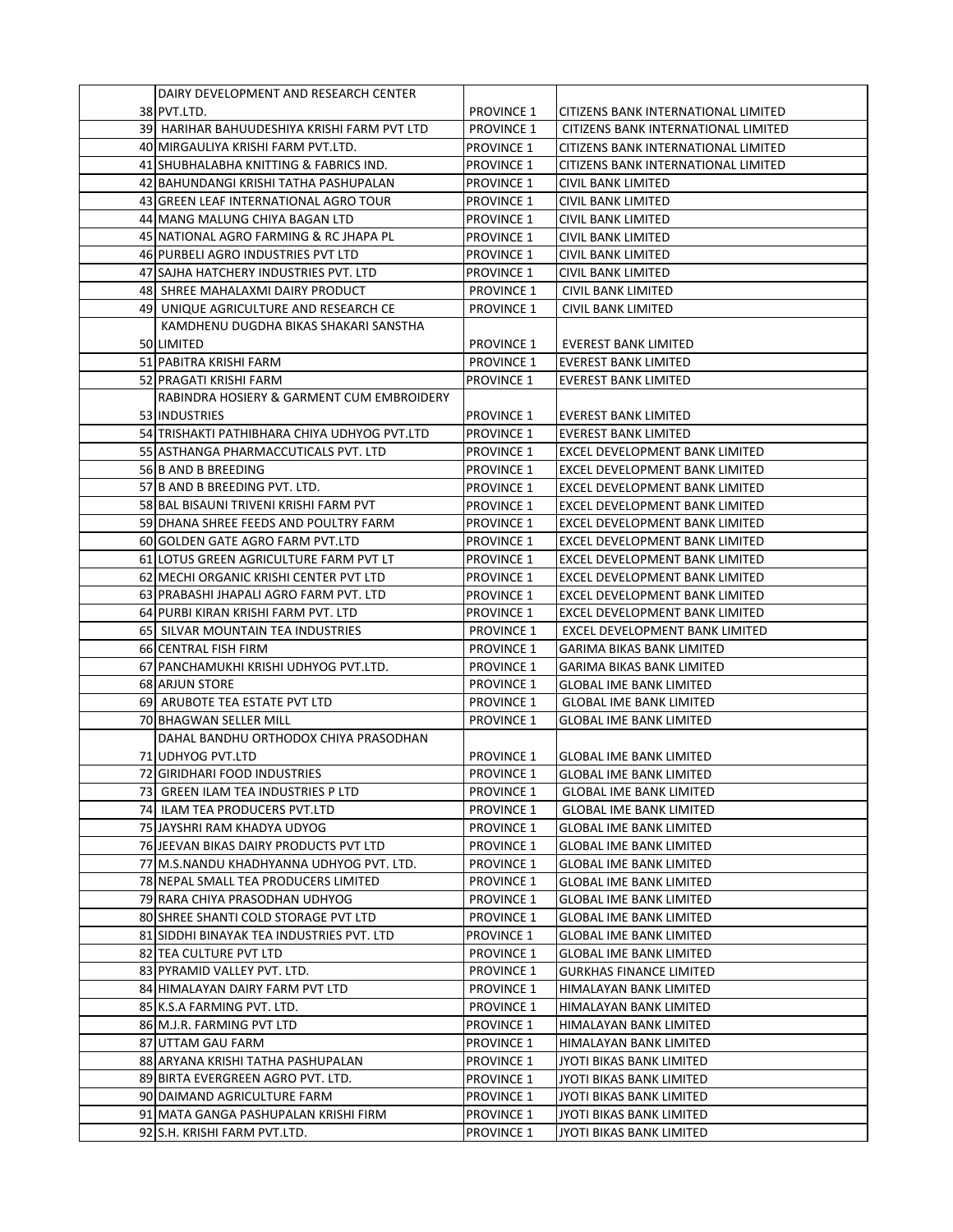| | | | |
|---|---|---|---|
| 38 | DAIRY DEVELOPMENT AND RESEARCH CENTER PVT.LTD. | PROVINCE 1 | CITIZENS BANK INTERNATIONAL LIMITED |
| 39 | HARIHAR BAHUUDESHIYA KRISHI FARM PVT LTD | PROVINCE 1 | CITIZENS BANK INTERNATIONAL LIMITED |
| 40 | MIRGAULIYA KRISHI FARM PVT.LTD. | PROVINCE 1 | CITIZENS BANK INTERNATIONAL LIMITED |
| 41 | SHUBHALABHA KNITTING & FABRICS IND. | PROVINCE 1 | CITIZENS BANK INTERNATIONAL LIMITED |
| 42 | BAHUNDANGI KRISHI TATHA PASHUPALAN | PROVINCE 1 | CIVIL BANK LIMITED |
| 43 | GREEN LEAF INTERNATIONAL AGRO TOUR | PROVINCE 1 | CIVIL BANK LIMITED |
| 44 | MANG MALUNG CHIYA BAGAN LTD | PROVINCE 1 | CIVIL BANK LIMITED |
| 45 | NATIONAL AGRO FARMING & RC JHAPA PL | PROVINCE 1 | CIVIL BANK LIMITED |
| 46 | PURBELI AGRO INDUSTRIES PVT LTD | PROVINCE 1 | CIVIL BANK LIMITED |
| 47 | SAJHA HATCHERY INDUSTRIES PVT. LTD | PROVINCE 1 | CIVIL BANK LIMITED |
| 48 | SHREE MAHALAXMI DAIRY PRODUCT | PROVINCE 1 | CIVIL BANK LIMITED |
| 49 | UNIQUE AGRICULTURE AND RESEARCH CE | PROVINCE 1 | CIVIL BANK LIMITED |
| 50 | KAMDHENU DUGDHA BIKAS SHAKARI SANSTHA LIMITED | PROVINCE 1 | EVEREST BANK LIMITED |
| 51 | PABITRA KRISHI FARM | PROVINCE 1 | EVEREST BANK LIMITED |
| 52 | PRAGATI KRISHI FARM | PROVINCE 1 | EVEREST BANK LIMITED |
| 53 | RABINDRA HOSIERY & GARMENT CUM EMBROIDERY INDUSTRIES | PROVINCE 1 | EVEREST BANK LIMITED |
| 54 | TRISHAKTI PATHIBHARA CHIYA UDHYOG PVT.LTD | PROVINCE 1 | EVEREST BANK LIMITED |
| 55 | ASTHANGA PHARMACCUTICALS PVT. LTD | PROVINCE 1 | EXCEL DEVELOPMENT BANK LIMITED |
| 56 | B AND B BREEDING | PROVINCE 1 | EXCEL DEVELOPMENT BANK LIMITED |
| 57 | B AND B BREEDING PVT. LTD. | PROVINCE 1 | EXCEL DEVELOPMENT BANK LIMITED |
| 58 | BAL BISAUNI TRIVENI KRISHI FARM PVT | PROVINCE 1 | EXCEL DEVELOPMENT BANK LIMITED |
| 59 | DHANA SHREE FEEDS AND POULTRY FARM | PROVINCE 1 | EXCEL DEVELOPMENT BANK LIMITED |
| 60 | GOLDEN GATE AGRO FARM PVT.LTD | PROVINCE 1 | EXCEL DEVELOPMENT BANK LIMITED |
| 61 | LOTUS GREEN AGRICULTURE FARM PVT LT | PROVINCE 1 | EXCEL DEVELOPMENT BANK LIMITED |
| 62 | MECHI ORGANIC KRISHI CENTER PVT LTD | PROVINCE 1 | EXCEL DEVELOPMENT BANK LIMITED |
| 63 | PRABASHI JHAPALI AGRO FARM PVT. LTD | PROVINCE 1 | EXCEL DEVELOPMENT BANK LIMITED |
| 64 | PURBI KIRAN KRISHI FARM PVT. LTD | PROVINCE 1 | EXCEL DEVELOPMENT BANK LIMITED |
| 65 | SILVAR MOUNTAIN TEA INDUSTRIES | PROVINCE 1 | EXCEL DEVELOPMENT BANK LIMITED |
| 66 | CENTRAL FISH FIRM | PROVINCE 1 | GARIMA BIKAS BANK LIMITED |
| 67 | PANCHAMUKHI KRISHI UDHYOG PVT.LTD. | PROVINCE 1 | GARIMA BIKAS BANK LIMITED |
| 68 | ARJUN STORE | PROVINCE 1 | GLOBAL IME BANK LIMITED |
| 69 | ARUBOTE TEA ESTATE PVT LTD | PROVINCE 1 | GLOBAL IME BANK LIMITED |
| 70 | BHAGWAN SELLER MILL | PROVINCE 1 | GLOBAL IME BANK LIMITED |
| 71 | DAHAL BANDHU ORTHODOX CHIYA PRASODHAN UDHYOG PVT.LTD | PROVINCE 1 | GLOBAL IME BANK LIMITED |
| 72 | GIRIDHARI FOOD INDUSTRIES | PROVINCE 1 | GLOBAL IME BANK LIMITED |
| 73 | GREEN ILAM TEA INDUSTRIES P LTD | PROVINCE 1 | GLOBAL IME BANK LIMITED |
| 74 | ILAM TEA PRODUCERS PVT.LTD | PROVINCE 1 | GLOBAL IME BANK LIMITED |
| 75 | JAYSHRI RAM KHADYA UDYOG | PROVINCE 1 | GLOBAL IME BANK LIMITED |
| 76 | JEEVAN BIKAS DAIRY PRODUCTS PVT LTD | PROVINCE 1 | GLOBAL IME BANK LIMITED |
| 77 | M.S.NANDU KHADHYANNA UDHYOG PVT. LTD. | PROVINCE 1 | GLOBAL IME BANK LIMITED |
| 78 | NEPAL SMALL TEA PRODUCERS LIMITED | PROVINCE 1 | GLOBAL IME BANK LIMITED |
| 79 | RARA CHIYA PRASODHAN UDHYOG | PROVINCE 1 | GLOBAL IME BANK LIMITED |
| 80 | SHREE SHANTI COLD STORAGE PVT LTD | PROVINCE 1 | GLOBAL IME BANK LIMITED |
| 81 | SIDDHI BINAYAK TEA INDUSTRIES PVT. LTD | PROVINCE 1 | GLOBAL IME BANK LIMITED |
| 82 | TEA CULTURE PVT LTD | PROVINCE 1 | GLOBAL IME BANK LIMITED |
| 83 | PYRAMID VALLEY PVT. LTD. | PROVINCE 1 | GURKHAS FINANCE LIMITED |
| 84 | HIMALAYAN DAIRY FARM PVT LTD | PROVINCE 1 | HIMALAYAN BANK LIMITED |
| 85 | K.S.A FARMING PVT. LTD. | PROVINCE 1 | HIMALAYAN BANK LIMITED |
| 86 | M.J.R. FARMING PVT LTD | PROVINCE 1 | HIMALAYAN BANK LIMITED |
| 87 | UTTAM GAU FARM | PROVINCE 1 | HIMALAYAN BANK LIMITED |
| 88 | ARYANA KRISHI TATHA PASHUPALAN | PROVINCE 1 | JYOTI BIKAS BANK LIMITED |
| 89 | BIRTA EVERGREEN AGRO PVT. LTD. | PROVINCE 1 | JYOTI BIKAS BANK LIMITED |
| 90 | DAIMAND AGRICULTURE FARM | PROVINCE 1 | JYOTI BIKAS BANK LIMITED |
| 91 | MATA GANGA PASHUPALAN KRISHI FIRM | PROVINCE 1 | JYOTI BIKAS BANK LIMITED |
| 92 | S.H. KRISHI FARM PVT.LTD. | PROVINCE 1 | JYOTI BIKAS BANK LIMITED |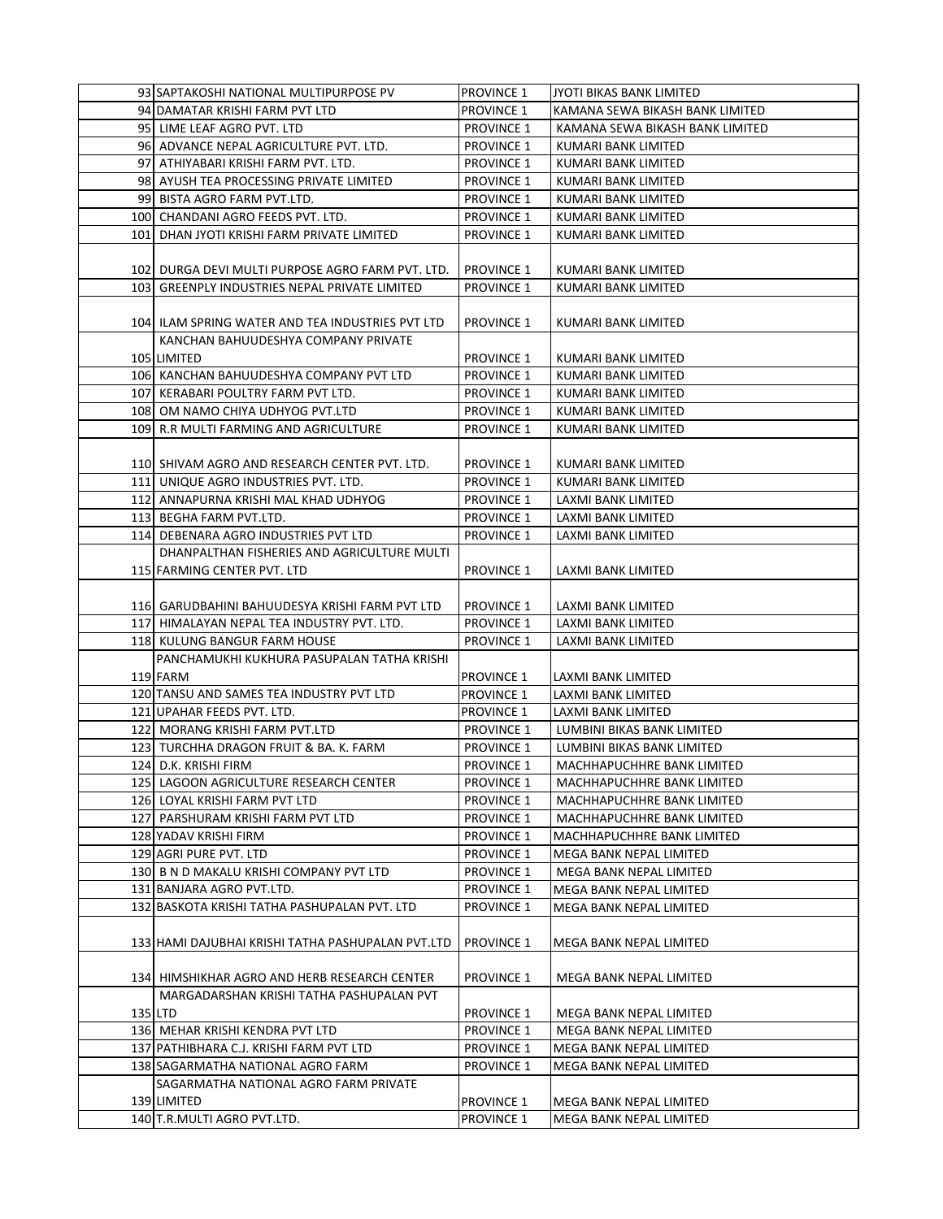| | | | |
|---|---|---|---|
| 93 | SAPTAKOSHI NATIONAL MULTIPURPOSE PV | PROVINCE 1 | JYOTI BIKAS BANK LIMITED |
| 94 | DAMATAR KRISHI FARM PVT LTD | PROVINCE 1 | KAMANA SEWA BIKASH BANK LIMITED |
| 95 | LIME LEAF AGRO PVT. LTD | PROVINCE 1 | KAMANA SEWA BIKASH BANK LIMITED |
| 96 | ADVANCE NEPAL AGRICULTURE PVT. LTD. | PROVINCE 1 | KUMARI BANK LIMITED |
| 97 | ATHIYABARI KRISHI FARM PVT. LTD. | PROVINCE 1 | KUMARI BANK LIMITED |
| 98 | AYUSH TEA PROCESSING PRIVATE LIMITED | PROVINCE 1 | KUMARI BANK LIMITED |
| 99 | BISTA AGRO FARM PVT.LTD. | PROVINCE 1 | KUMARI BANK LIMITED |
| 100 | CHANDANI AGRO FEEDS PVT. LTD. | PROVINCE 1 | KUMARI BANK LIMITED |
| 101 | DHAN JYOTI KRISHI FARM PRIVATE LIMITED | PROVINCE 1 | KUMARI BANK LIMITED |
| 102 | DURGA DEVI MULTI PURPOSE AGRO FARM PVT. LTD. | PROVINCE 1 | KUMARI BANK LIMITED |
| 103 | GREENPLY INDUSTRIES NEPAL PRIVATE LIMITED | PROVINCE 1 | KUMARI BANK LIMITED |
| 104 | ILAM SPRING WATER AND TEA INDUSTRIES PVT LTD | PROVINCE 1 | KUMARI BANK LIMITED |
| 105 | KANCHAN BAHUUDESHYA COMPANY PRIVATE LIMITED | PROVINCE 1 | KUMARI BANK LIMITED |
| 106 | KANCHAN BAHUUDESHYA COMPANY PVT LTD | PROVINCE 1 | KUMARI BANK LIMITED |
| 107 | KERABARI POULTRY FARM PVT LTD. | PROVINCE 1 | KUMARI BANK LIMITED |
| 108 | OM NAMO CHIYA UDHYOG PVT.LTD | PROVINCE 1 | KUMARI BANK LIMITED |
| 109 | R.R MULTI FARMING AND AGRICULTURE | PROVINCE 1 | KUMARI BANK LIMITED |
| 110 | SHIVAM AGRO AND RESEARCH CENTER PVT. LTD. | PROVINCE 1 | KUMARI BANK LIMITED |
| 111 | UNIQUE AGRO INDUSTRIES PVT. LTD. | PROVINCE 1 | KUMARI BANK LIMITED |
| 112 | ANNAPURNA KRISHI MAL KHAD UDHYOG | PROVINCE 1 | LAXMI BANK LIMITED |
| 113 | BEGHA FARM PVT.LTD. | PROVINCE 1 | LAXMI BANK LIMITED |
| 114 | DEBENARA AGRO INDUSTRIES PVT LTD | PROVINCE 1 | LAXMI BANK LIMITED |
| 115 | DHANPALTHAN FISHERIES AND AGRICULTURE MULTI FARMING CENTER PVT. LTD | PROVINCE 1 | LAXMI BANK LIMITED |
| 116 | GARUDBAHINI BAHUUDESYA KRISHI FARM PVT LTD | PROVINCE 1 | LAXMI BANK LIMITED |
| 117 | HIMALAYAN NEPAL TEA INDUSTRY PVT. LTD. | PROVINCE 1 | LAXMI BANK LIMITED |
| 118 | KULUNG BANGUR FARM HOUSE | PROVINCE 1 | LAXMI BANK LIMITED |
| 119 | PANCHAMUKHI KUKHURA PASUPALAN TATHA KRISHI FARM | PROVINCE 1 | LAXMI BANK LIMITED |
| 120 | TANSU AND SAMES TEA INDUSTRY PVT LTD | PROVINCE 1 | LAXMI BANK LIMITED |
| 121 | UPAHAR FEEDS PVT. LTD. | PROVINCE 1 | LAXMI BANK LIMITED |
| 122 | MORANG KRISHI FARM PVT.LTD | PROVINCE 1 | LUMBINI BIKAS BANK LIMITED |
| 123 | TURCHHA DRAGON FRUIT & BA. K. FARM | PROVINCE 1 | LUMBINI BIKAS BANK LIMITED |
| 124 | D.K. KRISHI FIRM | PROVINCE 1 | MACHHAPUCHHRE BANK LIMITED |
| 125 | LAGOON AGRICULTURE RESEARCH CENTER | PROVINCE 1 | MACHHAPUCHHRE BANK LIMITED |
| 126 | LOYAL KRISHI FARM PVT LTD | PROVINCE 1 | MACHHAPUCHHRE BANK LIMITED |
| 127 | PARSHURAM KRISHI FARM PVT LTD | PROVINCE 1 | MACHHAPUCHHRE BANK LIMITED |
| 128 | YADAV KRISHI FIRM | PROVINCE 1 | MACHHAPUCHHRE BANK LIMITED |
| 129 | AGRI PURE PVT. LTD | PROVINCE 1 | MEGA BANK NEPAL LIMITED |
| 130 | B N D MAKALU KRISHI COMPANY PVT LTD | PROVINCE 1 | MEGA BANK NEPAL LIMITED |
| 131 | BANJARA AGRO PVT.LTD. | PROVINCE 1 | MEGA BANK NEPAL LIMITED |
| 132 | BASKOTA KRISHI TATHA PASHUPALAN PVT. LTD | PROVINCE 1 | MEGA BANK NEPAL LIMITED |
| 133 | HAMI DAJUBHAI KRISHI TATHA PASHUPALAN PVT.LTD | PROVINCE 1 | MEGA BANK NEPAL LIMITED |
| 134 | HIMSHIKHAR AGRO AND HERB RESEARCH CENTER | PROVINCE 1 | MEGA BANK NEPAL LIMITED |
| 135 | MARGADARSHAN KRISHI TATHA PASHUPALAN PVT LTD | PROVINCE 1 | MEGA BANK NEPAL LIMITED |
| 136 | MEHAR KRISHI KENDRA PVT LTD | PROVINCE 1 | MEGA BANK NEPAL LIMITED |
| 137 | PATHIBHARA C.J. KRISHI FARM PVT LTD | PROVINCE 1 | MEGA BANK NEPAL LIMITED |
| 138 | SAGARMATHA NATIONAL AGRO FARM | PROVINCE 1 | MEGA BANK NEPAL LIMITED |
| 139 | SAGARMATHA NATIONAL AGRO FARM PRIVATE LIMITED | PROVINCE 1 | MEGA BANK NEPAL LIMITED |
| 140 | T.R.MULTI AGRO PVT.LTD. | PROVINCE 1 | MEGA BANK NEPAL LIMITED |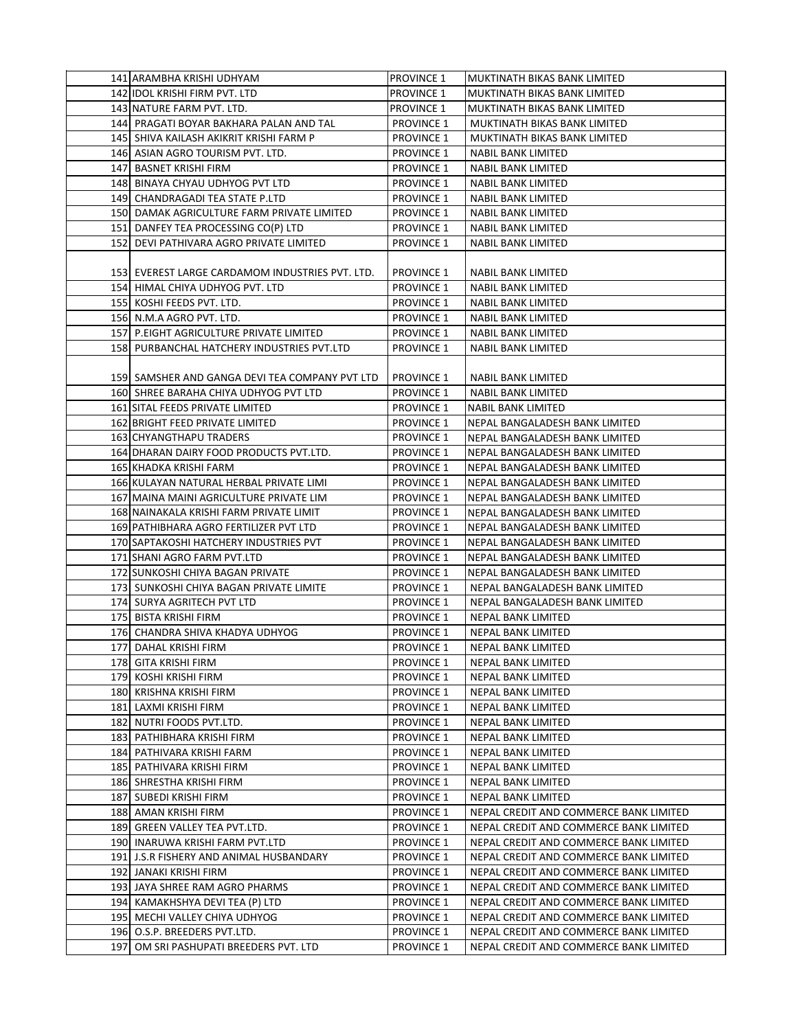| | | | |
|---|---|---|---|
| 141 | ARAMBHA KRISHI UDHYAM | PROVINCE 1 | MUKTINATH BIKAS BANK LIMITED |
| 142 | IDOL KRISHI FIRM PVT. LTD | PROVINCE 1 | MUKTINATH BIKAS BANK LIMITED |
| 143 | NATURE FARM PVT. LTD. | PROVINCE 1 | MUKTINATH BIKAS BANK LIMITED |
| 144 | PRAGATI BOYAR BAKHARA PALAN AND TAL | PROVINCE 1 | MUKTINATH BIKAS BANK LIMITED |
| 145 | SHIVA KAILASH AKIKRIT KRISHI FARM P | PROVINCE 1 | MUKTINATH BIKAS BANK LIMITED |
| 146 | ASIAN AGRO TOURISM PVT. LTD. | PROVINCE 1 | NABIL BANK LIMITED |
| 147 | BASNET KRISHI FIRM | PROVINCE 1 | NABIL BANK LIMITED |
| 148 | BINAYA CHYAU UDHYOG PVT LTD | PROVINCE 1 | NABIL BANK LIMITED |
| 149 | CHANDRAGADI TEA STATE P.LTD | PROVINCE 1 | NABIL BANK LIMITED |
| 150 | DAMAK AGRICULTURE FARM PRIVATE LIMITED | PROVINCE 1 | NABIL BANK LIMITED |
| 151 | DANFEY TEA PROCESSING CO(P) LTD | PROVINCE 1 | NABIL BANK LIMITED |
| 152 | DEVI PATHIVARA AGRO PRIVATE LIMITED | PROVINCE 1 | NABIL BANK LIMITED |
| 153 | EVEREST LARGE CARDAMOM INDUSTRIES PVT. LTD. | PROVINCE 1 | NABIL BANK LIMITED |
| 154 | HIMAL CHIYA UDHYOG PVT. LTD | PROVINCE 1 | NABIL BANK LIMITED |
| 155 | KOSHI FEEDS PVT. LTD. | PROVINCE 1 | NABIL BANK LIMITED |
| 156 | N.M.A AGRO PVT. LTD. | PROVINCE 1 | NABIL BANK LIMITED |
| 157 | P.EIGHT AGRICULTURE PRIVATE LIMITED | PROVINCE 1 | NABIL BANK LIMITED |
| 158 | PURBANCHAL HATCHERY INDUSTRIES PVT.LTD | PROVINCE 1 | NABIL BANK LIMITED |
| 159 | SAMSHER AND GANGA DEVI TEA COMPANY PVT LTD | PROVINCE 1 | NABIL BANK LIMITED |
| 160 | SHREE BARAHA CHIYA UDHYOG PVT LTD | PROVINCE 1 | NABIL BANK LIMITED |
| 161 | SITAL FEEDS PRIVATE LIMITED | PROVINCE 1 | NABIL BANK LIMITED |
| 162 | BRIGHT FEED PRIVATE LIMITED | PROVINCE 1 | NEPAL BANGALADESH BANK LIMITED |
| 163 | CHYANGTHAPU TRADERS | PROVINCE 1 | NEPAL BANGALADESH BANK LIMITED |
| 164 | DHARAN DAIRY FOOD PRODUCTS PVT.LTD. | PROVINCE 1 | NEPAL BANGALADESH BANK LIMITED |
| 165 | KHADKA KRISHI FARM | PROVINCE 1 | NEPAL BANGALADESH BANK LIMITED |
| 166 | KULAYAN NATURAL HERBAL PRIVATE LIMI | PROVINCE 1 | NEPAL BANGALADESH BANK LIMITED |
| 167 | MAINA MAINI AGRICULTURE PRIVATE LIM | PROVINCE 1 | NEPAL BANGALADESH BANK LIMITED |
| 168 | NAINAKALA KRISHI FARM PRIVATE LIMIT | PROVINCE 1 | NEPAL BANGALADESH BANK LIMITED |
| 169 | PATHIBHARA AGRO FERTILIZER PVT LTD | PROVINCE 1 | NEPAL BANGALADESH BANK LIMITED |
| 170 | SAPTAKOSHI HATCHERY INDUSTRIES PVT | PROVINCE 1 | NEPAL BANGALADESH BANK LIMITED |
| 171 | SHANI AGRO FARM PVT.LTD | PROVINCE 1 | NEPAL BANGALADESH BANK LIMITED |
| 172 | SUNKOSHI CHIYA BAGAN PRIVATE | PROVINCE 1 | NEPAL BANGALADESH BANK LIMITED |
| 173 | SUNKOSHI CHIYA BAGAN PRIVATE LIMITE | PROVINCE 1 | NEPAL BANGALADESH BANK LIMITED |
| 174 | SURYA AGRITECH PVT LTD | PROVINCE 1 | NEPAL BANGALADESH BANK LIMITED |
| 175 | BISTA KRISHI FIRM | PROVINCE 1 | NEPAL BANK LIMITED |
| 176 | CHANDRA SHIVA KHADYA UDHYOG | PROVINCE 1 | NEPAL BANK LIMITED |
| 177 | DAHAL KRISHI FIRM | PROVINCE 1 | NEPAL BANK LIMITED |
| 178 | GITA KRISHI FIRM | PROVINCE 1 | NEPAL BANK LIMITED |
| 179 | KOSHI KRISHI FIRM | PROVINCE 1 | NEPAL BANK LIMITED |
| 180 | KRISHNA KRISHI FIRM | PROVINCE 1 | NEPAL BANK LIMITED |
| 181 | LAXMI KRISHI FIRM | PROVINCE 1 | NEPAL BANK LIMITED |
| 182 | NUTRI FOODS PVT.LTD. | PROVINCE 1 | NEPAL BANK LIMITED |
| 183 | PATHIBHARA KRISHI FIRM | PROVINCE 1 | NEPAL BANK LIMITED |
| 184 | PATHIVARA KRISHI FARM | PROVINCE 1 | NEPAL BANK LIMITED |
| 185 | PATHIVARA KRISHI FIRM | PROVINCE 1 | NEPAL BANK LIMITED |
| 186 | SHRESTHA KRISHI FIRM | PROVINCE 1 | NEPAL BANK LIMITED |
| 187 | SUBEDI KRISHI FIRM | PROVINCE 1 | NEPAL BANK LIMITED |
| 188 | AMAN KRISHI FIRM | PROVINCE 1 | NEPAL CREDIT AND COMMERCE BANK LIMITED |
| 189 | GREEN VALLEY TEA PVT.LTD. | PROVINCE 1 | NEPAL CREDIT AND COMMERCE BANK LIMITED |
| 190 | INARUWA KRISHI FARM PVT.LTD | PROVINCE 1 | NEPAL CREDIT AND COMMERCE BANK LIMITED |
| 191 | J.S.R FISHERY AND ANIMAL HUSBANDARY | PROVINCE 1 | NEPAL CREDIT AND COMMERCE BANK LIMITED |
| 192 | JANAKI KRISHI FIRM | PROVINCE 1 | NEPAL CREDIT AND COMMERCE BANK LIMITED |
| 193 | JAYA SHREE RAM AGRO PHARMS | PROVINCE 1 | NEPAL CREDIT AND COMMERCE BANK LIMITED |
| 194 | KAMAKHSHYA DEVI TEA (P) LTD | PROVINCE 1 | NEPAL CREDIT AND COMMERCE BANK LIMITED |
| 195 | MECHI VALLEY CHIYA UDHYOG | PROVINCE 1 | NEPAL CREDIT AND COMMERCE BANK LIMITED |
| 196 | O.S.P. BREEDERS PVT.LTD. | PROVINCE 1 | NEPAL CREDIT AND COMMERCE BANK LIMITED |
| 197 | OM SRI PASHUPATI BREEDERS PVT. LTD | PROVINCE 1 | NEPAL CREDIT AND COMMERCE BANK LIMITED |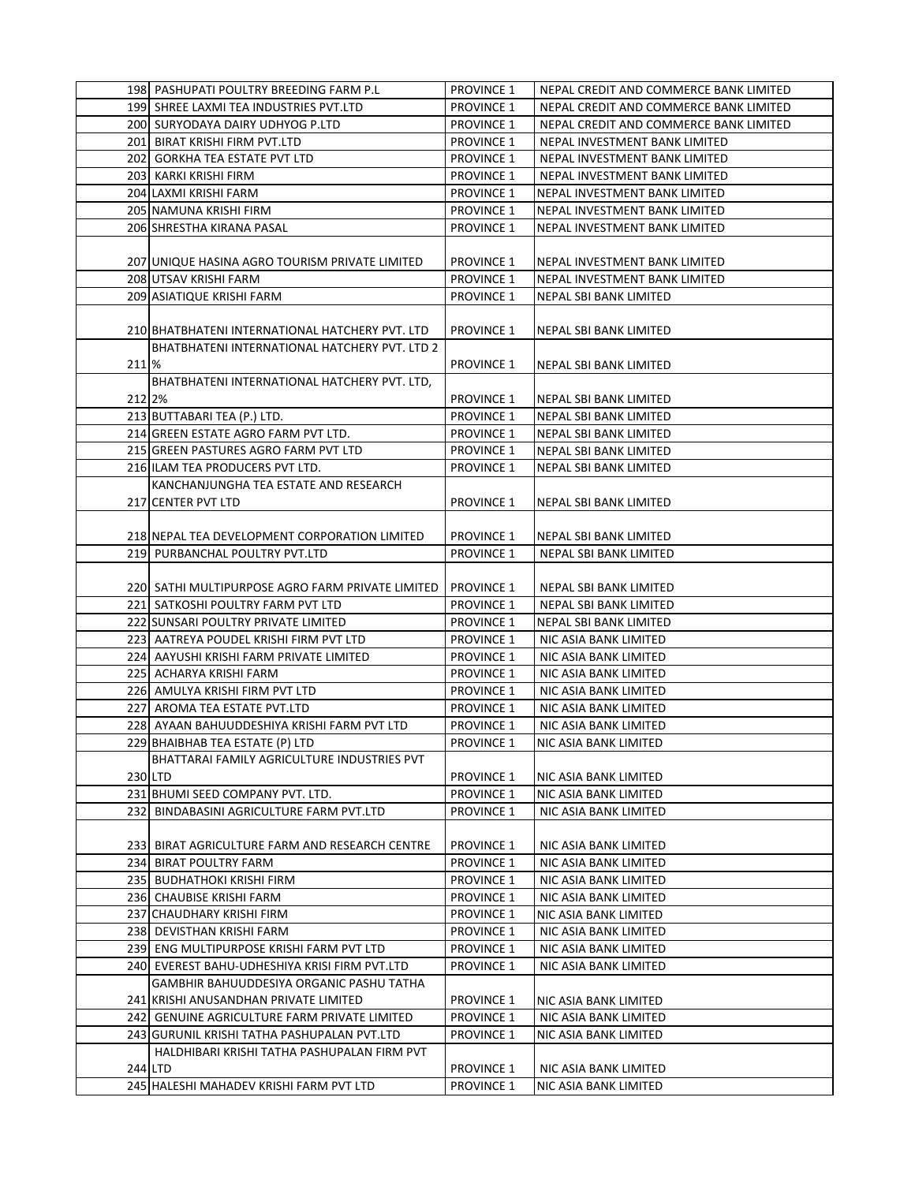| | | | |
|---|---|---|---|
| 198 | PASHUPATI POULTRY BREEDING FARM P.L | PROVINCE 1 | NEPAL CREDIT AND COMMERCE BANK LIMITED |
| 199 | SHREE LAXMI TEA INDUSTRIES PVT.LTD | PROVINCE 1 | NEPAL CREDIT AND COMMERCE BANK LIMITED |
| 200 | SURYODAYA DAIRY UDHYOG P.LTD | PROVINCE 1 | NEPAL CREDIT AND COMMERCE BANK LIMITED |
| 201 | BIRAT KRISHI FIRM PVT.LTD | PROVINCE 1 | NEPAL INVESTMENT BANK LIMITED |
| 202 | GORKHA TEA ESTATE PVT LTD | PROVINCE 1 | NEPAL INVESTMENT BANK LIMITED |
| 203 | KARKI KRISHI FIRM | PROVINCE 1 | NEPAL INVESTMENT BANK LIMITED |
| 204 | LAXMI KRISHI FARM | PROVINCE 1 | NEPAL INVESTMENT BANK LIMITED |
| 205 | NAMUNA KRISHI FIRM | PROVINCE 1 | NEPAL INVESTMENT BANK LIMITED |
| 206 | SHRESTHA KIRANA PASAL | PROVINCE 1 | NEPAL INVESTMENT BANK LIMITED |
| 207 | UNIQUE HASINA AGRO TOURISM PRIVATE LIMITED | PROVINCE 1 | NEPAL INVESTMENT BANK LIMITED |
| 208 | UTSAV KRISHI FARM | PROVINCE 1 | NEPAL INVESTMENT BANK LIMITED |
| 209 | ASIATIQUE KRISHI FARM | PROVINCE 1 | NEPAL SBI BANK LIMITED |
| 210 | BHATBHATENI INTERNATIONAL HATCHERY PVT. LTD | PROVINCE 1 | NEPAL SBI BANK LIMITED |
| 211 | BHATBHATENI INTERNATIONAL HATCHERY PVT. LTD 2 % | PROVINCE 1 | NEPAL SBI BANK LIMITED |
| 212 | BHATBHATENI INTERNATIONAL HATCHERY PVT. LTD, 2% | PROVINCE 1 | NEPAL SBI BANK LIMITED |
| 213 | BUTTABARI TEA (P.) LTD. | PROVINCE 1 | NEPAL SBI BANK LIMITED |
| 214 | GREEN ESTATE AGRO FARM PVT LTD. | PROVINCE 1 | NEPAL SBI BANK LIMITED |
| 215 | GREEN PASTURES AGRO FARM PVT LTD | PROVINCE 1 | NEPAL SBI BANK LIMITED |
| 216 | ILAM TEA PRODUCERS PVT LTD. | PROVINCE 1 | NEPAL SBI BANK LIMITED |
| 217 | KANCHANJUNGHA TEA ESTATE AND RESEARCH CENTER PVT LTD | PROVINCE 1 | NEPAL SBI BANK LIMITED |
| 218 | NEPAL TEA DEVELOPMENT CORPORATION LIMITED | PROVINCE 1 | NEPAL SBI BANK LIMITED |
| 219 | PURBANCHAL POULTRY PVT.LTD | PROVINCE 1 | NEPAL SBI BANK LIMITED |
| 220 | SATHI MULTIPURPOSE AGRO FARM PRIVATE LIMITED | PROVINCE 1 | NEPAL SBI BANK LIMITED |
| 221 | SATKOSHI POULTRY FARM PVT LTD | PROVINCE 1 | NEPAL SBI BANK LIMITED |
| 222 | SUNSARI POULTRY PRIVATE LIMITED | PROVINCE 1 | NEPAL SBI BANK LIMITED |
| 223 | AATREYA POUDEL KRISHI FIRM PVT LTD | PROVINCE 1 | NIC ASIA BANK LIMITED |
| 224 | AAYUSHI KRISHI FARM PRIVATE LIMITED | PROVINCE 1 | NIC ASIA BANK LIMITED |
| 225 | ACHARYA KRISHI FARM | PROVINCE 1 | NIC ASIA BANK LIMITED |
| 226 | AMULYA KRISHI FIRM PVT LTD | PROVINCE 1 | NIC ASIA BANK LIMITED |
| 227 | AROMA TEA ESTATE PVT.LTD | PROVINCE 1 | NIC ASIA BANK LIMITED |
| 228 | AYAAN BAHUUDDESHIYA KRISHI FARM PVT LTD | PROVINCE 1 | NIC ASIA BANK LIMITED |
| 229 | BHAIBHAB TEA ESTATE (P) LTD | PROVINCE 1 | NIC ASIA BANK LIMITED |
| 230 | BHATTARAI FAMILY AGRICULTURE INDUSTRIES PVT LTD | PROVINCE 1 | NIC ASIA BANK LIMITED |
| 231 | BHUMI SEED COMPANY PVT. LTD. | PROVINCE 1 | NIC ASIA BANK LIMITED |
| 232 | BINDABASINI AGRICULTURE FARM PVT.LTD | PROVINCE 1 | NIC ASIA BANK LIMITED |
| 233 | BIRAT AGRICULTURE FARM AND RESEARCH CENTRE | PROVINCE 1 | NIC ASIA BANK LIMITED |
| 234 | BIRAT POULTRY FARM | PROVINCE 1 | NIC ASIA BANK LIMITED |
| 235 | BUDHATHOKI KRISHI FIRM | PROVINCE 1 | NIC ASIA BANK LIMITED |
| 236 | CHAUBISE KRISHI FARM | PROVINCE 1 | NIC ASIA BANK LIMITED |
| 237 | CHAUDHARY KRISHI FIRM | PROVINCE 1 | NIC ASIA BANK LIMITED |
| 238 | DEVISTHAN KRISHI FARM | PROVINCE 1 | NIC ASIA BANK LIMITED |
| 239 | ENG MULTIPURPOSE KRISHI FARM PVT LTD | PROVINCE 1 | NIC ASIA BANK LIMITED |
| 240 | EVEREST BAHU-UDHESHIYA KRISI FIRM PVT.LTD | PROVINCE 1 | NIC ASIA BANK LIMITED |
| 241 | GAMBHIR BAHUUDDESIYA ORGANIC PASHU TATHA KRISHI ANUSANDHAN PRIVATE LIMITED | PROVINCE 1 | NIC ASIA BANK LIMITED |
| 242 | GENUINE AGRICULTURE FARM PRIVATE LIMITED | PROVINCE 1 | NIC ASIA BANK LIMITED |
| 243 | GURUNIL KRISHI TATHA PASHUPALAN PVT.LTD | PROVINCE 1 | NIC ASIA BANK LIMITED |
| 244 | HALDHIBARI KRISHI TATHA PASHUPALAN FIRM PVT LTD | PROVINCE 1 | NIC ASIA BANK LIMITED |
| 245 | HALESHI MAHADEV KRISHI FARM PVT LTD | PROVINCE 1 | NIC ASIA BANK LIMITED |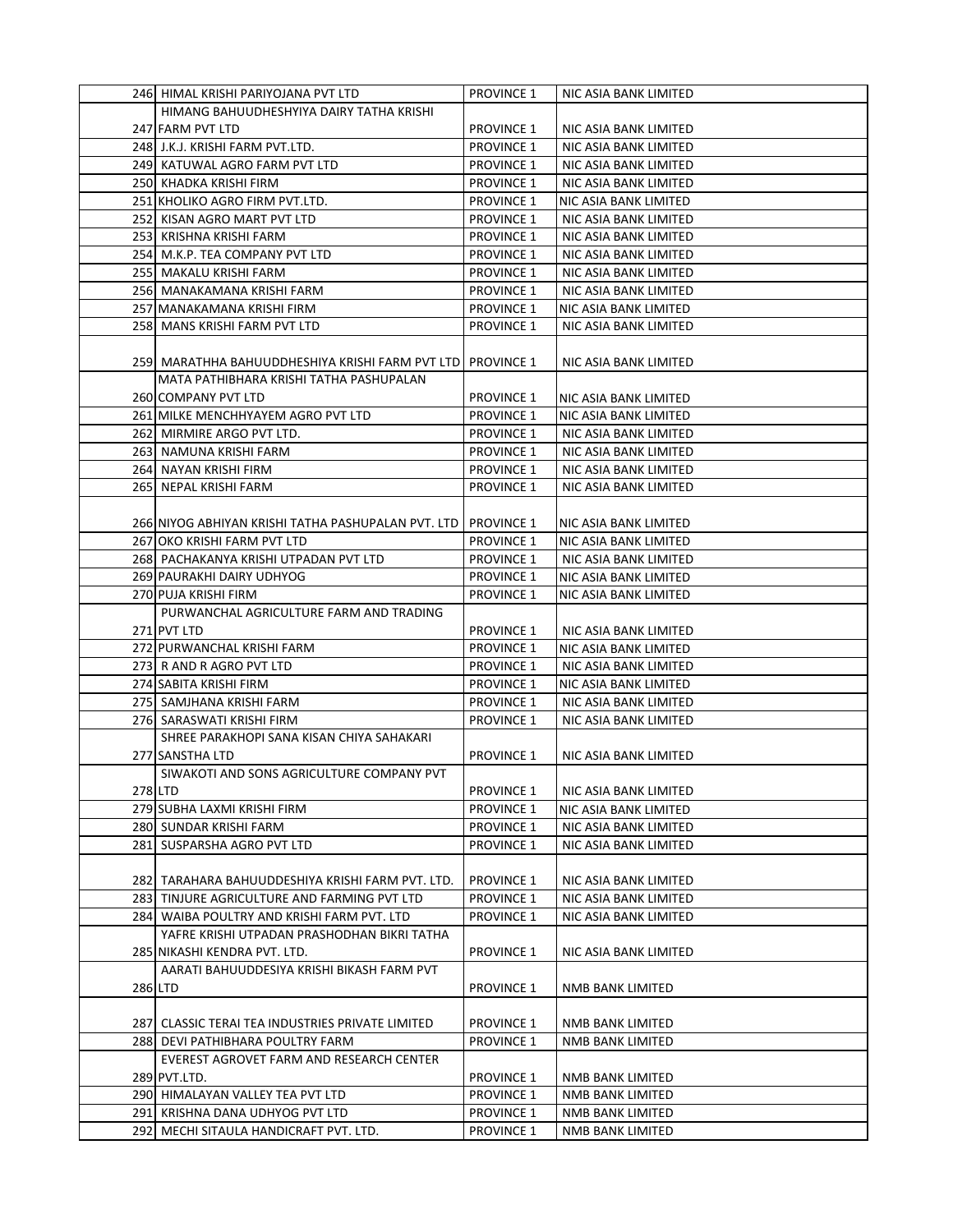| | | | |
|---|---|---|---|
| 246 | HIMAL KRISHI PARIYOJANA PVT LTD | PROVINCE 1 | NIC ASIA BANK LIMITED |
| 247 | HIMANG BAHUUDHESHYIYA DAIRY TATHA KRISHI FARM PVT LTD | PROVINCE 1 | NIC ASIA BANK LIMITED |
| 248 | J.K.J. KRISHI FARM PVT.LTD. | PROVINCE 1 | NIC ASIA BANK LIMITED |
| 249 | KATUWAL AGRO FARM PVT LTD | PROVINCE 1 | NIC ASIA BANK LIMITED |
| 250 | KHADKA KRISHI FIRM | PROVINCE 1 | NIC ASIA BANK LIMITED |
| 251 | KHOLIKO AGRO FIRM PVT.LTD. | PROVINCE 1 | NIC ASIA BANK LIMITED |
| 252 | KISAN AGRO MART PVT LTD | PROVINCE 1 | NIC ASIA BANK LIMITED |
| 253 | KRISHNA KRISHI FARM | PROVINCE 1 | NIC ASIA BANK LIMITED |
| 254 | M.K.P. TEA COMPANY PVT LTD | PROVINCE 1 | NIC ASIA BANK LIMITED |
| 255 | MAKALU KRISHI FARM | PROVINCE 1 | NIC ASIA BANK LIMITED |
| 256 | MANAKAMANA KRISHI FARM | PROVINCE 1 | NIC ASIA BANK LIMITED |
| 257 | MANAKAMANA KRISHI FIRM | PROVINCE 1 | NIC ASIA BANK LIMITED |
| 258 | MANS KRISHI FARM PVT LTD | PROVINCE 1 | NIC ASIA BANK LIMITED |
| 259 | MARATHHA BAHUUDDHESHIYA KRISHI FARM PVT LTD | PROVINCE 1 | NIC ASIA BANK LIMITED |
| 260 | MATA PATHIBHARA KRISHI TATHA PASHUPALAN COMPANY PVT LTD | PROVINCE 1 | NIC ASIA BANK LIMITED |
| 261 | MILKE MENCHHYAYEM AGRO PVT LTD | PROVINCE 1 | NIC ASIA BANK LIMITED |
| 262 | MIRMIRE ARGO PVT LTD. | PROVINCE 1 | NIC ASIA BANK LIMITED |
| 263 | NAMUNA KRISHI FARM | PROVINCE 1 | NIC ASIA BANK LIMITED |
| 264 | NAYAN KRISHI FIRM | PROVINCE 1 | NIC ASIA BANK LIMITED |
| 265 | NEPAL KRISHI FARM | PROVINCE 1 | NIC ASIA BANK LIMITED |
| 266 | NIYOG ABHIYAN KRISHI TATHA PASHUPALAN PVT. LTD | PROVINCE 1 | NIC ASIA BANK LIMITED |
| 267 | OKO KRISHI FARM PVT LTD | PROVINCE 1 | NIC ASIA BANK LIMITED |
| 268 | PACHAKANYA KRISHI UTPADAN PVT LTD | PROVINCE 1 | NIC ASIA BANK LIMITED |
| 269 | PAURAKHI DAIRY UDHYOG | PROVINCE 1 | NIC ASIA BANK LIMITED |
| 270 | PUJA KRISHI FIRM | PROVINCE 1 | NIC ASIA BANK LIMITED |
| 271 | PURWANCHAL AGRICULTURE FARM AND TRADING PVT LTD | PROVINCE 1 | NIC ASIA BANK LIMITED |
| 272 | PURWANCHAL KRISHI FARM | PROVINCE 1 | NIC ASIA BANK LIMITED |
| 273 | R AND R AGRO PVT LTD | PROVINCE 1 | NIC ASIA BANK LIMITED |
| 274 | SABITA KRISHI FIRM | PROVINCE 1 | NIC ASIA BANK LIMITED |
| 275 | SAMJHANA KRISHI FARM | PROVINCE 1 | NIC ASIA BANK LIMITED |
| 276 | SARASWATI KRISHI FIRM | PROVINCE 1 | NIC ASIA BANK LIMITED |
| 277 | SHREE PARAKHOPI SANA KISAN CHIYA SAHAKARI SANSTHA LTD | PROVINCE 1 | NIC ASIA BANK LIMITED |
| 278 | SIWAKOTI AND SONS AGRICULTURE COMPANY PVT LTD | PROVINCE 1 | NIC ASIA BANK LIMITED |
| 279 | SUBHA LAXMI KRISHI FIRM | PROVINCE 1 | NIC ASIA BANK LIMITED |
| 280 | SUNDAR KRISHI FARM | PROVINCE 1 | NIC ASIA BANK LIMITED |
| 281 | SUSPARSHA AGRO PVT LTD | PROVINCE 1 | NIC ASIA BANK LIMITED |
| 282 | TARAHARA BAHUUDDESHIYA KRISHI FARM PVT. LTD. | PROVINCE 1 | NIC ASIA BANK LIMITED |
| 283 | TINJURE AGRICULTURE AND FARMING PVT LTD | PROVINCE 1 | NIC ASIA BANK LIMITED |
| 284 | WAIBA POULTRY AND KRISHI FARM PVT. LTD | PROVINCE 1 | NIC ASIA BANK LIMITED |
| 285 | YAFRE KRISHI UTPADAN PRASHODHAN BIKRI TATHA NIKASHI KENDRA PVT. LTD. | PROVINCE 1 | NIC ASIA BANK LIMITED |
| 286 | AARATI BAHUUDDESIYA KRISHI BIKASH FARM PVT LTD | PROVINCE 1 | NMB BANK LIMITED |
| 287 | CLASSIC TERAI TEA INDUSTRIES PRIVATE LIMITED | PROVINCE 1 | NMB BANK LIMITED |
| 288 | DEVI PATHIBHARA POULTRY FARM | PROVINCE 1 | NMB BANK LIMITED |
| 289 | EVEREST AGROVET FARM AND RESEARCH CENTER PVT.LTD. | PROVINCE 1 | NMB BANK LIMITED |
| 290 | HIMALAYAN VALLEY TEA PVT LTD | PROVINCE 1 | NMB BANK LIMITED |
| 291 | KRISHNA DANA UDHYOG PVT LTD | PROVINCE 1 | NMB BANK LIMITED |
| 292 | MECHI SITAULA HANDICRAFT PVT. LTD. | PROVINCE 1 | NMB BANK LIMITED |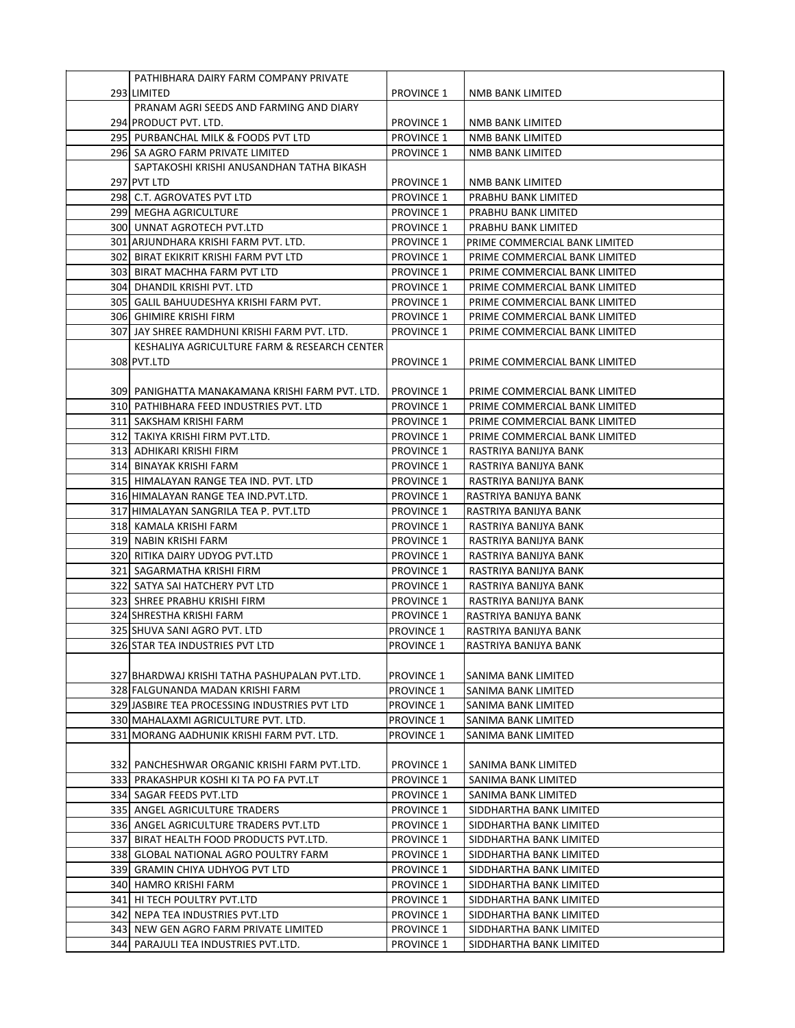| | | | |
|---|---|---|---|
| 293 | PATHIBHARA DAIRY FARM COMPANY PRIVATE LIMITED | PROVINCE 1 | NMB BANK LIMITED |
| 294 | PRANAM AGRI SEEDS AND FARMING AND DIARY PRODUCT PVT. LTD. | PROVINCE 1 | NMB BANK LIMITED |
| 295 | PURBANCHAL MILK & FOODS PVT LTD | PROVINCE 1 | NMB BANK LIMITED |
| 296 | SA AGRO FARM PRIVATE LIMITED | PROVINCE 1 | NMB BANK LIMITED |
| 297 | SAPTAKOSHI KRISHI ANUSANDHAN TATHA BIKASH PVT LTD | PROVINCE 1 | NMB BANK LIMITED |
| 298 | C.T. AGROVATES PVT LTD | PROVINCE 1 | PRABHU BANK LIMITED |
| 299 | MEGHA AGRICULTURE | PROVINCE 1 | PRABHU BANK LIMITED |
| 300 | UNNAT AGROTECH PVT.LTD | PROVINCE 1 | PRABHU BANK LIMITED |
| 301 | ARJUNDHARA KRISHI FARM PVT. LTD. | PROVINCE 1 | PRIME COMMERCIAL BANK LIMITED |
| 302 | BIRAT EKIKRIT KRISHI FARM PVT LTD | PROVINCE 1 | PRIME COMMERCIAL BANK LIMITED |
| 303 | BIRAT MACHHA FARM PVT LTD | PROVINCE 1 | PRIME COMMERCIAL BANK LIMITED |
| 304 | DHANDIL KRISHI PVT. LTD | PROVINCE 1 | PRIME COMMERCIAL BANK LIMITED |
| 305 | GALIL BAHUUDESHYA KRISHI FARM PVT. | PROVINCE 1 | PRIME COMMERCIAL BANK LIMITED |
| 306 | GHIMIRE KRISHI FIRM | PROVINCE 1 | PRIME COMMERCIAL BANK LIMITED |
| 307 | JAY SHREE RAMDHUNI KRISHI FARM PVT. LTD. | PROVINCE 1 | PRIME COMMERCIAL BANK LIMITED |
| 308 | KESHALIYA AGRICULTURE FARM & RESEARCH CENTER PVT.LTD | PROVINCE 1 | PRIME COMMERCIAL BANK LIMITED |
| 309 | PANIGHATTA MANAKAMANA KRISHI FARM PVT. LTD. | PROVINCE 1 | PRIME COMMERCIAL BANK LIMITED |
| 310 | PATHIBHARA FEED INDUSTRIES PVT. LTD | PROVINCE 1 | PRIME COMMERCIAL BANK LIMITED |
| 311 | SAKSHAM KRISHI FARM | PROVINCE 1 | PRIME COMMERCIAL BANK LIMITED |
| 312 | TAKIYA KRISHI FIRM PVT.LTD. | PROVINCE 1 | PRIME COMMERCIAL BANK LIMITED |
| 313 | ADHIKARI KRISHI FIRM | PROVINCE 1 | RASTRIYA BANIJYA BANK |
| 314 | BINAYAK KRISHI FARM | PROVINCE 1 | RASTRIYA BANIJYA BANK |
| 315 | HIMALAYAN RANGE TEA IND. PVT. LTD | PROVINCE 1 | RASTRIYA BANIJYA BANK |
| 316 | HIMALAYAN RANGE TEA IND.PVT.LTD. | PROVINCE 1 | RASTRIYA BANIJYA BANK |
| 317 | HIMALAYAN SANGRILA TEA P. PVT.LTD | PROVINCE 1 | RASTRIYA BANIJYA BANK |
| 318 | KAMALA KRISHI FARM | PROVINCE 1 | RASTRIYA BANIJYA BANK |
| 319 | NABIN KRISHI FARM | PROVINCE 1 | RASTRIYA BANIJYA BANK |
| 320 | RITIKA DAIRY UDYOG PVT.LTD | PROVINCE 1 | RASTRIYA BANIJYA BANK |
| 321 | SAGARMATHA KRISHI FIRM | PROVINCE 1 | RASTRIYA BANIJYA BANK |
| 322 | SATYA SAI HATCHERY PVT LTD | PROVINCE 1 | RASTRIYA BANIJYA BANK |
| 323 | SHREE PRABHU KRISHI FIRM | PROVINCE 1 | RASTRIYA BANIJYA BANK |
| 324 | SHRESTHA KRISHI FARM | PROVINCE 1 | RASTRIYA BANIJYA BANK |
| 325 | SHUVA SANI AGRO PVT. LTD | PROVINCE 1 | RASTRIYA BANIJYA BANK |
| 326 | STAR TEA INDUSTRIES PVT LTD | PROVINCE 1 | RASTRIYA BANIJYA BANK |
| 327 | BHARDWAJ KRISHI TATHA PASHUPALAN PVT.LTD. | PROVINCE 1 | SANIMA BANK LIMITED |
| 328 | FALGUNANDA MADAN KRISHI FARM | PROVINCE 1 | SANIMA BANK LIMITED |
| 329 | JASBIRE TEA PROCESSING INDUSTRIES PVT LTD | PROVINCE 1 | SANIMA BANK LIMITED |
| 330 | MAHALAXMI AGRICULTURE PVT. LTD. | PROVINCE 1 | SANIMA BANK LIMITED |
| 331 | MORANG AADHUNIK KRISHI FARM PVT. LTD. | PROVINCE 1 | SANIMA BANK LIMITED |
| 332 | PANCHESHWAR ORGANIC KRISHI FARM PVT.LTD. | PROVINCE 1 | SANIMA BANK LIMITED |
| 333 | PRAKASHPUR KOSHI KI TA PO FA PVT.LT | PROVINCE 1 | SANIMA BANK LIMITED |
| 334 | SAGAR FEEDS PVT.LTD | PROVINCE 1 | SANIMA BANK LIMITED |
| 335 | ANGEL AGRICULTURE TRADERS | PROVINCE 1 | SIDDHARTHA BANK LIMITED |
| 336 | ANGEL AGRICULTURE TRADERS PVT.LTD | PROVINCE 1 | SIDDHARTHA BANK LIMITED |
| 337 | BIRAT HEALTH FOOD PRODUCTS PVT.LTD. | PROVINCE 1 | SIDDHARTHA BANK LIMITED |
| 338 | GLOBAL NATIONAL AGRO POULTRY FARM | PROVINCE 1 | SIDDHARTHA BANK LIMITED |
| 339 | GRAMIN CHIYA UDHYOG PVT LTD | PROVINCE 1 | SIDDHARTHA BANK LIMITED |
| 340 | HAMRO KRISHI FARM | PROVINCE 1 | SIDDHARTHA BANK LIMITED |
| 341 | HI TECH POULTRY PVT.LTD | PROVINCE 1 | SIDDHARTHA BANK LIMITED |
| 342 | NEPA TEA INDUSTRIES PVT.LTD | PROVINCE 1 | SIDDHARTHA BANK LIMITED |
| 343 | NEW GEN AGRO FARM PRIVATE LIMITED | PROVINCE 1 | SIDDHARTHA BANK LIMITED |
| 344 | PARAJULI TEA INDUSTRIES PVT.LTD. | PROVINCE 1 | SIDDHARTHA BANK LIMITED |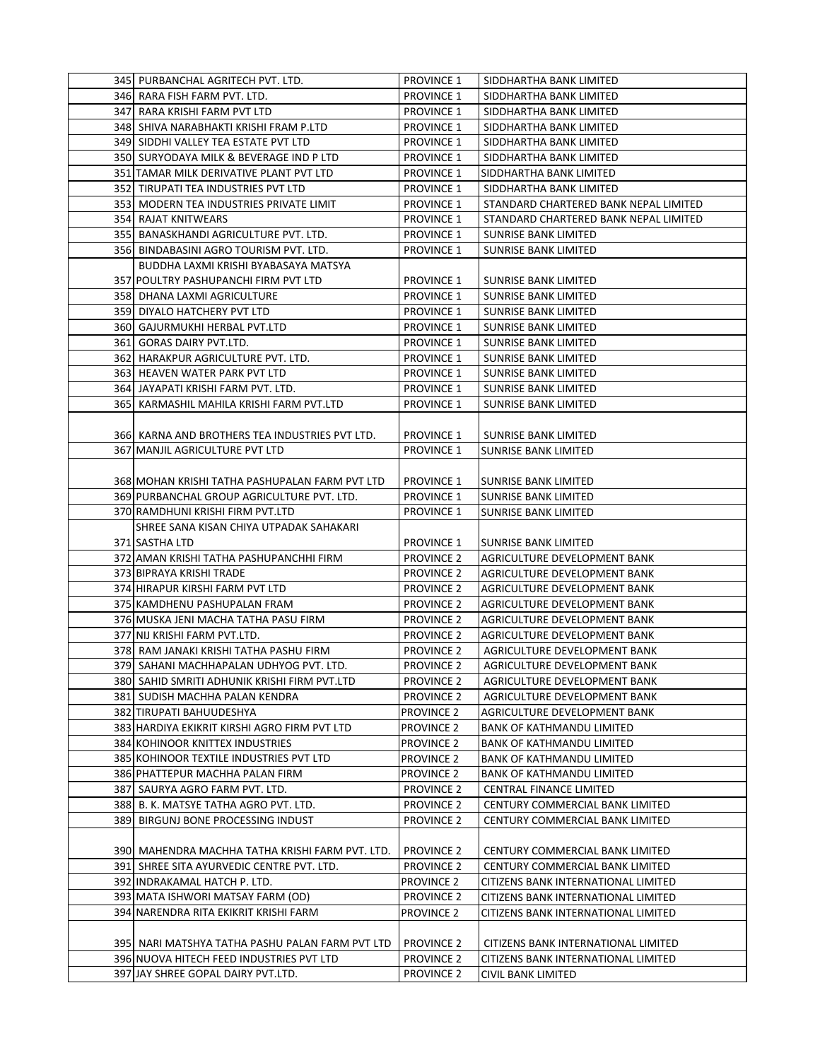| | | | |
|---|---|---|---|
| 345 | PURBANCHAL AGRITECH PVT. LTD. | PROVINCE 1 | SIDDHARTHA BANK LIMITED |
| 346 | RARA FISH FARM PVT. LTD. | PROVINCE 1 | SIDDHARTHA BANK LIMITED |
| 347 | RARA KRISHI FARM PVT LTD | PROVINCE 1 | SIDDHARTHA BANK LIMITED |
| 348 | SHIVA NARABHAKTI KRISHI FRAM P.LTD | PROVINCE 1 | SIDDHARTHA BANK LIMITED |
| 349 | SIDDHI VALLEY TEA ESTATE PVT LTD | PROVINCE 1 | SIDDHARTHA BANK LIMITED |
| 350 | SURYODAYA MILK & BEVERAGE IND P LTD | PROVINCE 1 | SIDDHARTHA BANK LIMITED |
| 351 | TAMAR MILK DERIVATIVE PLANT PVT LTD | PROVINCE 1 | SIDDHARTHA BANK LIMITED |
| 352 | TIRUPATI TEA INDUSTRIES PVT LTD | PROVINCE 1 | SIDDHARTHA BANK LIMITED |
| 353 | MODERN TEA INDUSTRIES PRIVATE LIMIT | PROVINCE 1 | STANDARD CHARTERED BANK NEPAL LIMITED |
| 354 | RAJAT KNITWEARS | PROVINCE 1 | STANDARD CHARTERED BANK NEPAL LIMITED |
| 355 | BANASKHANDI AGRICULTURE PVT. LTD. | PROVINCE 1 | SUNRISE BANK LIMITED |
| 356 | BINDABASINI AGRO TOURISM PVT. LTD. | PROVINCE 1 | SUNRISE BANK LIMITED |
| 357 | BUDDHA LAXMI KRISHI BYABASAYA MATSYA POULTRY PASHUPANCHI FIRM PVT LTD | PROVINCE 1 | SUNRISE BANK LIMITED |
| 358 | DHANA LAXMI AGRICULTURE | PROVINCE 1 | SUNRISE BANK LIMITED |
| 359 | DIYALO HATCHERY PVT LTD | PROVINCE 1 | SUNRISE BANK LIMITED |
| 360 | GAJURMUKHI HERBAL PVT.LTD | PROVINCE 1 | SUNRISE BANK LIMITED |
| 361 | GORAS DAIRY PVT.LTD. | PROVINCE 1 | SUNRISE BANK LIMITED |
| 362 | HARAKPUR AGRICULTURE PVT. LTD. | PROVINCE 1 | SUNRISE BANK LIMITED |
| 363 | HEAVEN WATER PARK PVT LTD | PROVINCE 1 | SUNRISE BANK LIMITED |
| 364 | JAYAPATI KRISHI FARM PVT. LTD. | PROVINCE 1 | SUNRISE BANK LIMITED |
| 365 | KARMASHIL MAHILA KRISHI FARM PVT.LTD | PROVINCE 1 | SUNRISE BANK LIMITED |
| 366 | KARNA AND BROTHERS TEA INDUSTRIES PVT LTD. | PROVINCE 1 | SUNRISE BANK LIMITED |
| 367 | MANJIL AGRICULTURE PVT LTD | PROVINCE 1 | SUNRISE BANK LIMITED |
| 368 | MOHAN KRISHI TATHA PASHUPALAN FARM PVT LTD | PROVINCE 1 | SUNRISE BANK LIMITED |
| 369 | PURBANCHAL GROUP AGRICULTURE PVT. LTD. | PROVINCE 1 | SUNRISE BANK LIMITED |
| 370 | RAMDHUNI KRISHI FIRM PVT.LTD | PROVINCE 1 | SUNRISE BANK LIMITED |
| 371 | SHREE SANA KISAN CHIYA UTPADAK SAHAKARI SASTHA LTD | PROVINCE 1 | SUNRISE BANK LIMITED |
| 372 | AMAN KRISHI TATHA PASHUPANCHHI FIRM | PROVINCE 2 | AGRICULTURE DEVELOPMENT BANK |
| 373 | BIPRAYA KRISHI TRADE | PROVINCE 2 | AGRICULTURE DEVELOPMENT BANK |
| 374 | HIRAPUR KIRSHI FARM PVT LTD | PROVINCE 2 | AGRICULTURE DEVELOPMENT BANK |
| 375 | KAMDHENU PASHUPALAN FRAM | PROVINCE 2 | AGRICULTURE DEVELOPMENT BANK |
| 376 | MUSKA JENI MACHA TATHA PASU FIRM | PROVINCE 2 | AGRICULTURE DEVELOPMENT BANK |
| 377 | NIJ KRISHI FARM PVT.LTD. | PROVINCE 2 | AGRICULTURE DEVELOPMENT BANK |
| 378 | RAM JANAKI KRISHI TATHA PASHU FIRM | PROVINCE 2 | AGRICULTURE DEVELOPMENT BANK |
| 379 | SAHANI MACHHAPALAN UDHYOG PVT. LTD. | PROVINCE 2 | AGRICULTURE DEVELOPMENT BANK |
| 380 | SAHID SMRITI ADHUNIK KRISHI FIRM PVT.LTD | PROVINCE 2 | AGRICULTURE DEVELOPMENT BANK |
| 381 | SUDISH MACHHA PALAN KENDRA | PROVINCE 2 | AGRICULTURE DEVELOPMENT BANK |
| 382 | TIRUPATI BAHUUDESHYA | PROVINCE 2 | AGRICULTURE DEVELOPMENT BANK |
| 383 | HARDIYA EKIKRIT KIRSHI AGRO FIRM PVT LTD | PROVINCE 2 | BANK OF KATHMANDU LIMITED |
| 384 | KOHINOOR KNITTEX INDUSTRIES | PROVINCE 2 | BANK OF KATHMANDU LIMITED |
| 385 | KOHINOOR TEXTILE INDUSTRIES PVT LTD | PROVINCE 2 | BANK OF KATHMANDU LIMITED |
| 386 | PHATTEPUR MACHHA PALAN FIRM | PROVINCE 2 | BANK OF KATHMANDU LIMITED |
| 387 | SAURYA AGRO FARM PVT. LTD. | PROVINCE 2 | CENTRAL FINANCE LIMITED |
| 388 | B. K. MATSYE TATHA AGRO PVT. LTD. | PROVINCE 2 | CENTURY COMMERCIAL BANK LIMITED |
| 389 | BIRGUNJ BONE PROCESSING INDUST | PROVINCE 2 | CENTURY COMMERCIAL BANK LIMITED |
| 390 | MAHENDRA MACHHA TATHA KRISHI FARM PVT. LTD. | PROVINCE 2 | CENTURY COMMERCIAL BANK LIMITED |
| 391 | SHREE SITA AYURVEDIC CENTRE PVT. LTD. | PROVINCE 2 | CENTURY COMMERCIAL BANK LIMITED |
| 392 | INDRAKAMAL HATCH P. LTD. | PROVINCE 2 | CITIZENS BANK INTERNATIONAL LIMITED |
| 393 | MATA ISHWORI MATSAY FARM (OD) | PROVINCE 2 | CITIZENS BANK INTERNATIONAL LIMITED |
| 394 | NARENDRA RITA EKIKRIT KRISHI FARM | PROVINCE 2 | CITIZENS BANK INTERNATIONAL LIMITED |
| 395 | NARI MATSHYA TATHA PASHU PALAN FARM PVT LTD | PROVINCE 2 | CITIZENS BANK INTERNATIONAL LIMITED |
| 396 | NUOVA HITECH FEED INDUSTRIES PVT LTD | PROVINCE 2 | CITIZENS BANK INTERNATIONAL LIMITED |
| 397 | JAY SHREE GOPAL DAIRY PVT.LTD. | PROVINCE 2 | CIVIL BANK LIMITED |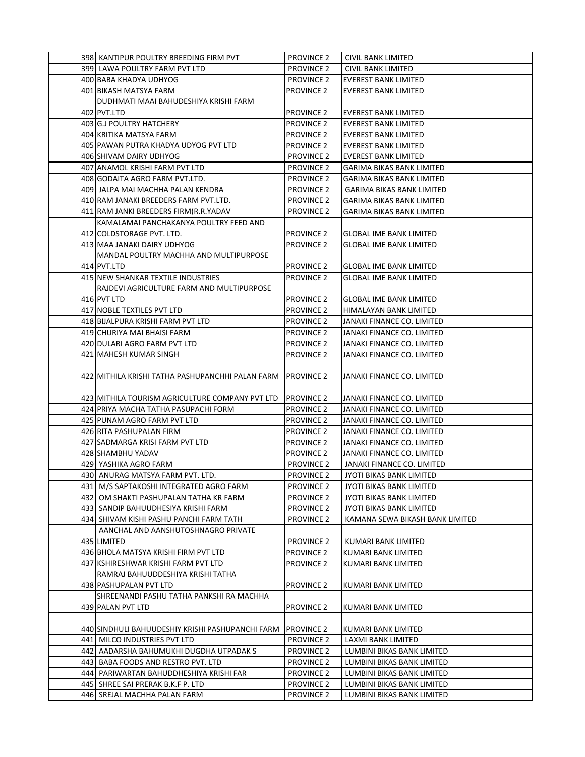| | | | |
|---|---|---|---|
| 398 | KANTIPUR POULTRY BREEDING FIRM PVT | PROVINCE 2 | CIVIL BANK LIMITED |
| 399 | LAWA POULTRY FARM PVT LTD | PROVINCE 2 | CIVIL BANK LIMITED |
| 400 | BABA KHADYA UDHYOG | PROVINCE 2 | EVEREST BANK LIMITED |
| 401 | BIKASH MATSYA FARM | PROVINCE 2 | EVEREST BANK LIMITED |
| 402 | DUDHMATI MAAI BAHUDESHIYA KRISHI FARM PVT.LTD | PROVINCE 2 | EVEREST BANK LIMITED |
| 403 | G.J POULTRY HATCHERY | PROVINCE 2 | EVEREST BANK LIMITED |
| 404 | KRITIKA MATSYA FARM | PROVINCE 2 | EVEREST BANK LIMITED |
| 405 | PAWAN PUTRA KHADYA UDYOG PVT LTD | PROVINCE 2 | EVEREST BANK LIMITED |
| 406 | SHIVAM DAIRY UDHYOG | PROVINCE 2 | EVEREST BANK LIMITED |
| 407 | ANAMOL KRISHI FARM PVT LTD | PROVINCE 2 | GARIMA BIKAS BANK LIMITED |
| 408 | GODAITA AGRO FARM PVT.LTD. | PROVINCE 2 | GARIMA BIKAS BANK LIMITED |
| 409 | JALPA MAI MACHHA PALAN KENDRA | PROVINCE 2 | GARIMA BIKAS BANK LIMITED |
| 410 | RAM JANAKI BREEDERS FARM PVT.LTD. | PROVINCE 2 | GARIMA BIKAS BANK LIMITED |
| 411 | RAM JANKI BREEDERS FIRM(R.R.YADAV | PROVINCE 2 | GARIMA BIKAS BANK LIMITED |
| 412 | KAMALAMAI PANCHAKANYA POULTRY FEED AND COLDSTORAGE PVT. LTD. | PROVINCE 2 | GLOBAL IME BANK LIMITED |
| 413 | MAA JANAKI DAIRY UDHYOG | PROVINCE 2 | GLOBAL IME BANK LIMITED |
| 414 | MANDAL POULTRY MACHHA AND MULTIPURPOSE PVT.LTD | PROVINCE 2 | GLOBAL IME BANK LIMITED |
| 415 | NEW SHANKAR TEXTILE INDUSTRIES | PROVINCE 2 | GLOBAL IME BANK LIMITED |
| 416 | RAJDEVI AGRICULTURE FARM AND MULTIPURPOSE PVT LTD | PROVINCE 2 | GLOBAL IME BANK LIMITED |
| 417 | NOBLE TEXTILES PVT LTD | PROVINCE 2 | HIMALAYAN BANK LIMITED |
| 418 | BIJALPURA KRISHI FARM PVT LTD | PROVINCE 2 | JANAKI FINANCE CO. LIMITED |
| 419 | CHURIYA MAI BHAISI FARM | PROVINCE 2 | JANAKI FINANCE CO. LIMITED |
| 420 | DULARI AGRO FARM PVT LTD | PROVINCE 2 | JANAKI FINANCE CO. LIMITED |
| 421 | MAHESH KUMAR SINGH | PROVINCE 2 | JANAKI FINANCE CO. LIMITED |
| 422 | MITHILA KRISHI TATHA PASHUPANCHHI PALAN FARM | PROVINCE 2 | JANAKI FINANCE CO. LIMITED |
| 423 | MITHILA TOURISM AGRICULTURE COMPANY PVT LTD | PROVINCE 2 | JANAKI FINANCE CO. LIMITED |
| 424 | PRIYA MACHA TATHA PASUPACHI FORM | PROVINCE 2 | JANAKI FINANCE CO. LIMITED |
| 425 | PUNAM AGRO FARM PVT LTD | PROVINCE 2 | JANAKI FINANCE CO. LIMITED |
| 426 | RITA PASHUPALAN FIRM | PROVINCE 2 | JANAKI FINANCE CO. LIMITED |
| 427 | SADMARGA KRISI FARM PVT LTD | PROVINCE 2 | JANAKI FINANCE CO. LIMITED |
| 428 | SHAMBHU YADAV | PROVINCE 2 | JANAKI FINANCE CO. LIMITED |
| 429 | YASHIKA AGRO FARM | PROVINCE 2 | JANAKI FINANCE CO. LIMITED |
| 430 | ANURAG MATSYA FARM PVT. LTD. | PROVINCE 2 | JYOTI BIKAS BANK LIMITED |
| 431 | M/S SAPTAKOSHI INTEGRATED AGRO FARM | PROVINCE 2 | JYOTI BIKAS BANK LIMITED |
| 432 | OM SHAKTI PASHUPALAN TATHA KR FARM | PROVINCE 2 | JYOTI BIKAS BANK LIMITED |
| 433 | SANDIP BAHUUDHESIYA KRISHI FARM | PROVINCE 2 | JYOTI BIKAS BANK LIMITED |
| 434 | SHIVAM KISHI PASHU PANCHI FARM TATH | PROVINCE 2 | KAMANA SEWA BIKASH BANK LIMITED |
| 435 | AANCHAL AND AANSHUTOSHNAGRO PRIVATE LIMITED | PROVINCE 2 | KUMARI BANK LIMITED |
| 436 | BHOLA MATSYA KRISHI FIRM PVT LTD | PROVINCE 2 | KUMARI BANK LIMITED |
| 437 | KSHIRESHWAR KRISHI FARM PVT LTD | PROVINCE 2 | KUMARI BANK LIMITED |
| 438 | RAMRAJ BAHUUDDESHIYA KRISHI TATHA PASHUPALAN PVT LTD | PROVINCE 2 | KUMARI BANK LIMITED |
| 439 | SHREENANDI PASHU TATHA PANKSHI RA MACHHA PALAN PVT LTD | PROVINCE 2 | KUMARI BANK LIMITED |
| 440 | SINDHULI BAHUUDESHIY KRISHI PASHUPANCHI FARM | PROVINCE 2 | KUMARI BANK LIMITED |
| 441 | MILCO INDUSTRIES PVT LTD | PROVINCE 2 | LAXMI BANK LIMITED |
| 442 | AADARSHA BAHUMUKHI DUGDHA UTPADAK S | PROVINCE 2 | LUMBINI BIKAS BANK LIMITED |
| 443 | BABA FOODS AND RESTRO PVT. LTD | PROVINCE 2 | LUMBINI BIKAS BANK LIMITED |
| 444 | PARIWARTAN BAHUDDHESHIYA KRISHI FAR | PROVINCE 2 | LUMBINI BIKAS BANK LIMITED |
| 445 | SHREE SAI PRERAK B.K.F P. LTD | PROVINCE 2 | LUMBINI BIKAS BANK LIMITED |
| 446 | SREJAL MACHHA PALAN FARM | PROVINCE 2 | LUMBINI BIKAS BANK LIMITED |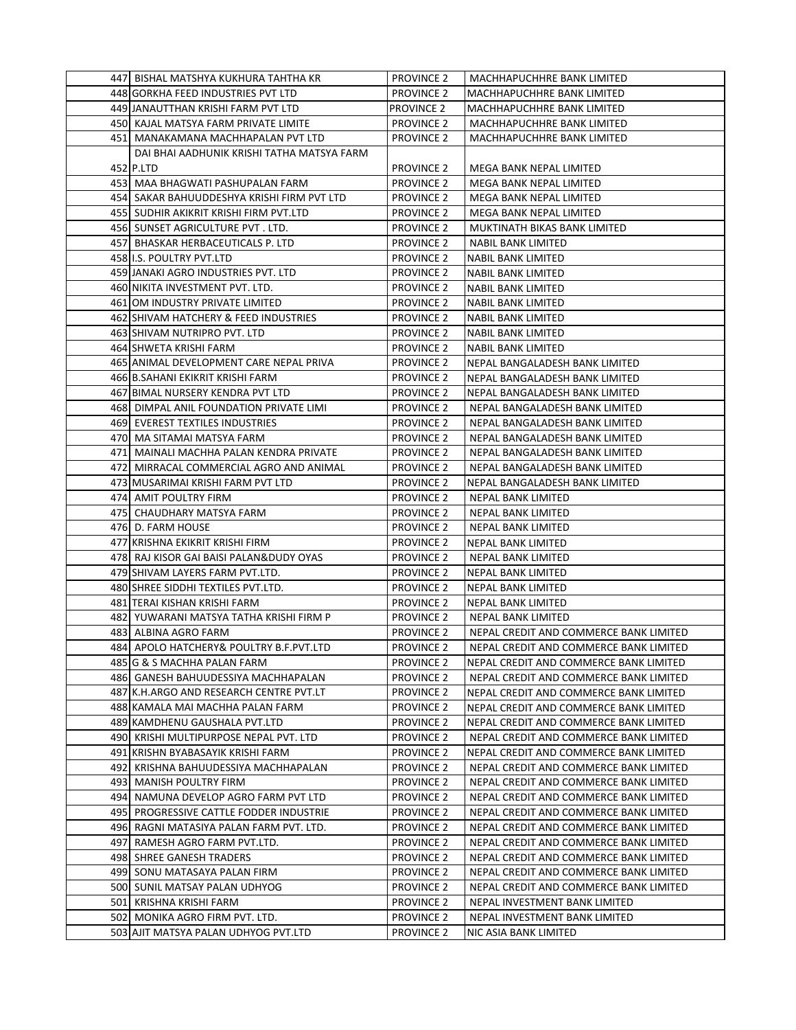| | | | |
|---|---|---|---|
| 447 | BISHAL MATSHYA KUKHURA TAHTHA KR | PROVINCE 2 | MACHHAPUCHHRE BANK LIMITED |
| 448 | GORKHA FEED INDUSTRIES PVT LTD | PROVINCE 2 | MACHHAPUCHHRE BANK LIMITED |
| 449 | JANAUTTHAN KRISHI FARM PVT LTD | PROVINCE 2 | MACHHAPUCHHRE BANK LIMITED |
| 450 | KAJAL MATSYA FARM PRIVATE LIMITE | PROVINCE 2 | MACHHAPUCHHRE BANK LIMITED |
| 451 | MANAKAMANA MACHHAPALAN PVT LTD | PROVINCE 2 | MACHHAPUCHHRE BANK LIMITED |
| 452 | DAI BHAI AADHUNIK KRISHI TATHA MATSYA FARM P.LTD | PROVINCE 2 | MEGA BANK NEPAL LIMITED |
| 453 | MAA BHAGWATI PASHUPALAN FARM | PROVINCE 2 | MEGA BANK NEPAL LIMITED |
| 454 | SAKAR BAHUUDDESHYA KRISHI FIRM PVT LTD | PROVINCE 2 | MEGA BANK NEPAL LIMITED |
| 455 | SUDHIR AKIKRIT KRISHI FIRM PVT.LTD | PROVINCE 2 | MEGA BANK NEPAL LIMITED |
| 456 | SUNSET AGRICULTURE PVT . LTD. | PROVINCE 2 | MUKTINATH BIKAS BANK LIMITED |
| 457 | BHASKAR HERBACEUTICALS P. LTD | PROVINCE 2 | NABIL BANK LIMITED |
| 458 | I.S. POULTRY PVT.LTD | PROVINCE 2 | NABIL BANK LIMITED |
| 459 | JANAKI AGRO INDUSTRIES PVT. LTD | PROVINCE 2 | NABIL BANK LIMITED |
| 460 | NIKITA INVESTMENT PVT. LTD. | PROVINCE 2 | NABIL BANK LIMITED |
| 461 | OM INDUSTRY PRIVATE LIMITED | PROVINCE 2 | NABIL BANK LIMITED |
| 462 | SHIVAM HATCHERY & FEED INDUSTRIES | PROVINCE 2 | NABIL BANK LIMITED |
| 463 | SHIVAM NUTRIPRO PVT. LTD | PROVINCE 2 | NABIL BANK LIMITED |
| 464 | SHWETA KRISHI FARM | PROVINCE 2 | NABIL BANK LIMITED |
| 465 | ANIMAL DEVELOPMENT CARE NEPAL PRIVA | PROVINCE 2 | NEPAL BANGALADESH BANK LIMITED |
| 466 | B.SAHANI EKIKRIT KRISHI FARM | PROVINCE 2 | NEPAL BANGALADESH BANK LIMITED |
| 467 | BIMAL NURSERY KENDRA PVT LTD | PROVINCE 2 | NEPAL BANGALADESH BANK LIMITED |
| 468 | DIMPAL ANIL FOUNDATION PRIVATE LIMI | PROVINCE 2 | NEPAL BANGALADESH BANK LIMITED |
| 469 | EVEREST TEXTILES INDUSTRIES | PROVINCE 2 | NEPAL BANGALADESH BANK LIMITED |
| 470 | MA SITAMAI MATSYA FARM | PROVINCE 2 | NEPAL BANGALADESH BANK LIMITED |
| 471 | MAINALI MACHHA PALAN KENDRA PRIVATE | PROVINCE 2 | NEPAL BANGALADESH BANK LIMITED |
| 472 | MIRRACAL COMMERCIAL AGRO AND ANIMAL | PROVINCE 2 | NEPAL BANGALADESH BANK LIMITED |
| 473 | MUSARIMAI KRISHI FARM PVT LTD | PROVINCE 2 | NEPAL BANGALADESH BANK LIMITED |
| 474 | AMIT POULTRY FIRM | PROVINCE 2 | NEPAL BANK LIMITED |
| 475 | CHAUDHARY MATSYA FARM | PROVINCE 2 | NEPAL BANK LIMITED |
| 476 | D. FARM HOUSE | PROVINCE 2 | NEPAL BANK LIMITED |
| 477 | KRISHNA EKIKRIT KRISHI FIRM | PROVINCE 2 | NEPAL BANK LIMITED |
| 478 | RAJ KISOR GAI BAISI PALAN&DUDY OYAS | PROVINCE 2 | NEPAL BANK LIMITED |
| 479 | SHIVAM LAYERS FARM PVT.LTD. | PROVINCE 2 | NEPAL BANK LIMITED |
| 480 | SHREE SIDDHI TEXTILES PVT.LTD. | PROVINCE 2 | NEPAL BANK LIMITED |
| 481 | TERAI KISHAN KRISHI FARM | PROVINCE 2 | NEPAL BANK LIMITED |
| 482 | YUWARANI MATSYA TATHA KRISHI FIRM P | PROVINCE 2 | NEPAL BANK LIMITED |
| 483 | ALBINA AGRO FARM | PROVINCE 2 | NEPAL CREDIT AND COMMERCE BANK LIMITED |
| 484 | APOLO HATCHERY& POULTRY B.F.PVT.LTD | PROVINCE 2 | NEPAL CREDIT AND COMMERCE BANK LIMITED |
| 485 | G & S MACHHA PALAN FARM | PROVINCE 2 | NEPAL CREDIT AND COMMERCE BANK LIMITED |
| 486 | GANESH BAHUUDESSIYA MACHHAPALAN | PROVINCE 2 | NEPAL CREDIT AND COMMERCE BANK LIMITED |
| 487 | K.H.ARGO AND RESEARCH CENTRE PVT.LT | PROVINCE 2 | NEPAL CREDIT AND COMMERCE BANK LIMITED |
| 488 | KAMALA MAI MACHHA PALAN FARM | PROVINCE 2 | NEPAL CREDIT AND COMMERCE BANK LIMITED |
| 489 | KAMDHENU GAUSHALA PVT.LTD | PROVINCE 2 | NEPAL CREDIT AND COMMERCE BANK LIMITED |
| 490 | KRISHI MULTIPURPOSE NEPAL PVT. LTD | PROVINCE 2 | NEPAL CREDIT AND COMMERCE BANK LIMITED |
| 491 | KRISHN BYABASAYIK KRISHI FARM | PROVINCE 2 | NEPAL CREDIT AND COMMERCE BANK LIMITED |
| 492 | KRISHNA BAHUUDESSIYA MACHHAPALAN | PROVINCE 2 | NEPAL CREDIT AND COMMERCE BANK LIMITED |
| 493 | MANISH POULTRY FIRM | PROVINCE 2 | NEPAL CREDIT AND COMMERCE BANK LIMITED |
| 494 | NAMUNA DEVELOP AGRO FARM PVT LTD | PROVINCE 2 | NEPAL CREDIT AND COMMERCE BANK LIMITED |
| 495 | PROGRESSIVE CATTLE FODDER INDUSTRIE | PROVINCE 2 | NEPAL CREDIT AND COMMERCE BANK LIMITED |
| 496 | RAGNI MATASIYA PALAN FARM PVT. LTD. | PROVINCE 2 | NEPAL CREDIT AND COMMERCE BANK LIMITED |
| 497 | RAMESH AGRO FARM PVT.LTD. | PROVINCE 2 | NEPAL CREDIT AND COMMERCE BANK LIMITED |
| 498 | SHREE GANESH TRADERS | PROVINCE 2 | NEPAL CREDIT AND COMMERCE BANK LIMITED |
| 499 | SONU MATASAYA PALAN FIRM | PROVINCE 2 | NEPAL CREDIT AND COMMERCE BANK LIMITED |
| 500 | SUNIL MATSAY PALAN UDHYOG | PROVINCE 2 | NEPAL CREDIT AND COMMERCE BANK LIMITED |
| 501 | KRISHNA KRISHI FARM | PROVINCE 2 | NEPAL INVESTMENT BANK LIMITED |
| 502 | MONIKA AGRO FIRM PVT. LTD. | PROVINCE 2 | NEPAL INVESTMENT BANK LIMITED |
| 503 | AJIT MATSYA PALAN UDHYOG PVT.LTD | PROVINCE 2 | NIC ASIA BANK LIMITED |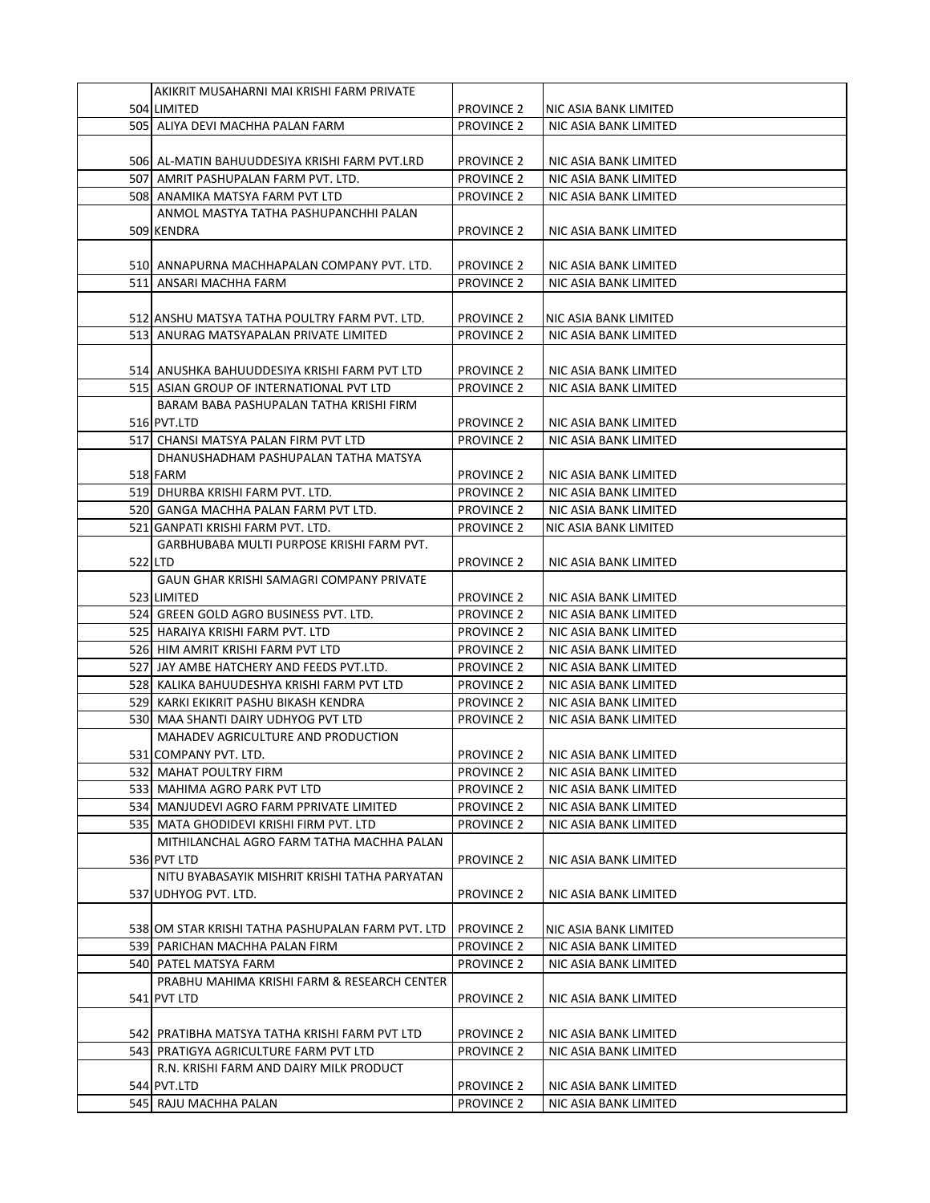| | | | |
|---|---|---|---|
| 504 | AKIKRIT MUSAHARNI MAI KRISHI FARM PRIVATE LIMITED | PROVINCE 2 | NIC ASIA BANK LIMITED |
| 505 | ALIYA DEVI MACHHA PALAN FARM | PROVINCE 2 | NIC ASIA BANK LIMITED |
| 506 | AL-MATIN BAHUUDDESIYA KRISHI FARM PVT.LRD | PROVINCE 2 | NIC ASIA BANK LIMITED |
| 507 | AMRIT PASHUPALAN FARM PVT. LTD. | PROVINCE 2 | NIC ASIA BANK LIMITED |
| 508 | ANAMIKA MATSYA FARM PVT LTD | PROVINCE 2 | NIC ASIA BANK LIMITED |
| 509 | ANMOL MASTYA TATHA PASHUPANCHHI PALAN KENDRA | PROVINCE 2 | NIC ASIA BANK LIMITED |
| 510 | ANNAPURNA MACHHAPALAN COMPANY PVT. LTD. | PROVINCE 2 | NIC ASIA BANK LIMITED |
| 511 | ANSARI MACHHA FARM | PROVINCE 2 | NIC ASIA BANK LIMITED |
| 512 | ANSHU MATSYA TATHA POULTRY FARM PVT. LTD. | PROVINCE 2 | NIC ASIA BANK LIMITED |
| 513 | ANURAG MATSYAPALAN PRIVATE LIMITED | PROVINCE 2 | NIC ASIA BANK LIMITED |
| 514 | ANUSHKA BAHUUDDESIYA KRISHI FARM PVT LTD | PROVINCE 2 | NIC ASIA BANK LIMITED |
| 515 | ASIAN GROUP OF INTERNATIONAL PVT LTD | PROVINCE 2 | NIC ASIA BANK LIMITED |
| 516 | BARAM BABA PASHUPALAN TATHA KRISHI FIRM PVT.LTD | PROVINCE 2 | NIC ASIA BANK LIMITED |
| 517 | CHANSI MATSYA PALAN FIRM PVT LTD | PROVINCE 2 | NIC ASIA BANK LIMITED |
| 518 | DHANUSHADHAM PASHUPALAN TATHA MATSYA FARM | PROVINCE 2 | NIC ASIA BANK LIMITED |
| 519 | DHURBA KRISHI FARM PVT. LTD. | PROVINCE 2 | NIC ASIA BANK LIMITED |
| 520 | GANGA MACHHA PALAN FARM PVT LTD. | PROVINCE 2 | NIC ASIA BANK LIMITED |
| 521 | GANPATI KRISHI FARM PVT. LTD. | PROVINCE 2 | NIC ASIA BANK LIMITED |
| 522 | GARBHUBABA MULTI PURPOSE KRISHI FARM PVT. LTD | PROVINCE 2 | NIC ASIA BANK LIMITED |
| 523 | GAUN GHAR KRISHI SAMAGRI COMPANY PRIVATE LIMITED | PROVINCE 2 | NIC ASIA BANK LIMITED |
| 524 | GREEN GOLD AGRO BUSINESS PVT. LTD. | PROVINCE 2 | NIC ASIA BANK LIMITED |
| 525 | HARAIYA KRISHI FARM PVT. LTD | PROVINCE 2 | NIC ASIA BANK LIMITED |
| 526 | HIM AMRIT KRISHI FARM PVT LTD | PROVINCE 2 | NIC ASIA BANK LIMITED |
| 527 | JAY AMBE HATCHERY AND FEEDS PVT.LTD. | PROVINCE 2 | NIC ASIA BANK LIMITED |
| 528 | KALIKA BAHUUDESHYA KRISHI FARM PVT LTD | PROVINCE 2 | NIC ASIA BANK LIMITED |
| 529 | KARKI EKIKRIT PASHU BIKASH KENDRA | PROVINCE 2 | NIC ASIA BANK LIMITED |
| 530 | MAA SHANTI DAIRY UDHYOG PVT LTD | PROVINCE 2 | NIC ASIA BANK LIMITED |
| 531 | MAHADEV AGRICULTURE AND PRODUCTION COMPANY PVT. LTD. | PROVINCE 2 | NIC ASIA BANK LIMITED |
| 532 | MAHAT POULTRY FIRM | PROVINCE 2 | NIC ASIA BANK LIMITED |
| 533 | MAHIMA AGRO PARK PVT LTD | PROVINCE 2 | NIC ASIA BANK LIMITED |
| 534 | MANJUDEVI AGRO FARM PPRIVATE LIMITED | PROVINCE 2 | NIC ASIA BANK LIMITED |
| 535 | MATA GHODIDEVI KRISHI FIRM PVT. LTD | PROVINCE 2 | NIC ASIA BANK LIMITED |
| 536 | MITHILANCHAL AGRO FARM TATHA MACHHA PALAN PVT LTD | PROVINCE 2 | NIC ASIA BANK LIMITED |
| 537 | NITU BYABASAYIK MISHRIT KRISHI TATHA PARYATAN UDHYOG PVT. LTD. | PROVINCE 2 | NIC ASIA BANK LIMITED |
| 538 | OM STAR KRISHI TATHA PASHUPALAN FARM PVT. LTD | PROVINCE 2 | NIC ASIA BANK LIMITED |
| 539 | PARICHAN MACHHA PALAN FIRM | PROVINCE 2 | NIC ASIA BANK LIMITED |
| 540 | PATEL MATSYA FARM | PROVINCE 2 | NIC ASIA BANK LIMITED |
| 541 | PRABHU MAHIMA KRISHI FARM & RESEARCH CENTER PVT LTD | PROVINCE 2 | NIC ASIA BANK LIMITED |
| 542 | PRATIBHA MATSYA TATHA KRISHI FARM PVT LTD | PROVINCE 2 | NIC ASIA BANK LIMITED |
| 543 | PRATIGYA AGRICULTURE FARM PVT LTD | PROVINCE 2 | NIC ASIA BANK LIMITED |
| 544 | R.N. KRISHI FARM AND DAIRY MILK PRODUCT PVT.LTD | PROVINCE 2 | NIC ASIA BANK LIMITED |
| 545 | RAJU MACHHA PALAN | PROVINCE 2 | NIC ASIA BANK LIMITED |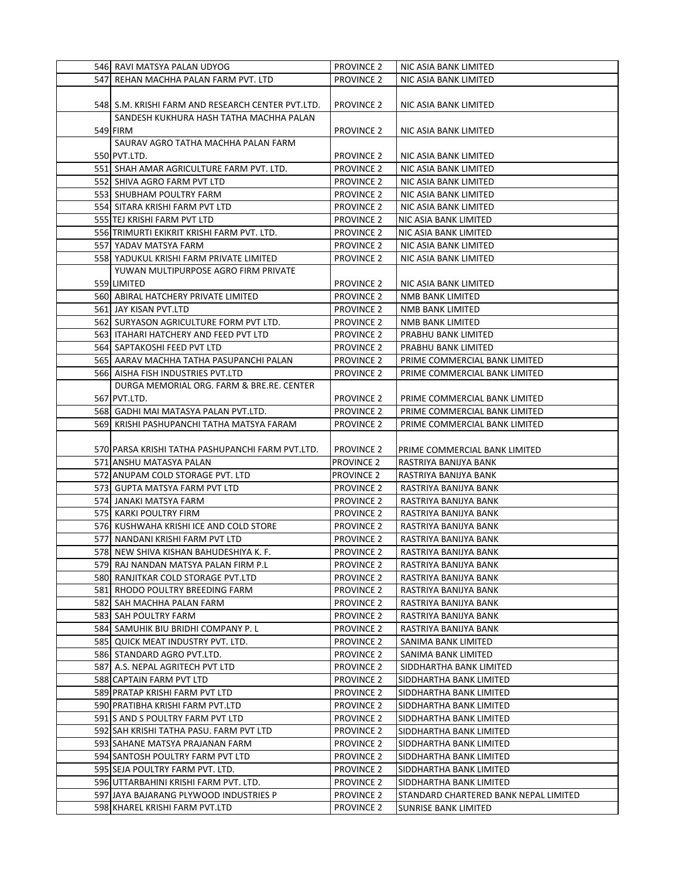| | | | |
|---|---|---|---|
| 546 | RAVI MATSYA PALAN UDYOG | PROVINCE 2 | NIC ASIA BANK LIMITED |
| 547 | REHAN MACHHA PALAN FARM PVT. LTD | PROVINCE 2 | NIC ASIA BANK LIMITED |
| 548 | S.M. KRISHI FARM AND RESEARCH CENTER PVT.LTD. | PROVINCE 2 | NIC ASIA BANK LIMITED |
| 549 | SANDESH KUKHURA HASH TATHA MACHHA PALAN FIRM | PROVINCE 2 | NIC ASIA BANK LIMITED |
| 550 | SAURAV AGRO TATHA MACHHA PALAN FARM PVT.LTD. | PROVINCE 2 | NIC ASIA BANK LIMITED |
| 551 | SHAH AMAR AGRICULTURE FARM PVT. LTD. | PROVINCE 2 | NIC ASIA BANK LIMITED |
| 552 | SHIVA AGRO FARM PVT LTD | PROVINCE 2 | NIC ASIA BANK LIMITED |
| 553 | SHUBHAM POULTRY FARM | PROVINCE 2 | NIC ASIA BANK LIMITED |
| 554 | SITARA KRISHI FARM PVT LTD | PROVINCE 2 | NIC ASIA BANK LIMITED |
| 555 | TEJ KRISHI FARM PVT LTD | PROVINCE 2 | NIC ASIA BANK LIMITED |
| 556 | TRIMURTI EKIKRIT KRISHI FARM PVT. LTD. | PROVINCE 2 | NIC ASIA BANK LIMITED |
| 557 | YADAV MATSYA FARM | PROVINCE 2 | NIC ASIA BANK LIMITED |
| 558 | YADUKUL KRISHI FARM PRIVATE LIMITED | PROVINCE 2 | NIC ASIA BANK LIMITED |
| 559 | YUWAN MULTIPURPOSE AGRO FIRM PRIVATE LIMITED | PROVINCE 2 | NIC ASIA BANK LIMITED |
| 560 | ABIRAL HATCHERY PRIVATE LIMITED | PROVINCE 2 | NMB BANK LIMITED |
| 561 | JAY KISAN PVT.LTD | PROVINCE 2 | NMB BANK LIMITED |
| 562 | SURYASON AGRICULTURE FORM PVT LTD. | PROVINCE 2 | NMB BANK LIMITED |
| 563 | ITAHARI HATCHERY AND FEED PVT LTD | PROVINCE 2 | PRABHU BANK LIMITED |
| 564 | SAPTAKOSHI FEED PVT LTD | PROVINCE 2 | PRABHU BANK LIMITED |
| 565 | AARAV MACHHA TATHA PASUPANCHI PALAN | PROVINCE 2 | PRIME COMMERCIAL BANK LIMITED |
| 566 | AISHA FISH INDUSTRIES PVT.LTD | PROVINCE 2 | PRIME COMMERCIAL BANK LIMITED |
| 567 | DURGA MEMORIAL ORG. FARM & BRE.RE. CENTER PVT.LTD. | PROVINCE 2 | PRIME COMMERCIAL BANK LIMITED |
| 568 | GADHI MAI MATASYA PALAN PVT.LTD. | PROVINCE 2 | PRIME COMMERCIAL BANK LIMITED |
| 569 | KRISHI PASHUPANCHI TATHA MATSYA FARAM | PROVINCE 2 | PRIME COMMERCIAL BANK LIMITED |
| 570 | PARSA KRISHI TATHA PASHUPANCHI FARM PVT.LTD. | PROVINCE 2 | PRIME COMMERCIAL BANK LIMITED |
| 571 | ANSHU MATASYA PALAN | PROVINCE 2 | RASTRIYA BANIJYA BANK |
| 572 | ANUPAM COLD STORAGE PVT. LTD | PROVINCE 2 | RASTRIYA BANIJYA BANK |
| 573 | GUPTA MATSYA FARM PVT LTD | PROVINCE 2 | RASTRIYA BANIJYA BANK |
| 574 | JANAKI MATSYA FARM | PROVINCE 2 | RASTRIYA BANIJYA BANK |
| 575 | KARKI POULTRY FIRM | PROVINCE 2 | RASTRIYA BANIJYA BANK |
| 576 | KUSHWAHA KRISHI ICE AND COLD STORE | PROVINCE 2 | RASTRIYA BANIJYA BANK |
| 577 | NANDANI KRISHI FARM PVT LTD | PROVINCE 2 | RASTRIYA BANIJYA BANK |
| 578 | NEW SHIVA KISHAN BAHUDESHIYA K. F. | PROVINCE 2 | RASTRIYA BANIJYA BANK |
| 579 | RAJ NANDAN MATSYA PALAN FIRM P.L | PROVINCE 2 | RASTRIYA BANIJYA BANK |
| 580 | RANJITKAR COLD STORAGE PVT.LTD | PROVINCE 2 | RASTRIYA BANIJYA BANK |
| 581 | RHODO POULTRY BREEDING FARM | PROVINCE 2 | RASTRIYA BANIJYA BANK |
| 582 | SAH MACHHA PALAN FARM | PROVINCE 2 | RASTRIYA BANIJYA BANK |
| 583 | SAH POULTRY FARM | PROVINCE 2 | RASTRIYA BANIJYA BANK |
| 584 | SAMUHIK BIU BRIDHI COMPANY P. L | PROVINCE 2 | RASTRIYA BANIJYA BANK |
| 585 | QUICK MEAT INDUSTRY PVT. LTD. | PROVINCE 2 | SANIMA BANK LIMITED |
| 586 | STANDARD AGRO PVT.LTD. | PROVINCE 2 | SANIMA BANK LIMITED |
| 587 | A.S. NEPAL AGRITECH PVT LTD | PROVINCE 2 | SIDDHARTHA BANK LIMITED |
| 588 | CAPTAIN FARM PVT LTD | PROVINCE 2 | SIDDHARTHA BANK LIMITED |
| 589 | PRATAP KRISHI FARM PVT LTD | PROVINCE 2 | SIDDHARTHA BANK LIMITED |
| 590 | PRATIBHA KRISHI FARM PVT.LTD | PROVINCE 2 | SIDDHARTHA BANK LIMITED |
| 591 | S AND S POULTRY FARM PVT LTD | PROVINCE 2 | SIDDHARTHA BANK LIMITED |
| 592 | SAH KRISHI TATHA PASU. FARM PVT LTD | PROVINCE 2 | SIDDHARTHA BANK LIMITED |
| 593 | SAHANE MATSYA PRAJANAN FARM | PROVINCE 2 | SIDDHARTHA BANK LIMITED |
| 594 | SANTOSH POULTRY FARM PVT LTD | PROVINCE 2 | SIDDHARTHA BANK LIMITED |
| 595 | SEJA POULTRY FARM PVT. LTD. | PROVINCE 2 | SIDDHARTHA BANK LIMITED |
| 596 | UTTARBAHINI KRISHI FARM PVT. LTD. | PROVINCE 2 | SIDDHARTHA BANK LIMITED |
| 597 | JAYA BAJARANG PLYWOOD INDUSTRIES P | PROVINCE 2 | STANDARD CHARTERED BANK NEPAL LIMITED |
| 598 | KHAREL KRISHI FARM PVT.LTD | PROVINCE 2 | SUNRISE BANK LIMITED |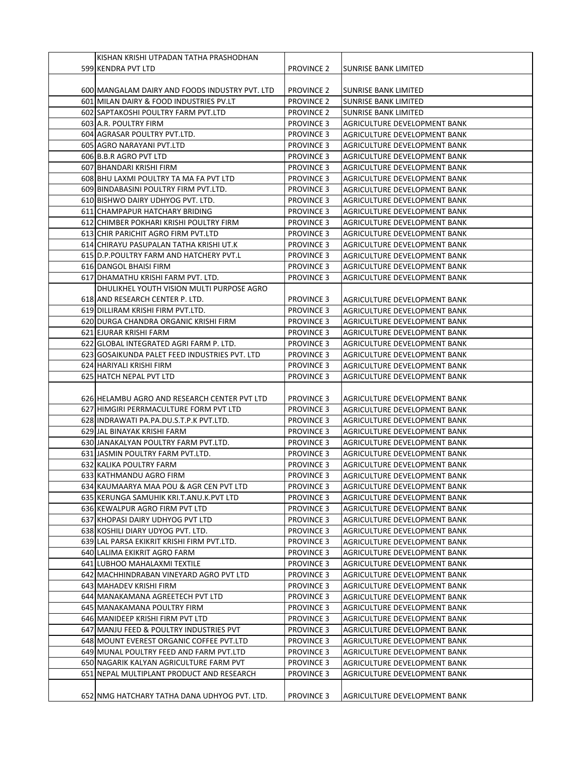| | | | |
|---|---|---|---|
| 599 | KISHAN KRISHI UTPADAN TATHA PRASHODHAN KENDRA PVT LTD | PROVINCE 2 | SUNRISE BANK LIMITED |
| 600 | MANGALAM DAIRY AND FOODS INDUSTRY PVT. LTD | PROVINCE 2 | SUNRISE BANK LIMITED |
| 601 | MILAN DAIRY & FOOD INDUSTRIES PV.LT | PROVINCE 2 | SUNRISE BANK LIMITED |
| 602 | SAPTAKOSHI POULTRY FARM PVT.LTD | PROVINCE 2 | SUNRISE BANK LIMITED |
| 603 | A.R. POULTRY FIRM | PROVINCE 3 | AGRICULTURE DEVELOPMENT BANK |
| 604 | AGRASAR POULTRY PVT.LTD. | PROVINCE 3 | AGRICULTURE DEVELOPMENT BANK |
| 605 | AGRO NARAYANI PVT.LTD | PROVINCE 3 | AGRICULTURE DEVELOPMENT BANK |
| 606 | B.B.R AGRO PVT LTD | PROVINCE 3 | AGRICULTURE DEVELOPMENT BANK |
| 607 | BHANDARI KRISHI FIRM | PROVINCE 3 | AGRICULTURE DEVELOPMENT BANK |
| 608 | BHU LAXMI POULTRY TA MA FA PVT LTD | PROVINCE 3 | AGRICULTURE DEVELOPMENT BANK |
| 609 | BINDABASINI POULTRY FIRM PVT.LTD. | PROVINCE 3 | AGRICULTURE DEVELOPMENT BANK |
| 610 | BISHWO DAIRY UDHYOG PVT. LTD. | PROVINCE 3 | AGRICULTURE DEVELOPMENT BANK |
| 611 | CHAMPAPUR HATCHARY BRIDING | PROVINCE 3 | AGRICULTURE DEVELOPMENT BANK |
| 612 | CHIMBER POKHARI KRISHI POULTRY FIRM | PROVINCE 3 | AGRICULTURE DEVELOPMENT BANK |
| 613 | CHIR PARICHIT AGRO FIRM PVT.LTD | PROVINCE 3 | AGRICULTURE DEVELOPMENT BANK |
| 614 | CHIRAYU PASUPALAN TATHA KRISHI UT.K | PROVINCE 3 | AGRICULTURE DEVELOPMENT BANK |
| 615 | D.P.POULTRY FARM AND HATCHERY PVT.L | PROVINCE 3 | AGRICULTURE DEVELOPMENT BANK |
| 616 | DANGOL BHAISI FIRM | PROVINCE 3 | AGRICULTURE DEVELOPMENT BANK |
| 617 | DHAMATHU KRISHI FARM PVT. LTD. | PROVINCE 3 | AGRICULTURE DEVELOPMENT BANK |
| 618 | DHULIKHEL YOUTH VISION MULTI PURPOSE AGRO AND RESEARCH CENTER P. LTD. | PROVINCE 3 | AGRICULTURE DEVELOPMENT BANK |
| 619 | DILLIRAM KRISHI FIRM PVT.LTD. | PROVINCE 3 | AGRICULTURE DEVELOPMENT BANK |
| 620 | DURGA CHANDRA ORGANIC KRISHI FIRM | PROVINCE 3 | AGRICULTURE DEVELOPMENT BANK |
| 621 | EJURAR KRISHI FARM | PROVINCE 3 | AGRICULTURE DEVELOPMENT BANK |
| 622 | GLOBAL INTEGRATED AGRI FARM P. LTD. | PROVINCE 3 | AGRICULTURE DEVELOPMENT BANK |
| 623 | GOSAIKUNDA PALET FEED INDUSTRIES PVT. LTD | PROVINCE 3 | AGRICULTURE DEVELOPMENT BANK |
| 624 | HARIYALI KRISHI FIRM | PROVINCE 3 | AGRICULTURE DEVELOPMENT BANK |
| 625 | HATCH NEPAL PVT LTD | PROVINCE 3 | AGRICULTURE DEVELOPMENT BANK |
| 626 | HELAMBU AGRO AND RESEARCH CENTER PVT LTD | PROVINCE 3 | AGRICULTURE DEVELOPMENT BANK |
| 627 | HIMGIRI PERRMACULTURE FORM PVT LTD | PROVINCE 3 | AGRICULTURE DEVELOPMENT BANK |
| 628 | INDRAWATI PA.PA.DU.S.T.P.K PVT.LTD. | PROVINCE 3 | AGRICULTURE DEVELOPMENT BANK |
| 629 | JAL BINAYAK KRISHI FARM | PROVINCE 3 | AGRICULTURE DEVELOPMENT BANK |
| 630 | JANAKALYAN POULTRY FARM PVT.LTD. | PROVINCE 3 | AGRICULTURE DEVELOPMENT BANK |
| 631 | JASMIN POULTRY FARM PVT.LTD. | PROVINCE 3 | AGRICULTURE DEVELOPMENT BANK |
| 632 | KALIKA POULTRY FARM | PROVINCE 3 | AGRICULTURE DEVELOPMENT BANK |
| 633 | KATHMANDU AGRO FIRM | PROVINCE 3 | AGRICULTURE DEVELOPMENT BANK |
| 634 | KAUMAARYA MAA POU & AGR CEN PVT LTD | PROVINCE 3 | AGRICULTURE DEVELOPMENT BANK |
| 635 | KERUNGA SAMUHIK KRI.T.ANU.K.PVT LTD | PROVINCE 3 | AGRICULTURE DEVELOPMENT BANK |
| 636 | KEWALPUR AGRO FIRM PVT LTD | PROVINCE 3 | AGRICULTURE DEVELOPMENT BANK |
| 637 | KHOPASI DAIRY UDHYOG PVT LTD | PROVINCE 3 | AGRICULTURE DEVELOPMENT BANK |
| 638 | KOSHILI DIARY UDYOG PVT. LTD. | PROVINCE 3 | AGRICULTURE DEVELOPMENT BANK |
| 639 | LAL PARSA EKIKRIT KRISHI FIRM PVT.LTD. | PROVINCE 3 | AGRICULTURE DEVELOPMENT BANK |
| 640 | LALIMA EKIKRIT AGRO FARM | PROVINCE 3 | AGRICULTURE DEVELOPMENT BANK |
| 641 | LUBHOO MAHALAXMI TEXTILE | PROVINCE 3 | AGRICULTURE DEVELOPMENT BANK |
| 642 | MACHHINDRABAN VINEYARD AGRO PVT LTD | PROVINCE 3 | AGRICULTURE DEVELOPMENT BANK |
| 643 | MAHADEV KRISHI FIRM | PROVINCE 3 | AGRICULTURE DEVELOPMENT BANK |
| 644 | MANAKAMANA AGREETECH PVT LTD | PROVINCE 3 | AGRICULTURE DEVELOPMENT BANK |
| 645 | MANAKAMANA POULTRY FIRM | PROVINCE 3 | AGRICULTURE DEVELOPMENT BANK |
| 646 | MANIDEEP KRISHI FIRM PVT LTD | PROVINCE 3 | AGRICULTURE DEVELOPMENT BANK |
| 647 | MANJU FEED & POULTRY INDUSTRIES PVT | PROVINCE 3 | AGRICULTURE DEVELOPMENT BANK |
| 648 | MOUNT EVEREST ORGANIC COFFEE PVT.LTD | PROVINCE 3 | AGRICULTURE DEVELOPMENT BANK |
| 649 | MUNAL POULTRY FEED AND FARM PVT.LTD | PROVINCE 3 | AGRICULTURE DEVELOPMENT BANK |
| 650 | NAGARIK KALYAN AGRICULTURE FARM PVT | PROVINCE 3 | AGRICULTURE DEVELOPMENT BANK |
| 651 | NEPAL MULTIPLANT PRODUCT AND RESEARCH | PROVINCE 3 | AGRICULTURE DEVELOPMENT BANK |
| 652 | NMG HATCHARY TATHA DANA UDHYOG PVT. LTD. | PROVINCE 3 | AGRICULTURE DEVELOPMENT BANK |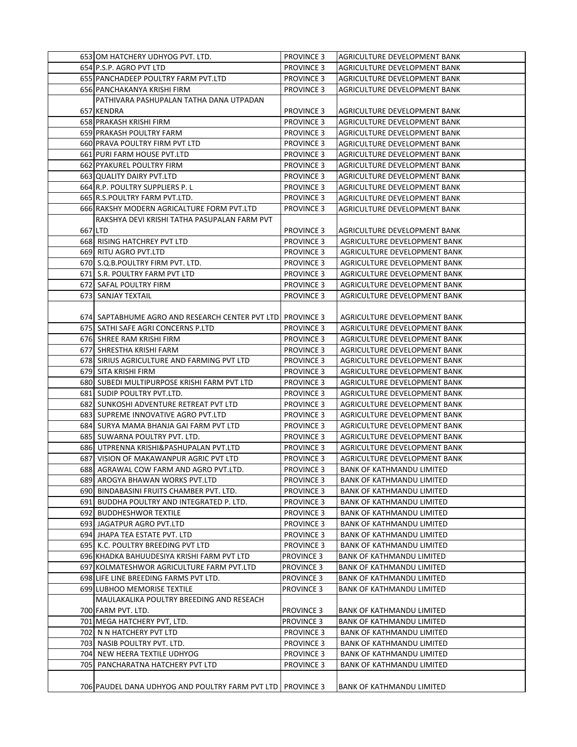| | | | |
|---|---|---|---|
| 653 | OM HATCHERY UDHYOG PVT. LTD. | PROVINCE 3 | AGRICULTURE DEVELOPMENT BANK |
| 654 | P.S.P. AGRO PVT LTD | PROVINCE 3 | AGRICULTURE DEVELOPMENT BANK |
| 655 | PANCHADEEP POULTRY FARM PVT.LTD | PROVINCE 3 | AGRICULTURE DEVELOPMENT BANK |
| 656 | PANCHAKANYA KRISHI FIRM | PROVINCE 3 | AGRICULTURE DEVELOPMENT BANK |
| 657 | PATHIVARA PASHUPALAN TATHA DANA UTPADAN KENDRA | PROVINCE 3 | AGRICULTURE DEVELOPMENT BANK |
| 658 | PRAKASH KRISHI FIRM | PROVINCE 3 | AGRICULTURE DEVELOPMENT BANK |
| 659 | PRAKASH POULTRY FARM | PROVINCE 3 | AGRICULTURE DEVELOPMENT BANK |
| 660 | PRAVA POULTRY FIRM PVT LTD | PROVINCE 3 | AGRICULTURE DEVELOPMENT BANK |
| 661 | PURI FARM HOUSE PVT.LTD | PROVINCE 3 | AGRICULTURE DEVELOPMENT BANK |
| 662 | PYAKUREL POULTRY FIRM | PROVINCE 3 | AGRICULTURE DEVELOPMENT BANK |
| 663 | QUALITY DAIRY PVT.LTD | PROVINCE 3 | AGRICULTURE DEVELOPMENT BANK |
| 664 | R.P. POULTRY SUPPLIERS P. L | PROVINCE 3 | AGRICULTURE DEVELOPMENT BANK |
| 665 | R.S.POULTRY FARM PVT.LTD. | PROVINCE 3 | AGRICULTURE DEVELOPMENT BANK |
| 666 | RAKSHY MODERN AGRICALTURE FORM PVT.LTD | PROVINCE 3 | AGRICULTURE DEVELOPMENT BANK |
| 667 | RAKSHYA DEVI KRISHI TATHA PASUPALAN FARM PVT LTD | PROVINCE 3 | AGRICULTURE DEVELOPMENT BANK |
| 668 | RISING HATCHREY PVT LTD | PROVINCE 3 | AGRICULTURE DEVELOPMENT BANK |
| 669 | RITU AGRO PVT.LTD | PROVINCE 3 | AGRICULTURE DEVELOPMENT BANK |
| 670 | S.Q.B.POULTRY FIRM PVT. LTD. | PROVINCE 3 | AGRICULTURE DEVELOPMENT BANK |
| 671 | S.R. POULTRY FARM PVT LTD | PROVINCE 3 | AGRICULTURE DEVELOPMENT BANK |
| 672 | SAFAL POULTRY FIRM | PROVINCE 3 | AGRICULTURE DEVELOPMENT BANK |
| 673 | SANJAY TEXTAIL | PROVINCE 3 | AGRICULTURE DEVELOPMENT BANK |
| 674 | SAPTABHUME AGRO AND RESEARCH CENTER PVT LTD | PROVINCE 3 | AGRICULTURE DEVELOPMENT BANK |
| 675 | SATHI SAFE AGRI CONCERNS P.LTD | PROVINCE 3 | AGRICULTURE DEVELOPMENT BANK |
| 676 | SHREE RAM KRISHI FIRM | PROVINCE 3 | AGRICULTURE DEVELOPMENT BANK |
| 677 | SHRESTHA KRISHI FARM | PROVINCE 3 | AGRICULTURE DEVELOPMENT BANK |
| 678 | SIRIUS AGRICULTURE AND FARMING PVT LTD | PROVINCE 3 | AGRICULTURE DEVELOPMENT BANK |
| 679 | SITA KRISHI FIRM | PROVINCE 3 | AGRICULTURE DEVELOPMENT BANK |
| 680 | SUBEDI MULTIPURPOSE KRISHI FARM PVT LTD | PROVINCE 3 | AGRICULTURE DEVELOPMENT BANK |
| 681 | SUDIP POULTRY PVT.LTD. | PROVINCE 3 | AGRICULTURE DEVELOPMENT BANK |
| 682 | SUNKOSHI ADVENTURE RETREAT PVT LTD | PROVINCE 3 | AGRICULTURE DEVELOPMENT BANK |
| 683 | SUPREME INNOVATIVE AGRO PVT.LTD | PROVINCE 3 | AGRICULTURE DEVELOPMENT BANK |
| 684 | SURYA MAMA BHANJA GAI FARM PVT LTD | PROVINCE 3 | AGRICULTURE DEVELOPMENT BANK |
| 685 | SUWARNA POULTRY PVT. LTD. | PROVINCE 3 | AGRICULTURE DEVELOPMENT BANK |
| 686 | UTPRENNA KRISHI&PASHUPALAN PVT.LTD | PROVINCE 3 | AGRICULTURE DEVELOPMENT BANK |
| 687 | VISION OF MAKAWANPUR AGRIC PVT LTD | PROVINCE 3 | AGRICULTURE DEVELOPMENT BANK |
| 688 | AGRAWAL COW FARM AND AGRO PVT.LTD. | PROVINCE 3 | BANK OF KATHMANDU LIMITED |
| 689 | AROGYA BHAWAN WORKS PVT.LTD | PROVINCE 3 | BANK OF KATHMANDU LIMITED |
| 690 | BINDABASINI FRUITS CHAMBER PVT. LTD. | PROVINCE 3 | BANK OF KATHMANDU LIMITED |
| 691 | BUDDHA POULTRY AND INTEGRATED P. LTD. | PROVINCE 3 | BANK OF KATHMANDU LIMITED |
| 692 | BUDDHESHWOR TEXTILE | PROVINCE 3 | BANK OF KATHMANDU LIMITED |
| 693 | JAGATPUR AGRO PVT.LTD | PROVINCE 3 | BANK OF KATHMANDU LIMITED |
| 694 | JHAPA TEA ESTATE PVT. LTD | PROVINCE 3 | BANK OF KATHMANDU LIMITED |
| 695 | K.C. POULTRY BREEDING PVT LTD | PROVINCE 3 | BANK OF KATHMANDU LIMITED |
| 696 | KHADKA BAHUUDESIYA KRISHI FARM PVT LTD | PROVINCE 3 | BANK OF KATHMANDU LIMITED |
| 697 | KOLMATESHWOR AGRICULTURE FARM PVT.LTD | PROVINCE 3 | BANK OF KATHMANDU LIMITED |
| 698 | LIFE LINE BREEDING FARMS PVT LTD. | PROVINCE 3 | BANK OF KATHMANDU LIMITED |
| 699 | LUBHOO MEMORISE TEXTILE | PROVINCE 3 | BANK OF KATHMANDU LIMITED |
| 700 | MAULAKALIKA POULTRY BREEDING AND RESEACH FARM PVT. LTD. | PROVINCE 3 | BANK OF KATHMANDU LIMITED |
| 701 | MEGA HATCHERY PVT, LTD. | PROVINCE 3 | BANK OF KATHMANDU LIMITED |
| 702 | N N HATCHERY PVT LTD | PROVINCE 3 | BANK OF KATHMANDU LIMITED |
| 703 | NASIB POULTRY PVT. LTD. | PROVINCE 3 | BANK OF KATHMANDU LIMITED |
| 704 | NEW HEERA TEXTILE UDHYOG | PROVINCE 3 | BANK OF KATHMANDU LIMITED |
| 705 | PANCHARATNA HATCHERY PVT LTD | PROVINCE 3 | BANK OF KATHMANDU LIMITED |
| 706 | PAUDEL DANA UDHYOG AND POULTRY FARM PVT LTD | PROVINCE 3 | BANK OF KATHMANDU LIMITED |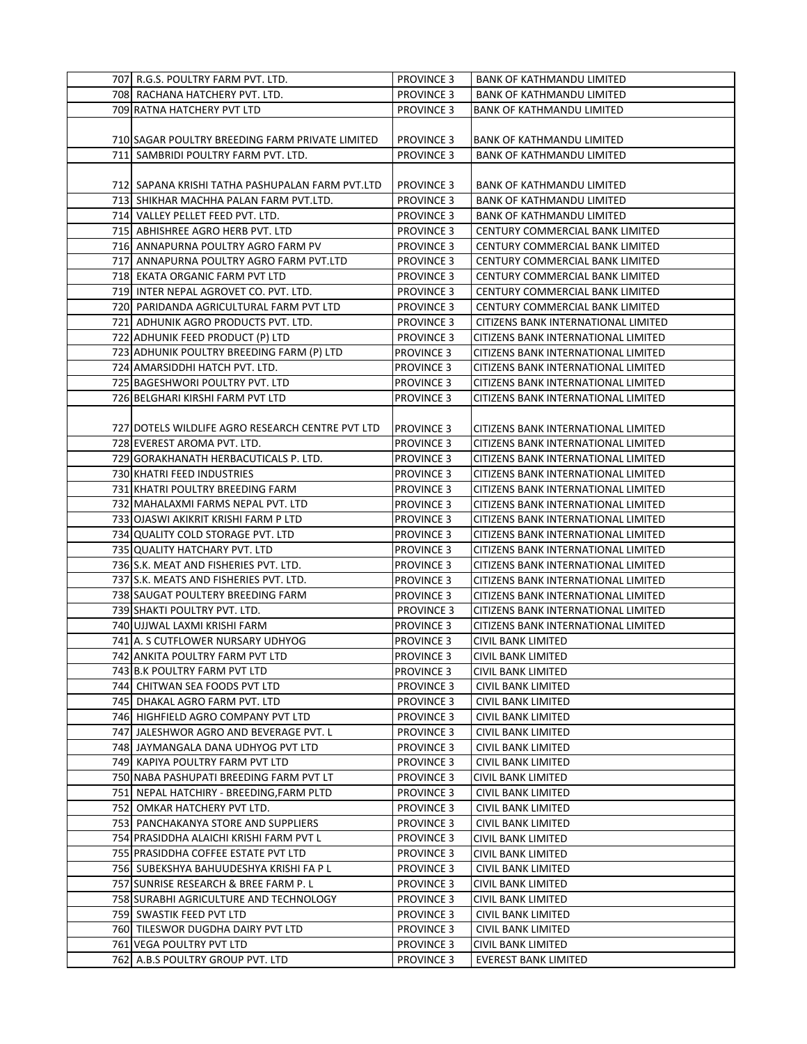| | | |
|---|---|---|
| 707 R.G.S. POULTRY FARM PVT. LTD. | PROVINCE 3 | BANK OF KATHMANDU LIMITED |
| 708 RACHANA HATCHERY PVT. LTD. | PROVINCE 3 | BANK OF KATHMANDU LIMITED |
| 709 RATNA HATCHERY PVT LTD | PROVINCE 3 | BANK OF KATHMANDU LIMITED |
| 710 SAGAR POULTRY BREEDING FARM PRIVATE LIMITED | PROVINCE 3 | BANK OF KATHMANDU LIMITED |
| 711 SAMBRIDI POULTRY FARM PVT. LTD. | PROVINCE 3 | BANK OF KATHMANDU LIMITED |
| 712 SAPANA KRISHI TATHA PASHUPALAN FARM PVT.LTD | PROVINCE 3 | BANK OF KATHMANDU LIMITED |
| 713 SHIKHAR MACHHA PALAN FARM PVT.LTD. | PROVINCE 3 | BANK OF KATHMANDU LIMITED |
| 714 VALLEY PELLET FEED PVT. LTD. | PROVINCE 3 | BANK OF KATHMANDU LIMITED |
| 715 ABHISHREE AGRO HERB PVT. LTD | PROVINCE 3 | CENTURY COMMERCIAL BANK LIMITED |
| 716 ANNAPURNA POULTRY AGRO FARM PV | PROVINCE 3 | CENTURY COMMERCIAL BANK LIMITED |
| 717 ANNAPURNA POULTRY AGRO FARM PVT.LTD | PROVINCE 3 | CENTURY COMMERCIAL BANK LIMITED |
| 718 EKATA ORGANIC FARM PVT LTD | PROVINCE 3 | CENTURY COMMERCIAL BANK LIMITED |
| 719 INTER NEPAL AGROVET CO. PVT. LTD. | PROVINCE 3 | CENTURY COMMERCIAL BANK LIMITED |
| 720 PARIDANDA AGRICULTURAL FARM PVT LTD | PROVINCE 3 | CENTURY COMMERCIAL BANK LIMITED |
| 721 ADHUNIK AGRO PRODUCTS PVT. LTD. | PROVINCE 3 | CITIZENS BANK INTERNATIONAL LIMITED |
| 722 ADHUNIK FEED PRODUCT (P) LTD | PROVINCE 3 | CITIZENS BANK INTERNATIONAL LIMITED |
| 723 ADHUNIK POULTRY BREEDING FARM (P) LTD | PROVINCE 3 | CITIZENS BANK INTERNATIONAL LIMITED |
| 724 AMARSIDDHI HATCH PVT. LTD. | PROVINCE 3 | CITIZENS BANK INTERNATIONAL LIMITED |
| 725 BAGESHWORI POULTRY PVT. LTD | PROVINCE 3 | CITIZENS BANK INTERNATIONAL LIMITED |
| 726 BELGHARI KIRSHI FARM PVT LTD | PROVINCE 3 | CITIZENS BANK INTERNATIONAL LIMITED |
| 727 DOTELS WILDLIFE AGRO RESEARCH CENTRE PVT LTD | PROVINCE 3 | CITIZENS BANK INTERNATIONAL LIMITED |
| 728 EVEREST AROMA PVT. LTD. | PROVINCE 3 | CITIZENS BANK INTERNATIONAL LIMITED |
| 729 GORAKHANATH HERBACUTICALS P. LTD. | PROVINCE 3 | CITIZENS BANK INTERNATIONAL LIMITED |
| 730 KHATRI FEED INDUSTRIES | PROVINCE 3 | CITIZENS BANK INTERNATIONAL LIMITED |
| 731 KHATRI POULTRY BREEDING FARM | PROVINCE 3 | CITIZENS BANK INTERNATIONAL LIMITED |
| 732 MAHALAXMI FARMS NEPAL PVT. LTD | PROVINCE 3 | CITIZENS BANK INTERNATIONAL LIMITED |
| 733 OJASWI AKIKRIT KRISHI FARM P LTD | PROVINCE 3 | CITIZENS BANK INTERNATIONAL LIMITED |
| 734 QUALITY COLD STORAGE PVT. LTD | PROVINCE 3 | CITIZENS BANK INTERNATIONAL LIMITED |
| 735 QUALITY HATCHARY PVT. LTD | PROVINCE 3 | CITIZENS BANK INTERNATIONAL LIMITED |
| 736 S.K. MEAT AND FISHERIES PVT. LTD. | PROVINCE 3 | CITIZENS BANK INTERNATIONAL LIMITED |
| 737 S.K. MEATS AND FISHERIES PVT. LTD. | PROVINCE 3 | CITIZENS BANK INTERNATIONAL LIMITED |
| 738 SAUGAT POULTERY BREEDING FARM | PROVINCE 3 | CITIZENS BANK INTERNATIONAL LIMITED |
| 739 SHAKTI POULTRY PVT. LTD. | PROVINCE 3 | CITIZENS BANK INTERNATIONAL LIMITED |
| 740 UJJWAL LAXMI KRISHI FARM | PROVINCE 3 | CITIZENS BANK INTERNATIONAL LIMITED |
| 741 A. S CUTFLOWER NURSARY UDHYOG | PROVINCE 3 | CIVIL BANK LIMITED |
| 742 ANKITA POULTRY FARM PVT LTD | PROVINCE 3 | CIVIL BANK LIMITED |
| 743 B.K POULTRY FARM PVT LTD | PROVINCE 3 | CIVIL BANK LIMITED |
| 744 CHITWAN SEA FOODS PVT LTD | PROVINCE 3 | CIVIL BANK LIMITED |
| 745 DHAKAL AGRO FARM PVT. LTD | PROVINCE 3 | CIVIL BANK LIMITED |
| 746 HIGHFIELD AGRO COMPANY PVT LTD | PROVINCE 3 | CIVIL BANK LIMITED |
| 747 JALESHWOR AGRO AND BEVERAGE PVT. L | PROVINCE 3 | CIVIL BANK LIMITED |
| 748 JAYMANGALA DANA UDHYOG PVT LTD | PROVINCE 3 | CIVIL BANK LIMITED |
| 749 KAPIYA POULTRY FARM PVT LTD | PROVINCE 3 | CIVIL BANK LIMITED |
| 750 NABA PASHUPATI BREEDING FARM PVT LT | PROVINCE 3 | CIVIL BANK LIMITED |
| 751 NEPAL HATCHIRY - BREEDING,FARM PLTD | PROVINCE 3 | CIVIL BANK LIMITED |
| 752 OMKAR HATCHERY PVT LTD. | PROVINCE 3 | CIVIL BANK LIMITED |
| 753 PANCHAKANYA STORE AND SUPPLIERS | PROVINCE 3 | CIVIL BANK LIMITED |
| 754 PRASIDDHA ALAICHI KRISHI FARM PVT L | PROVINCE 3 | CIVIL BANK LIMITED |
| 755 PRASIDDHA COFFEE ESTATE PVT LTD | PROVINCE 3 | CIVIL BANK LIMITED |
| 756 SUBEKSHYA BAHUUDESHYA KRISHI FA P L | PROVINCE 3 | CIVIL BANK LIMITED |
| 757 SUNRISE RESEARCH & BREE FARM P. L | PROVINCE 3 | CIVIL BANK LIMITED |
| 758 SURABHI AGRICULTURE AND TECHNOLOGY | PROVINCE 3 | CIVIL BANK LIMITED |
| 759 SWASTIK FEED PVT LTD | PROVINCE 3 | CIVIL BANK LIMITED |
| 760 TILESWOR DUGDHA DAIRY PVT LTD | PROVINCE 3 | CIVIL BANK LIMITED |
| 761 VEGA POULTRY PVT LTD | PROVINCE 3 | CIVIL BANK LIMITED |
| 762 A.B.S POULTRY GROUP PVT. LTD | PROVINCE 3 | EVEREST BANK LIMITED |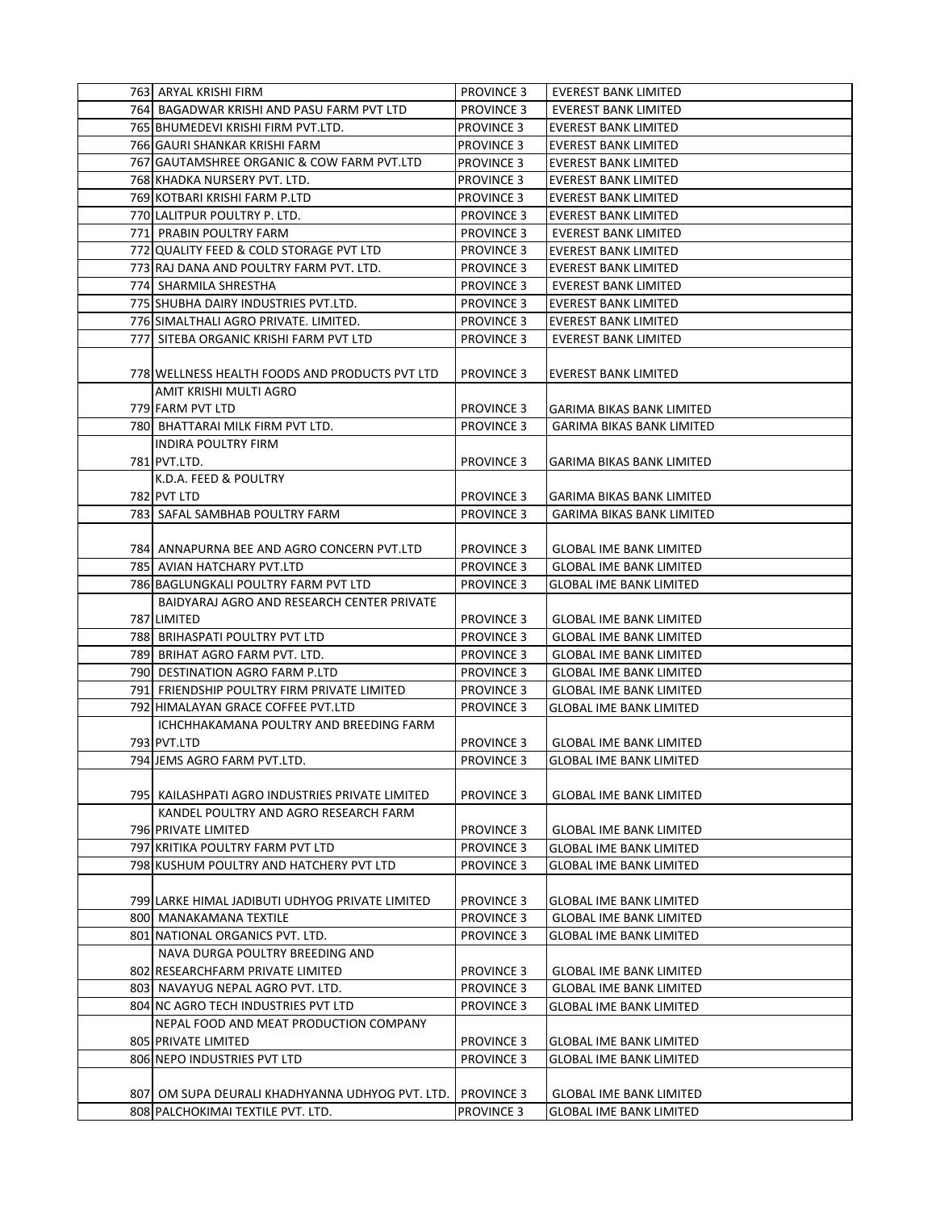| 763 | ARYAL KRISHI FIRM | PROVINCE 3 | EVEREST BANK LIMITED |
|---|---|---|---|
| 764 | BAGADWAR KRISHI AND PASU FARM PVT LTD | PROVINCE 3 | EVEREST BANK LIMITED |
| 765 | BHUMEDEVI KRISHI FIRM PVT.LTD. | PROVINCE 3 | EVEREST BANK LIMITED |
| 766 | GAURI SHANKAR KRISHI FARM | PROVINCE 3 | EVEREST BANK LIMITED |
| 767 | GAUTAMSHREE ORGANIC & COW FARM PVT.LTD | PROVINCE 3 | EVEREST BANK LIMITED |
| 768 | KHADKA NURSERY PVT. LTD. | PROVINCE 3 | EVEREST BANK LIMITED |
| 769 | KOTBARI KRISHI FARM P.LTD | PROVINCE 3 | EVEREST BANK LIMITED |
| 770 | LALITPUR POULTRY P. LTD. | PROVINCE 3 | EVEREST BANK LIMITED |
| 771 | PRABIN POULTRY FARM | PROVINCE 3 | EVEREST BANK LIMITED |
| 772 | QUALITY FEED & COLD STORAGE PVT LTD | PROVINCE 3 | EVEREST BANK LIMITED |
| 773 | RAJ DANA AND POULTRY FARM PVT. LTD. | PROVINCE 3 | EVEREST BANK LIMITED |
| 774 | SHARMILA SHRESTHA | PROVINCE 3 | EVEREST BANK LIMITED |
| 775 | SHUBHA DAIRY INDUSTRIES PVT.LTD. | PROVINCE 3 | EVEREST BANK LIMITED |
| 776 | SIMALTHALI AGRO PRIVATE. LIMITED. | PROVINCE 3 | EVEREST BANK LIMITED |
| 777 | SITEBA ORGANIC KRISHI FARM PVT LTD | PROVINCE 3 | EVEREST BANK LIMITED |
| 778 | WELLNESS HEALTH FOODS AND PRODUCTS PVT LTD | PROVINCE 3 | EVEREST BANK LIMITED |
| 779 | AMIT KRISHI MULTI AGRO FARM PVT LTD | PROVINCE 3 | GARIMA BIKAS BANK LIMITED |
| 780 | BHATTARAI MILK FIRM PVT LTD. | PROVINCE 3 | GARIMA BIKAS BANK LIMITED |
| 781 | INDIRA POULTRY FIRM PVT.LTD. | PROVINCE 3 | GARIMA BIKAS BANK LIMITED |
| 782 | K.D.A. FEED & POULTRY PVT LTD | PROVINCE 3 | GARIMA BIKAS BANK LIMITED |
| 783 | SAFAL SAMBHAB POULTRY FARM | PROVINCE 3 | GARIMA BIKAS BANK LIMITED |
| 784 | ANNAPURNA BEE AND AGRO CONCERN PVT.LTD | PROVINCE 3 | GLOBAL IME BANK LIMITED |
| 785 | AVIAN HATCHARY PVT.LTD | PROVINCE 3 | GLOBAL IME BANK LIMITED |
| 786 | BAGLUNGKALI POULTRY FARM PVT LTD | PROVINCE 3 | GLOBAL IME BANK LIMITED |
| 787 | BAIDYARAJ AGRO AND RESEARCH CENTER PRIVATE LIMITED | PROVINCE 3 | GLOBAL IME BANK LIMITED |
| 788 | BRIHASPATI POULTRY PVT LTD | PROVINCE 3 | GLOBAL IME BANK LIMITED |
| 789 | BRIHAT AGRO FARM PVT. LTD. | PROVINCE 3 | GLOBAL IME BANK LIMITED |
| 790 | DESTINATION AGRO FARM P.LTD | PROVINCE 3 | GLOBAL IME BANK LIMITED |
| 791 | FRIENDSHIP POULTRY FIRM PRIVATE LIMITED | PROVINCE 3 | GLOBAL IME BANK LIMITED |
| 792 | HIMALAYAN GRACE COFFEE PVT.LTD | PROVINCE 3 | GLOBAL IME BANK LIMITED |
| 793 | ICHCHHAKAMANA POULTRY AND BREEDING FARM PVT.LTD | PROVINCE 3 | GLOBAL IME BANK LIMITED |
| 794 | JEMS AGRO FARM PVT.LTD. | PROVINCE 3 | GLOBAL IME BANK LIMITED |
| 795 | KAILASHPATI AGRO INDUSTRIES PRIVATE LIMITED | PROVINCE 3 | GLOBAL IME BANK LIMITED |
| 796 | KANDEL POULTRY AND AGRO RESEARCH FARM PRIVATE LIMITED | PROVINCE 3 | GLOBAL IME BANK LIMITED |
| 797 | KRITIKA POULTRY FARM PVT LTD | PROVINCE 3 | GLOBAL IME BANK LIMITED |
| 798 | KUSHUM POULTRY AND HATCHERY PVT LTD | PROVINCE 3 | GLOBAL IME BANK LIMITED |
| 799 | LARKE HIMAL JADIBUTI UDHYOG PRIVATE LIMITED | PROVINCE 3 | GLOBAL IME BANK LIMITED |
| 800 | MANAKAMANA TEXTILE | PROVINCE 3 | GLOBAL IME BANK LIMITED |
| 801 | NATIONAL ORGANICS PVT. LTD. | PROVINCE 3 | GLOBAL IME BANK LIMITED |
| 802 | NAVA DURGA POULTRY BREEDING AND RESEARCHFARM PRIVATE LIMITED | PROVINCE 3 | GLOBAL IME BANK LIMITED |
| 803 | NAVAYUG NEPAL AGRO PVT. LTD. | PROVINCE 3 | GLOBAL IME BANK LIMITED |
| 804 | NC AGRO TECH INDUSTRIES PVT LTD | PROVINCE 3 | GLOBAL IME BANK LIMITED |
| 805 | NEPAL FOOD AND MEAT PRODUCTION COMPANY PRIVATE LIMITED | PROVINCE 3 | GLOBAL IME BANK LIMITED |
| 806 | NEPO INDUSTRIES PVT LTD | PROVINCE 3 | GLOBAL IME BANK LIMITED |
| 807 | OM SUPA DEURALI KHADHYANNA UDHYOG PVT. LTD. | PROVINCE 3 | GLOBAL IME BANK LIMITED |
| 808 | PALCHOKIMAI TEXTILE PVT. LTD. | PROVINCE 3 | GLOBAL IME BANK LIMITED |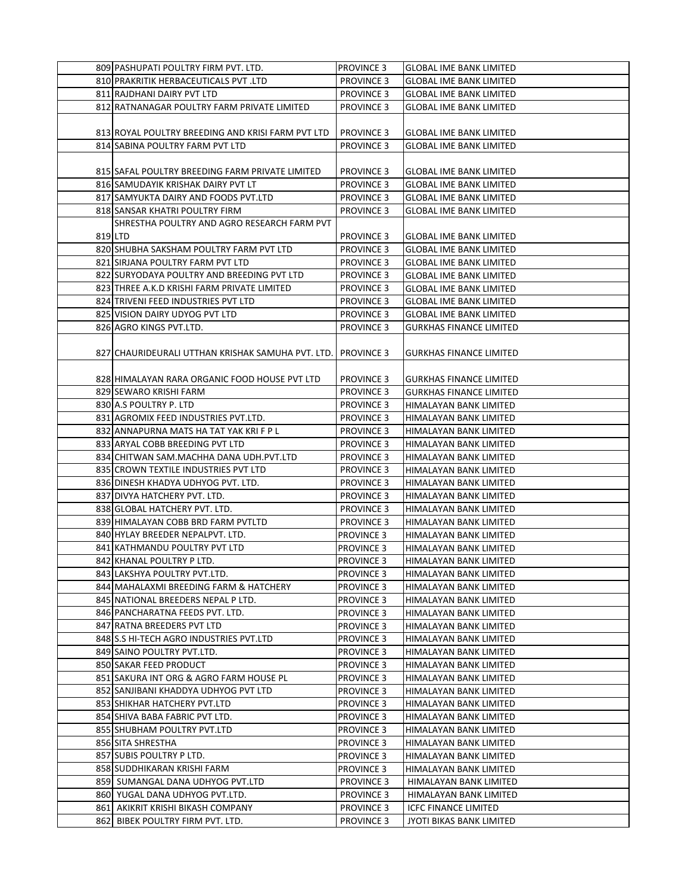| | | | |
|---|---|---|---|
| 809 | PASHUPATI POULTRY FIRM PVT. LTD. | PROVINCE 3 | GLOBAL IME BANK LIMITED |
| 810 | PRAKRITIK HERBACEUTICALS PVT .LTD | PROVINCE 3 | GLOBAL IME BANK LIMITED |
| 811 | RAJDHANI DAIRY PVT LTD | PROVINCE 3 | GLOBAL IME BANK LIMITED |
| 812 | RATNANAGAR POULTRY FARM PRIVATE LIMITED | PROVINCE 3 | GLOBAL IME BANK LIMITED |
| 813 | ROYAL POULTRY BREEDING AND KRISI FARM PVT LTD | PROVINCE 3 | GLOBAL IME BANK LIMITED |
| 814 | SABINA POULTRY FARM PVT LTD | PROVINCE 3 | GLOBAL IME BANK LIMITED |
| 815 | SAFAL POULTRY BREEDING FARM PRIVATE LIMITED | PROVINCE 3 | GLOBAL IME BANK LIMITED |
| 816 | SAMUDAYIK KRISHAK DAIRY PVT LT | PROVINCE 3 | GLOBAL IME BANK LIMITED |
| 817 | SAMYUKTA DAIRY AND FOODS PVT.LTD | PROVINCE 3 | GLOBAL IME BANK LIMITED |
| 818 | SANSAR KHATRI POULTRY FIRM | PROVINCE 3 | GLOBAL IME BANK LIMITED |
| 819 | SHRESTHA POULTRY AND AGRO RESEARCH FARM PVT LTD | PROVINCE 3 | GLOBAL IME BANK LIMITED |
| 820 | SHUBHA SAKSHAM POULTRY FARM PVT LTD | PROVINCE 3 | GLOBAL IME BANK LIMITED |
| 821 | SIRJANA POULTRY FARM PVT LTD | PROVINCE 3 | GLOBAL IME BANK LIMITED |
| 822 | SURYODAYA POULTRY AND BREEDING PVT LTD | PROVINCE 3 | GLOBAL IME BANK LIMITED |
| 823 | THREE A.K.D KRISHI FARM PRIVATE LIMITED | PROVINCE 3 | GLOBAL IME BANK LIMITED |
| 824 | TRIVENI FEED INDUSTRIES PVT LTD | PROVINCE 3 | GLOBAL IME BANK LIMITED |
| 825 | VISION DAIRY UDYOG PVT LTD | PROVINCE 3 | GLOBAL IME BANK LIMITED |
| 826 | AGRO KINGS PVT.LTD. | PROVINCE 3 | GURKHAS FINANCE LIMITED |
| 827 | CHAURIDEURALI UTTHAN KRISHAK SAMUHA PVT. LTD. | PROVINCE 3 | GURKHAS FINANCE LIMITED |
| 828 | HIMALAYAN RARA ORGANIC FOOD HOUSE PVT LTD | PROVINCE 3 | GURKHAS FINANCE LIMITED |
| 829 | SEWARO KRISHI FARM | PROVINCE 3 | GURKHAS FINANCE LIMITED |
| 830 | A.S POULTRY P. LTD | PROVINCE 3 | HIMALAYAN BANK LIMITED |
| 831 | AGROMIX FEED INDUSTRIES PVT.LTD. | PROVINCE 3 | HIMALAYAN BANK LIMITED |
| 832 | ANNAPURNA MATS HA TAT YAK KRI F P L | PROVINCE 3 | HIMALAYAN BANK LIMITED |
| 833 | ARYAL COBB BREEDING PVT LTD | PROVINCE 3 | HIMALAYAN BANK LIMITED |
| 834 | CHITWAN SAM.MACHHA DANA UDH.PVT.LTD | PROVINCE 3 | HIMALAYAN BANK LIMITED |
| 835 | CROWN TEXTILE INDUSTRIES PVT LTD | PROVINCE 3 | HIMALAYAN BANK LIMITED |
| 836 | DINESH KHADYA UDHYOG PVT. LTD. | PROVINCE 3 | HIMALAYAN BANK LIMITED |
| 837 | DIVYA HATCHERY PVT. LTD. | PROVINCE 3 | HIMALAYAN BANK LIMITED |
| 838 | GLOBAL HATCHERY PVT. LTD. | PROVINCE 3 | HIMALAYAN BANK LIMITED |
| 839 | HIMALAYAN COBB BRD FARM PVTLTD | PROVINCE 3 | HIMALAYAN BANK LIMITED |
| 840 | HYLAY BREEDER NEPALPVT. LTD. | PROVINCE 3 | HIMALAYAN BANK LIMITED |
| 841 | KATHMANDU POULTRY PVT LTD | PROVINCE 3 | HIMALAYAN BANK LIMITED |
| 842 | KHANAL POULTRY P LTD. | PROVINCE 3 | HIMALAYAN BANK LIMITED |
| 843 | LAKSHYA POULTRY PVT.LTD. | PROVINCE 3 | HIMALAYAN BANK LIMITED |
| 844 | MAHALAXMI BREEDING FARM & HATCHERY | PROVINCE 3 | HIMALAYAN BANK LIMITED |
| 845 | NATIONAL BREEDERS NEPAL P LTD. | PROVINCE 3 | HIMALAYAN BANK LIMITED |
| 846 | PANCHARATNA FEEDS PVT. LTD. | PROVINCE 3 | HIMALAYAN BANK LIMITED |
| 847 | RATNA BREEDERS PVT LTD | PROVINCE 3 | HIMALAYAN BANK LIMITED |
| 848 | S.S HI-TECH AGRO INDUSTRIES PVT.LTD | PROVINCE 3 | HIMALAYAN BANK LIMITED |
| 849 | SAINO POULTRY PVT.LTD. | PROVINCE 3 | HIMALAYAN BANK LIMITED |
| 850 | SAKAR FEED PRODUCT | PROVINCE 3 | HIMALAYAN BANK LIMITED |
| 851 | SAKURA INT ORG & AGRO FARM HOUSE PL | PROVINCE 3 | HIMALAYAN BANK LIMITED |
| 852 | SANJIBANI KHADDYA UDHYOG PVT LTD | PROVINCE 3 | HIMALAYAN BANK LIMITED |
| 853 | SHIKHAR HATCHERY PVT.LTD | PROVINCE 3 | HIMALAYAN BANK LIMITED |
| 854 | SHIVA BABA FABRIC PVT LTD. | PROVINCE 3 | HIMALAYAN BANK LIMITED |
| 855 | SHUBHAM POULTRY PVT.LTD | PROVINCE 3 | HIMALAYAN BANK LIMITED |
| 856 | SITA SHRESTHA | PROVINCE 3 | HIMALAYAN BANK LIMITED |
| 857 | SUBIS POULTRY P LTD. | PROVINCE 3 | HIMALAYAN BANK LIMITED |
| 858 | SUDDHIKARAN KRISHI FARM | PROVINCE 3 | HIMALAYAN BANK LIMITED |
| 859 | SUMANGAL DANA UDHYOG PVT.LTD | PROVINCE 3 | HIMALAYAN BANK LIMITED |
| 860 | YUGAL DANA UDHYOG PVT.LTD. | PROVINCE 3 | HIMALAYAN BANK LIMITED |
| 861 | AKIKRIT KRISHI BIKASH COMPANY | PROVINCE 3 | ICFC FINANCE LIMITED |
| 862 | BIBEK POULTRY FIRM PVT. LTD. | PROVINCE 3 | JYOTI BIKAS BANK LIMITED |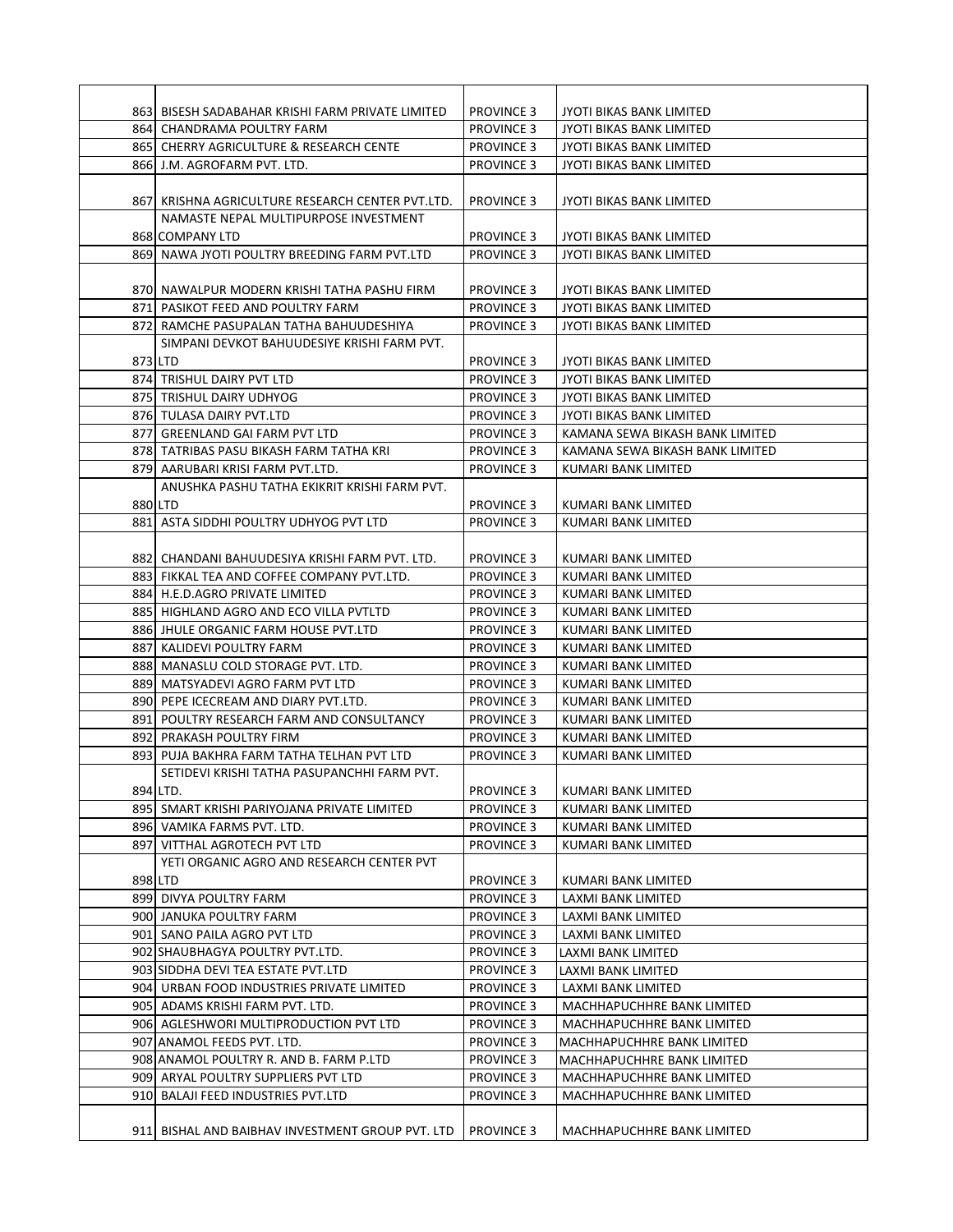| | | | |
|---|---|---|---|
| 863 | BISESH SADABAHAR KRISHI FARM PRIVATE LIMITED | PROVINCE 3 | JYOTI BIKAS BANK LIMITED |
| 864 | CHANDRAMA POULTRY FARM | PROVINCE 3 | JYOTI BIKAS BANK LIMITED |
| 865 | CHERRY AGRICULTURE & RESEARCH CENTE | PROVINCE 3 | JYOTI BIKAS BANK LIMITED |
| 866 | J.M. AGROFARM PVT. LTD. | PROVINCE 3 | JYOTI BIKAS BANK LIMITED |
| 867 | KRISHNA AGRICULTURE RESEARCH CENTER PVT.LTD. | PROVINCE 3 | JYOTI BIKAS BANK LIMITED |
| 868 | NAMASTE NEPAL MULTIPURPOSE INVESTMENT COMPANY LTD | PROVINCE 3 | JYOTI BIKAS BANK LIMITED |
| 869 | NAWA JYOTI POULTRY BREEDING FARM PVT.LTD | PROVINCE 3 | JYOTI BIKAS BANK LIMITED |
| 870 | NAWALPUR MODERN KRISHI TATHA PASHU FIRM | PROVINCE 3 | JYOTI BIKAS BANK LIMITED |
| 871 | PASIKOT FEED AND POULTRY FARM | PROVINCE 3 | JYOTI BIKAS BANK LIMITED |
| 872 | RAMCHE PASUPALAN TATHA BAHUUDESHIYA | PROVINCE 3 | JYOTI BIKAS BANK LIMITED |
| 873 | SIMPANI DEVKOT BAHUUDESIYE KRISHI FARM PVT. LTD | PROVINCE 3 | JYOTI BIKAS BANK LIMITED |
| 874 | TRISHUL DAIRY PVT LTD | PROVINCE 3 | JYOTI BIKAS BANK LIMITED |
| 875 | TRISHUL DAIRY UDHYOG | PROVINCE 3 | JYOTI BIKAS BANK LIMITED |
| 876 | TULASA DAIRY PVT.LTD | PROVINCE 3 | JYOTI BIKAS BANK LIMITED |
| 877 | GREENLAND GAI FARM PVT LTD | PROVINCE 3 | KAMANA SEWA BIKASH BANK LIMITED |
| 878 | TATRIBAS PASU BIKASH FARM TATHA KRI | PROVINCE 3 | KAMANA SEWA BIKASH BANK LIMITED |
| 879 | AARUBARI KRISI FARM PVT.LTD. | PROVINCE 3 | KUMARI BANK LIMITED |
| 880 | ANUSHKA PASHU TATHA EKIKRIT KRISHI FARM PVT. LTD | PROVINCE 3 | KUMARI BANK LIMITED |
| 881 | ASTA SIDDHI POULTRY UDHYOG PVT LTD | PROVINCE 3 | KUMARI BANK LIMITED |
| 882 | CHANDANI BAHUUDESIYA KRISHI FARM PVT. LTD. | PROVINCE 3 | KUMARI BANK LIMITED |
| 883 | FIKKAL TEA AND COFFEE COMPANY PVT.LTD. | PROVINCE 3 | KUMARI BANK LIMITED |
| 884 | H.E.D.AGRO PRIVATE LIMITED | PROVINCE 3 | KUMARI BANK LIMITED |
| 885 | HIGHLAND AGRO AND ECO VILLA PVTLTD | PROVINCE 3 | KUMARI BANK LIMITED |
| 886 | JHULE ORGANIC FARM HOUSE PVT.LTD | PROVINCE 3 | KUMARI BANK LIMITED |
| 887 | KALIDEVI POULTRY FARM | PROVINCE 3 | KUMARI BANK LIMITED |
| 888 | MANASLU COLD STORAGE PVT. LTD. | PROVINCE 3 | KUMARI BANK LIMITED |
| 889 | MATSYADEVI AGRO FARM PVT LTD | PROVINCE 3 | KUMARI BANK LIMITED |
| 890 | PEPE ICECREAM AND DIARY PVT.LTD. | PROVINCE 3 | KUMARI BANK LIMITED |
| 891 | POULTRY RESEARCH FARM AND CONSULTANCY | PROVINCE 3 | KUMARI BANK LIMITED |
| 892 | PRAKASH POULTRY FIRM | PROVINCE 3 | KUMARI BANK LIMITED |
| 893 | PUJA BAKHRA FARM TATHA TELHAN PVT LTD | PROVINCE 3 | KUMARI BANK LIMITED |
| 894 | SETIDEVI KRISHI TATHA PASUPANCHHI FARM PVT. LTD. | PROVINCE 3 | KUMARI BANK LIMITED |
| 895 | SMART KRISHI PARIYOJANA PRIVATE LIMITED | PROVINCE 3 | KUMARI BANK LIMITED |
| 896 | VAMIKA FARMS PVT. LTD. | PROVINCE 3 | KUMARI BANK LIMITED |
| 897 | VITTHAL AGROTECH PVT LTD | PROVINCE 3 | KUMARI BANK LIMITED |
| 898 | YETI ORGANIC AGRO AND RESEARCH CENTER PVT LTD | PROVINCE 3 | KUMARI BANK LIMITED |
| 899 | DIVYA POULTRY FARM | PROVINCE 3 | LAXMI BANK LIMITED |
| 900 | JANUKA POULTRY FARM | PROVINCE 3 | LAXMI BANK LIMITED |
| 901 | SANO PAILA AGRO PVT LTD | PROVINCE 3 | LAXMI BANK LIMITED |
| 902 | SHAUBHAGYA POULTRY PVT.LTD. | PROVINCE 3 | LAXMI BANK LIMITED |
| 903 | SIDDHA DEVI TEA ESTATE PVT.LTD | PROVINCE 3 | LAXMI BANK LIMITED |
| 904 | URBAN FOOD INDUSTRIES PRIVATE LIMITED | PROVINCE 3 | LAXMI BANK LIMITED |
| 905 | ADAMS KRISHI FARM PVT. LTD. | PROVINCE 3 | MACHHAPUCHHRE BANK LIMITED |
| 906 | AGLESHWORI MULTIPRODUCTION PVT LTD | PROVINCE 3 | MACHHAPUCHHRE BANK LIMITED |
| 907 | ANAMOL FEEDS PVT. LTD. | PROVINCE 3 | MACHHAPUCHHRE BANK LIMITED |
| 908 | ANAMOL POULTRY R. AND B. FARM P.LTD | PROVINCE 3 | MACHHAPUCHHRE BANK LIMITED |
| 909 | ARYAL POULTRY SUPPLIERS PVT LTD | PROVINCE 3 | MACHHAPUCHHRE BANK LIMITED |
| 910 | BALAJI FEED INDUSTRIES PVT.LTD | PROVINCE 3 | MACHHAPUCHHRE BANK LIMITED |
| 911 | BISHAL AND BAIBHAV INVESTMENT GROUP PVT. LTD | PROVINCE 3 | MACHHAPUCHHRE BANK LIMITED |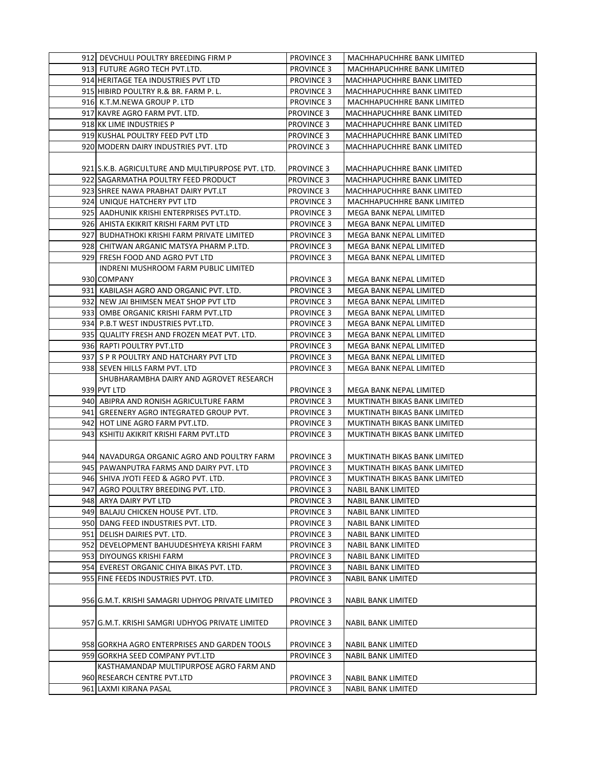| | | | |
|---|---|---|---|
| 912 | DEVCHULI POULTRY BREEDING FIRM P | PROVINCE 3 | MACHHAPUCHHRE BANK LIMITED |
| 913 | FUTURE AGRO TECH PVT.LTD. | PROVINCE 3 | MACHHAPUCHHRE BANK LIMITED |
| 914 | HERITAGE TEA INDUSTRIES PVT LTD | PROVINCE 3 | MACHHAPUCHHRE BANK LIMITED |
| 915 | HIBIRD POULTRY R.& BR. FARM P. L. | PROVINCE 3 | MACHHAPUCHHRE BANK LIMITED |
| 916 | K.T.M.NEWA GROUP P. LTD | PROVINCE 3 | MACHHAPUCHHRE BANK LIMITED |
| 917 | KAVRE AGRO FARM PVT. LTD. | PROVINCE 3 | MACHHAPUCHHRE BANK LIMITED |
| 918 | KK LIME INDUSTRIES P | PROVINCE 3 | MACHHAPUCHHRE BANK LIMITED |
| 919 | KUSHAL POULTRY FEED PVT LTD | PROVINCE 3 | MACHHAPUCHHRE BANK LIMITED |
| 920 | MODERN DAIRY INDUSTRIES PVT. LTD | PROVINCE 3 | MACHHAPUCHHRE BANK LIMITED |
| 921 | S.K.B. AGRICULTURE AND MULTIPURPOSE PVT. LTD. | PROVINCE 3 | MACHHAPUCHHRE BANK LIMITED |
| 922 | SAGARMATHA POULTRY FEED PRODUCT | PROVINCE 3 | MACHHAPUCHHRE BANK LIMITED |
| 923 | SHREE NAWA PRABHAT DAIRY PVT.LT | PROVINCE 3 | MACHHAPUCHHRE BANK LIMITED |
| 924 | UNIQUE HATCHERY PVT LTD | PROVINCE 3 | MACHHAPUCHHRE BANK LIMITED |
| 925 | AADHUNIK KRISHI ENTERPRISES PVT.LTD. | PROVINCE 3 | MEGA BANK NEPAL LIMITED |
| 926 | AHISTA EKIKRIT KRISHI FARM PVT LTD | PROVINCE 3 | MEGA BANK NEPAL LIMITED |
| 927 | BUDHATHOKI KRISHI FARM PRIVATE LIMITED | PROVINCE 3 | MEGA BANK NEPAL LIMITED |
| 928 | CHITWAN ARGANIC MATSYA PHARM P.LTD. | PROVINCE 3 | MEGA BANK NEPAL LIMITED |
| 929 | FRESH FOOD AND AGRO PVT LTD | PROVINCE 3 | MEGA BANK NEPAL LIMITED |
| 930 | INDRENI MUSHROOM FARM PUBLIC LIMITED COMPANY | PROVINCE 3 | MEGA BANK NEPAL LIMITED |
| 931 | KABILASH AGRO AND ORGANIC PVT. LTD. | PROVINCE 3 | MEGA BANK NEPAL LIMITED |
| 932 | NEW JAI BHIMSEN MEAT SHOP PVT LTD | PROVINCE 3 | MEGA BANK NEPAL LIMITED |
| 933 | OMBE ORGANIC KRISHI FARM PVT.LTD | PROVINCE 3 | MEGA BANK NEPAL LIMITED |
| 934 | P.B.T WEST INDUSTRIES PVT.LTD. | PROVINCE 3 | MEGA BANK NEPAL LIMITED |
| 935 | QUALITY FRESH AND FROZEN MEAT PVT. LTD. | PROVINCE 3 | MEGA BANK NEPAL LIMITED |
| 936 | RAPTI POULTRY PVT.LTD | PROVINCE 3 | MEGA BANK NEPAL LIMITED |
| 937 | S P R POULTRY AND HATCHARY PVT LTD | PROVINCE 3 | MEGA BANK NEPAL LIMITED |
| 938 | SEVEN HILLS FARM PVT. LTD | PROVINCE 3 | MEGA BANK NEPAL LIMITED |
| 939 | SHUBHARAMBHA DAIRY AND AGROVET RESEARCH PVT LTD | PROVINCE 3 | MEGA BANK NEPAL LIMITED |
| 940 | ABIPRA AND RONISH AGRICULTURE FARM | PROVINCE 3 | MUKTINATH BIKAS BANK LIMITED |
| 941 | GREENERY AGRO INTEGRATED GROUP PVT. | PROVINCE 3 | MUKTINATH BIKAS BANK LIMITED |
| 942 | HOT LINE AGRO FARM PVT.LTD. | PROVINCE 3 | MUKTINATH BIKAS BANK LIMITED |
| 943 | KSHITIJ AKIKRIT KRISHI FARM PVT.LTD | PROVINCE 3 | MUKTINATH BIKAS BANK LIMITED |
| 944 | NAVADURGA ORGANIC AGRO AND POULTRY FARM | PROVINCE 3 | MUKTINATH BIKAS BANK LIMITED |
| 945 | PAWANPUTRA FARMS AND DAIRY PVT. LTD | PROVINCE 3 | MUKTINATH BIKAS BANK LIMITED |
| 946 | SHIVA JYOTI FEED & AGRO PVT. LTD. | PROVINCE 3 | MUKTINATH BIKAS BANK LIMITED |
| 947 | AGRO POULTRY BREEDING PVT. LTD. | PROVINCE 3 | NABIL BANK LIMITED |
| 948 | ARYA DAIRY PVT LTD | PROVINCE 3 | NABIL BANK LIMITED |
| 949 | BALAJU CHICKEN HOUSE PVT. LTD. | PROVINCE 3 | NABIL BANK LIMITED |
| 950 | DANG FEED INDUSTRIES PVT. LTD. | PROVINCE 3 | NABIL BANK LIMITED |
| 951 | DELISH DAIRIES PVT. LTD. | PROVINCE 3 | NABIL BANK LIMITED |
| 952 | DEVELOPMENT BAHUUDESHYEYA KRISHI FARM | PROVINCE 3 | NABIL BANK LIMITED |
| 953 | DIYOUNGS KRISHI FARM | PROVINCE 3 | NABIL BANK LIMITED |
| 954 | EVEREST ORGANIC CHIYA BIKAS PVT. LTD. | PROVINCE 3 | NABIL BANK LIMITED |
| 955 | FINE FEEDS INDUSTRIES PVT. LTD. | PROVINCE 3 | NABIL BANK LIMITED |
| 956 | G.M.T. KRISHI SAMAGRI UDHYOG PRIVATE LIMITED | PROVINCE 3 | NABIL BANK LIMITED |
| 957 | G.M.T. KRISHI SAMGRI UDHYOG PRIVATE LIMITED | PROVINCE 3 | NABIL BANK LIMITED |
| 958 | GORKHA AGRO ENTERPRISES AND GARDEN TOOLS | PROVINCE 3 | NABIL BANK LIMITED |
| 959 | GORKHA SEED COMPANY PVT.LTD | PROVINCE 3 | NABIL BANK LIMITED |
| 960 | KASTHAMANDAP MULTIPURPOSE AGRO FARM AND RESEARCH CENTRE PVT.LTD | PROVINCE 3 | NABIL BANK LIMITED |
| 961 | LAXMI KIRANA PASAL | PROVINCE 3 | NABIL BANK LIMITED |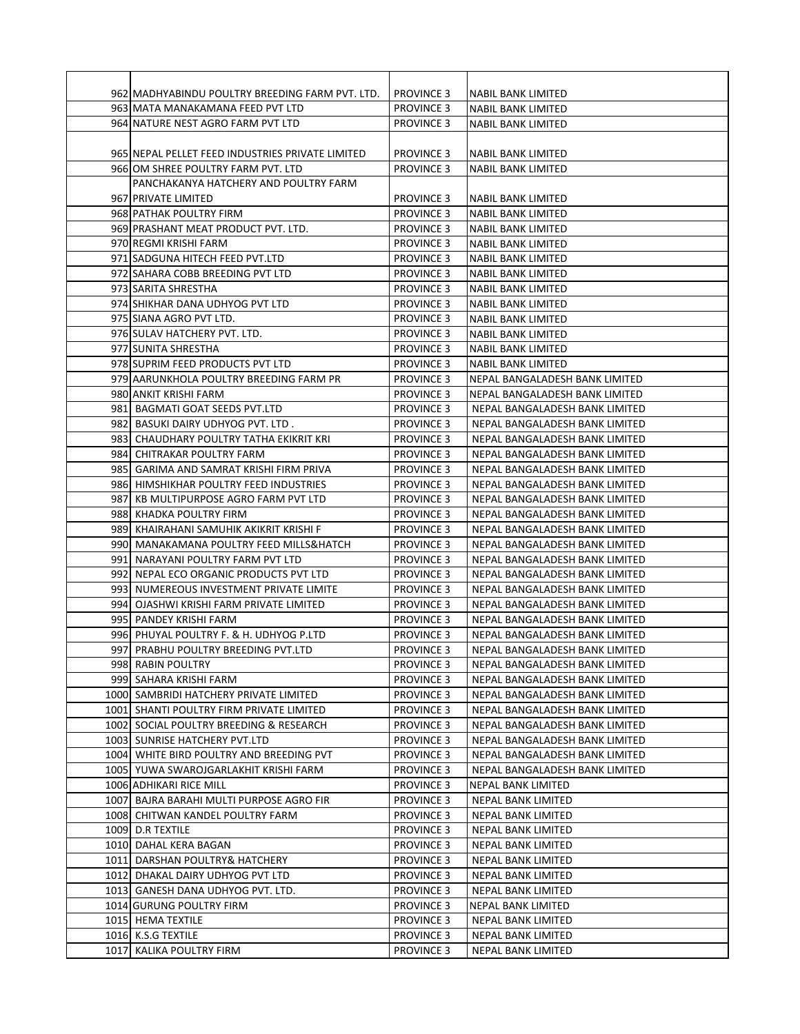| | | | |
|---|---|---|---|
| 962 | MADHYABINDU POULTRY BREEDING FARM PVT. LTD. | PROVINCE 3 | NABIL BANK LIMITED |
| 963 | MATA MANAKAMANA FEED PVT LTD | PROVINCE 3 | NABIL BANK LIMITED |
| 964 | NATURE NEST AGRO FARM PVT LTD | PROVINCE 3 | NABIL BANK LIMITED |
| 965 | NEPAL PELLET FEED INDUSTRIES PRIVATE LIMITED | PROVINCE 3 | NABIL BANK LIMITED |
| 966 | OM SHREE POULTRY FARM PVT. LTD | PROVINCE 3 | NABIL BANK LIMITED |
| 967 | PANCHAKANYA HATCHERY AND POULTRY FARM PRIVATE LIMITED | PROVINCE 3 | NABIL BANK LIMITED |
| 968 | PATHAK POULTRY FIRM | PROVINCE 3 | NABIL BANK LIMITED |
| 969 | PRASHANT MEAT PRODUCT PVT. LTD. | PROVINCE 3 | NABIL BANK LIMITED |
| 970 | REGMI KRISHI FARM | PROVINCE 3 | NABIL BANK LIMITED |
| 971 | SADGUNA HITECH FEED PVT.LTD | PROVINCE 3 | NABIL BANK LIMITED |
| 972 | SAHARA COBB BREEDING PVT LTD | PROVINCE 3 | NABIL BANK LIMITED |
| 973 | SARITA SHRESTHA | PROVINCE 3 | NABIL BANK LIMITED |
| 974 | SHIKHAR DANA UDHYOG PVT LTD | PROVINCE 3 | NABIL BANK LIMITED |
| 975 | SIANA AGRO PVT LTD. | PROVINCE 3 | NABIL BANK LIMITED |
| 976 | SULAV HATCHERY PVT. LTD. | PROVINCE 3 | NABIL BANK LIMITED |
| 977 | SUNITA SHRESTHA | PROVINCE 3 | NABIL BANK LIMITED |
| 978 | SUPRIM FEED PRODUCTS PVT LTD | PROVINCE 3 | NABIL BANK LIMITED |
| 979 | AARUNKHOLA POULTRY BREEDING FARM PR | PROVINCE 3 | NEPAL BANGALADESH BANK LIMITED |
| 980 | ANKIT KRISHI FARM | PROVINCE 3 | NEPAL BANGALADESH BANK LIMITED |
| 981 | BAGMATI GOAT SEEDS PVT.LTD | PROVINCE 3 | NEPAL BANGALADESH BANK LIMITED |
| 982 | BASUKI DAIRY UDHYOG PVT. LTD . | PROVINCE 3 | NEPAL BANGALADESH BANK LIMITED |
| 983 | CHAUDHARY POULTRY TATHA EKIKRIT KRI | PROVINCE 3 | NEPAL BANGALADESH BANK LIMITED |
| 984 | CHITRAKAR POULTRY FARM | PROVINCE 3 | NEPAL BANGALADESH BANK LIMITED |
| 985 | GARIMA AND SAMRAT KRISHI FIRM PRIVA | PROVINCE 3 | NEPAL BANGALADESH BANK LIMITED |
| 986 | HIMSHIKHAR POULTRY FEED INDUSTRIES | PROVINCE 3 | NEPAL BANGALADESH BANK LIMITED |
| 987 | KB MULTIPURPOSE AGRO FARM PVT LTD | PROVINCE 3 | NEPAL BANGALADESH BANK LIMITED |
| 988 | KHADKA POULTRY FIRM | PROVINCE 3 | NEPAL BANGALADESH BANK LIMITED |
| 989 | KHAIRAHANI SAMUHIK AKIKRIT KRISHI F | PROVINCE 3 | NEPAL BANGALADESH BANK LIMITED |
| 990 | MANAKAMANA POULTRY FEED MILLS&HATCH | PROVINCE 3 | NEPAL BANGALADESH BANK LIMITED |
| 991 | NARAYANI POULTRY FARM PVT LTD | PROVINCE 3 | NEPAL BANGALADESH BANK LIMITED |
| 992 | NEPAL ECO ORGANIC PRODUCTS PVT LTD | PROVINCE 3 | NEPAL BANGALADESH BANK LIMITED |
| 993 | NUMEREOUS INVESTMENT PRIVATE LIMITE | PROVINCE 3 | NEPAL BANGALADESH BANK LIMITED |
| 994 | OJASHWI KRISHI FARM PRIVATE LIMITED | PROVINCE 3 | NEPAL BANGALADESH BANK LIMITED |
| 995 | PANDEY KRISHI FARM | PROVINCE 3 | NEPAL BANGALADESH BANK LIMITED |
| 996 | PHUYAL POULTRY F. & H. UDHYOG P.LTD | PROVINCE 3 | NEPAL BANGALADESH BANK LIMITED |
| 997 | PRABHU POULTRY BREEDING PVT.LTD | PROVINCE 3 | NEPAL BANGALADESH BANK LIMITED |
| 998 | RABIN POULTRY | PROVINCE 3 | NEPAL BANGALADESH BANK LIMITED |
| 999 | SAHARA KRISHI FARM | PROVINCE 3 | NEPAL BANGALADESH BANK LIMITED |
| 1000 | SAMBRIDI HATCHERY PRIVATE LIMITED | PROVINCE 3 | NEPAL BANGALADESH BANK LIMITED |
| 1001 | SHANTI POULTRY FIRM PRIVATE LIMITED | PROVINCE 3 | NEPAL BANGALADESH BANK LIMITED |
| 1002 | SOCIAL POULTRY BREEDING & RESEARCH | PROVINCE 3 | NEPAL BANGALADESH BANK LIMITED |
| 1003 | SUNRISE HATCHERY PVT.LTD | PROVINCE 3 | NEPAL BANGALADESH BANK LIMITED |
| 1004 | WHITE BIRD POULTRY AND BREEDING PVT | PROVINCE 3 | NEPAL BANGALADESH BANK LIMITED |
| 1005 | YUWA SWAROJGARLAKHIT KRISHI FARM | PROVINCE 3 | NEPAL BANGALADESH BANK LIMITED |
| 1006 | ADHIKARI RICE MILL | PROVINCE 3 | NEPAL BANK LIMITED |
| 1007 | BAJRA BARAHI MULTI PURPOSE AGRO FIR | PROVINCE 3 | NEPAL BANK LIMITED |
| 1008 | CHITWAN KANDEL POULTRY FARM | PROVINCE 3 | NEPAL BANK LIMITED |
| 1009 | D.R TEXTILE | PROVINCE 3 | NEPAL BANK LIMITED |
| 1010 | DAHAL KERA BAGAN | PROVINCE 3 | NEPAL BANK LIMITED |
| 1011 | DARSHAN POULTRY& HATCHERY | PROVINCE 3 | NEPAL BANK LIMITED |
| 1012 | DHAKAL DAIRY UDHYOG PVT LTD | PROVINCE 3 | NEPAL BANK LIMITED |
| 1013 | GANESH DANA UDHYOG PVT. LTD. | PROVINCE 3 | NEPAL BANK LIMITED |
| 1014 | GURUNG POULTRY FIRM | PROVINCE 3 | NEPAL BANK LIMITED |
| 1015 | HEMA TEXTILE | PROVINCE 3 | NEPAL BANK LIMITED |
| 1016 | K.S.G TEXTILE | PROVINCE 3 | NEPAL BANK LIMITED |
| 1017 | KALIKA POULTRY FIRM | PROVINCE 3 | NEPAL BANK LIMITED |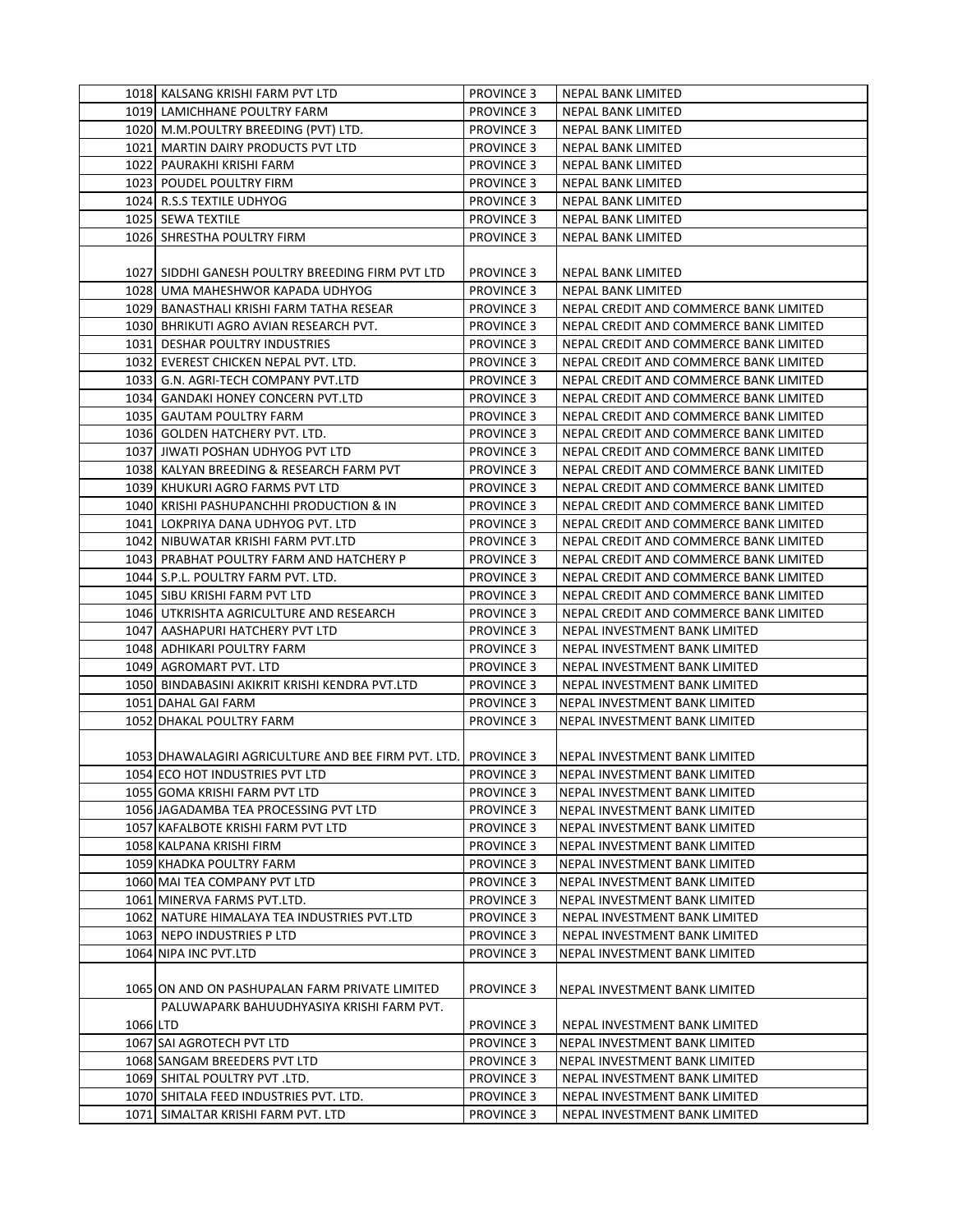| | | | |
|---|---|---|---|
| 1018 | KALSANG KRISHI FARM PVT LTD | PROVINCE 3 | NEPAL BANK LIMITED |
| 1019 | LAMICHHANE POULTRY FARM | PROVINCE 3 | NEPAL BANK LIMITED |
| 1020 | M.M.POULTRY BREEDING (PVT) LTD. | PROVINCE 3 | NEPAL BANK LIMITED |
| 1021 | MARTIN DAIRY PRODUCTS PVT LTD | PROVINCE 3 | NEPAL BANK LIMITED |
| 1022 | PAURAKHI KRISHI FARM | PROVINCE 3 | NEPAL BANK LIMITED |
| 1023 | POUDEL POULTRY FIRM | PROVINCE 3 | NEPAL BANK LIMITED |
| 1024 | R.S.S TEXTILE UDHYOG | PROVINCE 3 | NEPAL BANK LIMITED |
| 1025 | SEWA TEXTILE | PROVINCE 3 | NEPAL BANK LIMITED |
| 1026 | SHRESTHA POULTRY FIRM | PROVINCE 3 | NEPAL BANK LIMITED |
| 1027 | SIDDHI GANESH POULTRY BREEDING FIRM PVT LTD | PROVINCE 3 | NEPAL BANK LIMITED |
| 1028 | UMA MAHESHWOR KAPADA UDHYOG | PROVINCE 3 | NEPAL BANK LIMITED |
| 1029 | BANASTHALI KRISHI FARM TATHA RESEAR | PROVINCE 3 | NEPAL CREDIT AND COMMERCE BANK LIMITED |
| 1030 | BHRIKUTI AGRO AVIAN RESEARCH PVT. | PROVINCE 3 | NEPAL CREDIT AND COMMERCE BANK LIMITED |
| 1031 | DESHAR POULTRY INDUSTRIES | PROVINCE 3 | NEPAL CREDIT AND COMMERCE BANK LIMITED |
| 1032 | EVEREST CHICKEN NEPAL PVT. LTD. | PROVINCE 3 | NEPAL CREDIT AND COMMERCE BANK LIMITED |
| 1033 | G.N. AGRI-TECH COMPANY PVT.LTD | PROVINCE 3 | NEPAL CREDIT AND COMMERCE BANK LIMITED |
| 1034 | GANDAKI HONEY CONCERN PVT.LTD | PROVINCE 3 | NEPAL CREDIT AND COMMERCE BANK LIMITED |
| 1035 | GAUTAM POULTRY FARM | PROVINCE 3 | NEPAL CREDIT AND COMMERCE BANK LIMITED |
| 1036 | GOLDEN HATCHERY PVT. LTD. | PROVINCE 3 | NEPAL CREDIT AND COMMERCE BANK LIMITED |
| 1037 | JIWATI POSHAN UDHYOG PVT LTD | PROVINCE 3 | NEPAL CREDIT AND COMMERCE BANK LIMITED |
| 1038 | KALYAN BREEDING & RESEARCH FARM PVT | PROVINCE 3 | NEPAL CREDIT AND COMMERCE BANK LIMITED |
| 1039 | KHUKURI AGRO FARMS PVT LTD | PROVINCE 3 | NEPAL CREDIT AND COMMERCE BANK LIMITED |
| 1040 | KRISHI PASHUPANCHHI PRODUCTION & IN | PROVINCE 3 | NEPAL CREDIT AND COMMERCE BANK LIMITED |
| 1041 | LOKPRIYA DANA UDHYOG PVT. LTD | PROVINCE 3 | NEPAL CREDIT AND COMMERCE BANK LIMITED |
| 1042 | NIBUWATAR KRISHI FARM PVT.LTD | PROVINCE 3 | NEPAL CREDIT AND COMMERCE BANK LIMITED |
| 1043 | PRABHAT POULTRY FARM AND HATCHERY P | PROVINCE 3 | NEPAL CREDIT AND COMMERCE BANK LIMITED |
| 1044 | S.P.L. POULTRY FARM PVT. LTD. | PROVINCE 3 | NEPAL CREDIT AND COMMERCE BANK LIMITED |
| 1045 | SIBU KRISHI FARM PVT LTD | PROVINCE 3 | NEPAL CREDIT AND COMMERCE BANK LIMITED |
| 1046 | UTKRISHTA AGRICULTURE AND RESEARCH | PROVINCE 3 | NEPAL CREDIT AND COMMERCE BANK LIMITED |
| 1047 | AASHAPURI HATCHERY PVT LTD | PROVINCE 3 | NEPAL INVESTMENT BANK LIMITED |
| 1048 | ADHIKARI POULTRY FARM | PROVINCE 3 | NEPAL INVESTMENT BANK LIMITED |
| 1049 | AGROMART PVT. LTD | PROVINCE 3 | NEPAL INVESTMENT BANK LIMITED |
| 1050 | BINDABASINI AKIKRIT KRISHI KENDRA PVT.LTD | PROVINCE 3 | NEPAL INVESTMENT BANK LIMITED |
| 1051 | DAHAL GAI FARM | PROVINCE 3 | NEPAL INVESTMENT BANK LIMITED |
| 1052 | DHAKAL POULTRY FARM | PROVINCE 3 | NEPAL INVESTMENT BANK LIMITED |
| 1053 | DHAWALAGIRI AGRICULTURE AND BEE FIRM PVT. LTD. | PROVINCE 3 | NEPAL INVESTMENT BANK LIMITED |
| 1054 | ECO HOT INDUSTRIES PVT LTD | PROVINCE 3 | NEPAL INVESTMENT BANK LIMITED |
| 1055 | GOMA KRISHI FARM PVT LTD | PROVINCE 3 | NEPAL INVESTMENT BANK LIMITED |
| 1056 | JAGADAMBA TEA PROCESSING PVT LTD | PROVINCE 3 | NEPAL INVESTMENT BANK LIMITED |
| 1057 | KAFALBOTE KRISHI FARM PVT LTD | PROVINCE 3 | NEPAL INVESTMENT BANK LIMITED |
| 1058 | KALPANA KRISHI FIRM | PROVINCE 3 | NEPAL INVESTMENT BANK LIMITED |
| 1059 | KHADKA POULTRY FARM | PROVINCE 3 | NEPAL INVESTMENT BANK LIMITED |
| 1060 | MAI TEA COMPANY PVT LTD | PROVINCE 3 | NEPAL INVESTMENT BANK LIMITED |
| 1061 | MINERVA FARMS PVT.LTD. | PROVINCE 3 | NEPAL INVESTMENT BANK LIMITED |
| 1062 | NATURE HIMALAYA TEA INDUSTRIES PVT.LTD | PROVINCE 3 | NEPAL INVESTMENT BANK LIMITED |
| 1063 | NEPO INDUSTRIES P LTD | PROVINCE 3 | NEPAL INVESTMENT BANK LIMITED |
| 1064 | NIPA INC PVT.LTD | PROVINCE 3 | NEPAL INVESTMENT BANK LIMITED |
| 1065 | ON AND ON PASHUPALAN FARM PRIVATE LIMITED | PROVINCE 3 | NEPAL INVESTMENT BANK LIMITED |
| 1066 | PALUWAPARK BAHUUDHYASIYA KRISHI FARM PVT. LTD | PROVINCE 3 | NEPAL INVESTMENT BANK LIMITED |
| 1067 | SAI AGROTECH PVT LTD | PROVINCE 3 | NEPAL INVESTMENT BANK LIMITED |
| 1068 | SANGAM BREEDERS PVT LTD | PROVINCE 3 | NEPAL INVESTMENT BANK LIMITED |
| 1069 | SHITAL POULTRY PVT .LTD. | PROVINCE 3 | NEPAL INVESTMENT BANK LIMITED |
| 1070 | SHITALA FEED INDUSTRIES PVT. LTD. | PROVINCE 3 | NEPAL INVESTMENT BANK LIMITED |
| 1071 | SIMALTAR KRISHI FARM PVT. LTD | PROVINCE 3 | NEPAL INVESTMENT BANK LIMITED |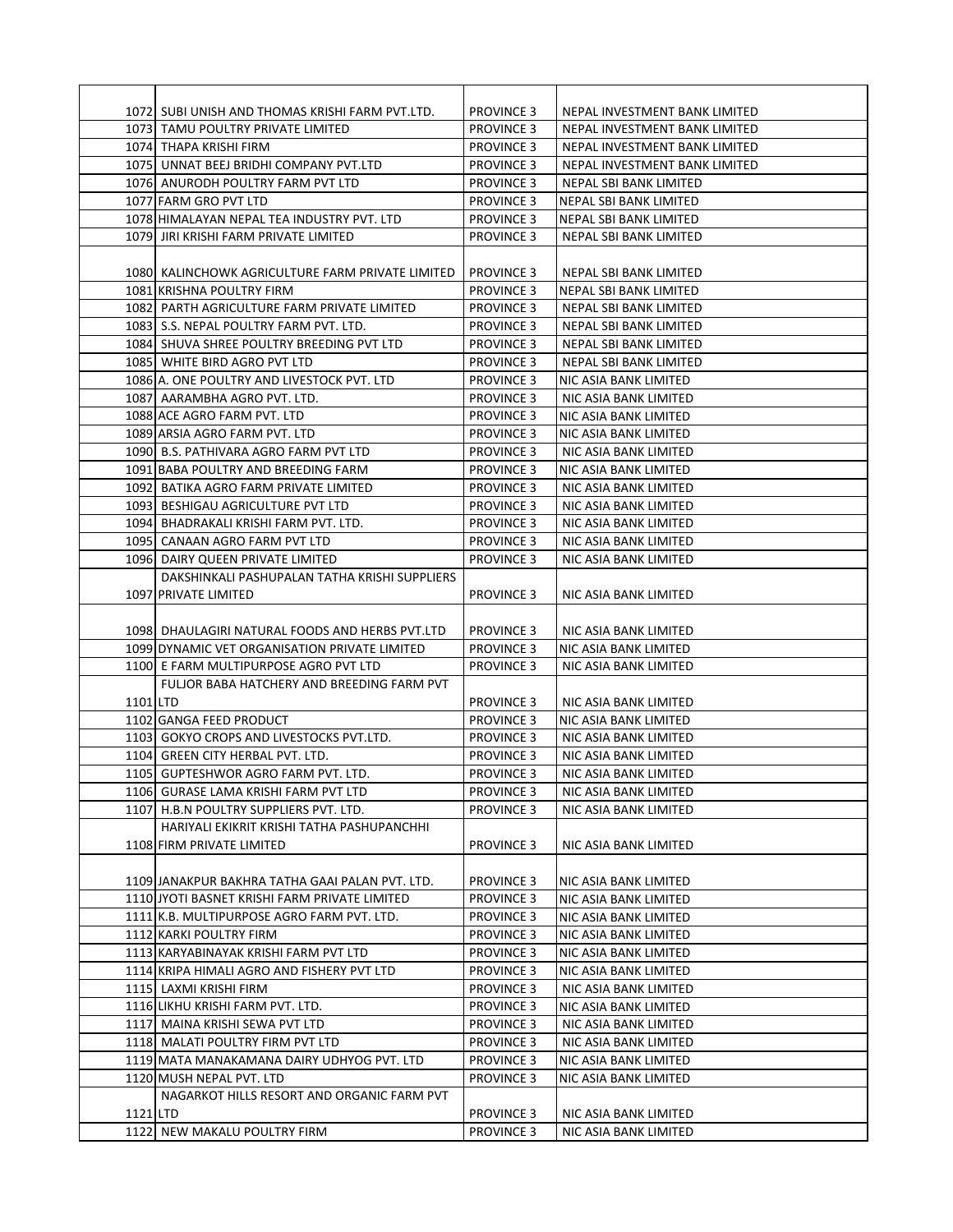| | | | |
|---|---|---|---|
| 1072 | SUBI UNISH AND THOMAS KRISHI FARM PVT.LTD. | PROVINCE 3 | NEPAL INVESTMENT BANK LIMITED |
| 1073 | TAMU POULTRY PRIVATE LIMITED | PROVINCE 3 | NEPAL INVESTMENT BANK LIMITED |
| 1074 | THAPA KRISHI FIRM | PROVINCE 3 | NEPAL INVESTMENT BANK LIMITED |
| 1075 | UNNAT BEEJ BRIDHI COMPANY PVT.LTD | PROVINCE 3 | NEPAL INVESTMENT BANK LIMITED |
| 1076 | ANURODH POULTRY FARM PVT LTD | PROVINCE 3 | NEPAL SBI BANK LIMITED |
| 1077 | FARM GRO PVT LTD | PROVINCE 3 | NEPAL SBI BANK LIMITED |
| 1078 | HIMALAYAN NEPAL TEA INDUSTRY PVT. LTD | PROVINCE 3 | NEPAL SBI BANK LIMITED |
| 1079 | JIRI KRISHI FARM PRIVATE LIMITED | PROVINCE 3 | NEPAL SBI BANK LIMITED |
| 1080 | KALINCHOWK AGRICULTURE FARM PRIVATE LIMITED | PROVINCE 3 | NEPAL SBI BANK LIMITED |
| 1081 | KRISHNA POULTRY FIRM | PROVINCE 3 | NEPAL SBI BANK LIMITED |
| 1082 | PARTH AGRICULTURE FARM PRIVATE LIMITED | PROVINCE 3 | NEPAL SBI BANK LIMITED |
| 1083 | S.S. NEPAL POULTRY FARM PVT. LTD. | PROVINCE 3 | NEPAL SBI BANK LIMITED |
| 1084 | SHUVA SHREE POULTRY BREEDING PVT LTD | PROVINCE 3 | NEPAL SBI BANK LIMITED |
| 1085 | WHITE BIRD AGRO PVT LTD | PROVINCE 3 | NEPAL SBI BANK LIMITED |
| 1086 | A. ONE POULTRY AND LIVESTOCK PVT. LTD | PROVINCE 3 | NIC ASIA BANK LIMITED |
| 1087 | AARAMBHA AGRO PVT. LTD. | PROVINCE 3 | NIC ASIA BANK LIMITED |
| 1088 | ACE AGRO FARM PVT. LTD | PROVINCE 3 | NIC ASIA BANK LIMITED |
| 1089 | ARSIA AGRO FARM PVT. LTD | PROVINCE 3 | NIC ASIA BANK LIMITED |
| 1090 | B.S. PATHIVARA AGRO FARM PVT LTD | PROVINCE 3 | NIC ASIA BANK LIMITED |
| 1091 | BABA POULTRY AND BREEDING FARM | PROVINCE 3 | NIC ASIA BANK LIMITED |
| 1092 | BATIKA AGRO FARM PRIVATE LIMITED | PROVINCE 3 | NIC ASIA BANK LIMITED |
| 1093 | BESHIGAU AGRICULTURE PVT LTD | PROVINCE 3 | NIC ASIA BANK LIMITED |
| 1094 | BHADRAKALI KRISHI FARM PVT. LTD. | PROVINCE 3 | NIC ASIA BANK LIMITED |
| 1095 | CANAAN AGRO FARM PVT LTD | PROVINCE 3 | NIC ASIA BANK LIMITED |
| 1096 | DAIRY QUEEN PRIVATE LIMITED | PROVINCE 3 | NIC ASIA BANK LIMITED |
| 1097 | DAKSHINKALI PASHUPALAN TATHA KRISHI SUPPLIERS PRIVATE LIMITED | PROVINCE 3 | NIC ASIA BANK LIMITED |
| 1098 | DHAULAGIRI NATURAL FOODS AND HERBS PVT.LTD | PROVINCE 3 | NIC ASIA BANK LIMITED |
| 1099 | DYNAMIC VET ORGANISATION PRIVATE LIMITED | PROVINCE 3 | NIC ASIA BANK LIMITED |
| 1100 | E FARM MULTIPURPOSE AGRO PVT LTD | PROVINCE 3 | NIC ASIA BANK LIMITED |
| 1101 | FULJOR BABA HATCHERY AND BREEDING FARM PVT LTD | PROVINCE 3 | NIC ASIA BANK LIMITED |
| 1102 | GANGA FEED PRODUCT | PROVINCE 3 | NIC ASIA BANK LIMITED |
| 1103 | GOKYO CROPS AND LIVESTOCKS PVT.LTD. | PROVINCE 3 | NIC ASIA BANK LIMITED |
| 1104 | GREEN CITY HERBAL PVT. LTD. | PROVINCE 3 | NIC ASIA BANK LIMITED |
| 1105 | GUPTESHWOR AGRO FARM PVT. LTD. | PROVINCE 3 | NIC ASIA BANK LIMITED |
| 1106 | GURASE LAMA KRISHI FARM PVT LTD | PROVINCE 3 | NIC ASIA BANK LIMITED |
| 1107 | H.B.N POULTRY SUPPLIERS PVT. LTD. | PROVINCE 3 | NIC ASIA BANK LIMITED |
| 1108 | HARIYALI EKIKRIT KRISHI TATHA PASHUPANCHHI FIRM PRIVATE LIMITED | PROVINCE 3 | NIC ASIA BANK LIMITED |
| 1109 | JANAKPUR BAKHRA TATHA GAAI PALAN PVT. LTD. | PROVINCE 3 | NIC ASIA BANK LIMITED |
| 1110 | JYOTI BASNET KRISHI FARM PRIVATE LIMITED | PROVINCE 3 | NIC ASIA BANK LIMITED |
| 1111 | K.B. MULTIPURPOSE AGRO FARM PVT. LTD. | PROVINCE 3 | NIC ASIA BANK LIMITED |
| 1112 | KARKI POULTRY FIRM | PROVINCE 3 | NIC ASIA BANK LIMITED |
| 1113 | KARYABINAYAK KRISHI FARM PVT LTD | PROVINCE 3 | NIC ASIA BANK LIMITED |
| 1114 | KRIPA HIMALI AGRO AND FISHERY PVT LTD | PROVINCE 3 | NIC ASIA BANK LIMITED |
| 1115 | LAXMI KRISHI FIRM | PROVINCE 3 | NIC ASIA BANK LIMITED |
| 1116 | LIKHU KRISHI FARM PVT. LTD. | PROVINCE 3 | NIC ASIA BANK LIMITED |
| 1117 | MAINA KRISHI SEWA PVT LTD | PROVINCE 3 | NIC ASIA BANK LIMITED |
| 1118 | MALATI POULTRY FIRM PVT LTD | PROVINCE 3 | NIC ASIA BANK LIMITED |
| 1119 | MATA MANAKAMANA DAIRY UDHYOG PVT. LTD | PROVINCE 3 | NIC ASIA BANK LIMITED |
| 1120 | MUSH NEPAL PVT. LTD | PROVINCE 3 | NIC ASIA BANK LIMITED |
| 1121 | NAGARKOT HILLS RESORT AND ORGANIC FARM PVT LTD | PROVINCE 3 | NIC ASIA BANK LIMITED |
| 1122 | NEW MAKALU POULTRY FIRM | PROVINCE 3 | NIC ASIA BANK LIMITED |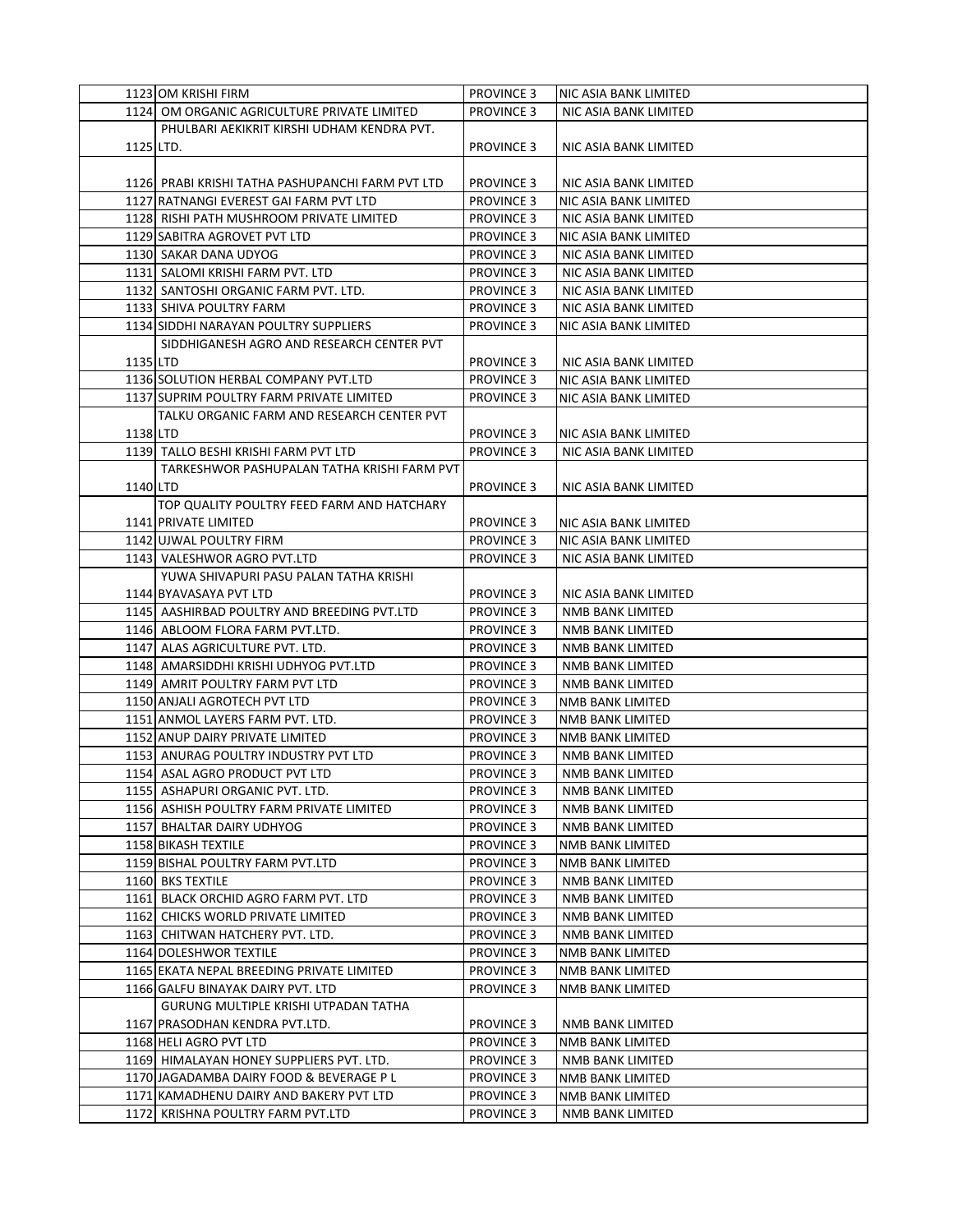| | | | |
|---|---|---|---|
| 1123 | OM KRISHI FIRM | PROVINCE 3 | NIC ASIA BANK LIMITED |
| 1124 | OM ORGANIC AGRICULTURE PRIVATE LIMITED | PROVINCE 3 | NIC ASIA BANK LIMITED |
| 1125 | PHULBARI AEKIKRIT KIRSHI UDHAM KENDRA PVT. LTD. | PROVINCE 3 | NIC ASIA BANK LIMITED |
| 1126 | PRABI KRISHI TATHA PASHUPANCHI FARM PVT LTD | PROVINCE 3 | NIC ASIA BANK LIMITED |
| 1127 | RATNANGI EVEREST GAI FARM PVT LTD | PROVINCE 3 | NIC ASIA BANK LIMITED |
| 1128 | RISHI PATH MUSHROOM PRIVATE LIMITED | PROVINCE 3 | NIC ASIA BANK LIMITED |
| 1129 | SABITRA AGROVET PVT LTD | PROVINCE 3 | NIC ASIA BANK LIMITED |
| 1130 | SAKAR DANA UDYOG | PROVINCE 3 | NIC ASIA BANK LIMITED |
| 1131 | SALOMI KRISHI FARM PVT. LTD | PROVINCE 3 | NIC ASIA BANK LIMITED |
| 1132 | SANTOSHI ORGANIC FARM PVT. LTD. | PROVINCE 3 | NIC ASIA BANK LIMITED |
| 1133 | SHIVA POULTRY FARM | PROVINCE 3 | NIC ASIA BANK LIMITED |
| 1134 | SIDDHI NARAYAN POULTRY SUPPLIERS | PROVINCE 3 | NIC ASIA BANK LIMITED |
| 1135 | SIDDHIGANESH AGRO AND RESEARCH CENTER PVT LTD | PROVINCE 3 | NIC ASIA BANK LIMITED |
| 1136 | SOLUTION HERBAL COMPANY PVT.LTD | PROVINCE 3 | NIC ASIA BANK LIMITED |
| 1137 | SUPRIM POULTRY FARM PRIVATE LIMITED | PROVINCE 3 | NIC ASIA BANK LIMITED |
| 1138 | TALKU ORGANIC FARM AND RESEARCH CENTER PVT LTD | PROVINCE 3 | NIC ASIA BANK LIMITED |
| 1139 | TALLO BESHI KRISHI FARM PVT LTD | PROVINCE 3 | NIC ASIA BANK LIMITED |
| 1140 | TARKESHWOR PASHUPALAN TATHA KRISHI FARM PVT LTD | PROVINCE 3 | NIC ASIA BANK LIMITED |
| 1141 | TOP QUALITY POULTRY FEED FARM AND HATCHARY PRIVATE LIMITED | PROVINCE 3 | NIC ASIA BANK LIMITED |
| 1142 | UJWAL POULTRY FIRM | PROVINCE 3 | NIC ASIA BANK LIMITED |
| 1143 | VALESHWOR AGRO PVT.LTD | PROVINCE 3 | NIC ASIA BANK LIMITED |
| 1144 | YUWA SHIVAPURI PASU PALAN TATHA KRISHI BYAVASAYA PVT LTD | PROVINCE 3 | NIC ASIA BANK LIMITED |
| 1145 | AASHIRBAD POULTRY AND BREEDING PVT.LTD | PROVINCE 3 | NMB BANK LIMITED |
| 1146 | ABLOOM FLORA FARM PVT.LTD. | PROVINCE 3 | NMB BANK LIMITED |
| 1147 | ALAS AGRICULTURE PVT. LTD. | PROVINCE 3 | NMB BANK LIMITED |
| 1148 | AMARSIDDHI KRISHI UDHYOG PVT.LTD | PROVINCE 3 | NMB BANK LIMITED |
| 1149 | AMRIT POULTRY FARM PVT LTD | PROVINCE 3 | NMB BANK LIMITED |
| 1150 | ANJALI AGROTECH PVT LTD | PROVINCE 3 | NMB BANK LIMITED |
| 1151 | ANMOL LAYERS FARM PVT. LTD. | PROVINCE 3 | NMB BANK LIMITED |
| 1152 | ANUP DAIRY PRIVATE LIMITED | PROVINCE 3 | NMB BANK LIMITED |
| 1153 | ANURAG POULTRY INDUSTRY PVT LTD | PROVINCE 3 | NMB BANK LIMITED |
| 1154 | ASAL AGRO PRODUCT PVT LTD | PROVINCE 3 | NMB BANK LIMITED |
| 1155 | ASHAPURI ORGANIC PVT. LTD. | PROVINCE 3 | NMB BANK LIMITED |
| 1156 | ASHISH POULTRY FARM PRIVATE LIMITED | PROVINCE 3 | NMB BANK LIMITED |
| 1157 | BHALTAR DAIRY UDHYOG | PROVINCE 3 | NMB BANK LIMITED |
| 1158 | BIKASH TEXTILE | PROVINCE 3 | NMB BANK LIMITED |
| 1159 | BISHAL POULTRY FARM PVT.LTD | PROVINCE 3 | NMB BANK LIMITED |
| 1160 | BKS TEXTILE | PROVINCE 3 | NMB BANK LIMITED |
| 1161 | BLACK ORCHID AGRO FARM PVT. LTD | PROVINCE 3 | NMB BANK LIMITED |
| 1162 | CHICKS WORLD PRIVATE LIMITED | PROVINCE 3 | NMB BANK LIMITED |
| 1163 | CHITWAN HATCHERY PVT. LTD. | PROVINCE 3 | NMB BANK LIMITED |
| 1164 | DOLESHWOR TEXTILE | PROVINCE 3 | NMB BANK LIMITED |
| 1165 | EKATA NEPAL BREEDING PRIVATE LIMITED | PROVINCE 3 | NMB BANK LIMITED |
| 1166 | GALFU BINAYAK DAIRY PVT. LTD | PROVINCE 3 | NMB BANK LIMITED |
| 1167 | GURUNG MULTIPLE KRISHI UTPADAN TATHA PRASODHAN KENDRA PVT.LTD. | PROVINCE 3 | NMB BANK LIMITED |
| 1168 | HELI AGRO PVT LTD | PROVINCE 3 | NMB BANK LIMITED |
| 1169 | HIMALAYAN HONEY SUPPLIERS PVT. LTD. | PROVINCE 3 | NMB BANK LIMITED |
| 1170 | JAGADAMBA DAIRY FOOD & BEVERAGE P L | PROVINCE 3 | NMB BANK LIMITED |
| 1171 | KAMADHENU DAIRY AND BAKERY PVT LTD | PROVINCE 3 | NMB BANK LIMITED |
| 1172 | KRISHNA POULTRY FARM PVT.LTD | PROVINCE 3 | NMB BANK LIMITED |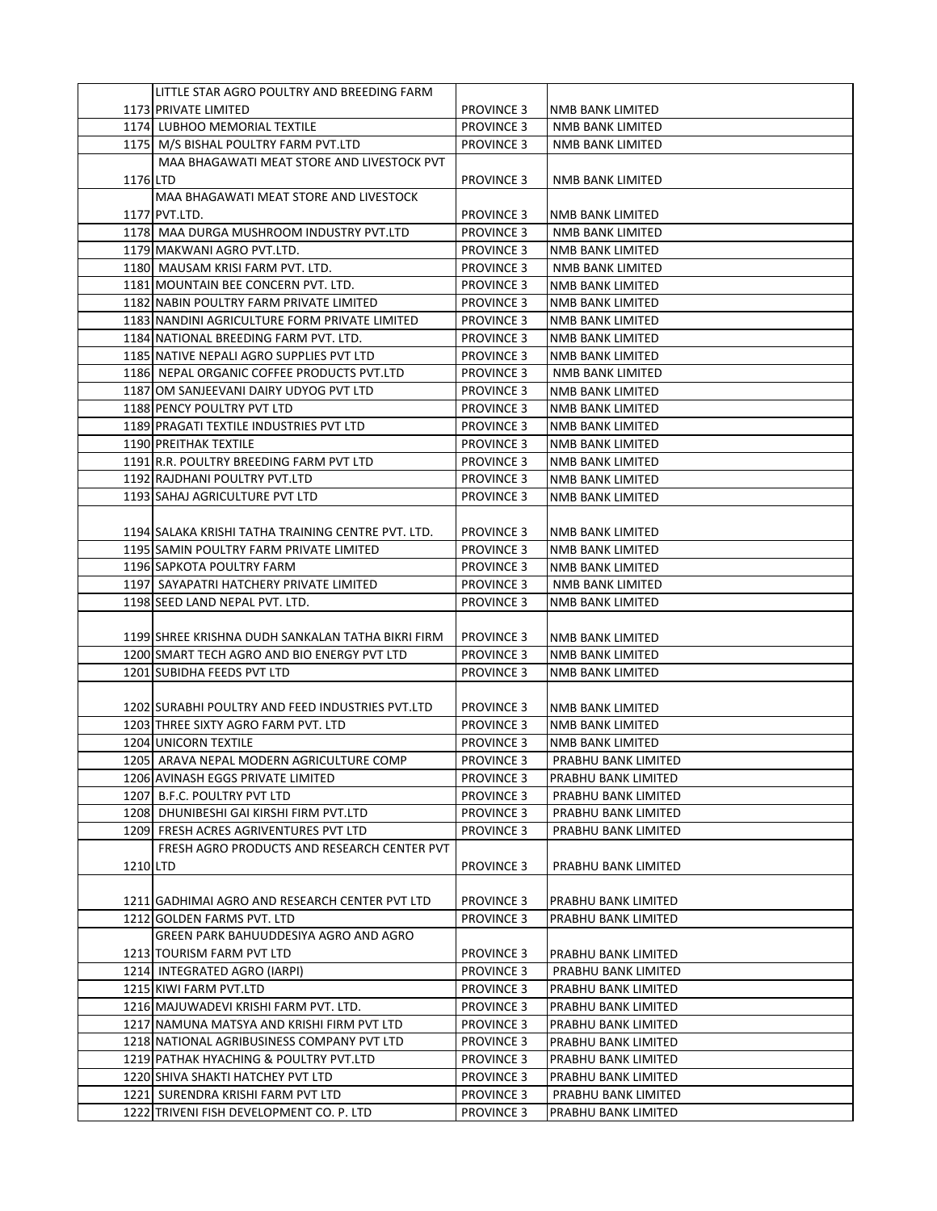| | | | |
|---|---|---|---|
| 1173 | LITTLE STAR AGRO POULTRY AND BREEDING FARM PRIVATE LIMITED | PROVINCE 3 | NMB BANK LIMITED |
| 1174 | LUBHOO MEMORIAL TEXTILE | PROVINCE 3 | NMB BANK LIMITED |
| 1175 | M/S BISHAL POULTRY FARM PVT.LTD | PROVINCE 3 | NMB BANK LIMITED |
| 1176 | MAA BHAGAWATI MEAT STORE AND LIVESTOCK PVT LTD | PROVINCE 3 | NMB BANK LIMITED |
| 1177 | MAA BHAGAWATI MEAT STORE AND LIVESTOCK PVT.LTD. | PROVINCE 3 | NMB BANK LIMITED |
| 1178 | MAA DURGA MUSHROOM INDUSTRY PVT.LTD | PROVINCE 3 | NMB BANK LIMITED |
| 1179 | MAKWANI AGRO PVT.LTD. | PROVINCE 3 | NMB BANK LIMITED |
| 1180 | MAUSAM KRISI FARM PVT. LTD. | PROVINCE 3 | NMB BANK LIMITED |
| 1181 | MOUNTAIN BEE CONCERN PVT. LTD. | PROVINCE 3 | NMB BANK LIMITED |
| 1182 | NABIN POULTRY FARM PRIVATE LIMITED | PROVINCE 3 | NMB BANK LIMITED |
| 1183 | NANDINI AGRICULTURE FORM PRIVATE LIMITED | PROVINCE 3 | NMB BANK LIMITED |
| 1184 | NATIONAL BREEDING FARM PVT. LTD. | PROVINCE 3 | NMB BANK LIMITED |
| 1185 | NATIVE NEPALI AGRO SUPPLIES PVT LTD | PROVINCE 3 | NMB BANK LIMITED |
| 1186 | NEPAL ORGANIC COFFEE PRODUCTS PVT.LTD | PROVINCE 3 | NMB BANK LIMITED |
| 1187 | OM SANJEEVANI DAIRY UDYOG PVT LTD | PROVINCE 3 | NMB BANK LIMITED |
| 1188 | PENCY POULTRY PVT LTD | PROVINCE 3 | NMB BANK LIMITED |
| 1189 | PRAGATI TEXTILE INDUSTRIES PVT LTD | PROVINCE 3 | NMB BANK LIMITED |
| 1190 | PREITHAK TEXTILE | PROVINCE 3 | NMB BANK LIMITED |
| 1191 | R.R. POULTRY BREEDING FARM PVT LTD | PROVINCE 3 | NMB BANK LIMITED |
| 1192 | RAJDHANI POULTRY PVT.LTD | PROVINCE 3 | NMB BANK LIMITED |
| 1193 | SAHAJ AGRICULTURE PVT LTD | PROVINCE 3 | NMB BANK LIMITED |
| 1194 | SALAKA KRISHI TATHA TRAINING CENTRE PVT. LTD. | PROVINCE 3 | NMB BANK LIMITED |
| 1195 | SAMIN POULTRY FARM PRIVATE LIMITED | PROVINCE 3 | NMB BANK LIMITED |
| 1196 | SAPKOTA POULTRY FARM | PROVINCE 3 | NMB BANK LIMITED |
| 1197 | SAYAPATRI HATCHERY PRIVATE LIMITED | PROVINCE 3 | NMB BANK LIMITED |
| 1198 | SEED LAND NEPAL PVT. LTD. | PROVINCE 3 | NMB BANK LIMITED |
| 1199 | SHREE KRISHNA DUDH SANKALAN TATHA BIKRI FIRM | PROVINCE 3 | NMB BANK LIMITED |
| 1200 | SMART TECH AGRO AND BIO ENERGY PVT LTD | PROVINCE 3 | NMB BANK LIMITED |
| 1201 | SUBIDHA FEEDS PVT LTD | PROVINCE 3 | NMB BANK LIMITED |
| 1202 | SURABHI POULTRY AND FEED INDUSTRIES PVT.LTD | PROVINCE 3 | NMB BANK LIMITED |
| 1203 | THREE SIXTY AGRO FARM PVT. LTD | PROVINCE 3 | NMB BANK LIMITED |
| 1204 | UNICORN TEXTILE | PROVINCE 3 | NMB BANK LIMITED |
| 1205 | ARAVA NEPAL MODERN AGRICULTURE COMP | PROVINCE 3 | PRABHU BANK LIMITED |
| 1206 | AVINASH EGGS PRIVATE LIMITED | PROVINCE 3 | PRABHU BANK LIMITED |
| 1207 | B.F.C. POULTRY PVT LTD | PROVINCE 3 | PRABHU BANK LIMITED |
| 1208 | DHUNIBESHI GAI KIRSHI FIRM PVT.LTD | PROVINCE 3 | PRABHU BANK LIMITED |
| 1209 | FRESH ACRES AGRIVENTURES PVT LTD | PROVINCE 3 | PRABHU BANK LIMITED |
| 1210 | FRESH AGRO PRODUCTS AND RESEARCH CENTER PVT LTD | PROVINCE 3 | PRABHU BANK LIMITED |
| 1211 | GADHIMAI AGRO AND RESEARCH CENTER PVT LTD | PROVINCE 3 | PRABHU BANK LIMITED |
| 1212 | GOLDEN FARMS PVT. LTD | PROVINCE 3 | PRABHU BANK LIMITED |
| 1213 | GREEN PARK BAHUUDDESIYA AGRO AND AGRO TOURISM FARM PVT LTD | PROVINCE 3 | PRABHU BANK LIMITED |
| 1214 | INTEGRATED AGRO (IARPI) | PROVINCE 3 | PRABHU BANK LIMITED |
| 1215 | KIWI FARM PVT.LTD | PROVINCE 3 | PRABHU BANK LIMITED |
| 1216 | MAJUWADEVI KRISHI FARM PVT. LTD. | PROVINCE 3 | PRABHU BANK LIMITED |
| 1217 | NAMUNA MATSYA AND KRISHI FIRM PVT LTD | PROVINCE 3 | PRABHU BANK LIMITED |
| 1218 | NATIONAL AGRIBUSINESS COMPANY PVT LTD | PROVINCE 3 | PRABHU BANK LIMITED |
| 1219 | PATHAK HYACHING & POULTRY PVT.LTD | PROVINCE 3 | PRABHU BANK LIMITED |
| 1220 | SHIVA SHAKTI HATCHEY PVT LTD | PROVINCE 3 | PRABHU BANK LIMITED |
| 1221 | SURENDRA KRISHI FARM PVT LTD | PROVINCE 3 | PRABHU BANK LIMITED |
| 1222 | TRIVENI FISH DEVELOPMENT CO. P. LTD | PROVINCE 3 | PRABHU BANK LIMITED |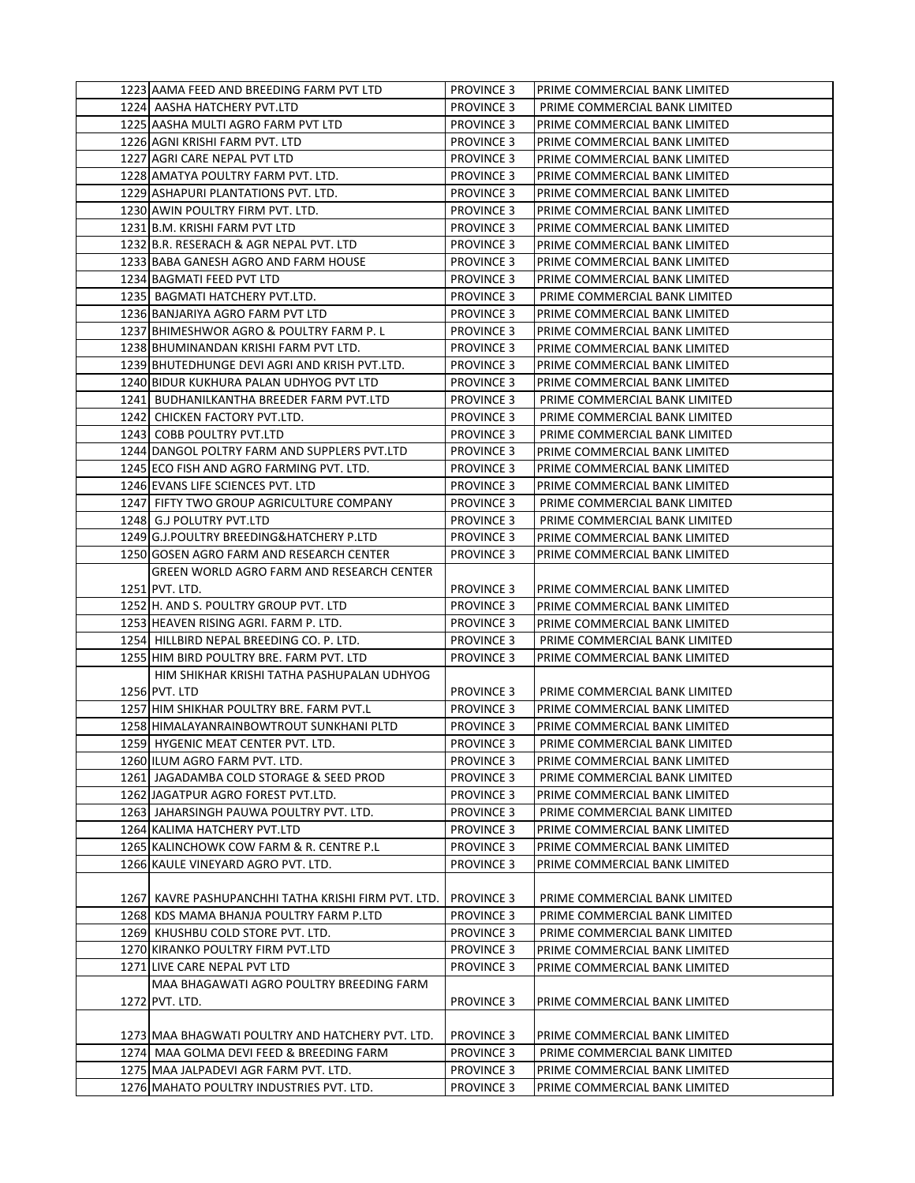| | | | |
|---|---|---|---|
| 1223 | AAMA FEED AND BREEDING FARM PVT LTD | PROVINCE 3 | PRIME COMMERCIAL BANK LIMITED |
| 1224 | AASHA HATCHERY PVT.LTD | PROVINCE 3 | PRIME COMMERCIAL BANK LIMITED |
| 1225 | AASHA MULTI AGRO FARM PVT LTD | PROVINCE 3 | PRIME COMMERCIAL BANK LIMITED |
| 1226 | AGNI KRISHI FARM PVT. LTD | PROVINCE 3 | PRIME COMMERCIAL BANK LIMITED |
| 1227 | AGRI CARE NEPAL PVT LTD | PROVINCE 3 | PRIME COMMERCIAL BANK LIMITED |
| 1228 | AMATYA POULTRY FARM PVT. LTD. | PROVINCE 3 | PRIME COMMERCIAL BANK LIMITED |
| 1229 | ASHAPURI PLANTATIONS PVT. LTD. | PROVINCE 3 | PRIME COMMERCIAL BANK LIMITED |
| 1230 | AWIN POULTRY FIRM PVT. LTD. | PROVINCE 3 | PRIME COMMERCIAL BANK LIMITED |
| 1231 | B.M. KRISHI FARM PVT LTD | PROVINCE 3 | PRIME COMMERCIAL BANK LIMITED |
| 1232 | B.R. RESERACH & AGR NEPAL PVT. LTD | PROVINCE 3 | PRIME COMMERCIAL BANK LIMITED |
| 1233 | BABA GANESH AGRO AND FARM HOUSE | PROVINCE 3 | PRIME COMMERCIAL BANK LIMITED |
| 1234 | BAGMATI FEED PVT LTD | PROVINCE 3 | PRIME COMMERCIAL BANK LIMITED |
| 1235 | BAGMATI HATCHERY PVT.LTD. | PROVINCE 3 | PRIME COMMERCIAL BANK LIMITED |
| 1236 | BANJARIYA AGRO FARM PVT LTD | PROVINCE 3 | PRIME COMMERCIAL BANK LIMITED |
| 1237 | BHIMESHWOR AGRO & POULTRY FARM P. L | PROVINCE 3 | PRIME COMMERCIAL BANK LIMITED |
| 1238 | BHUMINANDAN KRISHI FARM PVT LTD. | PROVINCE 3 | PRIME COMMERCIAL BANK LIMITED |
| 1239 | BHUTEDHUNGE DEVI AGRI AND KRISH PVT.LTD. | PROVINCE 3 | PRIME COMMERCIAL BANK LIMITED |
| 1240 | BIDUR KUKHURA PALAN UDHYOG PVT LTD | PROVINCE 3 | PRIME COMMERCIAL BANK LIMITED |
| 1241 | BUDHANILKANTHA BREEDER FARM PVT.LTD | PROVINCE 3 | PRIME COMMERCIAL BANK LIMITED |
| 1242 | CHICKEN FACTORY PVT.LTD. | PROVINCE 3 | PRIME COMMERCIAL BANK LIMITED |
| 1243 | COBB POULTRY PVT.LTD | PROVINCE 3 | PRIME COMMERCIAL BANK LIMITED |
| 1244 | DANGOL POLTRY FARM AND SUPPLERS PVT.LTD | PROVINCE 3 | PRIME COMMERCIAL BANK LIMITED |
| 1245 | ECO FISH AND AGRO FARMING PVT. LTD. | PROVINCE 3 | PRIME COMMERCIAL BANK LIMITED |
| 1246 | EVANS LIFE SCIENCES PVT. LTD | PROVINCE 3 | PRIME COMMERCIAL BANK LIMITED |
| 1247 | FIFTY TWO GROUP AGRICULTURE COMPANY | PROVINCE 3 | PRIME COMMERCIAL BANK LIMITED |
| 1248 | G.J POLUTRY PVT.LTD | PROVINCE 3 | PRIME COMMERCIAL BANK LIMITED |
| 1249 | G.J.POULTRY BREEDING&HATCHERY P.LTD | PROVINCE 3 | PRIME COMMERCIAL BANK LIMITED |
| 1250 | GOSEN AGRO FARM AND RESEARCH CENTER | PROVINCE 3 | PRIME COMMERCIAL BANK LIMITED |
| 1251 | GREEN WORLD AGRO FARM AND RESEARCH CENTER PVT. LTD. | PROVINCE 3 | PRIME COMMERCIAL BANK LIMITED |
| 1252 | H. AND S. POULTRY GROUP PVT. LTD | PROVINCE 3 | PRIME COMMERCIAL BANK LIMITED |
| 1253 | HEAVEN RISING AGRI. FARM P. LTD. | PROVINCE 3 | PRIME COMMERCIAL BANK LIMITED |
| 1254 | HILLBIRD NEPAL BREEDING CO. P. LTD. | PROVINCE 3 | PRIME COMMERCIAL BANK LIMITED |
| 1255 | HIM BIRD POULTRY BRE. FARM PVT. LTD | PROVINCE 3 | PRIME COMMERCIAL BANK LIMITED |
| 1256 | HIM SHIKHAR KRISHI TATHA PASHUPALAN UDHYOG PVT. LTD | PROVINCE 3 | PRIME COMMERCIAL BANK LIMITED |
| 1257 | HIM SHIKHAR POULTRY BRE. FARM PVT.L | PROVINCE 3 | PRIME COMMERCIAL BANK LIMITED |
| 1258 | HIMALAYANRAINBOWTROUT SUNKHANI PLTD | PROVINCE 3 | PRIME COMMERCIAL BANK LIMITED |
| 1259 | HYGENIC MEAT CENTER PVT. LTD. | PROVINCE 3 | PRIME COMMERCIAL BANK LIMITED |
| 1260 | ILUM AGRO FARM PVT. LTD. | PROVINCE 3 | PRIME COMMERCIAL BANK LIMITED |
| 1261 | JAGADAMBA COLD STORAGE & SEED PROD | PROVINCE 3 | PRIME COMMERCIAL BANK LIMITED |
| 1262 | JAGATPUR AGRO FOREST PVT.LTD. | PROVINCE 3 | PRIME COMMERCIAL BANK LIMITED |
| 1263 | JAHARSINGH PAUWA POULTRY PVT. LTD. | PROVINCE 3 | PRIME COMMERCIAL BANK LIMITED |
| 1264 | KALIMA HATCHERY PVT.LTD | PROVINCE 3 | PRIME COMMERCIAL BANK LIMITED |
| 1265 | KALINCHOWK COW FARM & R. CENTRE P.L | PROVINCE 3 | PRIME COMMERCIAL BANK LIMITED |
| 1266 | KAULE VINEYARD AGRO PVT. LTD. | PROVINCE 3 | PRIME COMMERCIAL BANK LIMITED |
| 1267 | KAVRE PASHUPANCHHI TATHA KRISHI FIRM PVT. LTD. | PROVINCE 3 | PRIME COMMERCIAL BANK LIMITED |
| 1268 | KDS MAMA BHANJA POULTRY FARM P.LTD | PROVINCE 3 | PRIME COMMERCIAL BANK LIMITED |
| 1269 | KHUSHBU COLD STORE PVT. LTD. | PROVINCE 3 | PRIME COMMERCIAL BANK LIMITED |
| 1270 | KIRANKO POULTRY FIRM PVT.LTD | PROVINCE 3 | PRIME COMMERCIAL BANK LIMITED |
| 1271 | LIVE CARE NEPAL PVT LTD | PROVINCE 3 | PRIME COMMERCIAL BANK LIMITED |
| 1272 | MAA BHAGAWATI AGRO POULTRY BREEDING FARM PVT. LTD. | PROVINCE 3 | PRIME COMMERCIAL BANK LIMITED |
| 1273 | MAA BHAGWATI POULTRY AND HATCHERY PVT. LTD. | PROVINCE 3 | PRIME COMMERCIAL BANK LIMITED |
| 1274 | MAA GOLMA DEVI FEED & BREEDING FARM | PROVINCE 3 | PRIME COMMERCIAL BANK LIMITED |
| 1275 | MAA JALPADEVI AGR FARM PVT. LTD. | PROVINCE 3 | PRIME COMMERCIAL BANK LIMITED |
| 1276 | MAHATO POULTRY INDUSTRIES PVT. LTD. | PROVINCE 3 | PRIME COMMERCIAL BANK LIMITED |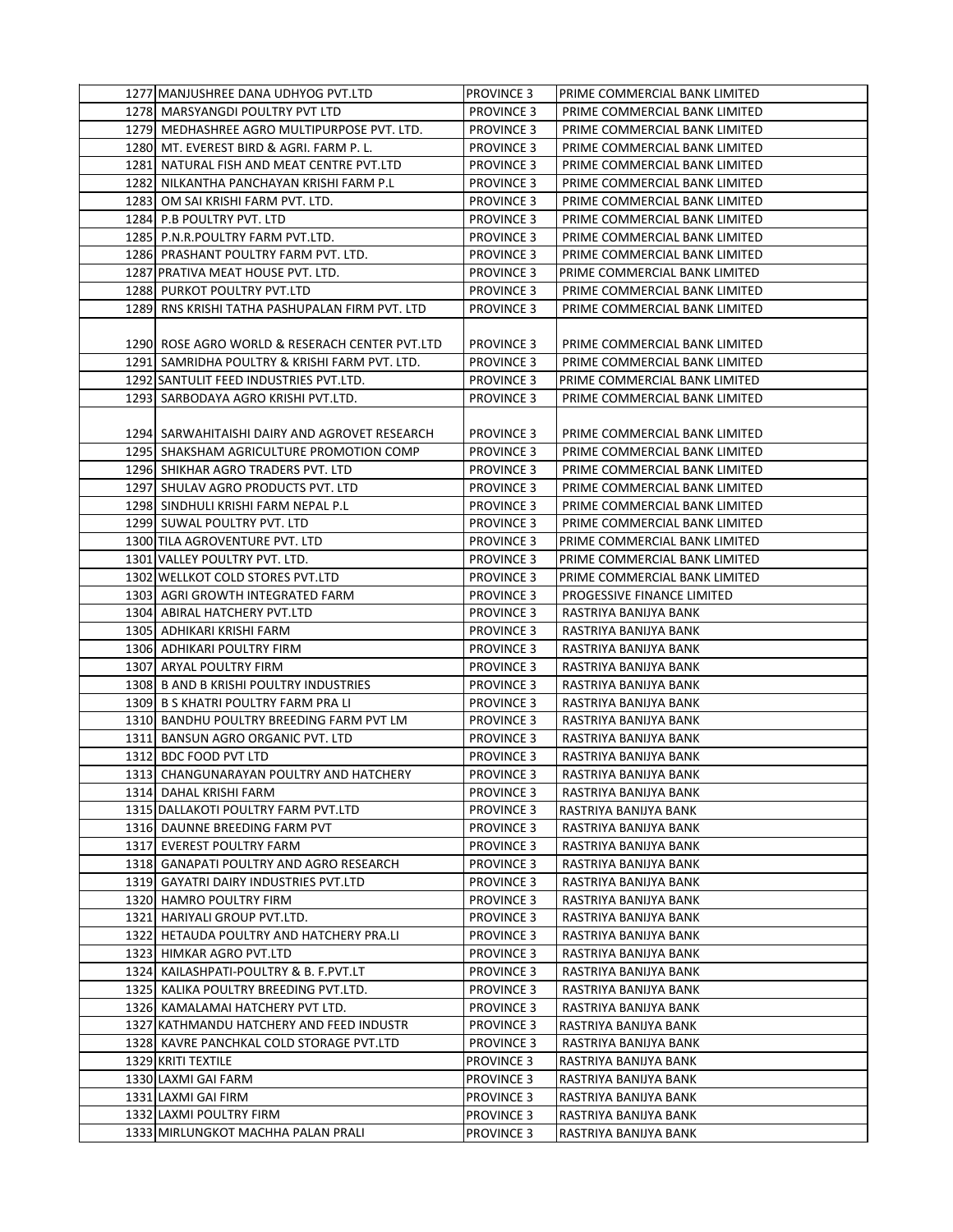| | | | |
|---|---|---|---|
| 1277 | MANJUSHREE DANA UDHYOG PVT.LTD | PROVINCE 3 | PRIME COMMERCIAL BANK LIMITED |
| 1278 | MARSYANGDI POULTRY PVT LTD | PROVINCE 3 | PRIME COMMERCIAL BANK LIMITED |
| 1279 | MEDHASHREE AGRO MULTIPURPOSE PVT. LTD. | PROVINCE 3 | PRIME COMMERCIAL BANK LIMITED |
| 1280 | MT. EVEREST BIRD & AGRI. FARM P. L. | PROVINCE 3 | PRIME COMMERCIAL BANK LIMITED |
| 1281 | NATURAL FISH AND MEAT CENTRE PVT.LTD | PROVINCE 3 | PRIME COMMERCIAL BANK LIMITED |
| 1282 | NILKANTHA PANCHAYAN KRISHI FARM P.L | PROVINCE 3 | PRIME COMMERCIAL BANK LIMITED |
| 1283 | OM SAI KRISHI FARM PVT. LTD. | PROVINCE 3 | PRIME COMMERCIAL BANK LIMITED |
| 1284 | P.B POULTRY PVT. LTD | PROVINCE 3 | PRIME COMMERCIAL BANK LIMITED |
| 1285 | P.N.R.POULTRY FARM PVT.LTD. | PROVINCE 3 | PRIME COMMERCIAL BANK LIMITED |
| 1286 | PRASHANT POULTRY FARM PVT. LTD. | PROVINCE 3 | PRIME COMMERCIAL BANK LIMITED |
| 1287 | PRATIVA MEAT HOUSE PVT. LTD. | PROVINCE 3 | PRIME COMMERCIAL BANK LIMITED |
| 1288 | PURKOT POULTRY PVT.LTD | PROVINCE 3 | PRIME COMMERCIAL BANK LIMITED |
| 1289 | RNS KRISHI TATHA PASHUPALAN FIRM PVT. LTD | PROVINCE 3 | PRIME COMMERCIAL BANK LIMITED |
| 1290 | ROSE AGRO WORLD & RESERACH CENTER PVT.LTD | PROVINCE 3 | PRIME COMMERCIAL BANK LIMITED |
| 1291 | SAMRIDHA POULTRY & KRISHI FARM PVT. LTD. | PROVINCE 3 | PRIME COMMERCIAL BANK LIMITED |
| 1292 | SANTULIT FEED INDUSTRIES PVT.LTD. | PROVINCE 3 | PRIME COMMERCIAL BANK LIMITED |
| 1293 | SARBODAYA AGRO KRISHI PVT.LTD. | PROVINCE 3 | PRIME COMMERCIAL BANK LIMITED |
| 1294 | SARWAHITAISHI DAIRY AND AGROVET RESEARCH | PROVINCE 3 | PRIME COMMERCIAL BANK LIMITED |
| 1295 | SHAKSHAM AGRICULTURE PROMOTION COMP | PROVINCE 3 | PRIME COMMERCIAL BANK LIMITED |
| 1296 | SHIKHAR AGRO TRADERS PVT. LTD | PROVINCE 3 | PRIME COMMERCIAL BANK LIMITED |
| 1297 | SHULAV AGRO PRODUCTS PVT. LTD | PROVINCE 3 | PRIME COMMERCIAL BANK LIMITED |
| 1298 | SINDHULI KRISHI FARM NEPAL P.L | PROVINCE 3 | PRIME COMMERCIAL BANK LIMITED |
| 1299 | SUWAL POULTRY PVT. LTD | PROVINCE 3 | PRIME COMMERCIAL BANK LIMITED |
| 1300 | TILA AGROVENTURE PVT. LTD | PROVINCE 3 | PRIME COMMERCIAL BANK LIMITED |
| 1301 | VALLEY POULTRY PVT. LTD. | PROVINCE 3 | PRIME COMMERCIAL BANK LIMITED |
| 1302 | WELLKOT COLD STORES PVT.LTD | PROVINCE 3 | PRIME COMMERCIAL BANK LIMITED |
| 1303 | AGRI GROWTH INTEGRATED FARM | PROVINCE 3 | PROGESSIVE FINANCE LIMITED |
| 1304 | ABIRAL HATCHERY PVT.LTD | PROVINCE 3 | RASTRIYA BANIJYA BANK |
| 1305 | ADHIKARI KRISHI FARM | PROVINCE 3 | RASTRIYA BANIJYA BANK |
| 1306 | ADHIKARI POULTRY FIRM | PROVINCE 3 | RASTRIYA BANIJYA BANK |
| 1307 | ARYAL POULTRY FIRM | PROVINCE 3 | RASTRIYA BANIJYA BANK |
| 1308 | B AND B KRISHI POULTRY INDUSTRIES | PROVINCE 3 | RASTRIYA BANIJYA BANK |
| 1309 | B S KHATRI POULTRY FARM PRA LI | PROVINCE 3 | RASTRIYA BANIJYA BANK |
| 1310 | BANDHU POULTRY BREEDING FARM PVT LM | PROVINCE 3 | RASTRIYA BANIJYA BANK |
| 1311 | BANSUN AGRO ORGANIC PVT. LTD | PROVINCE 3 | RASTRIYA BANIJYA BANK |
| 1312 | BDC FOOD PVT LTD | PROVINCE 3 | RASTRIYA BANIJYA BANK |
| 1313 | CHANGUNARAYAN POULTRY AND HATCHERY | PROVINCE 3 | RASTRIYA BANIJYA BANK |
| 1314 | DAHAL KRISHI FARM | PROVINCE 3 | RASTRIYA BANIJYA BANK |
| 1315 | DALLAKOTI POULTRY FARM PVT.LTD | PROVINCE 3 | RASTRIYA BANIJYA BANK |
| 1316 | DAUNNE BREEDING FARM PVT | PROVINCE 3 | RASTRIYA BANIJYA BANK |
| 1317 | EVEREST POULTRY FARM | PROVINCE 3 | RASTRIYA BANIJYA BANK |
| 1318 | GANAPATI POULTRY AND AGRO RESEARCH | PROVINCE 3 | RASTRIYA BANIJYA BANK |
| 1319 | GAYATRI DAIRY INDUSTRIES PVT.LTD | PROVINCE 3 | RASTRIYA BANIJYA BANK |
| 1320 | HAMRO POULTRY FIRM | PROVINCE 3 | RASTRIYA BANIJYA BANK |
| 1321 | HARIYALI GROUP PVT.LTD. | PROVINCE 3 | RASTRIYA BANIJYA BANK |
| 1322 | HETAUDA POULTRY AND HATCHERY PRA.LI | PROVINCE 3 | RASTRIYA BANIJYA BANK |
| 1323 | HIMKAR AGRO PVT.LTD | PROVINCE 3 | RASTRIYA BANIJYA BANK |
| 1324 | KAILASHPATI-POULTRY & B. F.PVT.LT | PROVINCE 3 | RASTRIYA BANIJYA BANK |
| 1325 | KALIKA POULTRY BREEDING PVT.LTD. | PROVINCE 3 | RASTRIYA BANIJYA BANK |
| 1326 | KAMALAMAI HATCHERY PVT LTD. | PROVINCE 3 | RASTRIYA BANIJYA BANK |
| 1327 | KATHMANDU HATCHERY AND FEED INDUSTR | PROVINCE 3 | RASTRIYA BANIJYA BANK |
| 1328 | KAVRE PANCHKAL COLD STORAGE PVT.LTD | PROVINCE 3 | RASTRIYA BANIJYA BANK |
| 1329 | KRITI TEXTILE | PROVINCE 3 | RASTRIYA BANIJYA BANK |
| 1330 | LAXMI GAI FARM | PROVINCE 3 | RASTRIYA BANIJYA BANK |
| 1331 | LAXMI GAI FIRM | PROVINCE 3 | RASTRIYA BANIJYA BANK |
| 1332 | LAXMI POULTRY FIRM | PROVINCE 3 | RASTRIYA BANIJYA BANK |
| 1333 | MIRLUNGKOT MACHHA PALAN PRALI | PROVINCE 3 | RASTRIYA BANIJYA BANK |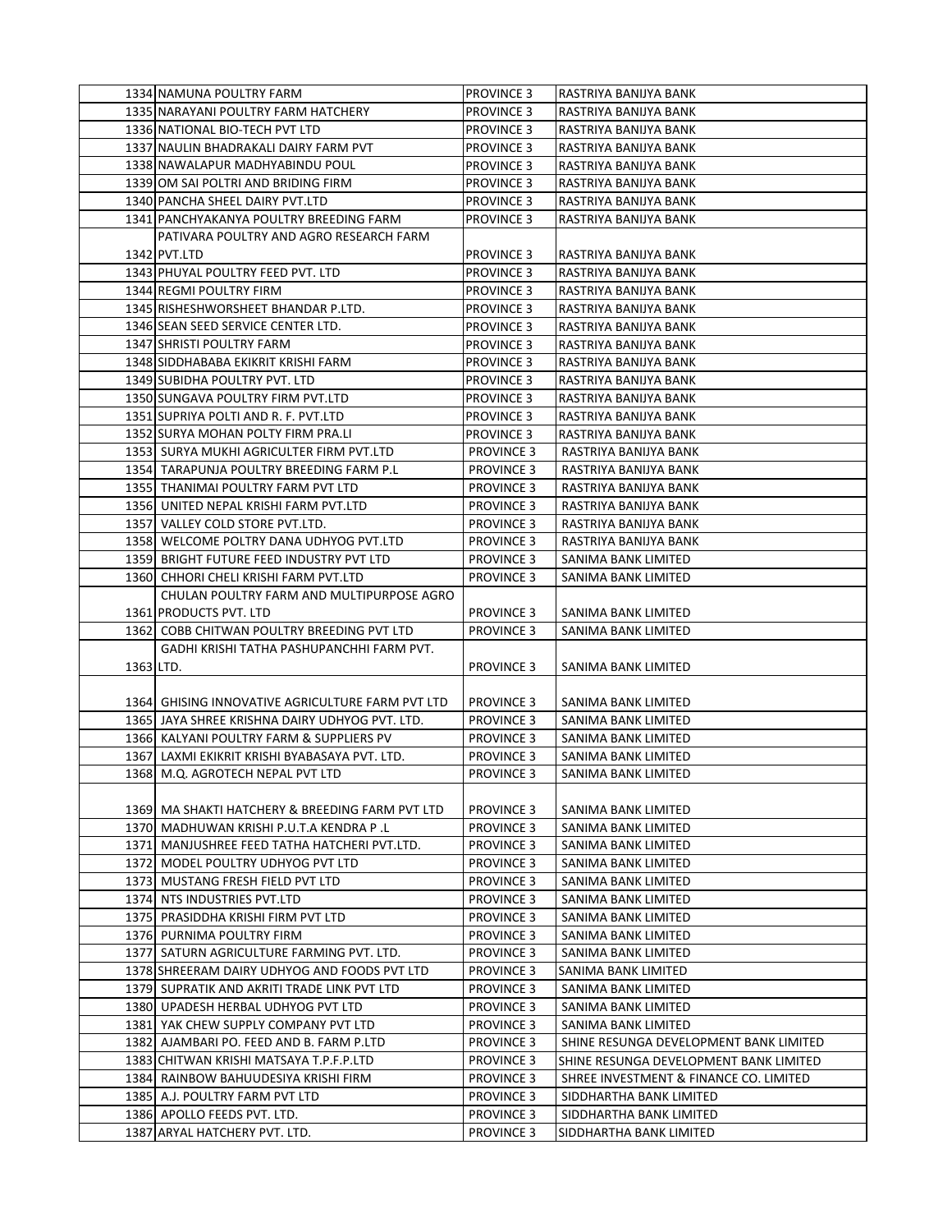| | | | |
|---|---|---|---|
| 1334 | NAMUNA POULTRY FARM | PROVINCE 3 | RASTRIYA BANIJYA BANK |
| 1335 | NARAYANI POULTRY FARM HATCHERY | PROVINCE 3 | RASTRIYA BANIJYA BANK |
| 1336 | NATIONAL BIO-TECH PVT LTD | PROVINCE 3 | RASTRIYA BANIJYA BANK |
| 1337 | NAULIN BHADRAKALI DAIRY FARM PVT | PROVINCE 3 | RASTRIYA BANIJYA BANK |
| 1338 | NAWALAPUR MADHYABINDU POUL | PROVINCE 3 | RASTRIYA BANIJYA BANK |
| 1339 | OM SAI POLTRI AND BRIDING FIRM | PROVINCE 3 | RASTRIYA BANIJYA BANK |
| 1340 | PANCHA SHEEL DAIRY PVT.LTD | PROVINCE 3 | RASTRIYA BANIJYA BANK |
| 1341 | PANCHYAKANYA POULTRY BREEDING FARM | PROVINCE 3 | RASTRIYA BANIJYA BANK |
| 1342 | PATIVARA POULTRY AND AGRO RESEARCH FARM PVT.LTD | PROVINCE 3 | RASTRIYA BANIJYA BANK |
| 1343 | PHUYAL POULTRY FEED PVT. LTD | PROVINCE 3 | RASTRIYA BANIJYA BANK |
| 1344 | REGMI POULTRY FIRM | PROVINCE 3 | RASTRIYA BANIJYA BANK |
| 1345 | RISHESHWORSHEET BHANDAR P.LTD. | PROVINCE 3 | RASTRIYA BANIJYA BANK |
| 1346 | SEAN SEED SERVICE CENTER LTD. | PROVINCE 3 | RASTRIYA BANIJYA BANK |
| 1347 | SHRISTI POULTRY FARM | PROVINCE 3 | RASTRIYA BANIJYA BANK |
| 1348 | SIDDHABABA EKIKRIT KRISHI FARM | PROVINCE 3 | RASTRIYA BANIJYA BANK |
| 1349 | SUBIDHA POULTRY PVT. LTD | PROVINCE 3 | RASTRIYA BANIJYA BANK |
| 1350 | SUNGAVA POULTRY FIRM PVT.LTD | PROVINCE 3 | RASTRIYA BANIJYA BANK |
| 1351 | SUPRIYA POLTI AND R. F. PVT.LTD | PROVINCE 3 | RASTRIYA BANIJYA BANK |
| 1352 | SURYA MOHAN POLTY FIRM PRA.LI | PROVINCE 3 | RASTRIYA BANIJYA BANK |
| 1353 | SURYA MUKHI AGRICULTER FIRM PVT.LTD | PROVINCE 3 | RASTRIYA BANIJYA BANK |
| 1354 | TARAPUNJA POULTRY BREEDING FARM P.L | PROVINCE 3 | RASTRIYA BANIJYA BANK |
| 1355 | THANIMAI POULTRY FARM PVT LTD | PROVINCE 3 | RASTRIYA BANIJYA BANK |
| 1356 | UNITED NEPAL KRISHI FARM PVT.LTD | PROVINCE 3 | RASTRIYA BANIJYA BANK |
| 1357 | VALLEY COLD STORE PVT.LTD. | PROVINCE 3 | RASTRIYA BANIJYA BANK |
| 1358 | WELCOME POLTRY DANA UDHYOG PVT.LTD | PROVINCE 3 | RASTRIYA BANIJYA BANK |
| 1359 | BRIGHT FUTURE FEED INDUSTRY PVT LTD | PROVINCE 3 | SANIMA BANK LIMITED |
| 1360 | CHHORI CHELI KRISHI FARM PVT.LTD | PROVINCE 3 | SANIMA BANK LIMITED |
| 1361 | CHULAN POULTRY FARM AND MULTIPURPOSE AGRO PRODUCTS PVT. LTD | PROVINCE 3 | SANIMA BANK LIMITED |
| 1362 | COBB CHITWAN POULTRY BREEDING PVT LTD | PROVINCE 3 | SANIMA BANK LIMITED |
| 1363 | GADHI KRISHI TATHA PASHUPANCHHI FARM PVT. LTD. | PROVINCE 3 | SANIMA BANK LIMITED |
| 1364 | GHISING INNOVATIVE AGRICULTURE FARM PVT LTD | PROVINCE 3 | SANIMA BANK LIMITED |
| 1365 | JAYA SHREE KRISHNA DAIRY UDHYOG PVT. LTD. | PROVINCE 3 | SANIMA BANK LIMITED |
| 1366 | KALYANI POULTRY FARM & SUPPLIERS PV | PROVINCE 3 | SANIMA BANK LIMITED |
| 1367 | LAXMI EKIKRIT KRISHI BYABASAYA PVT. LTD. | PROVINCE 3 | SANIMA BANK LIMITED |
| 1368 | M.Q. AGROTECH NEPAL PVT LTD | PROVINCE 3 | SANIMA BANK LIMITED |
| 1369 | MA SHAKTI HATCHERY & BREEDING FARM PVT LTD | PROVINCE 3 | SANIMA BANK LIMITED |
| 1370 | MADHUWAN KRISHI P.U.T.A KENDRA P .L | PROVINCE 3 | SANIMA BANK LIMITED |
| 1371 | MANJUSHREE FEED TATHA HATCHERI PVT.LTD. | PROVINCE 3 | SANIMA BANK LIMITED |
| 1372 | MODEL POULTRY UDHYOG PVT LTD | PROVINCE 3 | SANIMA BANK LIMITED |
| 1373 | MUSTANG FRESH FIELD PVT LTD | PROVINCE 3 | SANIMA BANK LIMITED |
| 1374 | NTS INDUSTRIES PVT.LTD | PROVINCE 3 | SANIMA BANK LIMITED |
| 1375 | PRASIDDHA KRISHI FIRM PVT LTD | PROVINCE 3 | SANIMA BANK LIMITED |
| 1376 | PURNIMA POULTRY FIRM | PROVINCE 3 | SANIMA BANK LIMITED |
| 1377 | SATURN AGRICULTURE FARMING PVT. LTD. | PROVINCE 3 | SANIMA BANK LIMITED |
| 1378 | SHREERAM DAIRY UDHYOG AND FOODS PVT LTD | PROVINCE 3 | SANIMA BANK LIMITED |
| 1379 | SUPRATIK AND AKRITI TRADE LINK PVT LTD | PROVINCE 3 | SANIMA BANK LIMITED |
| 1380 | UPADESH HERBAL UDHYOG PVT LTD | PROVINCE 3 | SANIMA BANK LIMITED |
| 1381 | YAK CHEW SUPPLY COMPANY PVT LTD | PROVINCE 3 | SANIMA BANK LIMITED |
| 1382 | AJAMBARI PO. FEED AND B. FARM P.LTD | PROVINCE 3 | SHINE RESUNGA DEVELOPMENT BANK LIMITED |
| 1383 | CHITWAN KRISHI MATSAYA T.P.F.P.LTD | PROVINCE 3 | SHINE RESUNGA DEVELOPMENT BANK LIMITED |
| 1384 | RAINBOW BAHUUDESIYA KRISHI FIRM | PROVINCE 3 | SHREE INVESTMENT & FINANCE CO. LIMITED |
| 1385 | A.J. POULTRY FARM PVT LTD | PROVINCE 3 | SIDDHARTHA BANK LIMITED |
| 1386 | APOLLO FEEDS PVT. LTD. | PROVINCE 3 | SIDDHARTHA BANK LIMITED |
| 1387 | ARYAL HATCHERY PVT. LTD. | PROVINCE 3 | SIDDHARTHA BANK LIMITED |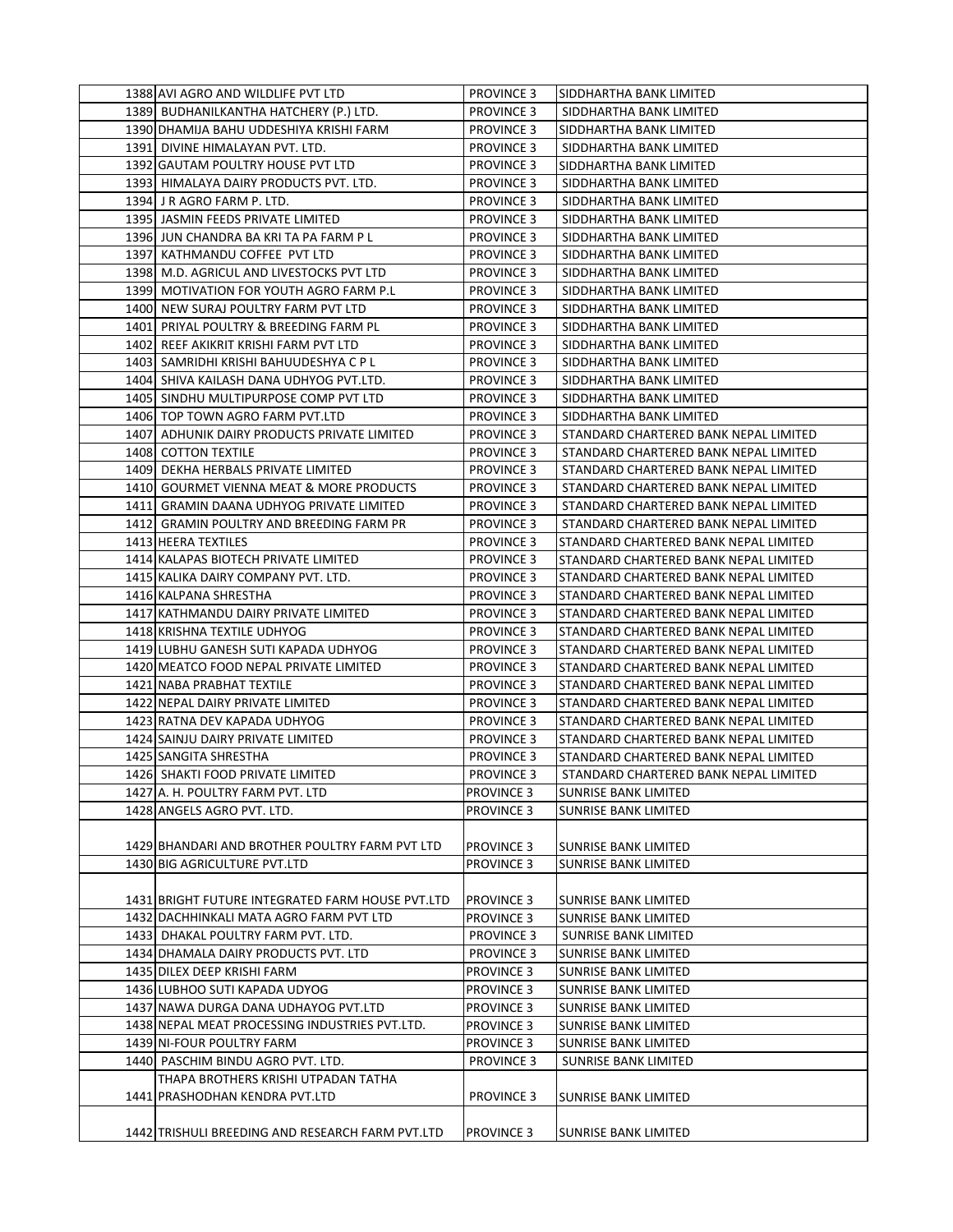| | | | |
|---|---|---|---|
| 1388 | AVI AGRO AND WILDLIFE PVT LTD | PROVINCE 3 | SIDDHARTHA BANK LIMITED |
| 1389 | BUDHANILKANTHA HATCHERY (P.) LTD. | PROVINCE 3 | SIDDHARTHA BANK LIMITED |
| 1390 | DHAMIJA BAHU UDDESHIYA KRISHI FARM | PROVINCE 3 | SIDDHARTHA BANK LIMITED |
| 1391 | DIVINE HIMALAYAN PVT. LTD. | PROVINCE 3 | SIDDHARTHA BANK LIMITED |
| 1392 | GAUTAM POULTRY HOUSE PVT LTD | PROVINCE 3 | SIDDHARTHA BANK LIMITED |
| 1393 | HIMALAYA DAIRY PRODUCTS PVT. LTD. | PROVINCE 3 | SIDDHARTHA BANK LIMITED |
| 1394 | J R AGRO FARM P. LTD. | PROVINCE 3 | SIDDHARTHA BANK LIMITED |
| 1395 | JASMIN FEEDS PRIVATE LIMITED | PROVINCE 3 | SIDDHARTHA BANK LIMITED |
| 1396 | JUN CHANDRA BA KRI TA PA FARM P L | PROVINCE 3 | SIDDHARTHA BANK LIMITED |
| 1397 | KATHMANDU COFFEE PVT LTD | PROVINCE 3 | SIDDHARTHA BANK LIMITED |
| 1398 | M.D. AGRICUL AND LIVESTOCKS PVT LTD | PROVINCE 3 | SIDDHARTHA BANK LIMITED |
| 1399 | MOTIVATION FOR YOUTH AGRO FARM P.L | PROVINCE 3 | SIDDHARTHA BANK LIMITED |
| 1400 | NEW SURAJ POULTRY FARM PVT LTD | PROVINCE 3 | SIDDHARTHA BANK LIMITED |
| 1401 | PRIYAL POULTRY & BREEDING FARM PL | PROVINCE 3 | SIDDHARTHA BANK LIMITED |
| 1402 | REEF AKIKRIT KRISHI FARM PVT LTD | PROVINCE 3 | SIDDHARTHA BANK LIMITED |
| 1403 | SAMRIDHI KRISHI BAHUUDESHYA C P L | PROVINCE 3 | SIDDHARTHA BANK LIMITED |
| 1404 | SHIVA KAILASH DANA UDHYOG PVT.LTD. | PROVINCE 3 | SIDDHARTHA BANK LIMITED |
| 1405 | SINDHU MULTIPURPOSE COMP PVT LTD | PROVINCE 3 | SIDDHARTHA BANK LIMITED |
| 1406 | TOP TOWN AGRO FARM PVT.LTD | PROVINCE 3 | SIDDHARTHA BANK LIMITED |
| 1407 | ADHUNIK DAIRY PRODUCTS PRIVATE LIMITED | PROVINCE 3 | STANDARD CHARTERED BANK NEPAL LIMITED |
| 1408 | COTTON TEXTILE | PROVINCE 3 | STANDARD CHARTERED BANK NEPAL LIMITED |
| 1409 | DEKHA HERBALS PRIVATE LIMITED | PROVINCE 3 | STANDARD CHARTERED BANK NEPAL LIMITED |
| 1410 | GOURMET VIENNA MEAT & MORE PRODUCTS | PROVINCE 3 | STANDARD CHARTERED BANK NEPAL LIMITED |
| 1411 | GRAMIN DAANA UDHYOG PRIVATE LIMITED | PROVINCE 3 | STANDARD CHARTERED BANK NEPAL LIMITED |
| 1412 | GRAMIN POULTRY AND BREEDING FARM PR | PROVINCE 3 | STANDARD CHARTERED BANK NEPAL LIMITED |
| 1413 | HEERA TEXTILES | PROVINCE 3 | STANDARD CHARTERED BANK NEPAL LIMITED |
| 1414 | KALAPAS BIOTECH PRIVATE LIMITED | PROVINCE 3 | STANDARD CHARTERED BANK NEPAL LIMITED |
| 1415 | KALIKA DAIRY COMPANY PVT. LTD. | PROVINCE 3 | STANDARD CHARTERED BANK NEPAL LIMITED |
| 1416 | KALPANA SHRESTHA | PROVINCE 3 | STANDARD CHARTERED BANK NEPAL LIMITED |
| 1417 | KATHMANDU DAIRY PRIVATE LIMITED | PROVINCE 3 | STANDARD CHARTERED BANK NEPAL LIMITED |
| 1418 | KRISHNA TEXTILE UDHYOG | PROVINCE 3 | STANDARD CHARTERED BANK NEPAL LIMITED |
| 1419 | LUBHU GANESH SUTI KAPADA UDHYOG | PROVINCE 3 | STANDARD CHARTERED BANK NEPAL LIMITED |
| 1420 | MEATCO FOOD NEPAL PRIVATE LIMITED | PROVINCE 3 | STANDARD CHARTERED BANK NEPAL LIMITED |
| 1421 | NABA PRABHAT TEXTILE | PROVINCE 3 | STANDARD CHARTERED BANK NEPAL LIMITED |
| 1422 | NEPAL DAIRY PRIVATE LIMITED | PROVINCE 3 | STANDARD CHARTERED BANK NEPAL LIMITED |
| 1423 | RATNA DEV KAPADA UDHYOG | PROVINCE 3 | STANDARD CHARTERED BANK NEPAL LIMITED |
| 1424 | SAINJU DAIRY PRIVATE LIMITED | PROVINCE 3 | STANDARD CHARTERED BANK NEPAL LIMITED |
| 1425 | SANGITA SHRESTHA | PROVINCE 3 | STANDARD CHARTERED BANK NEPAL LIMITED |
| 1426 | SHAKTI FOOD PRIVATE LIMITED | PROVINCE 3 | STANDARD CHARTERED BANK NEPAL LIMITED |
| 1427 | A. H. POULTRY FARM PVT. LTD | PROVINCE 3 | SUNRISE BANK LIMITED |
| 1428 | ANGELS AGRO PVT. LTD. | PROVINCE 3 | SUNRISE BANK LIMITED |
| 1429 | BHANDARI AND BROTHER POULTRY FARM PVT LTD | PROVINCE 3 | SUNRISE BANK LIMITED |
| 1430 | BIG AGRICULTURE PVT.LTD | PROVINCE 3 | SUNRISE BANK LIMITED |
| 1431 | BRIGHT FUTURE INTEGRATED FARM HOUSE PVT.LTD | PROVINCE 3 | SUNRISE BANK LIMITED |
| 1432 | DACHHINKALI MATA AGRO FARM PVT LTD | PROVINCE 3 | SUNRISE BANK LIMITED |
| 1433 | DHAKAL POULTRY FARM PVT. LTD. | PROVINCE 3 | SUNRISE BANK LIMITED |
| 1434 | DHAMALA DAIRY PRODUCTS PVT. LTD | PROVINCE 3 | SUNRISE BANK LIMITED |
| 1435 | DILEX DEEP KRISHI FARM | PROVINCE 3 | SUNRISE BANK LIMITED |
| 1436 | LUBHOO SUTI KAPADA UDYOG | PROVINCE 3 | SUNRISE BANK LIMITED |
| 1437 | NAWA DURGA DANA UDHAYOG PVT.LTD | PROVINCE 3 | SUNRISE BANK LIMITED |
| 1438 | NEPAL MEAT PROCESSING INDUSTRIES PVT.LTD. | PROVINCE 3 | SUNRISE BANK LIMITED |
| 1439 | NI-FOUR POULTRY FARM | PROVINCE 3 | SUNRISE BANK LIMITED |
| 1440 | PASCHIM BINDU AGRO PVT. LTD. | PROVINCE 3 | SUNRISE BANK LIMITED |
| 1441 | THAPA BROTHERS KRISHI UTPADAN TATHA PRASHODHAN KENDRA PVT.LTD | PROVINCE 3 | SUNRISE BANK LIMITED |
| 1442 | TRISHULI BREEDING AND RESEARCH FARM PVT.LTD | PROVINCE 3 | SUNRISE BANK LIMITED |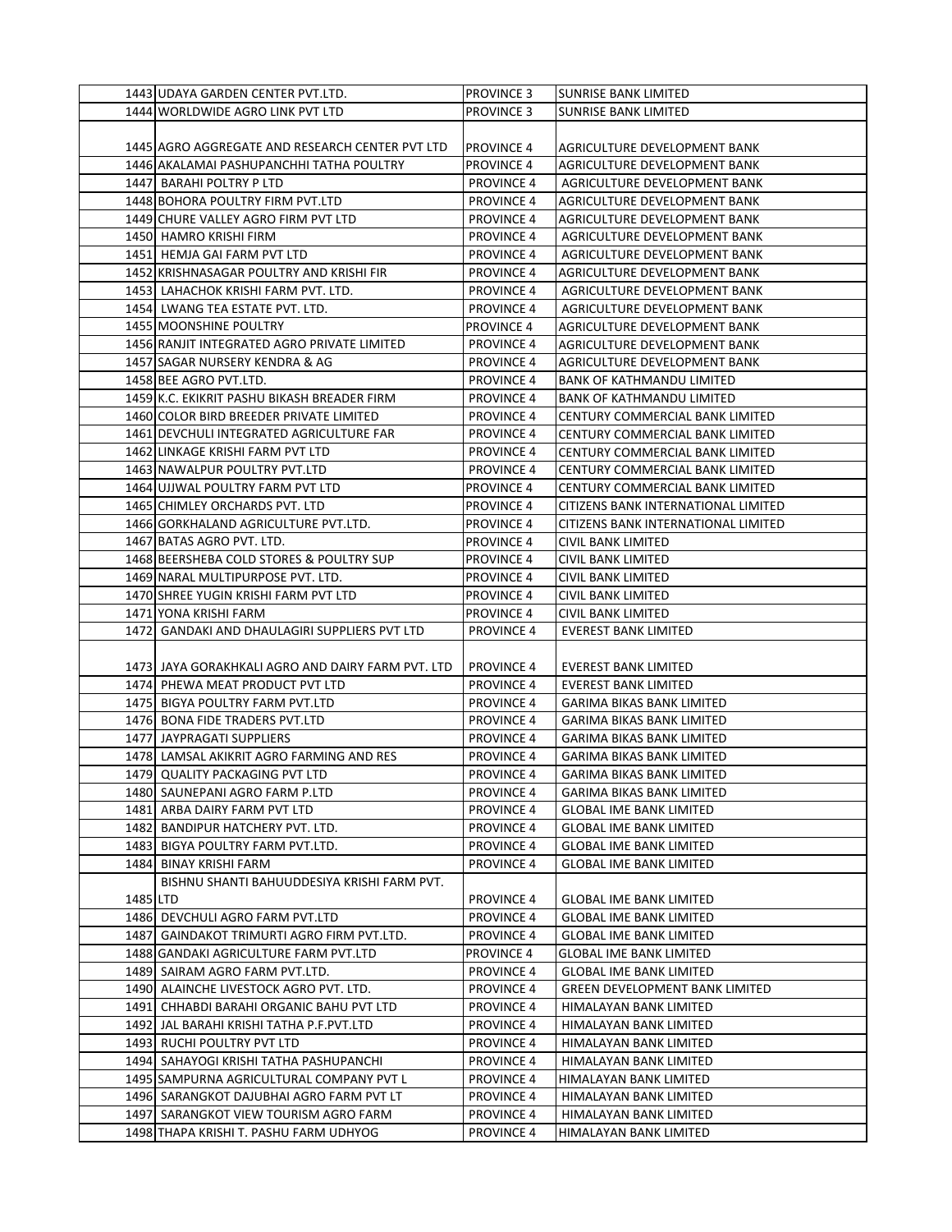| | | | |
|---|---|---|---|
| 1443 | UDAYA GARDEN CENTER PVT.LTD. | PROVINCE 3 | SUNRISE BANK LIMITED |
| 1444 | WORLDWIDE AGRO LINK PVT LTD | PROVINCE 3 | SUNRISE BANK LIMITED |
| 1445 | AGRO AGGREGATE AND RESEARCH CENTER PVT LTD | PROVINCE 4 | AGRICULTURE DEVELOPMENT BANK |
| 1446 | AKALAMAI PASHUPANCHHI TATHA POULTRY | PROVINCE 4 | AGRICULTURE DEVELOPMENT BANK |
| 1447 | BARAHI POLTRY P LTD | PROVINCE 4 | AGRICULTURE DEVELOPMENT BANK |
| 1448 | BOHORA POULTRY FIRM PVT.LTD | PROVINCE 4 | AGRICULTURE DEVELOPMENT BANK |
| 1449 | CHURE VALLEY AGRO FIRM PVT LTD | PROVINCE 4 | AGRICULTURE DEVELOPMENT BANK |
| 1450 | HAMRO KRISHI FIRM | PROVINCE 4 | AGRICULTURE DEVELOPMENT BANK |
| 1451 | HEMJA GAI FARM PVT LTD | PROVINCE 4 | AGRICULTURE DEVELOPMENT BANK |
| 1452 | KRISHNASAGAR POULTRY AND KRISHI FIR | PROVINCE 4 | AGRICULTURE DEVELOPMENT BANK |
| 1453 | LAHACHOK KRISHI FARM PVT. LTD. | PROVINCE 4 | AGRICULTURE DEVELOPMENT BANK |
| 1454 | LWANG TEA ESTATE PVT. LTD. | PROVINCE 4 | AGRICULTURE DEVELOPMENT BANK |
| 1455 | MOONSHINE POULTRY | PROVINCE 4 | AGRICULTURE DEVELOPMENT BANK |
| 1456 | RANJIT INTEGRATED AGRO PRIVATE LIMITED | PROVINCE 4 | AGRICULTURE DEVELOPMENT BANK |
| 1457 | SAGAR NURSERY KENDRA & AG | PROVINCE 4 | AGRICULTURE DEVELOPMENT BANK |
| 1458 | BEE AGRO PVT.LTD. | PROVINCE 4 | BANK OF KATHMANDU LIMITED |
| 1459 | K.C. EKIKRIT PASHU BIKASH BREADER FIRM | PROVINCE 4 | BANK OF KATHMANDU LIMITED |
| 1460 | COLOR BIRD BREEDER PRIVATE LIMITED | PROVINCE 4 | CENTURY COMMERCIAL BANK LIMITED |
| 1461 | DEVCHULI INTEGRATED AGRICULTURE FAR | PROVINCE 4 | CENTURY COMMERCIAL BANK LIMITED |
| 1462 | LINKAGE KRISHI FARM PVT LTD | PROVINCE 4 | CENTURY COMMERCIAL BANK LIMITED |
| 1463 | NAWALPUR POULTRY PVT.LTD | PROVINCE 4 | CENTURY COMMERCIAL BANK LIMITED |
| 1464 | UJJWAL POULTRY FARM PVT LTD | PROVINCE 4 | CENTURY COMMERCIAL BANK LIMITED |
| 1465 | CHIMLEY ORCHARDS PVT. LTD | PROVINCE 4 | CITIZENS BANK INTERNATIONAL LIMITED |
| 1466 | GORKHALAND AGRICULTURE PVT.LTD. | PROVINCE 4 | CITIZENS BANK INTERNATIONAL LIMITED |
| 1467 | BATAS AGRO PVT. LTD. | PROVINCE 4 | CIVIL BANK LIMITED |
| 1468 | BEERSHEBA COLD STORES & POULTRY SUP | PROVINCE 4 | CIVIL BANK LIMITED |
| 1469 | NARAL MULTIPURPOSE PVT. LTD. | PROVINCE 4 | CIVIL BANK LIMITED |
| 1470 | SHREE YUGIN KRISHI FARM PVT LTD | PROVINCE 4 | CIVIL BANK LIMITED |
| 1471 | YONA KRISHI FARM | PROVINCE 4 | CIVIL BANK LIMITED |
| 1472 | GANDAKI AND DHAULAGIRI SUPPLIERS PVT LTD | PROVINCE 4 | EVEREST BANK LIMITED |
| 1473 | JAYA GORAKHKALI AGRO AND DAIRY FARM PVT. LTD | PROVINCE 4 | EVEREST BANK LIMITED |
| 1474 | PHEWA MEAT PRODUCT PVT LTD | PROVINCE 4 | EVEREST BANK LIMITED |
| 1475 | BIGYA POULTRY FARM PVT.LTD | PROVINCE 4 | GARIMA BIKAS BANK LIMITED |
| 1476 | BONA FIDE TRADERS PVT.LTD | PROVINCE 4 | GARIMA BIKAS BANK LIMITED |
| 1477 | JAYPRAGATI SUPPLIERS | PROVINCE 4 | GARIMA BIKAS BANK LIMITED |
| 1478 | LAMSAL AKIKRIT AGRO FARMING AND RES | PROVINCE 4 | GARIMA BIKAS BANK LIMITED |
| 1479 | QUALITY PACKAGING PVT LTD | PROVINCE 4 | GARIMA BIKAS BANK LIMITED |
| 1480 | SAUNEPANI AGRO FARM P.LTD | PROVINCE 4 | GARIMA BIKAS BANK LIMITED |
| 1481 | ARBA DAIRY FARM PVT LTD | PROVINCE 4 | GLOBAL IME BANK LIMITED |
| 1482 | BANDIPUR HATCHERY PVT. LTD. | PROVINCE 4 | GLOBAL IME BANK LIMITED |
| 1483 | BIGYA POULTRY FARM PVT.LTD. | PROVINCE 4 | GLOBAL IME BANK LIMITED |
| 1484 | BINAY KRISHI FARM | PROVINCE 4 | GLOBAL IME BANK LIMITED |
| 1485 | BISHNU SHANTI BAHUUDDESIYA KRISHI FARM PVT. LTD | PROVINCE 4 | GLOBAL IME BANK LIMITED |
| 1486 | DEVCHULI AGRO FARM PVT.LTD | PROVINCE 4 | GLOBAL IME BANK LIMITED |
| 1487 | GAINDAKOT TRIMURTI AGRO FIRM PVT.LTD. | PROVINCE 4 | GLOBAL IME BANK LIMITED |
| 1488 | GANDAKI AGRICULTURE FARM PVT.LTD | PROVINCE 4 | GLOBAL IME BANK LIMITED |
| 1489 | SAIRAM AGRO FARM PVT.LTD. | PROVINCE 4 | GLOBAL IME BANK LIMITED |
| 1490 | ALAINCHE LIVESTOCK AGRO PVT. LTD. | PROVINCE 4 | GREEN DEVELOPMENT BANK LIMITED |
| 1491 | CHHABDI BARAHI ORGANIC BAHU PVT LTD | PROVINCE 4 | HIMALAYAN BANK LIMITED |
| 1492 | JAL BARAHI KRISHI TATHA P.F.PVT.LTD | PROVINCE 4 | HIMALAYAN BANK LIMITED |
| 1493 | RUCHI POULTRY PVT LTD | PROVINCE 4 | HIMALAYAN BANK LIMITED |
| 1494 | SAHAYOGI KRISHI TATHA PASHUPANCHI | PROVINCE 4 | HIMALAYAN BANK LIMITED |
| 1495 | SAMPURNA AGRICULTURAL COMPANY PVT L | PROVINCE 4 | HIMALAYAN BANK LIMITED |
| 1496 | SARANGKOT DAJUBHAI AGRO FARM PVT LT | PROVINCE 4 | HIMALAYAN BANK LIMITED |
| 1497 | SARANGKOT VIEW TOURISM AGRO FARM | PROVINCE 4 | HIMALAYAN BANK LIMITED |
| 1498 | THAPA KRISHI T. PASHU FARM UDHYOG | PROVINCE 4 | HIMALAYAN BANK LIMITED |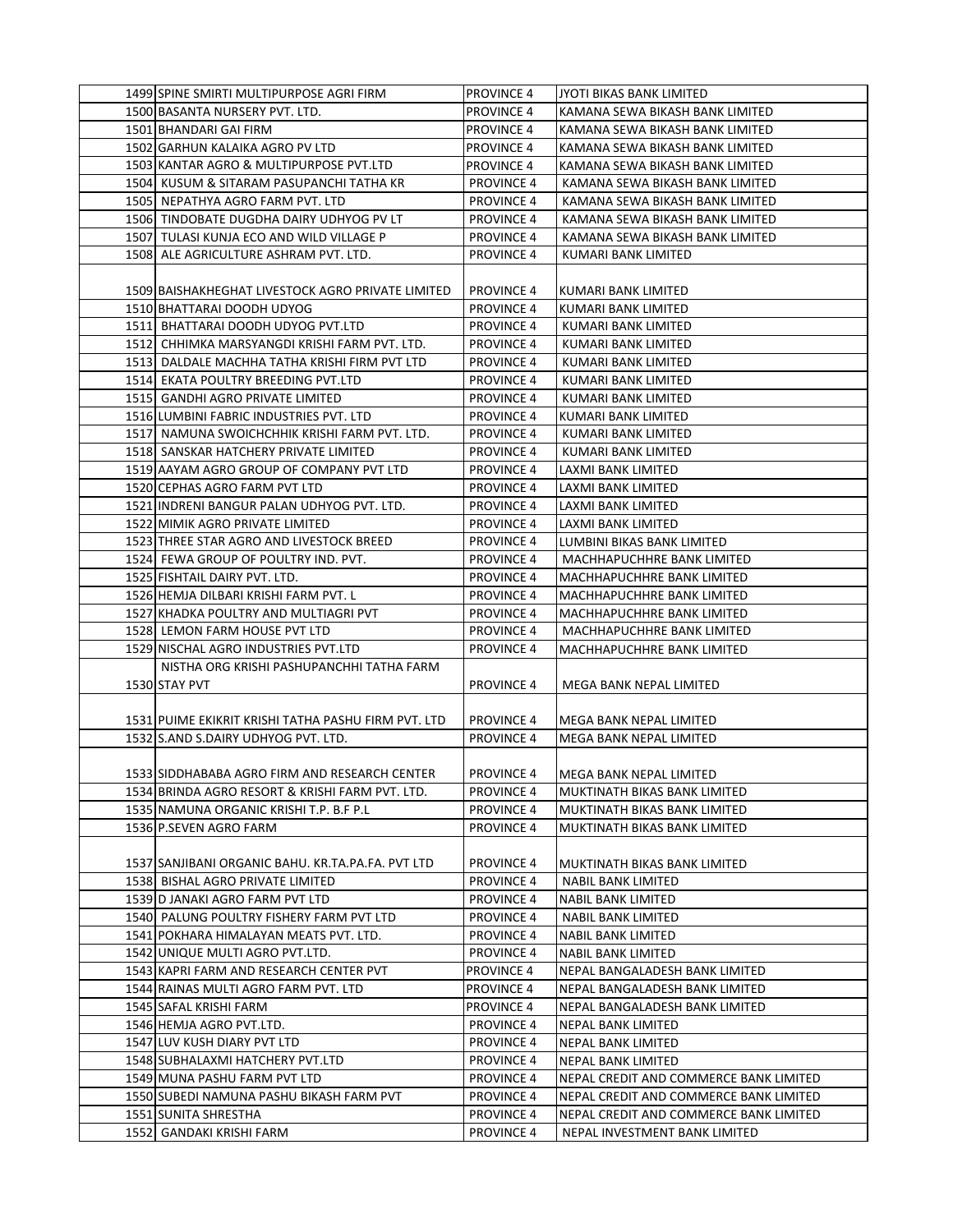| | | | |
|---|---|---|---|
| 1499 | SPINE SMIRTI MULTIPURPOSE AGRI FIRM | PROVINCE 4 | JYOTI BIKAS BANK LIMITED |
| 1500 | BASANTA NURSERY PVT. LTD. | PROVINCE 4 | KAMANA SEWA BIKASH BANK LIMITED |
| 1501 | BHANDARI GAI FIRM | PROVINCE 4 | KAMANA SEWA BIKASH BANK LIMITED |
| 1502 | GARHUN KALAIKA AGRO PV LTD | PROVINCE 4 | KAMANA SEWA BIKASH BANK LIMITED |
| 1503 | KANTAR AGRO & MULTIPURPOSE PVT.LTD | PROVINCE 4 | KAMANA SEWA BIKASH BANK LIMITED |
| 1504 | KUSUM & SITARAM PASUPANCHI TATHA KR | PROVINCE 4 | KAMANA SEWA BIKASH BANK LIMITED |
| 1505 | NEPATHYA AGRO FARM PVT. LTD | PROVINCE 4 | KAMANA SEWA BIKASH BANK LIMITED |
| 1506 | TINDOBATE DUGDHA DAIRY UDHYOG PV LT | PROVINCE 4 | KAMANA SEWA BIKASH BANK LIMITED |
| 1507 | TULASI KUNJA ECO AND WILD VILLAGE P | PROVINCE 4 | KAMANA SEWA BIKASH BANK LIMITED |
| 1508 | ALE AGRICULTURE ASHRAM PVT. LTD. | PROVINCE 4 | KUMARI BANK LIMITED |
| 1509 | BAISHAKHEGHAT LIVESTOCK AGRO PRIVATE LIMITED | PROVINCE 4 | KUMARI BANK LIMITED |
| 1510 | BHATTARAI DOODH UDYOG | PROVINCE 4 | KUMARI BANK LIMITED |
| 1511 | BHATTARAI DOODH UDYOG PVT.LTD | PROVINCE 4 | KUMARI BANK LIMITED |
| 1512 | CHHIMKA MARSYANGDI KRISHI FARM PVT. LTD. | PROVINCE 4 | KUMARI BANK LIMITED |
| 1513 | DALDALE MACHHA TATHA KRISHI FIRM PVT LTD | PROVINCE 4 | KUMARI BANK LIMITED |
| 1514 | EKATA POULTRY BREEDING PVT.LTD | PROVINCE 4 | KUMARI BANK LIMITED |
| 1515 | GANDHI AGRO PRIVATE LIMITED | PROVINCE 4 | KUMARI BANK LIMITED |
| 1516 | LUMBINI FABRIC INDUSTRIES PVT. LTD | PROVINCE 4 | KUMARI BANK LIMITED |
| 1517 | NAMUNA SWOICHCHHIK KRISHI FARM PVT. LTD. | PROVINCE 4 | KUMARI BANK LIMITED |
| 1518 | SANSKAR HATCHERY PRIVATE LIMITED | PROVINCE 4 | KUMARI BANK LIMITED |
| 1519 | AAYAM AGRO GROUP OF COMPANY PVT LTD | PROVINCE 4 | LAXMI BANK LIMITED |
| 1520 | CEPHAS AGRO FARM PVT LTD | PROVINCE 4 | LAXMI BANK LIMITED |
| 1521 | INDRENI BANGUR PALAN UDHYOG PVT. LTD. | PROVINCE 4 | LAXMI BANK LIMITED |
| 1522 | MIMIK AGRO PRIVATE LIMITED | PROVINCE 4 | LAXMI BANK LIMITED |
| 1523 | THREE STAR AGRO AND LIVESTOCK BREED | PROVINCE 4 | LUMBINI BIKAS BANK LIMITED |
| 1524 | FEWA GROUP OF POULTRY IND. PVT. | PROVINCE 4 | MACHHAPUCHHRE BANK LIMITED |
| 1525 | FISHTAIL DAIRY PVT. LTD. | PROVINCE 4 | MACHHAPUCHHRE BANK LIMITED |
| 1526 | HEMJA DILBARI KRISHI FARM PVT. L | PROVINCE 4 | MACHHAPUCHHRE BANK LIMITED |
| 1527 | KHADKA POULTRY AND MULTIAGRI PVT | PROVINCE 4 | MACHHAPUCHHRE BANK LIMITED |
| 1528 | LEMON FARM HOUSE PVT LTD | PROVINCE 4 | MACHHAPUCHHRE BANK LIMITED |
| 1529 | NISCHAL AGRO INDUSTRIES PVT.LTD | PROVINCE 4 | MACHHAPUCHHRE BANK LIMITED |
| 1530 | NISTHA ORG KRISHI PASHUPANCHHI TATHA FARM STAY PVT | PROVINCE 4 | MEGA BANK NEPAL LIMITED |
| 1531 | PUIME EKIKRIT KRISHI TATHA PASHU FIRM PVT. LTD | PROVINCE 4 | MEGA BANK NEPAL LIMITED |
| 1532 | S.AND S.DAIRY UDHYOG PVT. LTD. | PROVINCE 4 | MEGA BANK NEPAL LIMITED |
| 1533 | SIDDHABABA AGRO FIRM AND RESEARCH CENTER | PROVINCE 4 | MEGA BANK NEPAL LIMITED |
| 1534 | BRINDA AGRO RESORT & KRISHI FARM PVT. LTD. | PROVINCE 4 | MUKTINATH BIKAS BANK LIMITED |
| 1535 | NAMUNA ORGANIC KRISHI T.P. B.F P.L | PROVINCE 4 | MUKTINATH BIKAS BANK LIMITED |
| 1536 | P.SEVEN AGRO FARM | PROVINCE 4 | MUKTINATH BIKAS BANK LIMITED |
| 1537 | SANJIBANI ORGANIC BAHU. KR.TA.PA.FA. PVT LTD | PROVINCE 4 | MUKTINATH BIKAS BANK LIMITED |
| 1538 | BISHAL AGRO PRIVATE LIMITED | PROVINCE 4 | NABIL BANK LIMITED |
| 1539 | D JANAKI AGRO FARM PVT LTD | PROVINCE 4 | NABIL BANK LIMITED |
| 1540 | PALUNG POULTRY FISHERY FARM PVT LTD | PROVINCE 4 | NABIL BANK LIMITED |
| 1541 | POKHARA HIMALAYAN MEATS PVT. LTD. | PROVINCE 4 | NABIL BANK LIMITED |
| 1542 | UNIQUE MULTI AGRO PVT.LTD. | PROVINCE 4 | NABIL BANK LIMITED |
| 1543 | KAPRI FARM AND RESEARCH CENTER PVT | PROVINCE 4 | NEPAL BANGALADESH BANK LIMITED |
| 1544 | RAINAS MULTI AGRO FARM PVT. LTD | PROVINCE 4 | NEPAL BANGALADESH BANK LIMITED |
| 1545 | SAFAL KRISHI FARM | PROVINCE 4 | NEPAL BANGALADESH BANK LIMITED |
| 1546 | HEMJA AGRO PVT.LTD. | PROVINCE 4 | NEPAL BANK LIMITED |
| 1547 | LUV KUSH DIARY PVT LTD | PROVINCE 4 | NEPAL BANK LIMITED |
| 1548 | SUBHALAXMI HATCHERY PVT.LTD | PROVINCE 4 | NEPAL BANK LIMITED |
| 1549 | MUNA PASHU FARM PVT LTD | PROVINCE 4 | NEPAL CREDIT AND COMMERCE BANK LIMITED |
| 1550 | SUBEDI NAMUNA PASHU BIKASH FARM PVT | PROVINCE 4 | NEPAL CREDIT AND COMMERCE BANK LIMITED |
| 1551 | SUNITA SHRESTHA | PROVINCE 4 | NEPAL CREDIT AND COMMERCE BANK LIMITED |
| 1552 | GANDAKI KRISHI FARM | PROVINCE 4 | NEPAL INVESTMENT BANK LIMITED |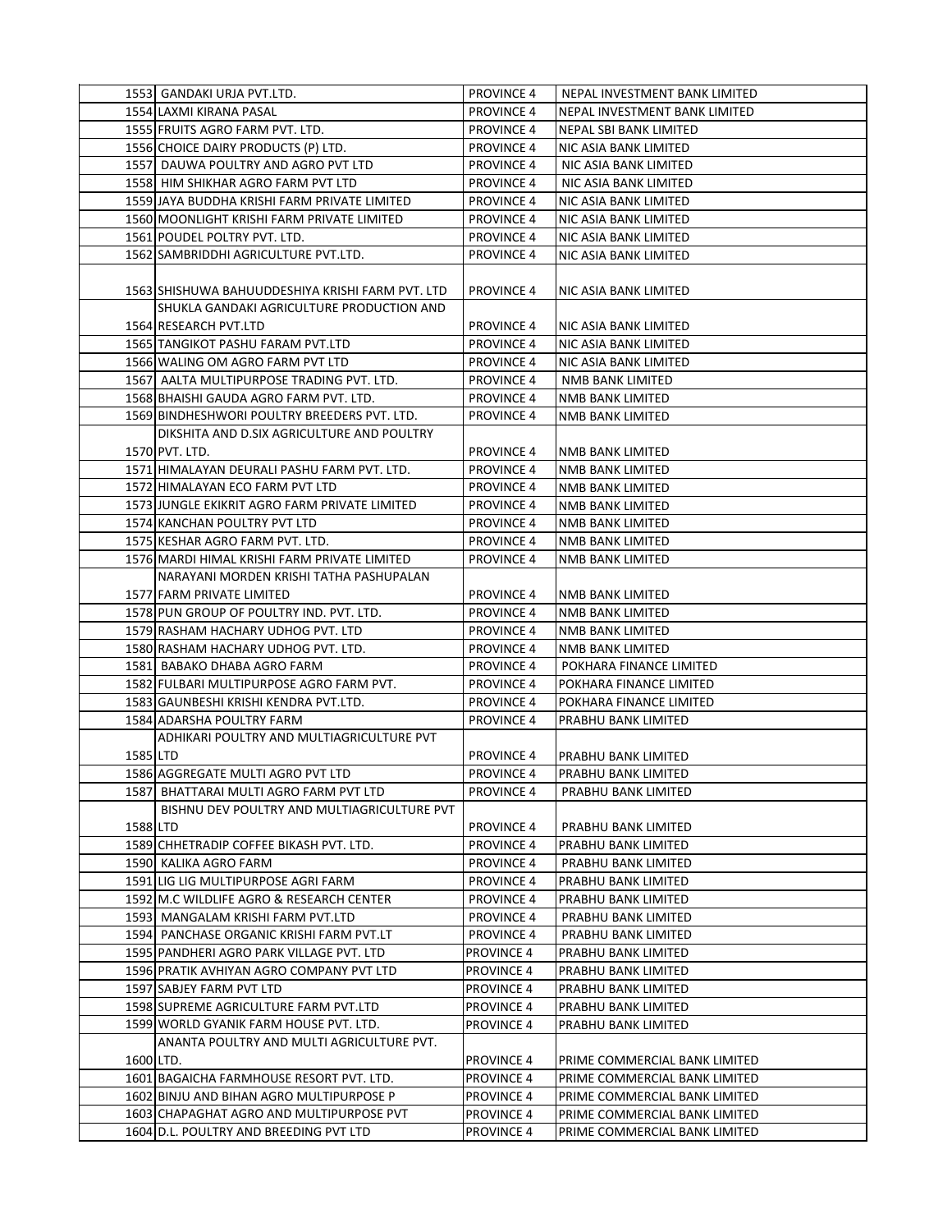| 1553 | GANDAKI URJA PVT.LTD. | PROVINCE 4 | NEPAL INVESTMENT BANK LIMITED |
|---|---|---|---|
| 1554 | LAXMI KIRANA PASAL | PROVINCE 4 | NEPAL INVESTMENT BANK LIMITED |
| 1555 | FRUITS AGRO FARM PVT. LTD. | PROVINCE 4 | NEPAL SBI BANK LIMITED |
| 1556 | CHOICE DAIRY PRODUCTS (P) LTD. | PROVINCE 4 | NIC ASIA BANK LIMITED |
| 1557 | DAUWA POULTRY AND AGRO PVT LTD | PROVINCE 4 | NIC ASIA BANK LIMITED |
| 1558 | HIM SHIKHAR AGRO FARM PVT LTD | PROVINCE 4 | NIC ASIA BANK LIMITED |
| 1559 | JAYA BUDDHA KRISHI FARM PRIVATE LIMITED | PROVINCE 4 | NIC ASIA BANK LIMITED |
| 1560 | MOONLIGHT KRISHI FARM PRIVATE LIMITED | PROVINCE 4 | NIC ASIA BANK LIMITED |
| 1561 | POUDEL POLTRY PVT. LTD. | PROVINCE 4 | NIC ASIA BANK LIMITED |
| 1562 | SAMBRIDDHI AGRICULTURE PVT.LTD. | PROVINCE 4 | NIC ASIA BANK LIMITED |
| 1563 | SHISHUWA BAHUUDDESHIYA KRISHI FARM PVT. LTD | PROVINCE 4 | NIC ASIA BANK LIMITED |
| 1564 | SHUKLA GANDAKI AGRICULTURE PRODUCTION AND RESEARCH PVT.LTD | PROVINCE 4 | NIC ASIA BANK LIMITED |
| 1565 | TANGIKOT PASHU FARAM PVT.LTD | PROVINCE 4 | NIC ASIA BANK LIMITED |
| 1566 | WALING OM AGRO FARM PVT LTD | PROVINCE 4 | NIC ASIA BANK LIMITED |
| 1567 | AALTA MULTIPURPOSE TRADING PVT. LTD. | PROVINCE 4 | NMB BANK LIMITED |
| 1568 | BHAISHI GAUDA AGRO FARM PVT. LTD. | PROVINCE 4 | NMB BANK LIMITED |
| 1569 | BINDHESHWORI POULTRY BREEDERS PVT. LTD. | PROVINCE 4 | NMB BANK LIMITED |
| 1570 | DIKSHITA AND D.SIX AGRICULTURE AND POULTRY PVT. LTD. | PROVINCE 4 | NMB BANK LIMITED |
| 1571 | HIMALAYAN DEURALI PASHU FARM PVT. LTD. | PROVINCE 4 | NMB BANK LIMITED |
| 1572 | HIMALAYAN ECO FARM PVT LTD | PROVINCE 4 | NMB BANK LIMITED |
| 1573 | JUNGLE EKIKRIT AGRO FARM PRIVATE LIMITED | PROVINCE 4 | NMB BANK LIMITED |
| 1574 | KANCHAN POULTRY PVT LTD | PROVINCE 4 | NMB BANK LIMITED |
| 1575 | KESHAR AGRO FARM PVT. LTD. | PROVINCE 4 | NMB BANK LIMITED |
| 1576 | MARDI HIMAL KRISHI FARM PRIVATE LIMITED | PROVINCE 4 | NMB BANK LIMITED |
| 1577 | NARAYANI MORDEN KRISHI TATHA PASHUPALAN FARM PRIVATE LIMITED | PROVINCE 4 | NMB BANK LIMITED |
| 1578 | PUN GROUP OF POULTRY IND. PVT. LTD. | PROVINCE 4 | NMB BANK LIMITED |
| 1579 | RASHAM HACHARY UDHOG PVT. LTD | PROVINCE 4 | NMB BANK LIMITED |
| 1580 | RASHAM HACHARY UDHOG PVT. LTD. | PROVINCE 4 | NMB BANK LIMITED |
| 1581 | BABAKO DHABA AGRO FARM | PROVINCE 4 | POKHARA FINANCE LIMITED |
| 1582 | FULBARI MULTIPURPOSE AGRO FARM PVT. | PROVINCE 4 | POKHARA FINANCE LIMITED |
| 1583 | GAUNBESHI KRISHI KENDRA PVT.LTD. | PROVINCE 4 | POKHARA FINANCE LIMITED |
| 1584 | ADARSHA POULTRY FARM | PROVINCE 4 | PRABHU BANK LIMITED |
| 1585 | ADHIKARI POULTRY AND MULTIAGRICULTURE PVT LTD | PROVINCE 4 | PRABHU BANK LIMITED |
| 1586 | AGGREGATE MULTI AGRO PVT LTD | PROVINCE 4 | PRABHU BANK LIMITED |
| 1587 | BHATTARAI MULTI AGRO FARM PVT LTD | PROVINCE 4 | PRABHU BANK LIMITED |
| 1588 | BISHNU DEV POULTRY AND MULTIAGRICULTURE PVT LTD | PROVINCE 4 | PRABHU BANK LIMITED |
| 1589 | CHHETRADIP COFFEE BIKASH PVT. LTD. | PROVINCE 4 | PRABHU BANK LIMITED |
| 1590 | KALIKA AGRO FARM | PROVINCE 4 | PRABHU BANK LIMITED |
| 1591 | LIG LIG MULTIPURPOSE AGRI FARM | PROVINCE 4 | PRABHU BANK LIMITED |
| 1592 | M.C WILDLIFE AGRO & RESEARCH CENTER | PROVINCE 4 | PRABHU BANK LIMITED |
| 1593 | MANGALAM KRISHI FARM PVT.LTD | PROVINCE 4 | PRABHU BANK LIMITED |
| 1594 | PANCHASE ORGANIC KRISHI FARM PVT.LT | PROVINCE 4 | PRABHU BANK LIMITED |
| 1595 | PANDHERI AGRO PARK VILLAGE PVT. LTD | PROVINCE 4 | PRABHU BANK LIMITED |
| 1596 | PRATIK AVHIYAN AGRO COMPANY PVT LTD | PROVINCE 4 | PRABHU BANK LIMITED |
| 1597 | SABJEY FARM PVT LTD | PROVINCE 4 | PRABHU BANK LIMITED |
| 1598 | SUPREME AGRICULTURE FARM PVT.LTD | PROVINCE 4 | PRABHU BANK LIMITED |
| 1599 | WORLD GYANIK FARM HOUSE PVT. LTD. | PROVINCE 4 | PRABHU BANK LIMITED |
| 1600 | ANANTA POULTRY AND MULTI AGRICULTURE PVT. LTD. | PROVINCE 4 | PRIME COMMERCIAL BANK LIMITED |
| 1601 | BAGAICHA FARMHOUSE RESORT PVT. LTD. | PROVINCE 4 | PRIME COMMERCIAL BANK LIMITED |
| 1602 | BINJU AND BIHAN AGRO MULTIPURPOSE P | PROVINCE 4 | PRIME COMMERCIAL BANK LIMITED |
| 1603 | CHAPAGHAT AGRO AND MULTIPURPOSE PVT | PROVINCE 4 | PRIME COMMERCIAL BANK LIMITED |
| 1604 | D.L. POULTRY AND BREEDING PVT LTD | PROVINCE 4 | PRIME COMMERCIAL BANK LIMITED |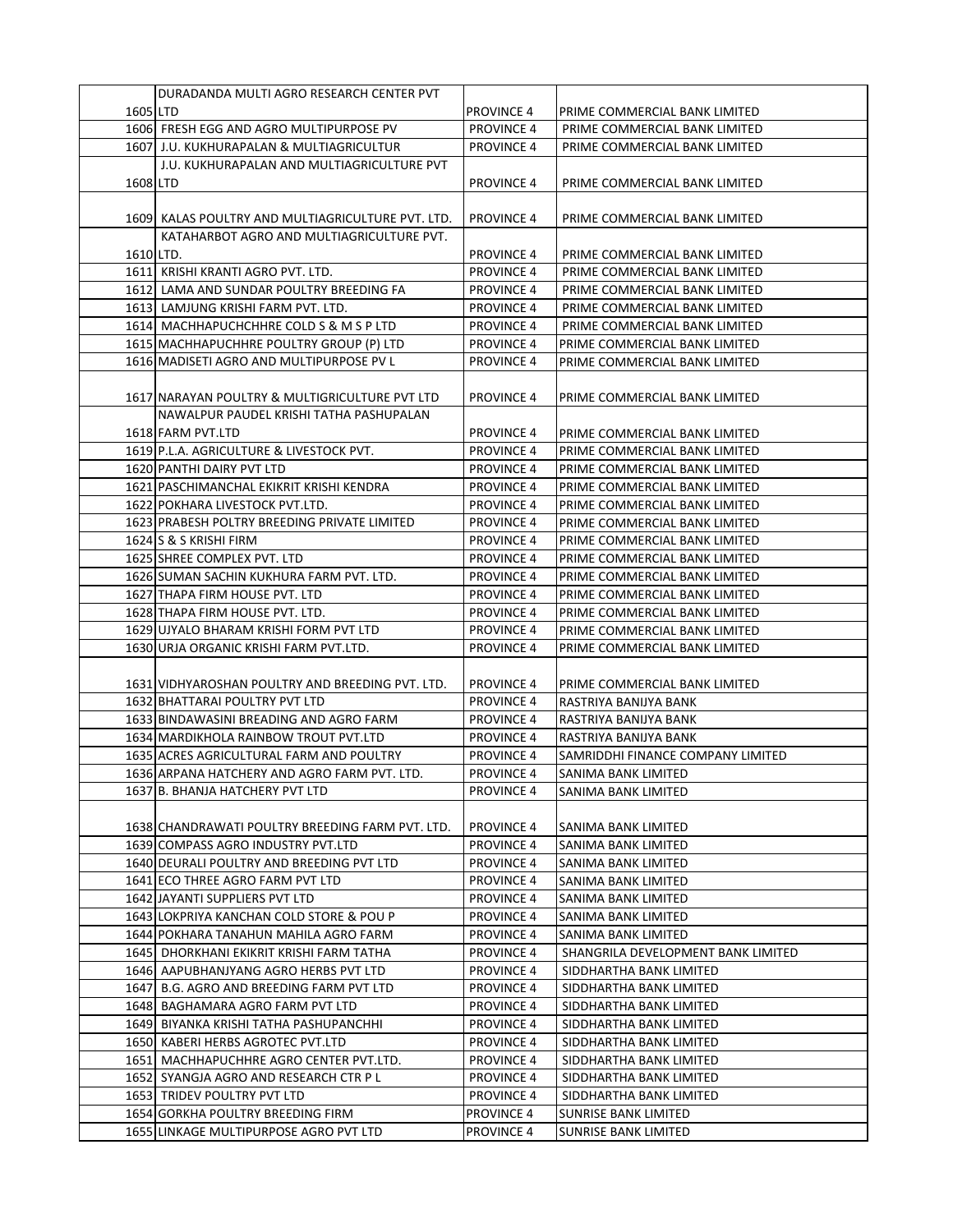| | | | |
|---|---|---|---|
| 1605 | DURADANDA MULTI AGRO RESEARCH CENTER PVT LTD | PROVINCE 4 | PRIME COMMERCIAL BANK LIMITED |
| 1606 | FRESH EGG AND AGRO MULTIPURPOSE PV | PROVINCE 4 | PRIME COMMERCIAL BANK LIMITED |
| 1607 | J.U. KUKHURAPALAN & MULTIAGRICULTUR | PROVINCE 4 | PRIME COMMERCIAL BANK LIMITED |
| 1608 | J.U. KUKHURAPALAN AND MULTIAGRICULTURE PVT LTD | PROVINCE 4 | PRIME COMMERCIAL BANK LIMITED |
| 1609 | KALAS POULTRY AND MULTIAGRICULTURE PVT. LTD. | PROVINCE 4 | PRIME COMMERCIAL BANK LIMITED |
| 1610 | KATAHARBOT AGRO AND MULTIAGRICULTURE PVT. LTD. | PROVINCE 4 | PRIME COMMERCIAL BANK LIMITED |
| 1611 | KRISHI KRANTI AGRO PVT. LTD. | PROVINCE 4 | PRIME COMMERCIAL BANK LIMITED |
| 1612 | LAMA AND SUNDAR POULTRY BREEDING FA | PROVINCE 4 | PRIME COMMERCIAL BANK LIMITED |
| 1613 | LAMJUNG KRISHI FARM PVT. LTD. | PROVINCE 4 | PRIME COMMERCIAL BANK LIMITED |
| 1614 | MACHHAPUCHCHHRE COLD S & M S P LTD | PROVINCE 4 | PRIME COMMERCIAL BANK LIMITED |
| 1615 | MACHHAPUCHHRE POULTRY GROUP (P) LTD | PROVINCE 4 | PRIME COMMERCIAL BANK LIMITED |
| 1616 | MADISETI AGRO AND MULTIPURPOSE PV L | PROVINCE 4 | PRIME COMMERCIAL BANK LIMITED |
| 1617 | NARAYAN POULTRY & MULTIGRICULTURE PVT LTD | PROVINCE 4 | PRIME COMMERCIAL BANK LIMITED |
| 1618 | NAWALPUR PAUDEL KRISHI TATHA PASHUPALAN FARM PVT.LTD | PROVINCE 4 | PRIME COMMERCIAL BANK LIMITED |
| 1619 | P.L.A. AGRICULTURE & LIVESTOCK PVT. | PROVINCE 4 | PRIME COMMERCIAL BANK LIMITED |
| 1620 | PANTHI DAIRY PVT LTD | PROVINCE 4 | PRIME COMMERCIAL BANK LIMITED |
| 1621 | PASCHIMANCHAL EKIKRIT KRISHI KENDRA | PROVINCE 4 | PRIME COMMERCIAL BANK LIMITED |
| 1622 | POKHARA LIVESTOCK PVT.LTD. | PROVINCE 4 | PRIME COMMERCIAL BANK LIMITED |
| 1623 | PRABESH POLTRY BREEDING PRIVATE LIMITED | PROVINCE 4 | PRIME COMMERCIAL BANK LIMITED |
| 1624 | S & S KRISHI FIRM | PROVINCE 4 | PRIME COMMERCIAL BANK LIMITED |
| 1625 | SHREE COMPLEX PVT. LTD | PROVINCE 4 | PRIME COMMERCIAL BANK LIMITED |
| 1626 | SUMAN SACHIN KUKHURA FARM PVT. LTD. | PROVINCE 4 | PRIME COMMERCIAL BANK LIMITED |
| 1627 | THAPA FIRM HOUSE PVT. LTD | PROVINCE 4 | PRIME COMMERCIAL BANK LIMITED |
| 1628 | THAPA FIRM HOUSE PVT. LTD. | PROVINCE 4 | PRIME COMMERCIAL BANK LIMITED |
| 1629 | UJYALO BHARAM KRISHI FORM PVT LTD | PROVINCE 4 | PRIME COMMERCIAL BANK LIMITED |
| 1630 | URJA ORGANIC KRISHI FARM PVT.LTD. | PROVINCE 4 | PRIME COMMERCIAL BANK LIMITED |
| 1631 | VIDHYAROSHAN POULTRY AND BREEDING PVT. LTD. | PROVINCE 4 | PRIME COMMERCIAL BANK LIMITED |
| 1632 | BHATTARAI POULTRY PVT LTD | PROVINCE 4 | RASTRIYA BANIJYA BANK |
| 1633 | BINDAWASINI BREADING AND AGRO FARM | PROVINCE 4 | RASTRIYA BANIJYA BANK |
| 1634 | MARDIKHOLA RAINBOW TROUT PVT.LTD | PROVINCE 4 | RASTRIYA BANIJYA BANK |
| 1635 | ACRES AGRICULTURAL FARM AND POULTRY | PROVINCE 4 | SAMRIDDHI FINANCE COMPANY LIMITED |
| 1636 | ARPANA HATCHERY AND AGRO FARM PVT. LTD. | PROVINCE 4 | SANIMA BANK LIMITED |
| 1637 | B. BHANJA HATCHERY PVT LTD | PROVINCE 4 | SANIMA BANK LIMITED |
| 1638 | CHANDRAWATI POULTRY BREEDING FARM PVT. LTD. | PROVINCE 4 | SANIMA BANK LIMITED |
| 1639 | COMPASS AGRO INDUSTRY PVT.LTD | PROVINCE 4 | SANIMA BANK LIMITED |
| 1640 | DEURALI POULTRY AND BREEDING PVT LTD | PROVINCE 4 | SANIMA BANK LIMITED |
| 1641 | ECO THREE AGRO FARM PVT LTD | PROVINCE 4 | SANIMA BANK LIMITED |
| 1642 | JAYANTI SUPPLIERS PVT LTD | PROVINCE 4 | SANIMA BANK LIMITED |
| 1643 | LOKPRIYA KANCHAN COLD STORE & POU P | PROVINCE 4 | SANIMA BANK LIMITED |
| 1644 | POKHARA TANAHUN MAHILA AGRO FARM | PROVINCE 4 | SANIMA BANK LIMITED |
| 1645 | DHORKHANI EKIKRIT KRISHI FARM TATHA | PROVINCE 4 | SHANGRILA DEVELOPMENT BANK LIMITED |
| 1646 | AAPUBHANJYANG AGRO HERBS PVT LTD | PROVINCE 4 | SIDDHARTHA BANK LIMITED |
| 1647 | B.G. AGRO AND BREEDING FARM PVT LTD | PROVINCE 4 | SIDDHARTHA BANK LIMITED |
| 1648 | BAGHAMARA AGRO FARM PVT LTD | PROVINCE 4 | SIDDHARTHA BANK LIMITED |
| 1649 | BIYANKA KRISHI TATHA PASHUPANCHHI | PROVINCE 4 | SIDDHARTHA BANK LIMITED |
| 1650 | KABERI HERBS AGROTEC PVT.LTD | PROVINCE 4 | SIDDHARTHA BANK LIMITED |
| 1651 | MACHHAPUCHHRE AGRO CENTER PVT.LTD. | PROVINCE 4 | SIDDHARTHA BANK LIMITED |
| 1652 | SYANGJA AGRO AND RESEARCH CTR P L | PROVINCE 4 | SIDDHARTHA BANK LIMITED |
| 1653 | TRIDEV POULTRY PVT LTD | PROVINCE 4 | SIDDHARTHA BANK LIMITED |
| 1654 | GORKHA POULTRY BREEDING FIRM | PROVINCE 4 | SUNRISE BANK LIMITED |
| 1655 | LINKAGE MULTIPURPOSE AGRO PVT LTD | PROVINCE 4 | SUNRISE BANK LIMITED |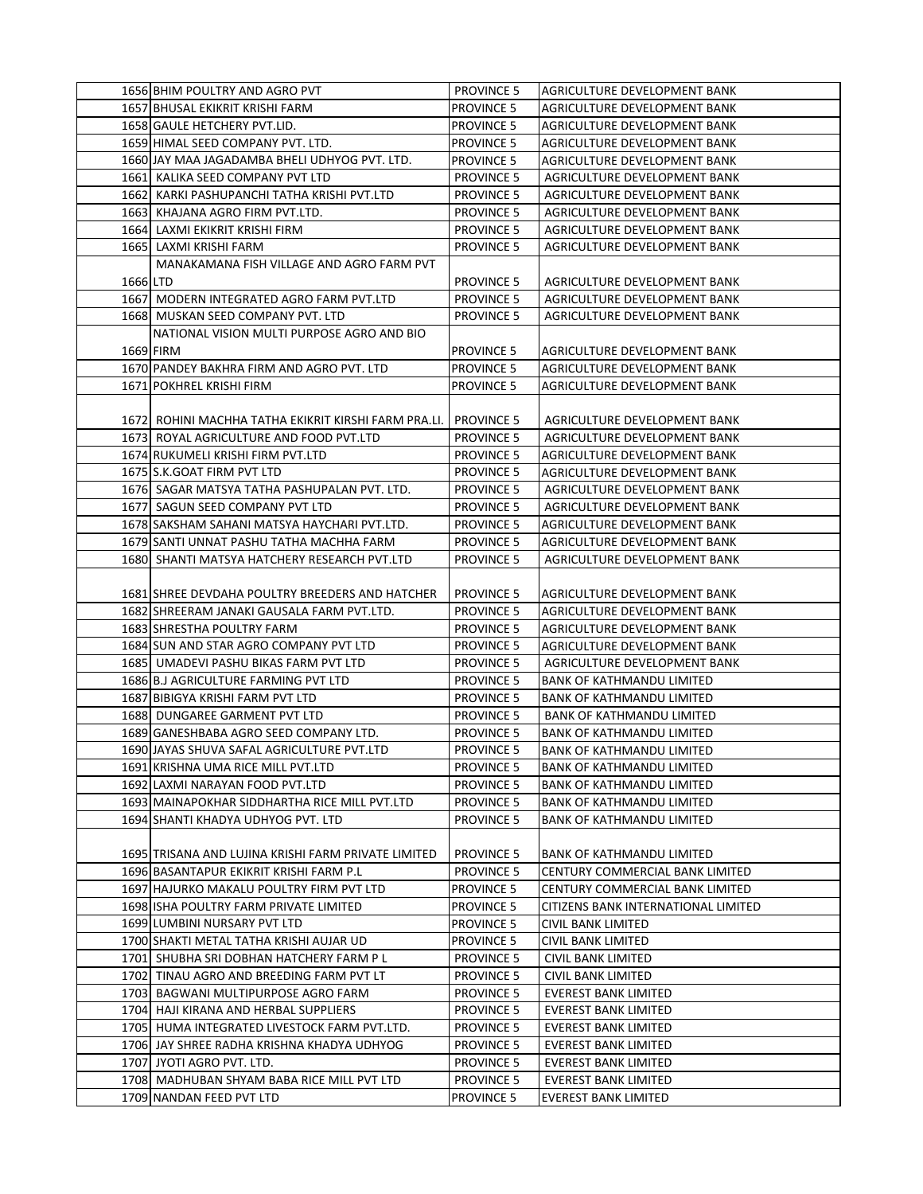| | | | |
|---|---|---|---|
| 1656 | BHIM POULTRY AND AGRO PVT | PROVINCE 5 | AGRICULTURE DEVELOPMENT BANK |
| 1657 | BHUSAL EKIKRIT KRISHI FARM | PROVINCE 5 | AGRICULTURE DEVELOPMENT BANK |
| 1658 | GAULE HETCHERY PVT.LID. | PROVINCE 5 | AGRICULTURE DEVELOPMENT BANK |
| 1659 | HIMAL SEED COMPANY PVT. LTD. | PROVINCE 5 | AGRICULTURE DEVELOPMENT BANK |
| 1660 | JAY MAA JAGADAMBA BHELI UDHYOG PVT. LTD. | PROVINCE 5 | AGRICULTURE DEVELOPMENT BANK |
| 1661 | KALIKA SEED COMPANY PVT LTD | PROVINCE 5 | AGRICULTURE DEVELOPMENT BANK |
| 1662 | KARKI PASHUPANCHI TATHA KRISHI PVT.LTD | PROVINCE 5 | AGRICULTURE DEVELOPMENT BANK |
| 1663 | KHAJANA AGRO FIRM PVT.LTD. | PROVINCE 5 | AGRICULTURE DEVELOPMENT BANK |
| 1664 | LAXMI EKIKRIT KRISHI FIRM | PROVINCE 5 | AGRICULTURE DEVELOPMENT BANK |
| 1665 | LAXMI KRISHI FARM | PROVINCE 5 | AGRICULTURE DEVELOPMENT BANK |
| 1666 | MANAKAMANA FISH VILLAGE AND AGRO FARM PVT LTD | PROVINCE 5 | AGRICULTURE DEVELOPMENT BANK |
| 1667 | MODERN INTEGRATED AGRO FARM PVT.LTD | PROVINCE 5 | AGRICULTURE DEVELOPMENT BANK |
| 1668 | MUSKAN SEED COMPANY PVT. LTD | PROVINCE 5 | AGRICULTURE DEVELOPMENT BANK |
| 1669 | NATIONAL VISION MULTI PURPOSE AGRO AND BIO FIRM | PROVINCE 5 | AGRICULTURE DEVELOPMENT BANK |
| 1670 | PANDEY BAKHRA FIRM AND AGRO PVT. LTD | PROVINCE 5 | AGRICULTURE DEVELOPMENT BANK |
| 1671 | POKHREL KRISHI FIRM | PROVINCE 5 | AGRICULTURE DEVELOPMENT BANK |
| 1672 | ROHINI MACHHA TATHA EKIKRIT KIRSHI FARM PRA.LI. | PROVINCE 5 | AGRICULTURE DEVELOPMENT BANK |
| 1673 | ROYAL AGRICULTURE AND FOOD PVT.LTD | PROVINCE 5 | AGRICULTURE DEVELOPMENT BANK |
| 1674 | RUKUMELI KRISHI FIRM PVT.LTD | PROVINCE 5 | AGRICULTURE DEVELOPMENT BANK |
| 1675 | S.K.GOAT FIRM PVT LTD | PROVINCE 5 | AGRICULTURE DEVELOPMENT BANK |
| 1676 | SAGAR MATSYA TATHA PASHUPALAN PVT. LTD. | PROVINCE 5 | AGRICULTURE DEVELOPMENT BANK |
| 1677 | SAGUN SEED COMPANY PVT LTD | PROVINCE 5 | AGRICULTURE DEVELOPMENT BANK |
| 1678 | SAKSHAM SAHANI MATSYA HAYCHARI PVT.LTD. | PROVINCE 5 | AGRICULTURE DEVELOPMENT BANK |
| 1679 | SANTI UNNAT PASHU TATHA MACHHA FARM | PROVINCE 5 | AGRICULTURE DEVELOPMENT BANK |
| 1680 | SHANTI MATSYA HATCHERY RESEARCH PVT.LTD | PROVINCE 5 | AGRICULTURE DEVELOPMENT BANK |
| 1681 | SHREE DEVDAHA POULTRY BREEDERS AND HATCHER | PROVINCE 5 | AGRICULTURE DEVELOPMENT BANK |
| 1682 | SHREERAM JANAKI GAUSALA FARM PVT.LTD. | PROVINCE 5 | AGRICULTURE DEVELOPMENT BANK |
| 1683 | SHRESTHA POULTRY FARM | PROVINCE 5 | AGRICULTURE DEVELOPMENT BANK |
| 1684 | SUN AND STAR AGRO COMPANY PVT LTD | PROVINCE 5 | AGRICULTURE DEVELOPMENT BANK |
| 1685 | UMADEVI PASHU BIKAS FARM PVT LTD | PROVINCE 5 | AGRICULTURE DEVELOPMENT BANK |
| 1686 | B.J AGRICULTURE FARMING PVT LTD | PROVINCE 5 | BANK OF KATHMANDU LIMITED |
| 1687 | BIBIGYA KRISHI FARM PVT LTD | PROVINCE 5 | BANK OF KATHMANDU LIMITED |
| 1688 | DUNGAREE GARMENT PVT LTD | PROVINCE 5 | BANK OF KATHMANDU LIMITED |
| 1689 | GANESHBABA AGRO SEED COMPANY LTD. | PROVINCE 5 | BANK OF KATHMANDU LIMITED |
| 1690 | JAYAS SHUVA SAFAL AGRICULTURE PVT.LTD | PROVINCE 5 | BANK OF KATHMANDU LIMITED |
| 1691 | KRISHNA UMA RICE MILL PVT.LTD | PROVINCE 5 | BANK OF KATHMANDU LIMITED |
| 1692 | LAXMI NARAYAN FOOD PVT.LTD | PROVINCE 5 | BANK OF KATHMANDU LIMITED |
| 1693 | MAINAPOKHAR SIDDHARTHA RICE MILL PVT.LTD | PROVINCE 5 | BANK OF KATHMANDU LIMITED |
| 1694 | SHANTI KHADYA UDHYOG PVT. LTD | PROVINCE 5 | BANK OF KATHMANDU LIMITED |
| 1695 | TRISANA AND LUJINA KRISHI FARM PRIVATE LIMITED | PROVINCE 5 | BANK OF KATHMANDU LIMITED |
| 1696 | BASANTAPUR EKIKRIT KRISHI FARM P.L | PROVINCE 5 | CENTURY COMMERCIAL BANK LIMITED |
| 1697 | HAJURKO MAKALU POULTRY FIRM PVT LTD | PROVINCE 5 | CENTURY COMMERCIAL BANK LIMITED |
| 1698 | ISHA POULTRY FARM PRIVATE LIMITED | PROVINCE 5 | CITIZENS BANK INTERNATIONAL LIMITED |
| 1699 | LUMBINI NURSARY PVT LTD | PROVINCE 5 | CIVIL BANK LIMITED |
| 1700 | SHAKTI METAL TATHA KRISHI AUJAR UD | PROVINCE 5 | CIVIL BANK LIMITED |
| 1701 | SHUBHA SRI DOBHAN HATCHERY FARM P L | PROVINCE 5 | CIVIL BANK LIMITED |
| 1702 | TINAU AGRO AND BREEDING FARM PVT LT | PROVINCE 5 | CIVIL BANK LIMITED |
| 1703 | BAGWANI MULTIPURPOSE AGRO FARM | PROVINCE 5 | EVEREST BANK LIMITED |
| 1704 | HAJI KIRANA AND HERBAL SUPPLIERS | PROVINCE 5 | EVEREST BANK LIMITED |
| 1705 | HUMA INTEGRATED LIVESTOCK FARM PVT.LTD. | PROVINCE 5 | EVEREST BANK LIMITED |
| 1706 | JAY SHREE RADHA KRISHNA KHADYA UDHYOG | PROVINCE 5 | EVEREST BANK LIMITED |
| 1707 | JYOTI AGRO PVT. LTD. | PROVINCE 5 | EVEREST BANK LIMITED |
| 1708 | MADHUBAN SHYAM BABA RICE MILL PVT LTD | PROVINCE 5 | EVEREST BANK LIMITED |
| 1709 | NANDAN FEED PVT LTD | PROVINCE 5 | EVEREST BANK LIMITED |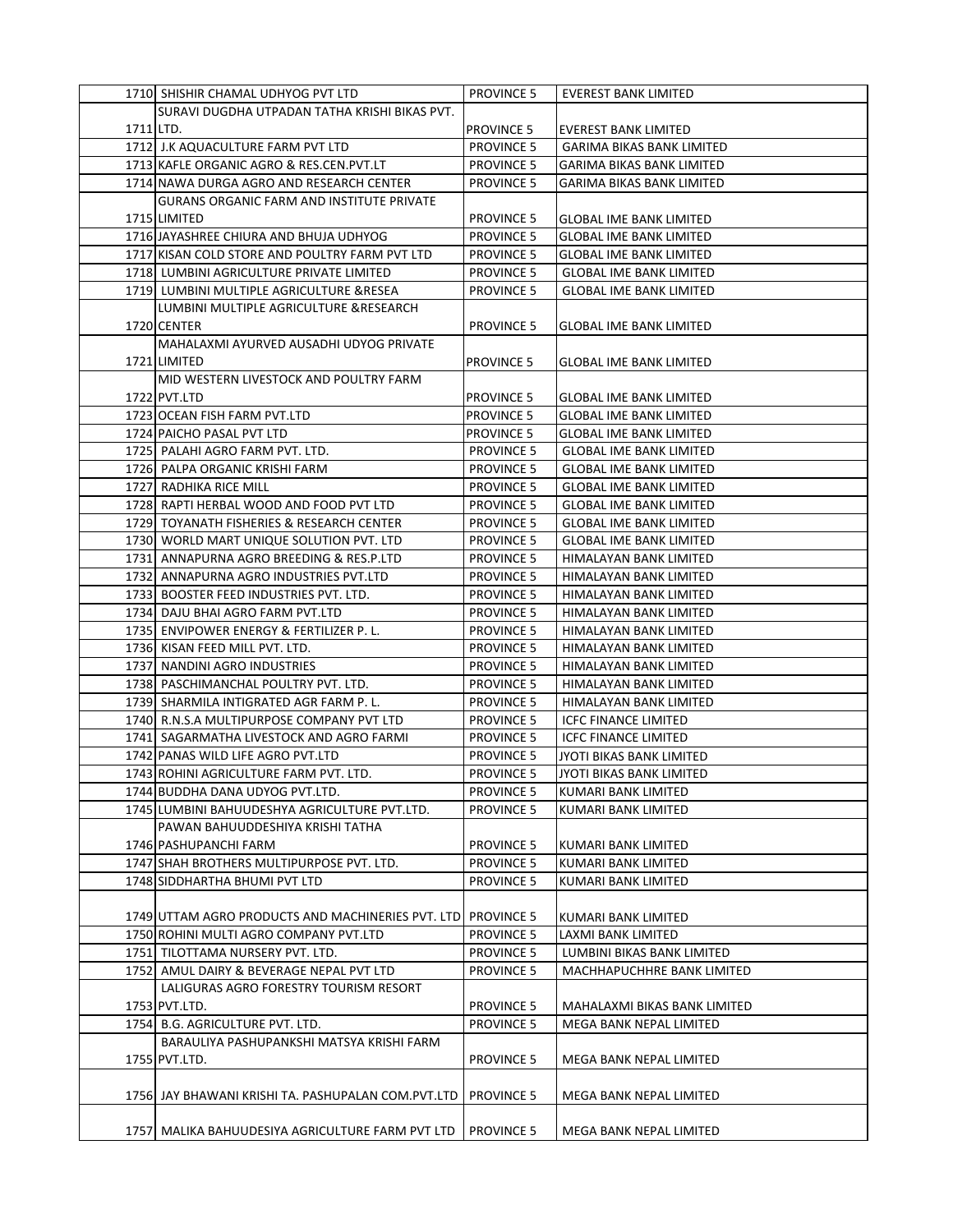| 1710 | SHISHIR CHAMAL UDHYOG PVT LTD | PROVINCE 5 | EVEREST BANK LIMITED |
|---|---|---|---|
| 1711 | SURAVI DUGDHA UTPADAN TATHA KRISHI BIKAS PVT. LTD. | PROVINCE 5 | EVEREST BANK LIMITED |
| 1712 | J.K AQUACULTURE FARM PVT LTD | PROVINCE 5 | GARIMA BIKAS BANK LIMITED |
| 1713 | KAFLE ORGANIC AGRO & RES.CEN.PVT.LT | PROVINCE 5 | GARIMA BIKAS BANK LIMITED |
| 1714 | NAWA DURGA AGRO AND RESEARCH CENTER | PROVINCE 5 | GARIMA BIKAS BANK LIMITED |
| 1715 | GURANS ORGANIC FARM AND INSTITUTE PRIVATE LIMITED | PROVINCE 5 | GLOBAL IME BANK LIMITED |
| 1716 | JAYASHREE CHIURA AND BHUJA UDHYOG | PROVINCE 5 | GLOBAL IME BANK LIMITED |
| 1717 | KISAN COLD STORE AND POULTRY FARM PVT LTD | PROVINCE 5 | GLOBAL IME BANK LIMITED |
| 1718 | LUMBINI AGRICULTURE PRIVATE LIMITED | PROVINCE 5 | GLOBAL IME BANK LIMITED |
| 1719 | LUMBINI MULTIPLE AGRICULTURE &RESEA | PROVINCE 5 | GLOBAL IME BANK LIMITED |
| 1720 | LUMBINI MULTIPLE AGRICULTURE &RESEARCH CENTER | PROVINCE 5 | GLOBAL IME BANK LIMITED |
| 1721 | MAHALAXMI AYURVED AUSADHI UDYOG PRIVATE LIMITED | PROVINCE 5 | GLOBAL IME BANK LIMITED |
| 1722 | MID WESTERN LIVESTOCK AND POULTRY FARM PVT.LTD | PROVINCE 5 | GLOBAL IME BANK LIMITED |
| 1723 | OCEAN FISH FARM PVT.LTD | PROVINCE 5 | GLOBAL IME BANK LIMITED |
| 1724 | PAICHO PASAL PVT LTD | PROVINCE 5 | GLOBAL IME BANK LIMITED |
| 1725 | PALAHI AGRO FARM PVT. LTD. | PROVINCE 5 | GLOBAL IME BANK LIMITED |
| 1726 | PALPA ORGANIC KRISHI FARM | PROVINCE 5 | GLOBAL IME BANK LIMITED |
| 1727 | RADHIKA RICE MILL | PROVINCE 5 | GLOBAL IME BANK LIMITED |
| 1728 | RAPTI HERBAL WOOD AND FOOD PVT LTD | PROVINCE 5 | GLOBAL IME BANK LIMITED |
| 1729 | TOYANATH FISHERIES & RESEARCH CENTER | PROVINCE 5 | GLOBAL IME BANK LIMITED |
| 1730 | WORLD MART UNIQUE SOLUTION PVT. LTD | PROVINCE 5 | GLOBAL IME BANK LIMITED |
| 1731 | ANNAPURNA AGRO BREEDING & RES.P.LTD | PROVINCE 5 | HIMALAYAN BANK LIMITED |
| 1732 | ANNAPURNA AGRO INDUSTRIES PVT.LTD | PROVINCE 5 | HIMALAYAN BANK LIMITED |
| 1733 | BOOSTER FEED INDUSTRIES PVT. LTD. | PROVINCE 5 | HIMALAYAN BANK LIMITED |
| 1734 | DAJU BHAI AGRO FARM PVT.LTD | PROVINCE 5 | HIMALAYAN BANK LIMITED |
| 1735 | ENVIPOWER ENERGY & FERTILIZER P. L. | PROVINCE 5 | HIMALAYAN BANK LIMITED |
| 1736 | KISAN FEED MILL PVT. LTD. | PROVINCE 5 | HIMALAYAN BANK LIMITED |
| 1737 | NANDINI AGRO INDUSTRIES | PROVINCE 5 | HIMALAYAN BANK LIMITED |
| 1738 | PASCHIMANCHAL POULTRY PVT. LTD. | PROVINCE 5 | HIMALAYAN BANK LIMITED |
| 1739 | SHARMILA INTIGRATED AGR FARM P. L. | PROVINCE 5 | HIMALAYAN BANK LIMITED |
| 1740 | R.N.S.A MULTIPURPOSE COMPANY PVT LTD | PROVINCE 5 | ICFC FINANCE LIMITED |
| 1741 | SAGARMATHA LIVESTOCK AND AGRO FARMI | PROVINCE 5 | ICFC FINANCE LIMITED |
| 1742 | PANAS WILD LIFE AGRO PVT.LTD | PROVINCE 5 | JYOTI BIKAS BANK LIMITED |
| 1743 | ROHINI AGRICULTURE FARM PVT. LTD. | PROVINCE 5 | JYOTI BIKAS BANK LIMITED |
| 1744 | BUDDHA DANA UDYOG PVT.LTD. | PROVINCE 5 | KUMARI BANK LIMITED |
| 1745 | LUMBINI BAHUUDESHYA AGRICULTURE PVT.LTD. | PROVINCE 5 | KUMARI BANK LIMITED |
| 1746 | PAWAN BAHUUDDESHIYA KRISHI TATHA PASHUPANCHI FARM | PROVINCE 5 | KUMARI BANK LIMITED |
| 1747 | SHAH BROTHERS MULTIPURPOSE PVT. LTD. | PROVINCE 5 | KUMARI BANK LIMITED |
| 1748 | SIDDHARTHA BHUMI PVT LTD | PROVINCE 5 | KUMARI BANK LIMITED |
| 1749 | UTTAM AGRO PRODUCTS AND MACHINERIES PVT. LTD | PROVINCE 5 | KUMARI BANK LIMITED |
| 1750 | ROHINI MULTI AGRO COMPANY PVT.LTD | PROVINCE 5 | LAXMI BANK LIMITED |
| 1751 | TILOTTAMA NURSERY PVT. LTD. | PROVINCE 5 | LUMBINI BIKAS BANK LIMITED |
| 1752 | AMUL DAIRY & BEVERAGE NEPAL PVT LTD | PROVINCE 5 | MACHHAPUCHHRE BANK LIMITED |
| 1753 | LALIGURAS AGRO FORESTRY TOURISM RESORT PVT.LTD. | PROVINCE 5 | MAHALAXMI BIKAS BANK LIMITED |
| 1754 | B.G. AGRICULTURE PVT. LTD. | PROVINCE 5 | MEGA BANK NEPAL LIMITED |
| 1755 | BARAULIYA PASHUPANKSHI MATSYA KRISHI FARM PVT.LTD. | PROVINCE 5 | MEGA BANK NEPAL LIMITED |
| 1756 | JAY BHAWANI KRISHI TA. PASHUPALAN COM.PVT.LTD | PROVINCE 5 | MEGA BANK NEPAL LIMITED |
| 1757 | MALIKA BAHUUDESIYA AGRICULTURE FARM PVT LTD | PROVINCE 5 | MEGA BANK NEPAL LIMITED |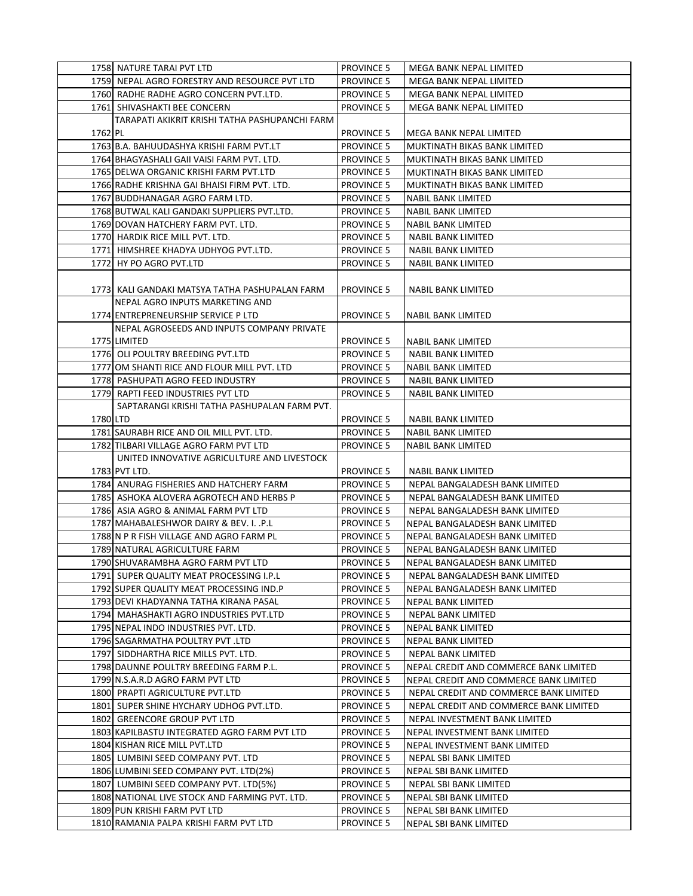| | | | |
|---|---|---|---|
| 1758 | NATURE TARAI PVT LTD | PROVINCE 5 | MEGA BANK NEPAL LIMITED |
| 1759 | NEPAL AGRO FORESTRY AND RESOURCE PVT LTD | PROVINCE 5 | MEGA BANK NEPAL LIMITED |
| 1760 | RADHE RADHE AGRO CONCERN PVT.LTD. | PROVINCE 5 | MEGA BANK NEPAL LIMITED |
| 1761 | SHIVASHAKTI BEE CONCERN | PROVINCE 5 | MEGA BANK NEPAL LIMITED |
| 1762 | TARAPATI AKIKRIT KRISHI TATHA PASHUPANCHI FARM PL | PROVINCE 5 | MEGA BANK NEPAL LIMITED |
| 1763 | B.A. BAHUUDASHYA KRISHI FARM PVT.LT | PROVINCE 5 | MUKTINATH BIKAS BANK LIMITED |
| 1764 | BHAGYASHALI GAII VAISI FARM PVT. LTD. | PROVINCE 5 | MUKTINATH BIKAS BANK LIMITED |
| 1765 | DELWA ORGANIC KRISHI FARM PVT.LTD | PROVINCE 5 | MUKTINATH BIKAS BANK LIMITED |
| 1766 | RADHE KRISHNA GAI BHAISI FIRM PVT. LTD. | PROVINCE 5 | MUKTINATH BIKAS BANK LIMITED |
| 1767 | BUDDHANAGAR AGRO FARM LTD. | PROVINCE 5 | NABIL BANK LIMITED |
| 1768 | BUTWAL KALI GANDAKI SUPPLIERS PVT.LTD. | PROVINCE 5 | NABIL BANK LIMITED |
| 1769 | DOVAN HATCHERY FARM PVT. LTD. | PROVINCE 5 | NABIL BANK LIMITED |
| 1770 | HARDIK RICE MILL PVT. LTD. | PROVINCE 5 | NABIL BANK LIMITED |
| 1771 | HIMSHREE KHADYA UDHYOG PVT.LTD. | PROVINCE 5 | NABIL BANK LIMITED |
| 1772 | HY PO AGRO PVT.LTD | PROVINCE 5 | NABIL BANK LIMITED |
| 1773 | KALI GANDAKI MATSYA TATHA PASHUPALAN FARM | PROVINCE 5 | NABIL BANK LIMITED |
| 1774 | NEPAL AGRO INPUTS MARKETING AND ENTREPRENEURSHIP SERVICE P LTD | PROVINCE 5 | NABIL BANK LIMITED |
| 1775 | NEPAL AGROSEEDS AND INPUTS COMPANY PRIVATE LIMITED | PROVINCE 5 | NABIL BANK LIMITED |
| 1776 | OLI POULTRY BREEDING PVT.LTD | PROVINCE 5 | NABIL BANK LIMITED |
| 1777 | OM SHANTI RICE AND FLOUR MILL PVT. LTD | PROVINCE 5 | NABIL BANK LIMITED |
| 1778 | PASHUPATI AGRO FEED INDUSTRY | PROVINCE 5 | NABIL BANK LIMITED |
| 1779 | RAPTI FEED INDUSTRIES PVT LTD | PROVINCE 5 | NABIL BANK LIMITED |
| 1780 | SAPTARANGI KRISHI TATHA PASHUPALAN FARM PVT. LTD | PROVINCE 5 | NABIL BANK LIMITED |
| 1781 | SAURABH RICE AND OIL MILL PVT. LTD. | PROVINCE 5 | NABIL BANK LIMITED |
| 1782 | TILBARI VILLAGE AGRO FARM PVT LTD | PROVINCE 5 | NABIL BANK LIMITED |
| 1783 | UNITED INNOVATIVE AGRICULTURE AND LIVESTOCK PVT LTD. | PROVINCE 5 | NABIL BANK LIMITED |
| 1784 | ANURAG FISHERIES AND HATCHERY FARM | PROVINCE 5 | NEPAL BANGALADESH BANK LIMITED |
| 1785 | ASHOKA ALOVERA AGROTECH AND HERBS P | PROVINCE 5 | NEPAL BANGALADESH BANK LIMITED |
| 1786 | ASIA AGRO & ANIMAL FARM PVT LTD | PROVINCE 5 | NEPAL BANGALADESH BANK LIMITED |
| 1787 | MAHABALESHWOR DAIRY & BEV. I. .P.L | PROVINCE 5 | NEPAL BANGALADESH BANK LIMITED |
| 1788 | N P R FISH VILLAGE AND AGRO FARM PL | PROVINCE 5 | NEPAL BANGALADESH BANK LIMITED |
| 1789 | NATURAL AGRICULTURE FARM | PROVINCE 5 | NEPAL BANGALADESH BANK LIMITED |
| 1790 | SHUVARAMBHA AGRO FARM PVT LTD | PROVINCE 5 | NEPAL BANGALADESH BANK LIMITED |
| 1791 | SUPER QUALITY MEAT PROCESSING I.P.L | PROVINCE 5 | NEPAL BANGALADESH BANK LIMITED |
| 1792 | SUPER QUALITY MEAT PROCESSING IND.P | PROVINCE 5 | NEPAL BANGALADESH BANK LIMITED |
| 1793 | DEVI KHADYANNA TATHA KIRANA PASAL | PROVINCE 5 | NEPAL BANK LIMITED |
| 1794 | MAHASHAKTI AGRO INDUSTRIES PVT.LTD | PROVINCE 5 | NEPAL BANK LIMITED |
| 1795 | NEPAL INDO INDUSTRIES PVT. LTD. | PROVINCE 5 | NEPAL BANK LIMITED |
| 1796 | SAGARMATHA POULTRY PVT .LTD | PROVINCE 5 | NEPAL BANK LIMITED |
| 1797 | SIDDHARTHA RICE MILLS PVT. LTD. | PROVINCE 5 | NEPAL BANK LIMITED |
| 1798 | DAUNNE POULTRY BREEDING FARM P.L. | PROVINCE 5 | NEPAL CREDIT AND COMMERCE BANK LIMITED |
| 1799 | N.S.A.R.D AGRO FARM PVT LTD | PROVINCE 5 | NEPAL CREDIT AND COMMERCE BANK LIMITED |
| 1800 | PRAPTI AGRICULTURE PVT.LTD | PROVINCE 5 | NEPAL CREDIT AND COMMERCE BANK LIMITED |
| 1801 | SUPER SHINE HYCHARY UDHOG PVT.LTD. | PROVINCE 5 | NEPAL CREDIT AND COMMERCE BANK LIMITED |
| 1802 | GREENCORE GROUP PVT LTD | PROVINCE 5 | NEPAL INVESTMENT BANK LIMITED |
| 1803 | KAPILBASTU INTEGRATED AGRO FARM PVT LTD | PROVINCE 5 | NEPAL INVESTMENT BANK LIMITED |
| 1804 | KISHAN RICE MILL PVT.LTD | PROVINCE 5 | NEPAL INVESTMENT BANK LIMITED |
| 1805 | LUMBINI SEED COMPANY PVT. LTD | PROVINCE 5 | NEPAL SBI BANK LIMITED |
| 1806 | LUMBINI SEED COMPANY PVT. LTD(2%) | PROVINCE 5 | NEPAL SBI BANK LIMITED |
| 1807 | LUMBINI SEED COMPANY PVT. LTD(5%) | PROVINCE 5 | NEPAL SBI BANK LIMITED |
| 1808 | NATIONAL LIVE STOCK AND FARMING PVT. LTD. | PROVINCE 5 | NEPAL SBI BANK LIMITED |
| 1809 | PUN KRISHI FARM PVT LTD | PROVINCE 5 | NEPAL SBI BANK LIMITED |
| 1810 | RAMANIA PALPA KRISHI FARM PVT LTD | PROVINCE 5 | NEPAL SBI BANK LIMITED |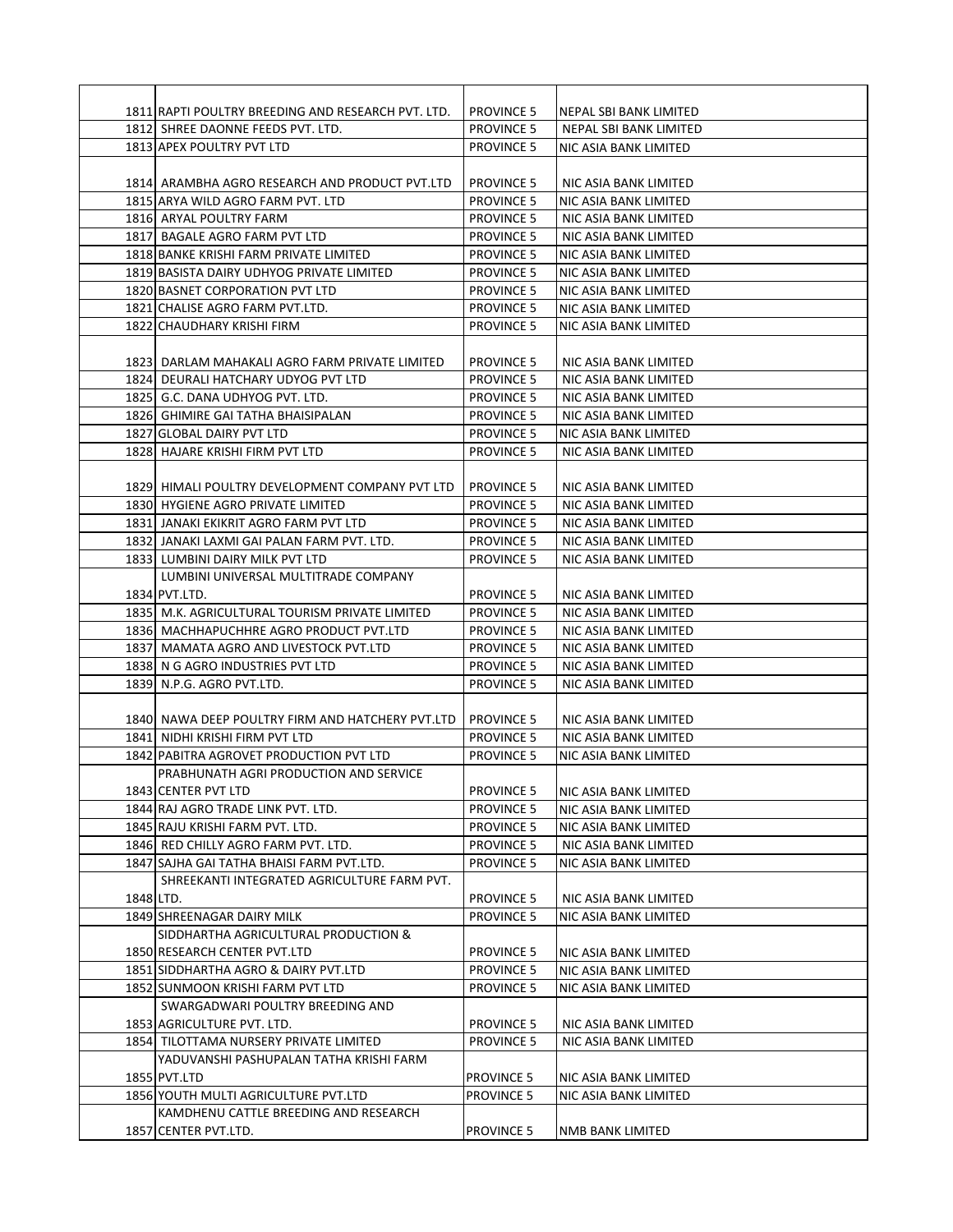| | | | |
|---|---|---|---|
| 1811 | RAPTI POULTRY BREEDING AND RESEARCH PVT. LTD. | PROVINCE 5 | NEPAL SBI BANK LIMITED |
| 1812 | SHREE DAONNE FEEDS PVT. LTD. | PROVINCE 5 | NEPAL SBI BANK LIMITED |
| 1813 | APEX POULTRY PVT LTD | PROVINCE 5 | NIC ASIA BANK LIMITED |
| 1814 | ARAMBHA AGRO RESEARCH AND PRODUCT PVT.LTD | PROVINCE 5 | NIC ASIA BANK LIMITED |
| 1815 | ARYA WILD AGRO FARM PVT. LTD | PROVINCE 5 | NIC ASIA BANK LIMITED |
| 1816 | ARYAL POULTRY FARM | PROVINCE 5 | NIC ASIA BANK LIMITED |
| 1817 | BAGALE AGRO FARM PVT LTD | PROVINCE 5 | NIC ASIA BANK LIMITED |
| 1818 | BANKE KRISHI FARM PRIVATE LIMITED | PROVINCE 5 | NIC ASIA BANK LIMITED |
| 1819 | BASISTA DAIRY UDHYOG PRIVATE LIMITED | PROVINCE 5 | NIC ASIA BANK LIMITED |
| 1820 | BASNET CORPORATION PVT LTD | PROVINCE 5 | NIC ASIA BANK LIMITED |
| 1821 | CHALISE AGRO FARM PVT.LTD. | PROVINCE 5 | NIC ASIA BANK LIMITED |
| 1822 | CHAUDHARY KRISHI FIRM | PROVINCE 5 | NIC ASIA BANK LIMITED |
| 1823 | DARLAM MAHAKALI AGRO FARM PRIVATE LIMITED | PROVINCE 5 | NIC ASIA BANK LIMITED |
| 1824 | DEURALI HATCHARY UDYOG PVT LTD | PROVINCE 5 | NIC ASIA BANK LIMITED |
| 1825 | G.C. DANA UDHYOG PVT. LTD. | PROVINCE 5 | NIC ASIA BANK LIMITED |
| 1826 | GHIMIRE GAI TATHA BHAISIPALAN | PROVINCE 5 | NIC ASIA BANK LIMITED |
| 1827 | GLOBAL DAIRY PVT LTD | PROVINCE 5 | NIC ASIA BANK LIMITED |
| 1828 | HAJARE KRISHI FIRM PVT LTD | PROVINCE 5 | NIC ASIA BANK LIMITED |
| 1829 | HIMALI POULTRY DEVELOPMENT COMPANY PVT LTD | PROVINCE 5 | NIC ASIA BANK LIMITED |
| 1830 | HYGIENE AGRO PRIVATE LIMITED | PROVINCE 5 | NIC ASIA BANK LIMITED |
| 1831 | JANAKI EKIKRIT AGRO FARM PVT LTD | PROVINCE 5 | NIC ASIA BANK LIMITED |
| 1832 | JANAKI LAXMI GAI PALAN FARM PVT. LTD. | PROVINCE 5 | NIC ASIA BANK LIMITED |
| 1833 | LUMBINI DAIRY MILK PVT LTD | PROVINCE 5 | NIC ASIA BANK LIMITED |
| 1834 | LUMBINI UNIVERSAL MULTITRADE COMPANY PVT.LTD. | PROVINCE 5 | NIC ASIA BANK LIMITED |
| 1835 | M.K. AGRICULTURAL TOURISM PRIVATE LIMITED | PROVINCE 5 | NIC ASIA BANK LIMITED |
| 1836 | MACHHAPUCHHRE AGRO PRODUCT PVT.LTD | PROVINCE 5 | NIC ASIA BANK LIMITED |
| 1837 | MAMATA AGRO AND LIVESTOCK PVT.LTD | PROVINCE 5 | NIC ASIA BANK LIMITED |
| 1838 | N G AGRO INDUSTRIES PVT LTD | PROVINCE 5 | NIC ASIA BANK LIMITED |
| 1839 | N.P.G. AGRO PVT.LTD. | PROVINCE 5 | NIC ASIA BANK LIMITED |
| 1840 | NAWA DEEP POULTRY FIRM AND HATCHERY PVT.LTD | PROVINCE 5 | NIC ASIA BANK LIMITED |
| 1841 | NIDHI KRISHI FIRM PVT LTD | PROVINCE 5 | NIC ASIA BANK LIMITED |
| 1842 | PABITRA AGROVET PRODUCTION PVT LTD | PROVINCE 5 | NIC ASIA BANK LIMITED |
| 1843 | PRABHUNATH AGRI PRODUCTION AND SERVICE CENTER PVT LTD | PROVINCE 5 | NIC ASIA BANK LIMITED |
| 1844 | RAJ AGRO TRADE LINK PVT. LTD. | PROVINCE 5 | NIC ASIA BANK LIMITED |
| 1845 | RAJU KRISHI FARM PVT. LTD. | PROVINCE 5 | NIC ASIA BANK LIMITED |
| 1846 | RED CHILLY AGRO FARM PVT. LTD. | PROVINCE 5 | NIC ASIA BANK LIMITED |
| 1847 | SAJHA GAI TATHA BHAISI FARM PVT.LTD. | PROVINCE 5 | NIC ASIA BANK LIMITED |
| 1848 | SHREEKANTI INTEGRATED AGRICULTURE FARM PVT. LTD. | PROVINCE 5 | NIC ASIA BANK LIMITED |
| 1849 | SHREENAGAR DAIRY MILK | PROVINCE 5 | NIC ASIA BANK LIMITED |
| 1850 | SIDDHARTHA AGRICULTURAL PRODUCTION & RESEARCH CENTER PVT.LTD | PROVINCE 5 | NIC ASIA BANK LIMITED |
| 1851 | SIDDHARTHA AGRO & DAIRY PVT.LTD | PROVINCE 5 | NIC ASIA BANK LIMITED |
| 1852 | SUNMOON KRISHI FARM PVT LTD | PROVINCE 5 | NIC ASIA BANK LIMITED |
| 1853 | SWARGADWARI POULTRY BREEDING AND AGRICULTURE PVT. LTD. | PROVINCE 5 | NIC ASIA BANK LIMITED |
| 1854 | TILOTTAMA NURSERY PRIVATE LIMITED | PROVINCE 5 | NIC ASIA BANK LIMITED |
| 1855 | YADUVANSHI PASHUPALAN TATHA KRISHI FARM PVT.LTD | PROVINCE 5 | NIC ASIA BANK LIMITED |
| 1856 | YOUTH MULTI AGRICULTURE PVT.LTD | PROVINCE 5 | NIC ASIA BANK LIMITED |
| 1857 | KAMDHENU CATTLE BREEDING AND RESEARCH CENTER PVT.LTD. | PROVINCE 5 | NMB BANK LIMITED |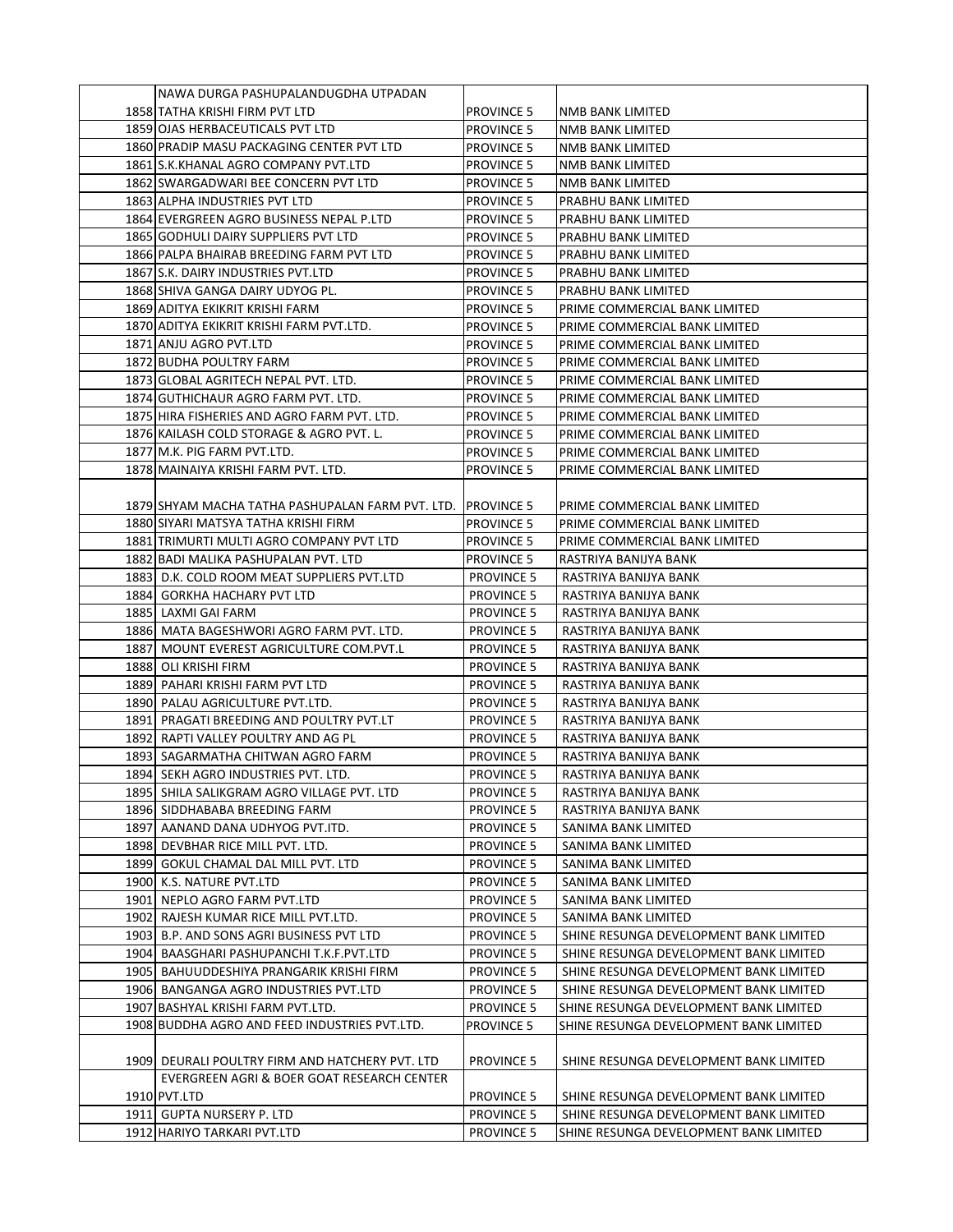| | | | |
|---|---|---|---|
| 1858 | NAWA DURGA PASHUPALANDUGDHA UTPADAN TATHA KRISHI FIRM PVT LTD | PROVINCE 5 | NMB BANK LIMITED |
| 1859 | OJAS HERBACEUTICALS PVT LTD | PROVINCE 5 | NMB BANK LIMITED |
| 1860 | PRADIP MASU PACKAGING CENTER PVT LTD | PROVINCE 5 | NMB BANK LIMITED |
| 1861 | S.K.KHANAL AGRO COMPANY PVT.LTD | PROVINCE 5 | NMB BANK LIMITED |
| 1862 | SWARGADWARI BEE CONCERN PVT LTD | PROVINCE 5 | NMB BANK LIMITED |
| 1863 | ALPHA INDUSTRIES PVT LTD | PROVINCE 5 | PRABHU BANK LIMITED |
| 1864 | EVERGREEN AGRO BUSINESS NEPAL P.LTD | PROVINCE 5 | PRABHU BANK LIMITED |
| 1865 | GODHULI DAIRY SUPPLIERS PVT LTD | PROVINCE 5 | PRABHU BANK LIMITED |
| 1866 | PALPA BHAIRAB BREEDING FARM PVT LTD | PROVINCE 5 | PRABHU BANK LIMITED |
| 1867 | S.K. DAIRY INDUSTRIES PVT.LTD | PROVINCE 5 | PRABHU BANK LIMITED |
| 1868 | SHIVA GANGA DAIRY UDYOG PL. | PROVINCE 5 | PRABHU BANK LIMITED |
| 1869 | ADITYA EKIKRIT KRISHI FARM | PROVINCE 5 | PRIME COMMERCIAL BANK LIMITED |
| 1870 | ADITYA EKIKRIT KRISHI FARM PVT.LTD. | PROVINCE 5 | PRIME COMMERCIAL BANK LIMITED |
| 1871 | ANJU AGRO PVT.LTD | PROVINCE 5 | PRIME COMMERCIAL BANK LIMITED |
| 1872 | BUDHA POULTRY FARM | PROVINCE 5 | PRIME COMMERCIAL BANK LIMITED |
| 1873 | GLOBAL AGRITECH NEPAL PVT. LTD. | PROVINCE 5 | PRIME COMMERCIAL BANK LIMITED |
| 1874 | GUTHICHAUR AGRO FARM PVT. LTD. | PROVINCE 5 | PRIME COMMERCIAL BANK LIMITED |
| 1875 | HIRA FISHERIES AND AGRO FARM PVT. LTD. | PROVINCE 5 | PRIME COMMERCIAL BANK LIMITED |
| 1876 | KAILASH COLD STORAGE & AGRO PVT. L. | PROVINCE 5 | PRIME COMMERCIAL BANK LIMITED |
| 1877 | M.K. PIG FARM PVT.LTD. | PROVINCE 5 | PRIME COMMERCIAL BANK LIMITED |
| 1878 | MAINAIYA KRISHI FARM PVT. LTD. | PROVINCE 5 | PRIME COMMERCIAL BANK LIMITED |
| 1879 | SHYAM MACHA TATHA PASHUPALAN FARM PVT. LTD. | PROVINCE 5 | PRIME COMMERCIAL BANK LIMITED |
| 1880 | SIYARI MATSYA TATHA KRISHI FIRM | PROVINCE 5 | PRIME COMMERCIAL BANK LIMITED |
| 1881 | TRIMURTI MULTI AGRO COMPANY PVT LTD | PROVINCE 5 | PRIME COMMERCIAL BANK LIMITED |
| 1882 | BADI MALIKA PASHUPALAN PVT. LTD | PROVINCE 5 | RASTRIYA BANIJYA BANK |
| 1883 | D.K. COLD ROOM MEAT SUPPLIERS PVT.LTD | PROVINCE 5 | RASTRIYA BANIJYA BANK |
| 1884 | GORKHA HACHARY PVT LTD | PROVINCE 5 | RASTRIYA BANIJYA BANK |
| 1885 | LAXMI GAI FARM | PROVINCE 5 | RASTRIYA BANIJYA BANK |
| 1886 | MATA BAGESHWORI AGRO FARM PVT. LTD. | PROVINCE 5 | RASTRIYA BANIJYA BANK |
| 1887 | MOUNT EVEREST AGRICULTURE COM.PVT.L | PROVINCE 5 | RASTRIYA BANIJYA BANK |
| 1888 | OLI KRISHI FIRM | PROVINCE 5 | RASTRIYA BANIJYA BANK |
| 1889 | PAHARI KRISHI FARM PVT LTD | PROVINCE 5 | RASTRIYA BANIJYA BANK |
| 1890 | PALAU AGRICULTURE PVT.LTD. | PROVINCE 5 | RASTRIYA BANIJYA BANK |
| 1891 | PRAGATI BREEDING AND POULTRY PVT.LT | PROVINCE 5 | RASTRIYA BANIJYA BANK |
| 1892 | RAPTI VALLEY POULTRY AND AG PL | PROVINCE 5 | RASTRIYA BANIJYA BANK |
| 1893 | SAGARMATHA CHITWAN AGRO FARM | PROVINCE 5 | RASTRIYA BANIJYA BANK |
| 1894 | SEKH AGRO INDUSTRIES PVT. LTD. | PROVINCE 5 | RASTRIYA BANIJYA BANK |
| 1895 | SHILA SALIKGRAM AGRO VILLAGE PVT. LTD | PROVINCE 5 | RASTRIYA BANIJYA BANK |
| 1896 | SIDDHABABA BREEDING FARM | PROVINCE 5 | RASTRIYA BANIJYA BANK |
| 1897 | AANAND DANA UDHYOG PVT.ITD. | PROVINCE 5 | SANIMA BANK LIMITED |
| 1898 | DEVBHAR RICE MILL PVT. LTD. | PROVINCE 5 | SANIMA BANK LIMITED |
| 1899 | GOKUL CHAMAL DAL MILL PVT. LTD | PROVINCE 5 | SANIMA BANK LIMITED |
| 1900 | K.S. NATURE PVT.LTD | PROVINCE 5 | SANIMA BANK LIMITED |
| 1901 | NEPLO AGRO FARM PVT.LTD | PROVINCE 5 | SANIMA BANK LIMITED |
| 1902 | RAJESH KUMAR RICE MILL PVT.LTD. | PROVINCE 5 | SANIMA BANK LIMITED |
| 1903 | B.P. AND SONS AGRI BUSINESS PVT LTD | PROVINCE 5 | SHINE RESUNGA DEVELOPMENT BANK LIMITED |
| 1904 | BAASGHARI PASHUPANCHI T.K.F.PVT.LTD | PROVINCE 5 | SHINE RESUNGA DEVELOPMENT BANK LIMITED |
| 1905 | BAHUUDDESHIYA PRANGARIK KRISHI FIRM | PROVINCE 5 | SHINE RESUNGA DEVELOPMENT BANK LIMITED |
| 1906 | BANGANGA AGRO INDUSTRIES PVT.LTD | PROVINCE 5 | SHINE RESUNGA DEVELOPMENT BANK LIMITED |
| 1907 | BASHYAL KRISHI FARM PVT.LTD. | PROVINCE 5 | SHINE RESUNGA DEVELOPMENT BANK LIMITED |
| 1908 | BUDDHA AGRO AND FEED INDUSTRIES PVT.LTD. | PROVINCE 5 | SHINE RESUNGA DEVELOPMENT BANK LIMITED |
| 1909 | DEURALI POULTRY FIRM AND HATCHERY PVT. LTD | PROVINCE 5 | SHINE RESUNGA DEVELOPMENT BANK LIMITED |
| 1910 | EVERGREEN AGRI & BOER GOAT RESEARCH CENTER PVT.LTD | PROVINCE 5 | SHINE RESUNGA DEVELOPMENT BANK LIMITED |
| 1911 | GUPTA NURSERY P. LTD | PROVINCE 5 | SHINE RESUNGA DEVELOPMENT BANK LIMITED |
| 1912 | HARIYO TARKARI PVT.LTD | PROVINCE 5 | SHINE RESUNGA DEVELOPMENT BANK LIMITED |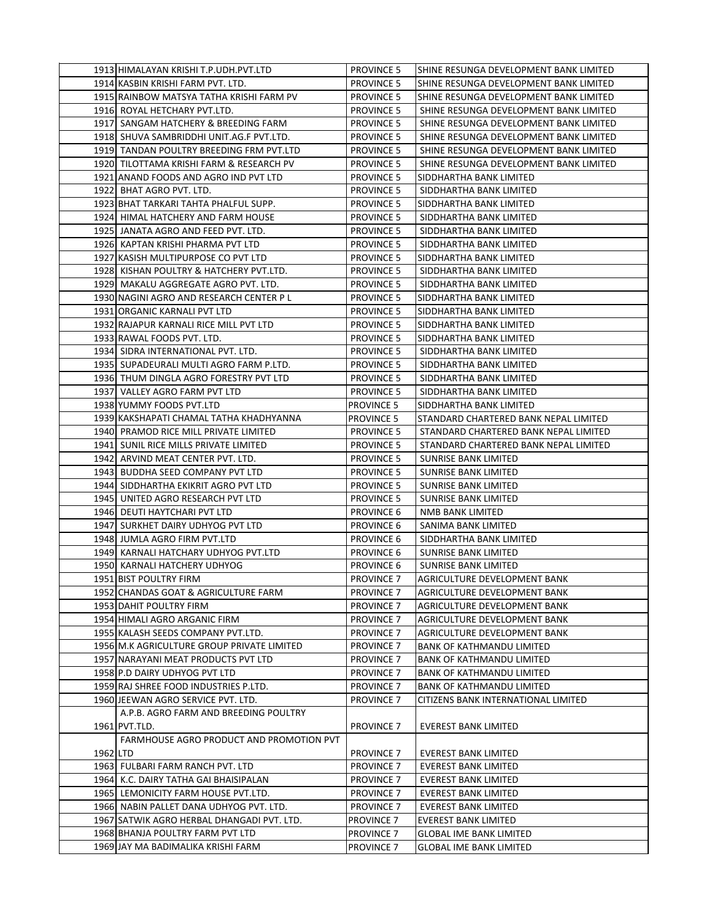| | | | |
|---|---|---|---|
| 1913 | HIMALAYAN KRISHI T.P.UDH.PVT.LTD | PROVINCE 5 | SHINE RESUNGA DEVELOPMENT BANK LIMITED |
| 1914 | KASBIN KRISHI FARM PVT. LTD. | PROVINCE 5 | SHINE RESUNGA DEVELOPMENT BANK LIMITED |
| 1915 | RAINBOW MATSYA TATHA KRISHI FARM PV | PROVINCE 5 | SHINE RESUNGA DEVELOPMENT BANK LIMITED |
| 1916 | ROYAL HETCHARY PVT.LTD. | PROVINCE 5 | SHINE RESUNGA DEVELOPMENT BANK LIMITED |
| 1917 | SANGAM HATCHERY & BREEDING FARM | PROVINCE 5 | SHINE RESUNGA DEVELOPMENT BANK LIMITED |
| 1918 | SHUVA SAMBRIDDHI UNIT.AG.F PVT.LTD. | PROVINCE 5 | SHINE RESUNGA DEVELOPMENT BANK LIMITED |
| 1919 | TANDAN POULTRY BREEDING FRM PVT.LTD | PROVINCE 5 | SHINE RESUNGA DEVELOPMENT BANK LIMITED |
| 1920 | TILOTTAMA KRISHI FARM & RESEARCH PV | PROVINCE 5 | SHINE RESUNGA DEVELOPMENT BANK LIMITED |
| 1921 | ANAND FOODS AND AGRO IND PVT LTD | PROVINCE 5 | SIDDHARTHA BANK LIMITED |
| 1922 | BHAT AGRO PVT. LTD. | PROVINCE 5 | SIDDHARTHA BANK LIMITED |
| 1923 | BHAT TARKARI TAHTA PHALFUL SUPP. | PROVINCE 5 | SIDDHARTHA BANK LIMITED |
| 1924 | HIMAL HATCHERY AND FARM HOUSE | PROVINCE 5 | SIDDHARTHA BANK LIMITED |
| 1925 | JANATA AGRO AND FEED PVT. LTD. | PROVINCE 5 | SIDDHARTHA BANK LIMITED |
| 1926 | KAPTAN KRISHI PHARMA PVT LTD | PROVINCE 5 | SIDDHARTHA BANK LIMITED |
| 1927 | KASISH MULTIPURPOSE CO PVT LTD | PROVINCE 5 | SIDDHARTHA BANK LIMITED |
| 1928 | KISHAN POULTRY & HATCHERY PVT.LTD. | PROVINCE 5 | SIDDHARTHA BANK LIMITED |
| 1929 | MAKALU AGGREGATE AGRO PVT. LTD. | PROVINCE 5 | SIDDHARTHA BANK LIMITED |
| 1930 | NAGINI AGRO AND RESEARCH CENTER P L | PROVINCE 5 | SIDDHARTHA BANK LIMITED |
| 1931 | ORGANIC KARNALI PVT LTD | PROVINCE 5 | SIDDHARTHA BANK LIMITED |
| 1932 | RAJAPUR KARNALI RICE MILL PVT LTD | PROVINCE 5 | SIDDHARTHA BANK LIMITED |
| 1933 | RAWAL FOODS PVT. LTD. | PROVINCE 5 | SIDDHARTHA BANK LIMITED |
| 1934 | SIDRA INTERNATIONAL PVT. LTD. | PROVINCE 5 | SIDDHARTHA BANK LIMITED |
| 1935 | SUPADEURALI MULTI AGRO FARM P.LTD. | PROVINCE 5 | SIDDHARTHA BANK LIMITED |
| 1936 | THUM DINGLA AGRO FORESTRY PVT LTD | PROVINCE 5 | SIDDHARTHA BANK LIMITED |
| 1937 | VALLEY AGRO FARM PVT LTD | PROVINCE 5 | SIDDHARTHA BANK LIMITED |
| 1938 | YUMMY FOODS PVT.LTD | PROVINCE 5 | SIDDHARTHA BANK LIMITED |
| 1939 | KAKSHAPATI CHAMAL TATHA KHADHYANNA | PROVINCE 5 | STANDARD CHARTERED BANK NEPAL LIMITED |
| 1940 | PRAMOD RICE MILL PRIVATE LIMITED | PROVINCE 5 | STANDARD CHARTERED BANK NEPAL LIMITED |
| 1941 | SUNIL RICE MILLS PRIVATE LIMITED | PROVINCE 5 | STANDARD CHARTERED BANK NEPAL LIMITED |
| 1942 | ARVIND MEAT CENTER PVT. LTD. | PROVINCE 5 | SUNRISE BANK LIMITED |
| 1943 | BUDDHA SEED COMPANY PVT LTD | PROVINCE 5 | SUNRISE BANK LIMITED |
| 1944 | SIDDHARTHA EKIKRIT AGRO PVT LTD | PROVINCE 5 | SUNRISE BANK LIMITED |
| 1945 | UNITED AGRO RESEARCH PVT LTD | PROVINCE 5 | SUNRISE BANK LIMITED |
| 1946 | DEUTI HAYTCHARI PVT LTD | PROVINCE 6 | NMB BANK LIMITED |
| 1947 | SURKHET DAIRY UDHYOG PVT LTD | PROVINCE 6 | SANIMA BANK LIMITED |
| 1948 | JUMLA AGRO FIRM PVT.LTD | PROVINCE 6 | SIDDHARTHA BANK LIMITED |
| 1949 | KARNALI HATCHARY UDHYOG PVT.LTD | PROVINCE 6 | SUNRISE BANK LIMITED |
| 1950 | KARNALI HATCHERY UDHYOG | PROVINCE 6 | SUNRISE BANK LIMITED |
| 1951 | BIST POULTRY FIRM | PROVINCE 7 | AGRICULTURE DEVELOPMENT BANK |
| 1952 | CHANDAS GOAT & AGRICULTURE FARM | PROVINCE 7 | AGRICULTURE DEVELOPMENT BANK |
| 1953 | DAHIT POULTRY FIRM | PROVINCE 7 | AGRICULTURE DEVELOPMENT BANK |
| 1954 | HIMALI AGRO ARGANIC FIRM | PROVINCE 7 | AGRICULTURE DEVELOPMENT BANK |
| 1955 | KALASH SEEDS COMPANY PVT.LTD. | PROVINCE 7 | AGRICULTURE DEVELOPMENT BANK |
| 1956 | M.K AGRICULTURE GROUP PRIVATE LIMITED | PROVINCE 7 | BANK OF KATHMANDU LIMITED |
| 1957 | NARAYANI MEAT PRODUCTS PVT LTD | PROVINCE 7 | BANK OF KATHMANDU LIMITED |
| 1958 | P.D DAIRY UDHYOG PVT LTD | PROVINCE 7 | BANK OF KATHMANDU LIMITED |
| 1959 | RAJ SHREE FOOD INDUSTRIES P.LTD. | PROVINCE 7 | BANK OF KATHMANDU LIMITED |
| 1960 | JEEWAN AGRO SERVICE PVT. LTD. | PROVINCE 7 | CITIZENS BANK INTERNATIONAL LIMITED |
| 1961 | A.P.B. AGRO FARM AND BREEDING POULTRY PVT.TLD. | PROVINCE 7 | EVEREST BANK LIMITED |
| 1962 | FARMHOUSE AGRO PRODUCT AND PROMOTION PVT LTD | PROVINCE 7 | EVEREST BANK LIMITED |
| 1963 | FULBARI FARM RANCH PVT. LTD | PROVINCE 7 | EVEREST BANK LIMITED |
| 1964 | K.C. DAIRY TATHA GAI BHAISIPALAN | PROVINCE 7 | EVEREST BANK LIMITED |
| 1965 | LEMONICITY FARM HOUSE PVT.LTD. | PROVINCE 7 | EVEREST BANK LIMITED |
| 1966 | NABIN PALLET DANA UDHYOG PVT. LTD. | PROVINCE 7 | EVEREST BANK LIMITED |
| 1967 | SATWIK AGRO HERBAL DHANGADI PVT. LTD. | PROVINCE 7 | EVEREST BANK LIMITED |
| 1968 | BHANJA POULTRY FARM PVT LTD | PROVINCE 7 | GLOBAL IME BANK LIMITED |
| 1969 | JAY MA BADIMALIKA KRISHI FARM | PROVINCE 7 | GLOBAL IME BANK LIMITED |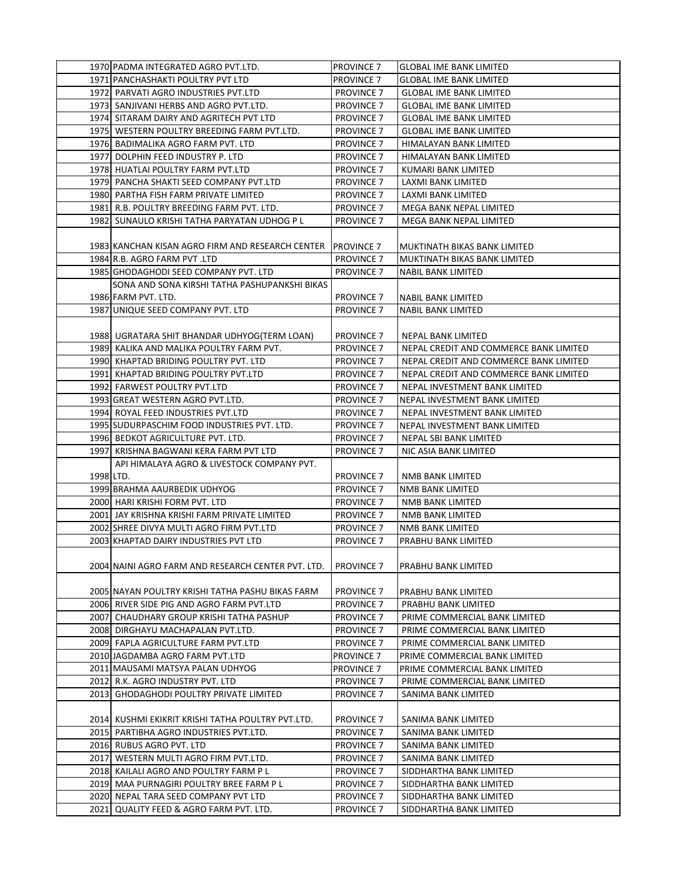| | | | |
|---|---|---|---|
| 1970 | PADMA INTEGRATED AGRO PVT.LTD. | PROVINCE 7 | GLOBAL IME BANK LIMITED |
| 1971 | PANCHASHAKTI POULTRY PVT LTD | PROVINCE 7 | GLOBAL IME BANK LIMITED |
| 1972 | PARVATI AGRO INDUSTRIES PVT.LTD | PROVINCE 7 | GLOBAL IME BANK LIMITED |
| 1973 | SANJIVANI HERBS AND AGRO PVT.LTD. | PROVINCE 7 | GLOBAL IME BANK LIMITED |
| 1974 | SITARAM DAIRY AND AGRITECH PVT LTD | PROVINCE 7 | GLOBAL IME BANK LIMITED |
| 1975 | WESTERN POULTRY BREEDING FARM PVT.LTD. | PROVINCE 7 | GLOBAL IME BANK LIMITED |
| 1976 | BADIMALIKA AGRO FARM PVT. LTD | PROVINCE 7 | HIMALAYAN BANK LIMITED |
| 1977 | DOLPHIN FEED INDUSTRY P. LTD | PROVINCE 7 | HIMALAYAN BANK LIMITED |
| 1978 | HUATLAI POULTRY FARM PVT.LTD | PROVINCE 7 | KUMARI BANK LIMITED |
| 1979 | PANCHA SHAKTI SEED COMPANY PVT.LTD | PROVINCE 7 | LAXMI BANK LIMITED |
| 1980 | PARTHA FISH FARM PRIVATE LIMITED | PROVINCE 7 | LAXMI BANK LIMITED |
| 1981 | R.B. POULTRY BREEDING FARM PVT. LTD. | PROVINCE 7 | MEGA BANK NEPAL LIMITED |
| 1982 | SUNAULO KRISHI TATHA PARYATAN UDHOG P L | PROVINCE 7 | MEGA BANK NEPAL LIMITED |
| 1983 | KANCHAN KISAN AGRO FIRM AND RESEARCH CENTER | PROVINCE 7 | MUKTINATH BIKAS BANK LIMITED |
| 1984 | R.B. AGRO FARM PVT .LTD | PROVINCE 7 | MUKTINATH BIKAS BANK LIMITED |
| 1985 | GHODAGHODI SEED COMPANY PVT. LTD | PROVINCE 7 | NABIL BANK LIMITED |
| 1986 | SONA AND SONA KIRSHI TATHA PASHUPANKSHI BIKAS FARM PVT. LTD. | PROVINCE 7 | NABIL BANK LIMITED |
| 1987 | UNIQUE SEED COMPANY PVT. LTD | PROVINCE 7 | NABIL BANK LIMITED |
| 1988 | UGRATARA SHIT BHANDAR UDHYOG(TERM LOAN) | PROVINCE 7 | NEPAL BANK LIMITED |
| 1989 | KALIKA AND MALIKA POULTRY FARM PVT. | PROVINCE 7 | NEPAL CREDIT AND COMMERCE BANK LIMITED |
| 1990 | KHAPTAD BRIDING POULTRY PVT. LTD | PROVINCE 7 | NEPAL CREDIT AND COMMERCE BANK LIMITED |
| 1991 | KHAPTAD BRIDING POULTRY PVT.LTD | PROVINCE 7 | NEPAL CREDIT AND COMMERCE BANK LIMITED |
| 1992 | FARWEST POULTRY PVT.LTD | PROVINCE 7 | NEPAL INVESTMENT BANK LIMITED |
| 1993 | GREAT WESTERN AGRO PVT.LTD. | PROVINCE 7 | NEPAL INVESTMENT BANK LIMITED |
| 1994 | ROYAL FEED INDUSTRIES PVT.LTD | PROVINCE 7 | NEPAL INVESTMENT BANK LIMITED |
| 1995 | SUDURPASCHIM FOOD INDUSTRIES PVT. LTD. | PROVINCE 7 | NEPAL INVESTMENT BANK LIMITED |
| 1996 | BEDKOT AGRICULTURE PVT. LTD. | PROVINCE 7 | NEPAL SBI BANK LIMITED |
| 1997 | KRISHNA BAGWANI KERA FARM PVT LTD | PROVINCE 7 | NIC ASIA BANK LIMITED |
| 1998 | API HIMALAYA AGRO & LIVESTOCK COMPANY PVT. LTD. | PROVINCE 7 | NMB BANK LIMITED |
| 1999 | BRAHMA AAURBEDIK UDHYOG | PROVINCE 7 | NMB BANK LIMITED |
| 2000 | HARI KRISHI FORM PVT. LTD | PROVINCE 7 | NMB BANK LIMITED |
| 2001 | JAY KRISHNA KRISHI FARM PRIVATE LIMITED | PROVINCE 7 | NMB BANK LIMITED |
| 2002 | SHREE DIVYA MULTI AGRO FIRM PVT.LTD | PROVINCE 7 | NMB BANK LIMITED |
| 2003 | KHAPTAD DAIRY INDUSTRIES PVT LTD | PROVINCE 7 | PRABHU BANK LIMITED |
| 2004 | NAINI AGRO FARM AND RESEARCH CENTER PVT. LTD. | PROVINCE 7 | PRABHU BANK LIMITED |
| 2005 | NAYAN POULTRY KRISHI TATHA PASHU BIKAS FARM | PROVINCE 7 | PRABHU BANK LIMITED |
| 2006 | RIVER SIDE PIG AND AGRO FARM PVT.LTD | PROVINCE 7 | PRABHU BANK LIMITED |
| 2007 | CHAUDHARY GROUP KRISHI TATHA PASHUP | PROVINCE 7 | PRIME COMMERCIAL BANK LIMITED |
| 2008 | DIRGHAYU MACHAPALAN PVT.LTD. | PROVINCE 7 | PRIME COMMERCIAL BANK LIMITED |
| 2009 | FAPLA AGRICULTURE FARM PVT.LTD | PROVINCE 7 | PRIME COMMERCIAL BANK LIMITED |
| 2010 | JAGDAMBA AGRO FARM PVT.LTD | PROVINCE 7 | PRIME COMMERCIAL BANK LIMITED |
| 2011 | MAUSAMI MATSYA PALAN UDHYOG | PROVINCE 7 | PRIME COMMERCIAL BANK LIMITED |
| 2012 | R.K. AGRO INDUSTRY PVT. LTD | PROVINCE 7 | PRIME COMMERCIAL BANK LIMITED |
| 2013 | GHODAGHODI POULTRY PRIVATE LIMITED | PROVINCE 7 | SANIMA BANK LIMITED |
| 2014 | KUSHMI EKIKRIT KRISHI TATHA POULTRY PVT.LTD. | PROVINCE 7 | SANIMA BANK LIMITED |
| 2015 | PARTIBHA AGRO INDUSTRIES PVT.LTD. | PROVINCE 7 | SANIMA BANK LIMITED |
| 2016 | RUBUS AGRO PVT. LTD | PROVINCE 7 | SANIMA BANK LIMITED |
| 2017 | WESTERN MULTI AGRO FIRM PVT.LTD. | PROVINCE 7 | SANIMA BANK LIMITED |
| 2018 | KAILALI AGRO AND POULTRY FARM P L | PROVINCE 7 | SIDDHARTHA BANK LIMITED |
| 2019 | MAA PURNAGIRI POULTRY BREE FARM P L | PROVINCE 7 | SIDDHARTHA BANK LIMITED |
| 2020 | NEPAL TARA SEED COMPANY PVT LTD | PROVINCE 7 | SIDDHARTHA BANK LIMITED |
| 2021 | QUALITY FEED & AGRO FARM PVT. LTD. | PROVINCE 7 | SIDDHARTHA BANK LIMITED |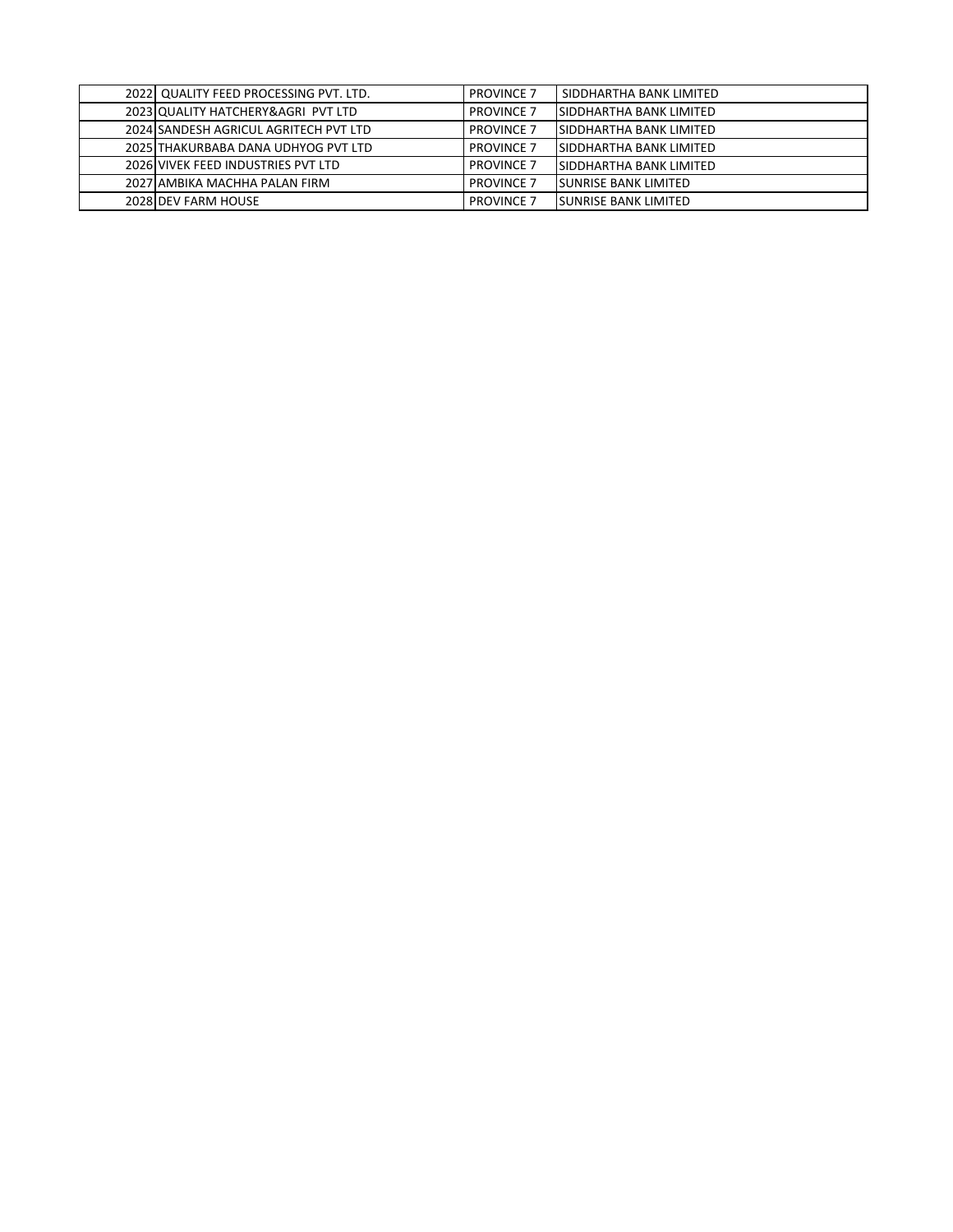| | | | |
|---|---|---|---|
| 2022 | QUALITY FEED PROCESSING PVT. LTD. | PROVINCE 7 | SIDDHARTHA BANK LIMITED |
| 2023 | QUALITY HATCHERY&AGRI PVT LTD | PROVINCE 7 | SIDDHARTHA BANK LIMITED |
| 2024 | SANDESH AGRICUL AGRITECH PVT LTD | PROVINCE 7 | SIDDHARTHA BANK LIMITED |
| 2025 | THAKURBABA DANA UDHYOG PVT LTD | PROVINCE 7 | SIDDHARTHA BANK LIMITED |
| 2026 | VIVEK FEED INDUSTRIES PVT LTD | PROVINCE 7 | SIDDHARTHA BANK LIMITED |
| 2027 | AMBIKA MACHHA PALAN FIRM | PROVINCE 7 | SUNRISE BANK LIMITED |
| 2028 | DEV FARM HOUSE | PROVINCE 7 | SUNRISE BANK LIMITED |